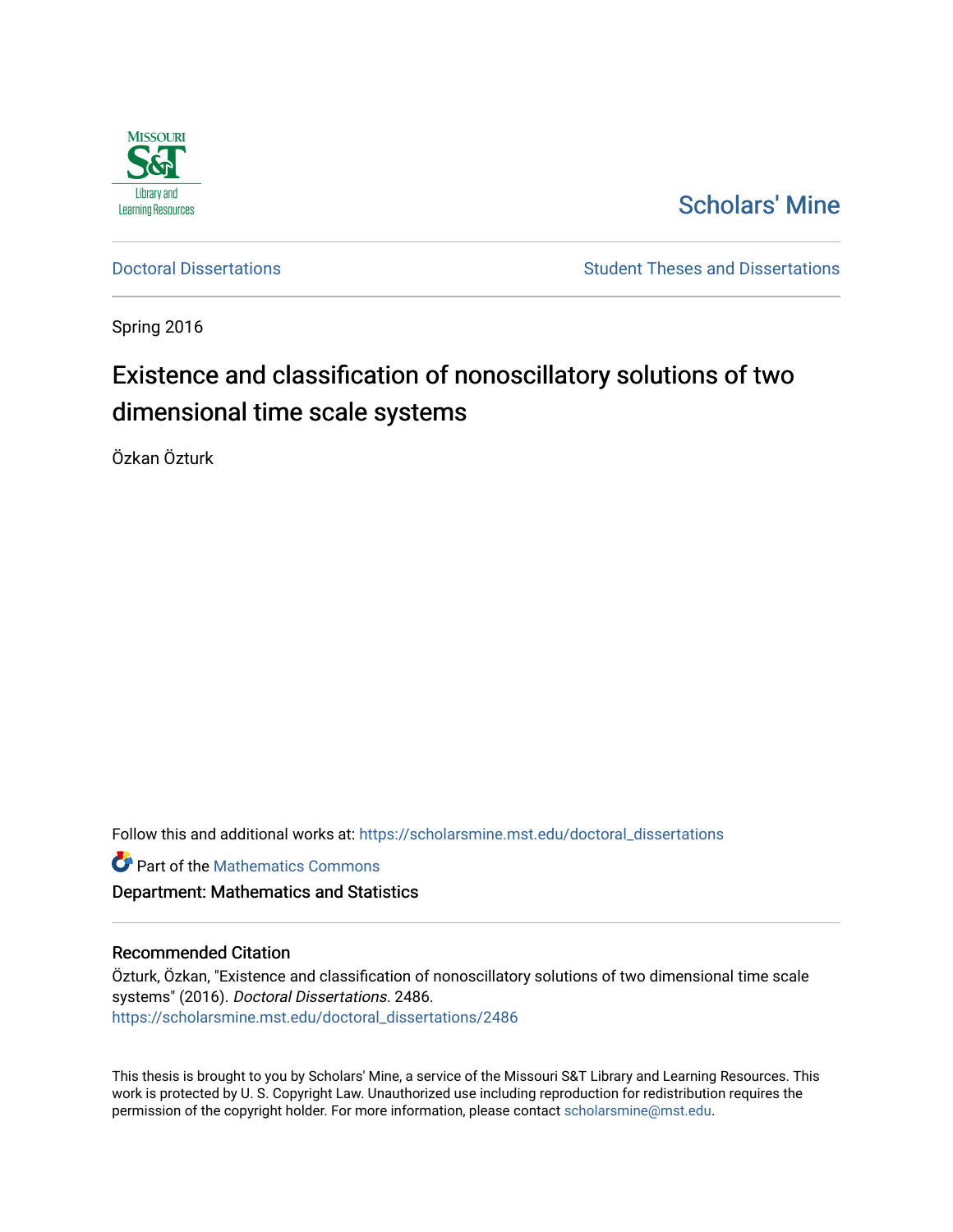Scholars' Mine

Doctoral Dissertations

Student Theses and Dissertations

Spring 2016

# Existence and classification of nonoscillatory solutions of two dimensional time scale systems

Özkan Özturk

Follow this and additional works at: https://scholarsmine.mst.edu/doctoral_dissertations

Part of the Mathematics Commons

Department: Mathematics and Statistics

## Recommended Citation

Özturk, Özkan, "Existence and classification of nonoscillatory solutions of two dimensional time scale systems" (2016). *Doctoral Dissertations*. 2486.
https://scholarsmine.mst.edu/doctoral_dissertations/2486

This thesis is brought to you by Scholars' Mine, a service of the Missouri S&T Library and Learning Resources. This work is protected by U. S. Copyright Law. Unauthorized use including reproduction for redistribution requires the permission of the copyright holder. For more information, please contact scholarsmine@mst.edu.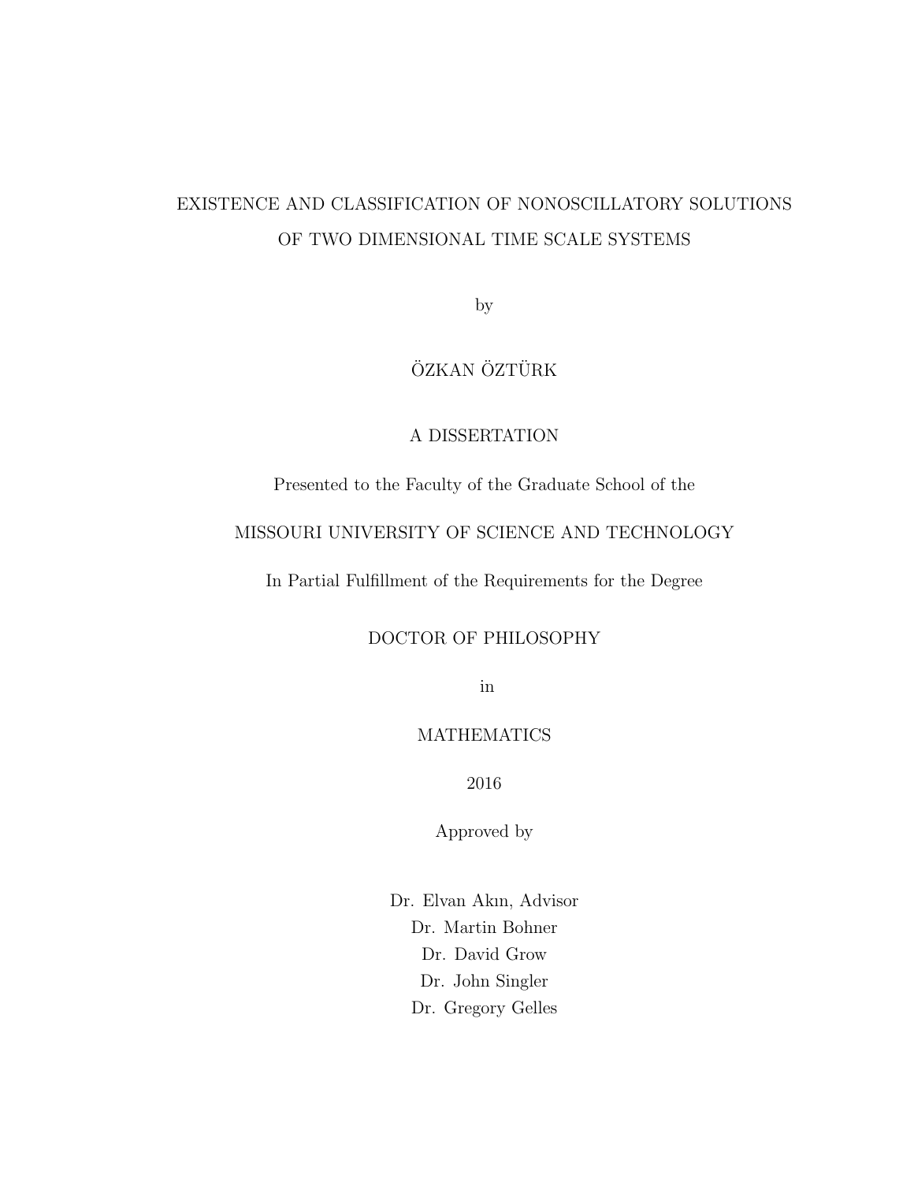# EXISTENCE AND CLASSIFICATION OF NONOSCILLATORY SOLUTIONS OF TWO DIMENSIONAL TIME SCALE SYSTEMS

by

ÖZKAN ÖZTÜRK

A DISSERTATION

Presented to the Faculty of the Graduate School of the

MISSOURI UNIVERSITY OF SCIENCE AND TECHNOLOGY

In Partial Fulfillment of the Requirements for the Degree

DOCTOR OF PHILOSOPHY

in

MATHEMATICS

2016

Approved by

Dr. Elvan Akın, Advisor
Dr. Martin Bohner
Dr. David Grow
Dr. John Singler
Dr. Gregory Gelles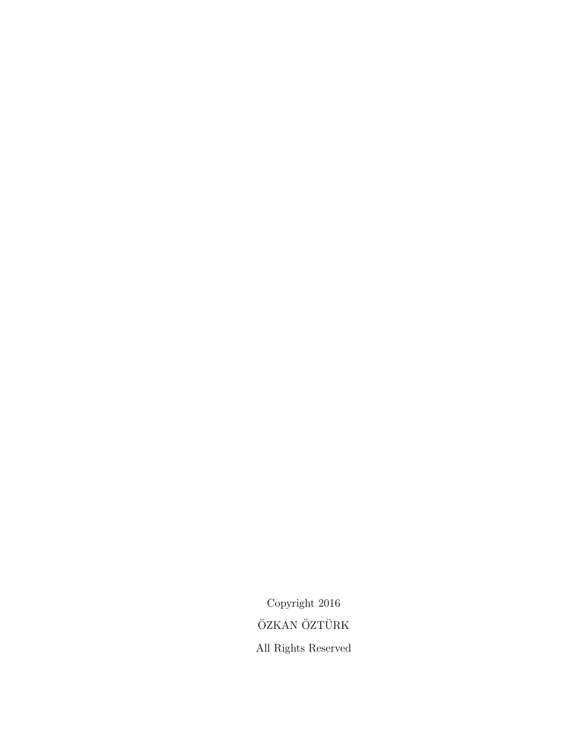Copyright 2016

ÖZKAN ÖZTÜRK

All Rights Reserved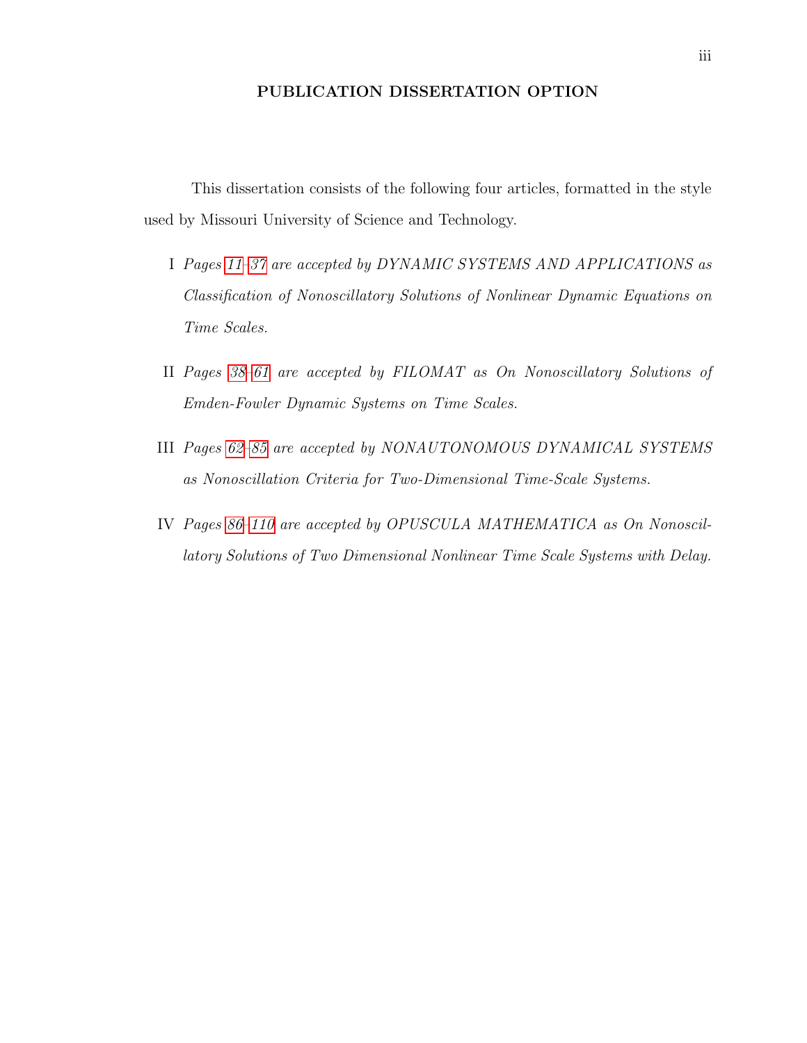# PUBLICATION DISSERTATION OPTION

This dissertation consists of the following four articles, formatted in the style used by Missouri University of Science and Technology.

I *Pages 11–37 are accepted by DYNAMIC SYSTEMS AND APPLICATIONS as Classification of Nonoscillatory Solutions of Nonlinear Dynamic Equations on Time Scales.*

II *Pages 38–61 are accepted by FILOMAT as On Nonoscillatory Solutions of Emden-Fowler Dynamic Systems on Time Scales.*

III *Pages 62–85 are accepted by NONAUTONOMOUS DYNAMICAL SYSTEMS as Nonoscillation Criteria for Two-Dimensional Time-Scale Systems.*

IV *Pages 86–110 are accepted by OPUSCULA MATHEMATICA as On Nonoscillatory Solutions of Two Dimensional Nonlinear Time Scale Systems with Delay.*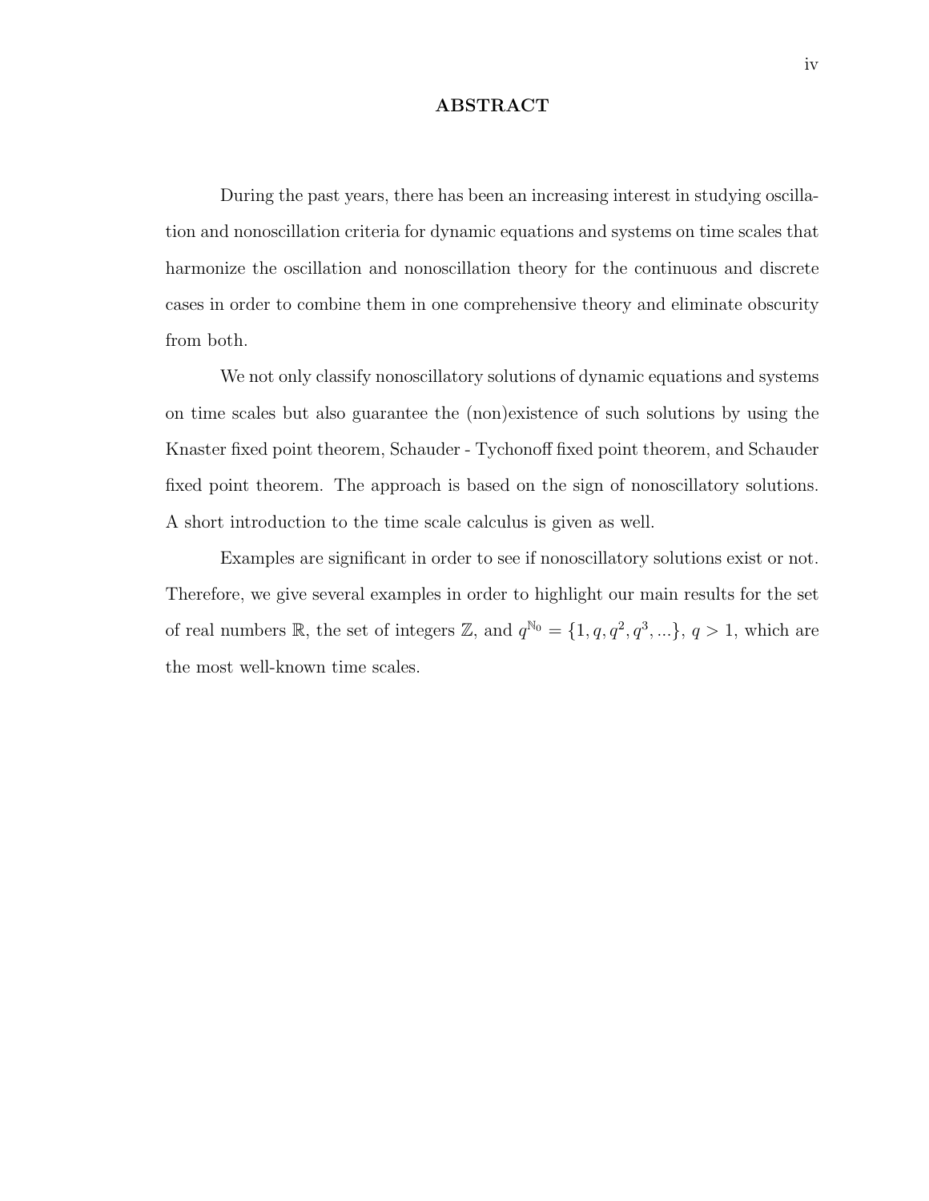## ABSTRACT

During the past years, there has been an increasing interest in studying oscillation and nonoscillation criteria for dynamic equations and systems on time scales that harmonize the oscillation and nonoscillation theory for the continuous and discrete cases in order to combine them in one comprehensive theory and eliminate obscurity from both.

We not only classify nonoscillatory solutions of dynamic equations and systems on time scales but also guarantee the (non)existence of such solutions by using the Knaster fixed point theorem, Schauder - Tychonoff fixed point theorem, and Schauder fixed point theorem. The approach is based on the sign of nonoscillatory solutions. A short introduction to the time scale calculus is given as well.

Examples are significant in order to see if nonoscillatory solutions exist or not. Therefore, we give several examples in order to highlight our main results for the set of real numbers $\mathbb{R}$, the set of integers $\mathbb{Z}$, and $q^{\mathbb{N}_0} = \{1, q, q^2, q^3, ...\}$, $q > 1$, which are the most well-known time scales.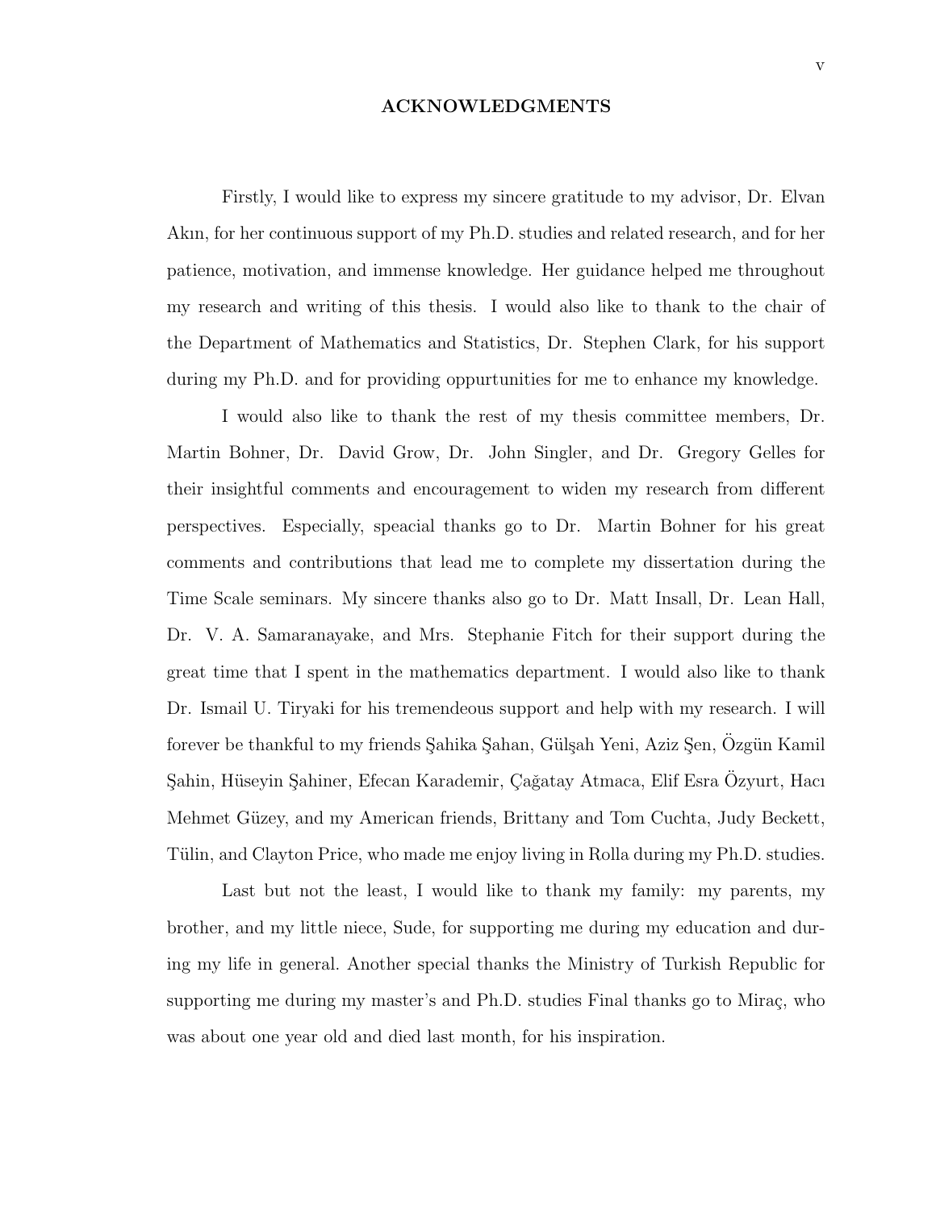## ACKNOWLEDGMENTS

Firstly, I would like to express my sincere gratitude to my advisor, Dr. Elvan Akın, for her continuous support of my Ph.D. studies and related research, and for her patience, motivation, and immense knowledge. Her guidance helped me throughout my research and writing of this thesis. I would also like to thank to the chair of the Department of Mathematics and Statistics, Dr. Stephen Clark, for his support during my Ph.D. and for providing oppurtunities for me to enhance my knowledge.

I would also like to thank the rest of my thesis committee members, Dr. Martin Bohner, Dr. David Grow, Dr. John Singler, and Dr. Gregory Gelles for their insightful comments and encouragement to widen my research from different perspectives. Especially, speacial thanks go to Dr. Martin Bohner for his great comments and contributions that lead me to complete my dissertation during the Time Scale seminars. My sincere thanks also go to Dr. Matt Insall, Dr. Lean Hall, Dr. V. A. Samaranayake, and Mrs. Stephanie Fitch for their support during the great time that I spent in the mathematics department. I would also like to thank Dr. Ismail U. Tiryaki for his tremendeous support and help with my research. I will forever be thankful to my friends Şahika Şahan, Gülşah Yeni, Aziz Şen, Özgün Kamil Şahin, Hüseyin Şahiner, Efecan Karademir, Çağatay Atmaca, Elif Esra Özyurt, Hacı Mehmet Güzey, and my American friends, Brittany and Tom Cuchta, Judy Beckett, Tülin, and Clayton Price, who made me enjoy living in Rolla during my Ph.D. studies.

Last but not the least, I would like to thank my family: my parents, my brother, and my little niece, Sude, for supporting me during my education and during my life in general. Another special thanks the Ministry of Turkish Republic for supporting me during my master's and Ph.D. studies Final thanks go to Miraç, who was about one year old and died last month, for his inspiration.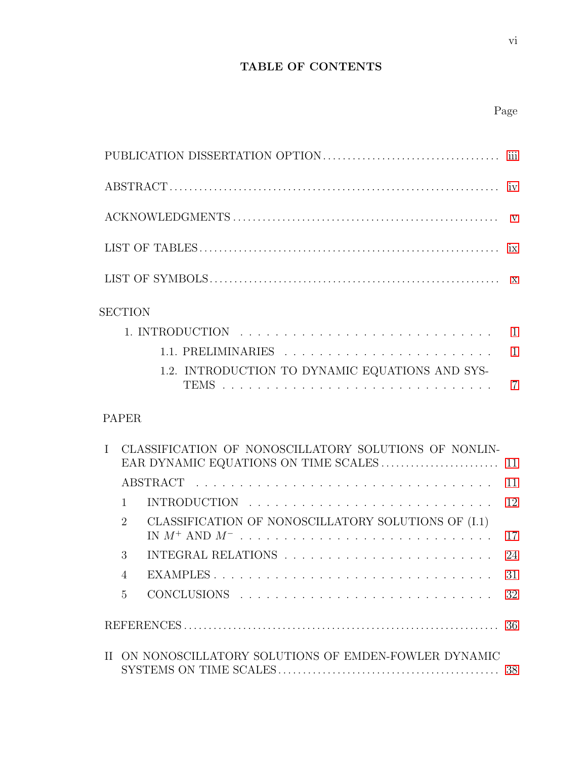# TABLE OF CONTENTS

| | Page |
|---|---|
| PUBLICATION DISSERTATION OPTION | iii |
| ABSTRACT | iv |
| ACKNOWLEDGMENTS | v |
| LIST OF TABLES | ix |
| LIST OF SYMBOLS | x |
| **SECTION** | |
| 1. INTRODUCTION | 1 |
| 1.1. PRELIMINARIES | 1 |
| 1.2. INTRODUCTION TO DYNAMIC EQUATIONS AND SYSTEMS | 7 |
| **PAPER** | |
| I CLASSIFICATION OF NONOSCILLATORY SOLUTIONS OF NONLINEAR DYNAMIC EQUATIONS ON TIME SCALES | 11 |
| ABSTRACT | 11 |
| 1 INTRODUCTION | 12 |
| 2 CLASSIFICATION OF NONOSCILLATORY SOLUTIONS OF (I.1) IN $M^+$ AND $M^-$ | 17 |
| 3 INTEGRAL RELATIONS | 24 |
| 4 EXAMPLES | 31 |
| 5 CONCLUSIONS | 32 |
| REFERENCES | 36 |
| II ON NONOSCILLATORY SOLUTIONS OF EMDEN-FOWLER DYNAMIC SYSTEMS ON TIME SCALES | 38 |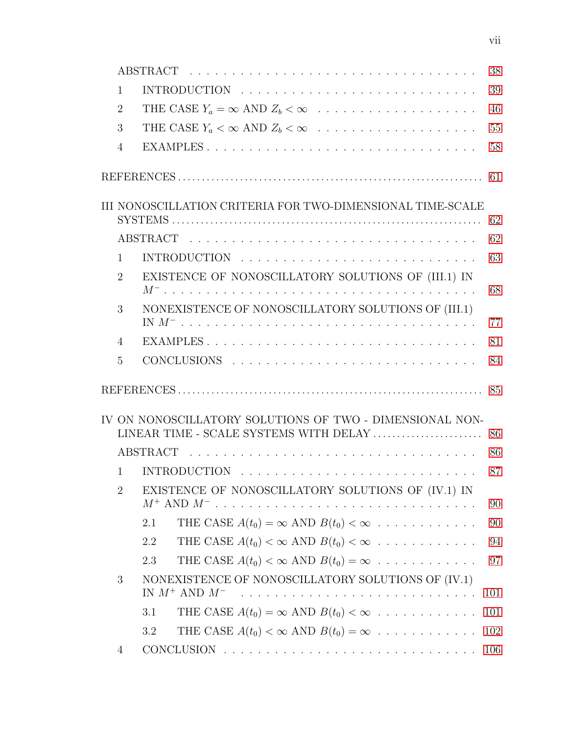ABSTRACT . . . 38

1 INTRODUCTION . . . 39

2 THE CASE $Y_a = \infty$ AND $Z_b < \infty$ . . . 46

3 THE CASE $Y_a < \infty$ AND $Z_b < \infty$ . . . 55

4 EXAMPLES . . . 58

REFERENCES . . . 61

III NONOSCILLATION CRITERIA FOR TWO-DIMENSIONAL TIME-SCALE SYSTEMS . . . 62

ABSTRACT . . . 62

1 INTRODUCTION . . . 63

2 EXISTENCE OF NONOSCILLATORY SOLUTIONS OF (III.1) IN $M^-$ . . . 68

3 NONEXISTENCE OF NONOSCILLATORY SOLUTIONS OF (III.1) IN $M^-$ . . . 77

4 EXAMPLES . . . 81

5 CONCLUSIONS . . . 84

REFERENCES . . . 85

IV ON NONOSCILLATORY SOLUTIONS OF TWO - DIMENSIONAL NONLINEAR TIME - SCALE SYSTEMS WITH DELAY . . . 86

ABSTRACT . . . 86

1 INTRODUCTION . . . 87

2 EXISTENCE OF NONOSCILLATORY SOLUTIONS OF (IV.1) IN $M^+$ AND $M^-$ . . . 90

2.1 THE CASE $A(t_0) = \infty$ AND $B(t_0) < \infty$ . . . 90

2.2 THE CASE $A(t_0) < \infty$ AND $B(t_0) < \infty$ . . . 94

2.3 THE CASE $A(t_0) < \infty$ AND $B(t_0) = \infty$ . . . 97

3 NONEXISTENCE OF NONOSCILLATORY SOLUTIONS OF (IV.1) IN $M^+$ AND $M^-$ . . . 101

3.1 THE CASE $A(t_0) = \infty$ AND $B(t_0) < \infty$ . . . 101

3.2 THE CASE $A(t_0) < \infty$ AND $B(t_0) = \infty$ . . . 102

4 CONCLUSION . . . 106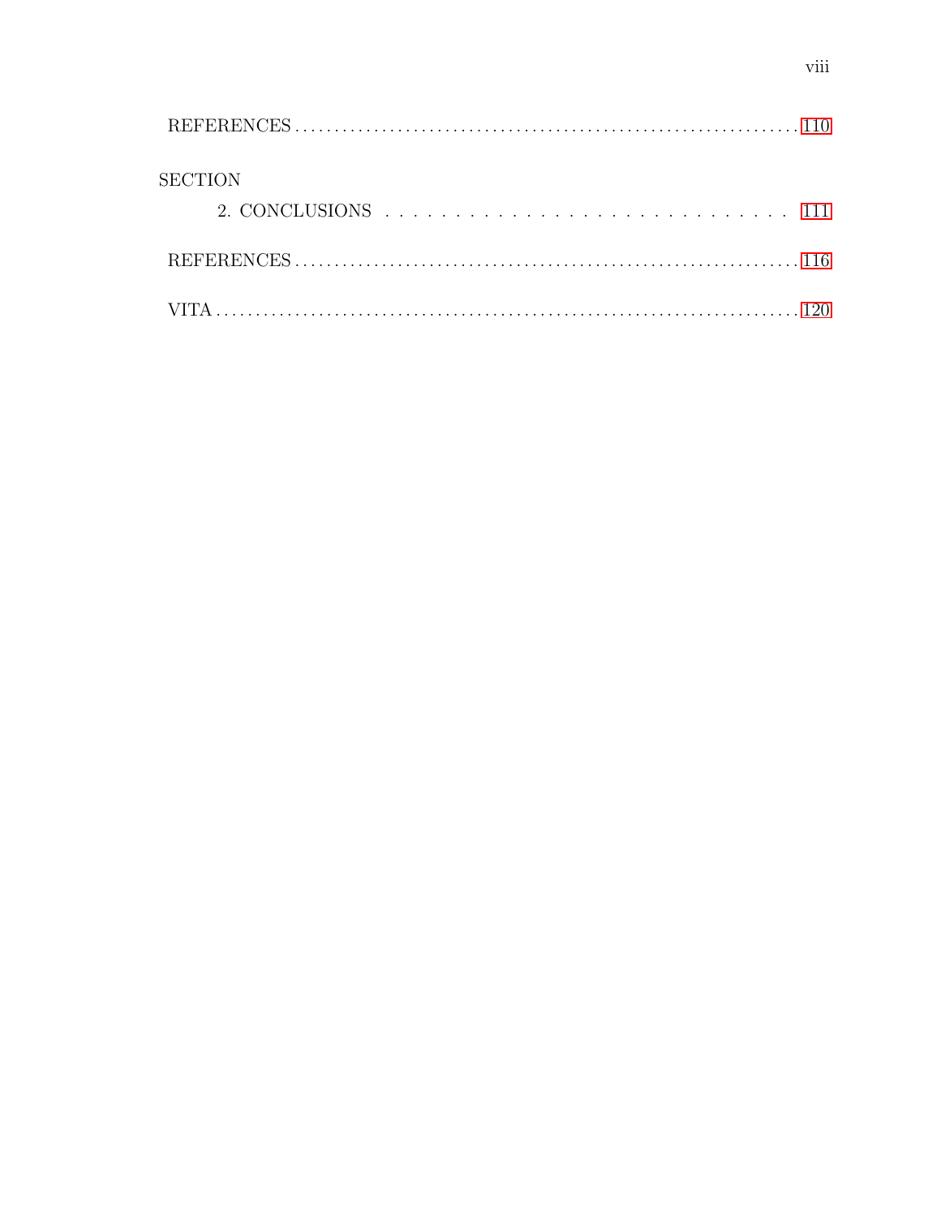REFERENCES . . . . . . . . . . 110

SECTION

2. CONCLUSIONS . . . . . . . . . . 111

REFERENCES . . . . . . . . . . 116

VITA . . . . . . . . . . 120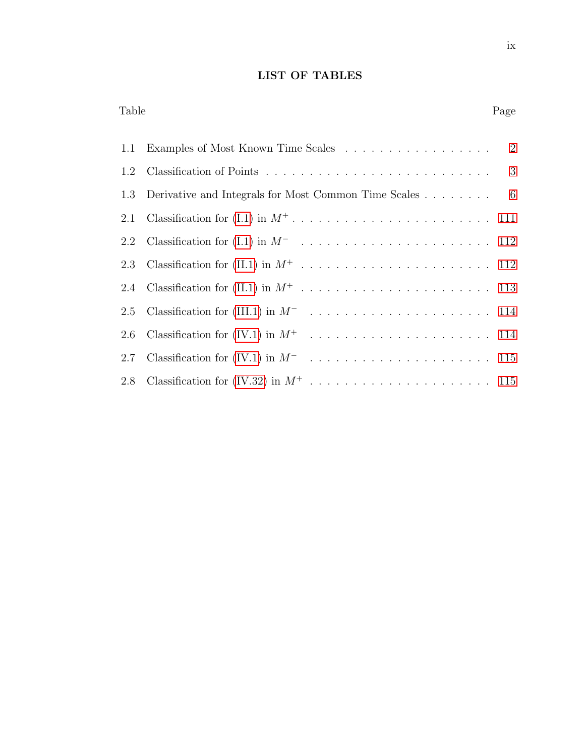# LIST OF TABLES

| Table | | Page |
|---|---|---|
| 1.1 | Examples of Most Known Time Scales | 2 |
| 1.2 | Classification of Points | 3 |
| 1.3 | Derivative and Integrals for Most Common Time Scales | 6 |
| 2.1 | Classification for (I.1) in $M^+$ | 111 |
| 2.2 | Classification for (I.1) in $M^-$ | 112 |
| 2.3 | Classification for (II.1) in $M^+$ | 112 |
| 2.4 | Classification for (II.1) in $M^+$ | 113 |
| 2.5 | Classification for (III.1) in $M^-$ | 114 |
| 2.6 | Classification for (IV.1) in $M^+$ | 114 |
| 2.7 | Classification for (IV.1) in $M^-$ | 115 |
| 2.8 | Classification for (IV.32) in $M^+$ | 115 |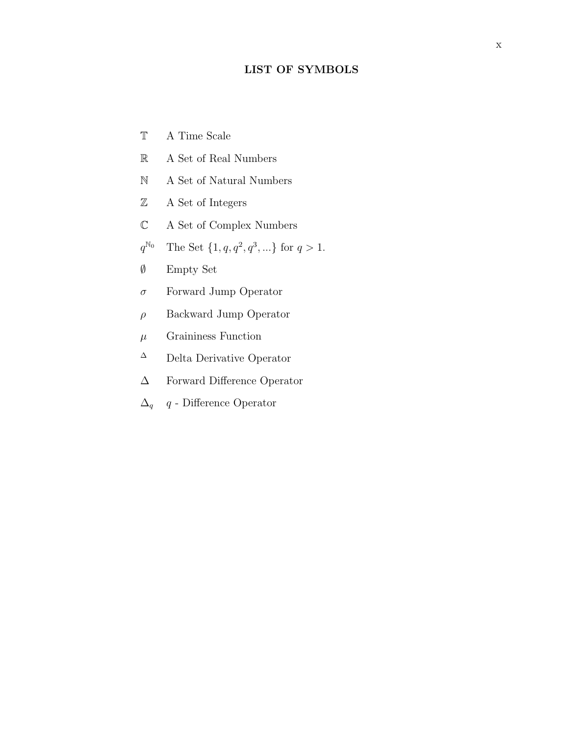# LIST OF SYMBOLS

| | |
|---|---|
| $\mathbb{T}$ | A Time Scale |
| $\mathbb{R}$ | A Set of Real Numbers |
| $\mathbb{N}$ | A Set of Natural Numbers |
| $\mathbb{Z}$ | A Set of Integers |
| $\mathbb{C}$ | A Set of Complex Numbers |
| $q^{\mathbb{N}_0}$ | The Set $\{1, q, q^2, q^3, ...\}$ for $q > 1$. |
| $\emptyset$ | Empty Set |
| $\sigma$ | Forward Jump Operator |
| $\rho$ | Backward Jump Operator |
| $\mu$ | Graininess Function |
| $^{\Delta}$ | Delta Derivative Operator |
| $\Delta$ | Forward Difference Operator |
| $\Delta_q$ | $q$ - Difference Operator |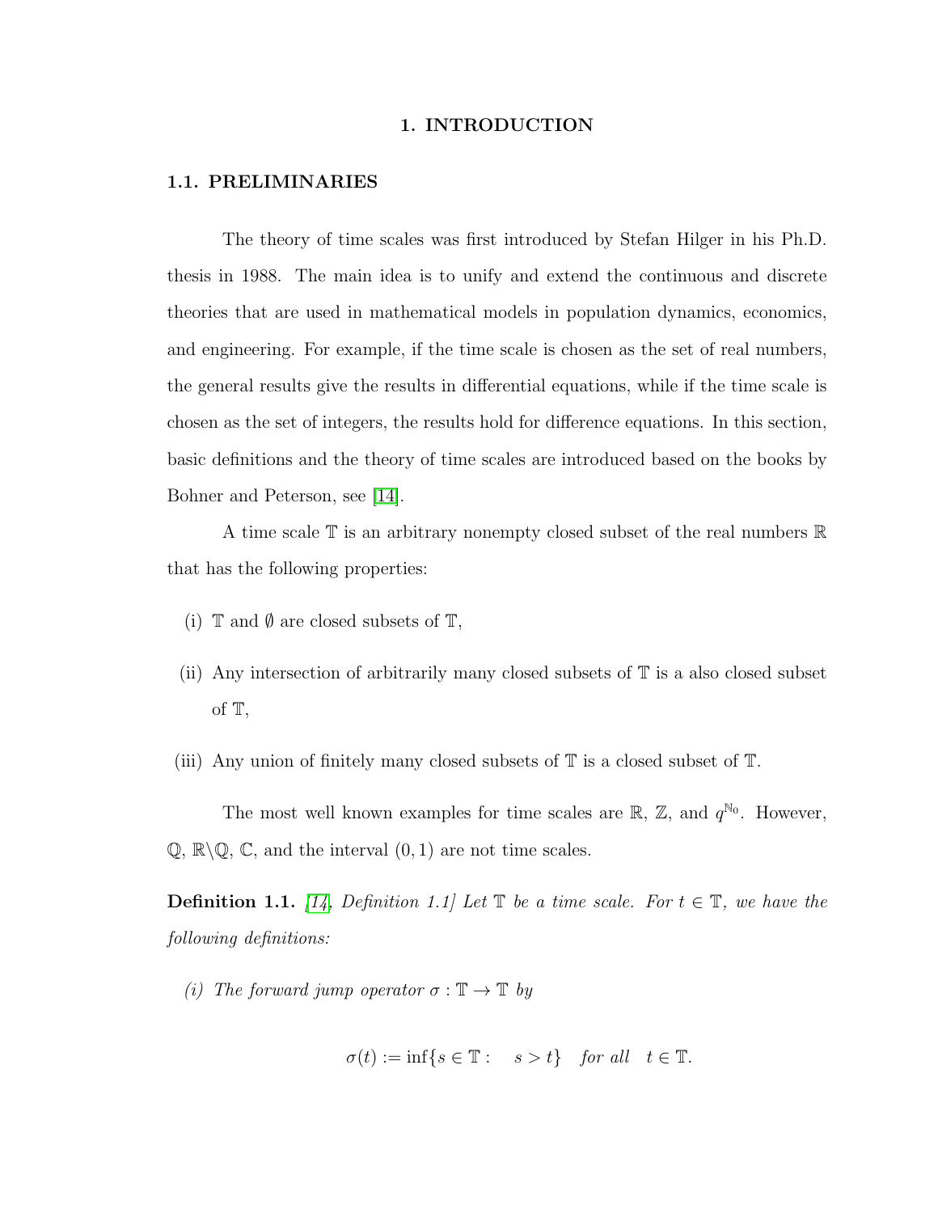# 1. INTRODUCTION

## 1.1. PRELIMINARIES

The theory of time scales was first introduced by Stefan Hilger in his Ph.D. thesis in 1988. The main idea is to unify and extend the continuous and discrete theories that are used in mathematical models in population dynamics, economics, and engineering. For example, if the time scale is chosen as the set of real numbers, the general results give the results in differential equations, while if the time scale is chosen as the set of integers, the results hold for difference equations. In this section, basic definitions and the theory of time scales are introduced based on the books by Bohner and Peterson, see [14].

A time scale $\mathbb{T}$ is an arbitrary nonempty closed subset of the real numbers $\mathbb{R}$ that has the following properties:

(i) $\mathbb{T}$ and $\emptyset$ are closed subsets of $\mathbb{T}$,

(ii) Any intersection of arbitrarily many closed subsets of $\mathbb{T}$ is a also closed subset of $\mathbb{T}$,

(iii) Any union of finitely many closed subsets of $\mathbb{T}$ is a closed subset of $\mathbb{T}$.

The most well known examples for time scales are $\mathbb{R}$, $\mathbb{Z}$, and $q^{\mathbb{N}_0}$. However, $\mathbb{Q}$, $\mathbb{R}\backslash\mathbb{Q}$, $\mathbb{C}$, and the interval $(0, 1)$ are not time scales.

**Definition 1.1.** *[14, Definition 1.1] Let $\mathbb{T}$ be a time scale. For $t \in \mathbb{T}$, we have the following definitions:*

*(i) The forward jump operator $\sigma : \mathbb{T} \to \mathbb{T}$ by*

$$\sigma(t) := \inf\{s \in \mathbb{T} : \quad s > t\} \quad \text{for all} \quad t \in \mathbb{T}.$$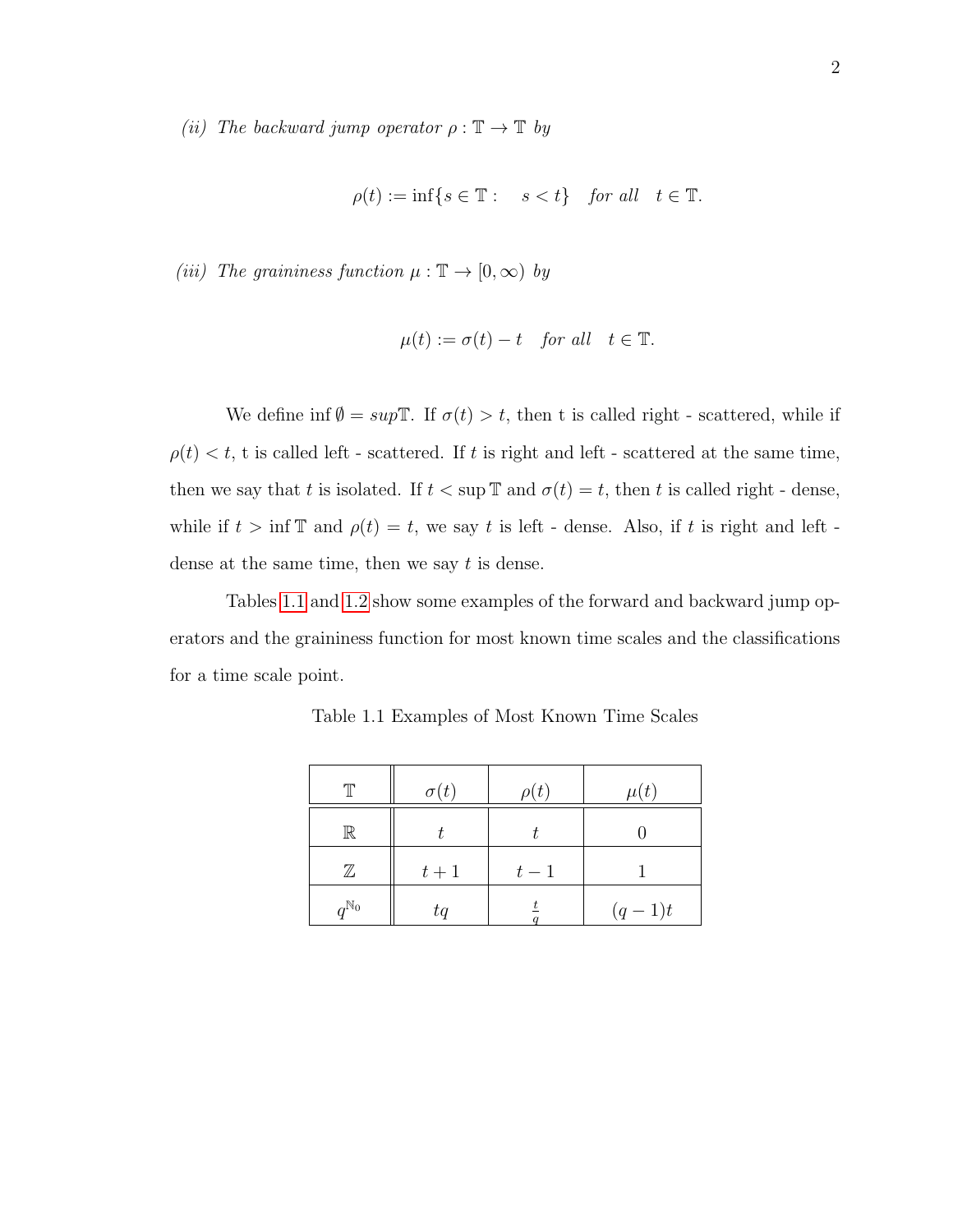*(ii) The backward jump operator $\rho : \mathbb{T} \to \mathbb{T}$ by*

$$\rho(t) := \inf\{s \in \mathbb{T} : \quad s < t\} \quad \textit{for all} \quad t \in \mathbb{T}.$$

*(iii) The graininess function $\mu : \mathbb{T} \to [0, \infty)$ by*

$$\mu(t) := \sigma(t) - t \quad \textit{for all} \quad t \in \mathbb{T}.$$

We define $\inf \emptyset = sup\mathbb{T}$. If $\sigma(t) > t$, then t is called right - scattered, while if $\rho(t) < t$, t is called left - scattered. If $t$ is right and left - scattered at the same time, then we say that $t$ is isolated. If $t < \sup \mathbb{T}$ and $\sigma(t) = t$, then $t$ is called right - dense, while if $t > \inf \mathbb{T}$ and $\rho(t) = t$, we say $t$ is left - dense. Also, if $t$ is right and left - dense at the same time, then we say $t$ is dense.

Tables 1.1 and 1.2 show some examples of the forward and backward jump operators and the graininess function for most known time scales and the classifications for a time scale point.

Table 1.1 Examples of Most Known Time Scales

| $\mathbb{T}$ | $\sigma(t)$ | $\rho(t)$ | $\mu(t)$ |
|---|---|---|---|
| $\mathbb{R}$ | $t$ | $t$ | $0$ |
| $\mathbb{Z}$ | $t+1$ | $t-1$ | $1$ |
| $q^{\mathbb{N}_0}$ | $tq$ | $\frac{t}{q}$ | $(q-1)t$ |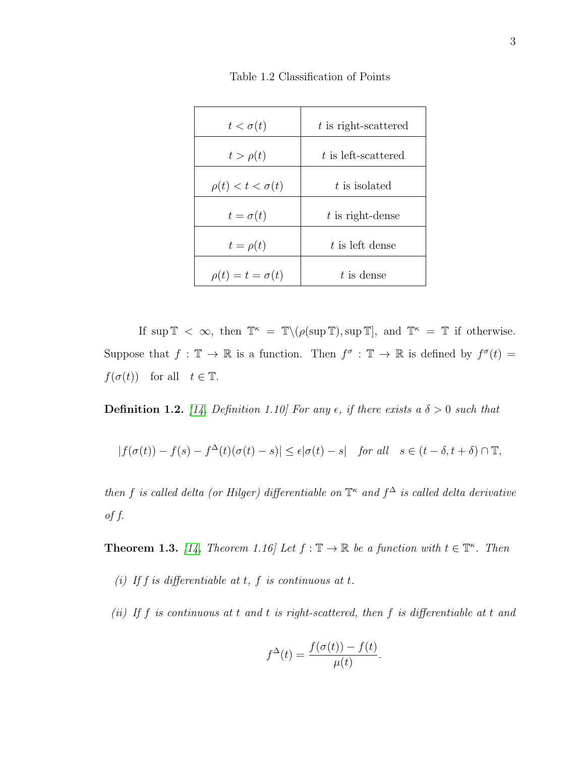Table 1.2 Classification of Points

| | |
|---|---|
| $t < \sigma(t)$ | $t$ is right-scattered |
| $t > \rho(t)$ | $t$ is left-scattered |
| $\rho(t) < t < \sigma(t)$ | $t$ is isolated |
| $t = \sigma(t)$ | $t$ is right-dense |
| $t = \rho(t)$ | $t$ is left dense |
| $\rho(t) = t = \sigma(t)$ | $t$ is dense |

If $\sup \mathbb{T} < \infty$, then $\mathbb{T}^\kappa = \mathbb{T} \backslash (\rho(\sup \mathbb{T}), \sup \mathbb{T}]$, and $\mathbb{T}^\kappa = \mathbb{T}$ if otherwise. Suppose that $f : \mathbb{T} \to \mathbb{R}$ is a function. Then $f^\sigma : \mathbb{T} \to \mathbb{R}$ is defined by $f^\sigma(t) = f(\sigma(t))$ for all $t \in \mathbb{T}$.

**Definition 1.2.** [14, Definition 1.10] *For any $\epsilon$, if there exists a $\delta > 0$ such that*

$$|f(\sigma(t)) - f(s) - f^\Delta(t)(\sigma(t) - s)| \leq \epsilon |\sigma(t) - s| \quad \text{for all} \quad s \in (t - \delta, t + \delta) \cap \mathbb{T},$$

*then $f$ is called delta (or Hilger) differentiable on $\mathbb{T}^\kappa$ and $f^\Delta$ is called delta derivative of $f$.*

**Theorem 1.3.** [14, Theorem 1.16] *Let $f : \mathbb{T} \to \mathbb{R}$ be a function with $t \in \mathbb{T}^\kappa$. Then*

*(i) If $f$ is differentiable at $t$, $f$ is continuous at $t$.*

*(ii) If $f$ is continuous at $t$ and $t$ is right-scattered, then $f$ is differentiable at $t$ and*

$$f^\Delta(t) = \frac{f(\sigma(t)) - f(t)}{\mu(t)}.$$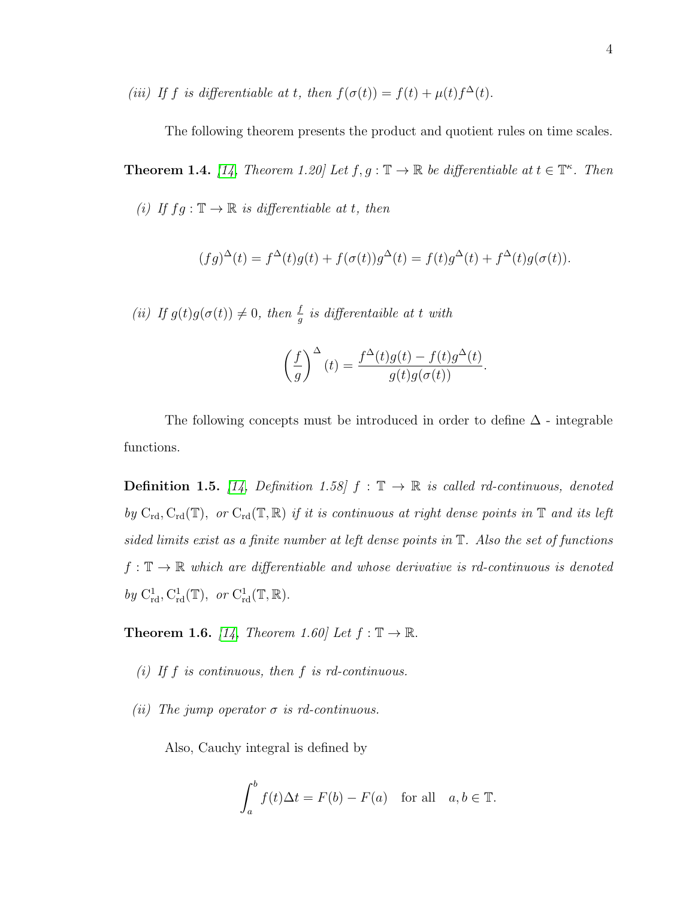*(iii) If $f$ is differentiable at $t$, then $f(\sigma(t)) = f(t) + \mu(t)f^{\Delta}(t)$.*

The following theorem presents the product and quotient rules on time scales.

**Theorem 1.4.** *[14, Theorem 1.20] Let $f, g : \mathbb{T} \to \mathbb{R}$ be differentiable at $t \in \mathbb{T}^{\kappa}$. Then*

*(i) If $fg : \mathbb{T} \to \mathbb{R}$ is differentiable at $t$, then*

$$(fg)^{\Delta}(t) = f^{\Delta}(t)g(t) + f(\sigma(t))g^{\Delta}(t) = f(t)g^{\Delta}(t) + f^{\Delta}(t)g(\sigma(t)).$$

*(ii) If $g(t)g(\sigma(t)) \neq 0$, then $\frac{f}{g}$ is differentaible at $t$ with*

$$\left(\frac{f}{g}\right)^{\Delta}(t) = \frac{f^{\Delta}(t)g(t) - f(t)g^{\Delta}(t)}{g(t)g(\sigma(t))}.$$

The following concepts must be introduced in order to define $\Delta$ - integrable functions.

**Definition 1.5.** *[14, Definition 1.58] $f : \mathbb{T} \to \mathbb{R}$ is called rd-continuous, denoted by $\mathrm{C_{rd}}, \mathrm{C_{rd}}(\mathbb{T}),$ or $\mathrm{C_{rd}}(\mathbb{T}, \mathbb{R})$ if it is continuous at right dense points in $\mathbb{T}$ and its left sided limits exist as a finite number at left dense points in $\mathbb{T}$. Also the set of functions $f : \mathbb{T} \to \mathbb{R}$ which are differentiable and whose derivative is rd-continuous is denoted by $\mathrm{C^1_{rd}}, \mathrm{C^1_{rd}}(\mathbb{T}),$ or $\mathrm{C^1_{rd}}(\mathbb{T}, \mathbb{R})$.*

**Theorem 1.6.** *[14, Theorem 1.60] Let $f : \mathbb{T} \to \mathbb{R}$.*

*(i) If $f$ is continuous, then $f$ is rd-continuous.*

*(ii) The jump operator $\sigma$ is rd-continuous.*

Also, Cauchy integral is defined by

$$\int_a^b f(t)\Delta t = F(b) - F(a) \quad \text{for all} \quad a, b \in \mathbb{T}.$$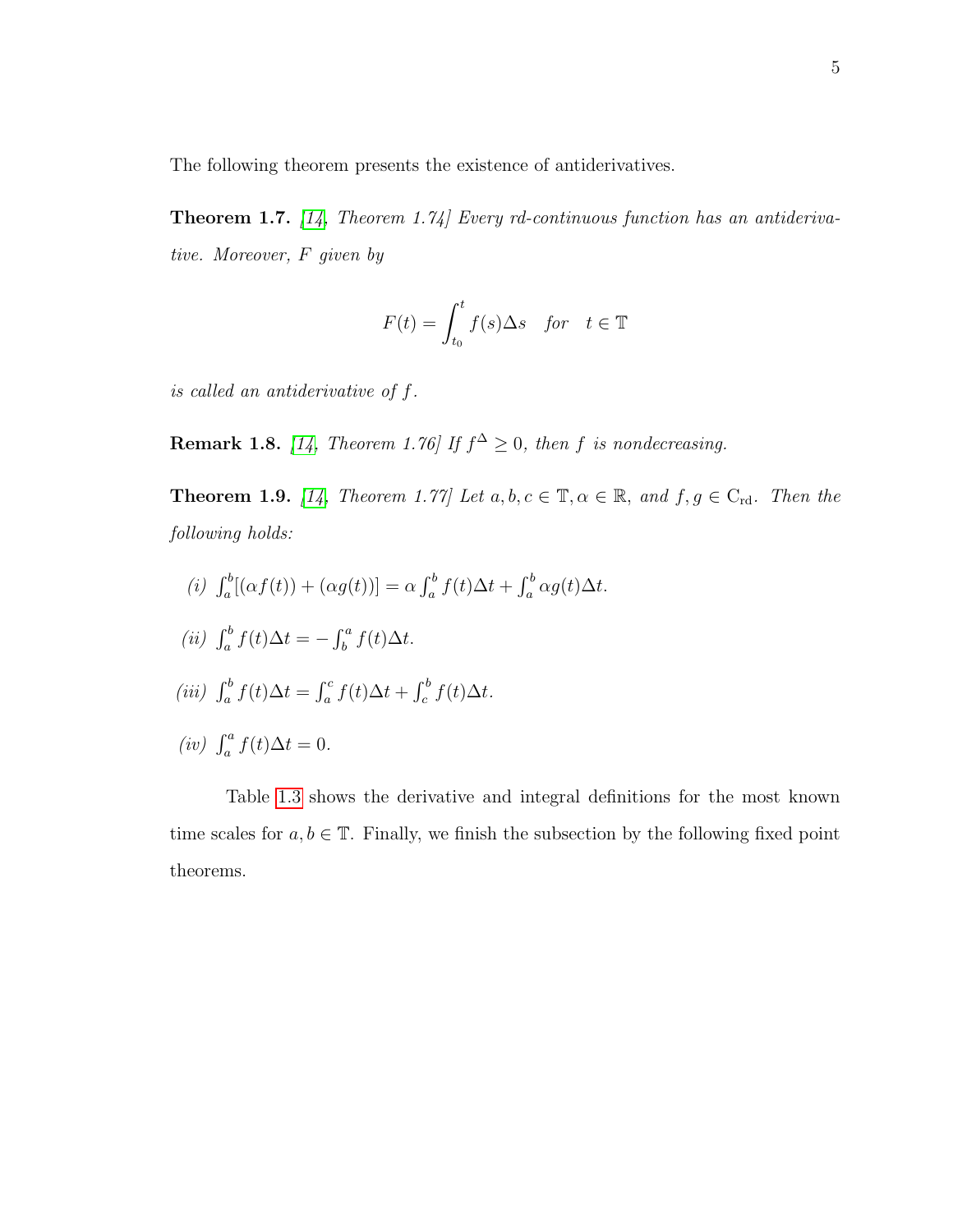The following theorem presents the existence of antiderivatives.

**Theorem 1.7.** *[14, Theorem 1.74] Every rd-continuous function has an antiderivative. Moreover, $F$ given by*

$$F(t) = \int_{t_0}^{t} f(s)\Delta s \quad \text{for} \quad t \in \mathbb{T}$$

*is called an antiderivative of $f$.*

**Remark 1.8.** *[14, Theorem 1.76] If $f^{\Delta} \geq 0$, then $f$ is nondecreasing.*

**Theorem 1.9.** *[14, Theorem 1.77] Let $a, b, c \in \mathbb{T}, \alpha \in \mathbb{R}$, and $f, g \in \mathrm{C}_{\mathrm{rd}}$. Then the following holds:*

*(i)* $\int_a^b [(\alpha f(t)) + (\alpha g(t))] = \alpha \int_a^b f(t)\Delta t + \int_a^b \alpha g(t)\Delta t.$

*(ii)* $\int_a^b f(t)\Delta t = -\int_b^a f(t)\Delta t.$

*(iii)* $\int_a^b f(t)\Delta t = \int_a^c f(t)\Delta t + \int_c^b f(t)\Delta t.$

*(iv)* $\int_a^a f(t)\Delta t = 0.$

Table 1.3 shows the derivative and integral definitions for the most known time scales for $a, b \in \mathbb{T}$. Finally, we finish the subsection by the following fixed point theorems.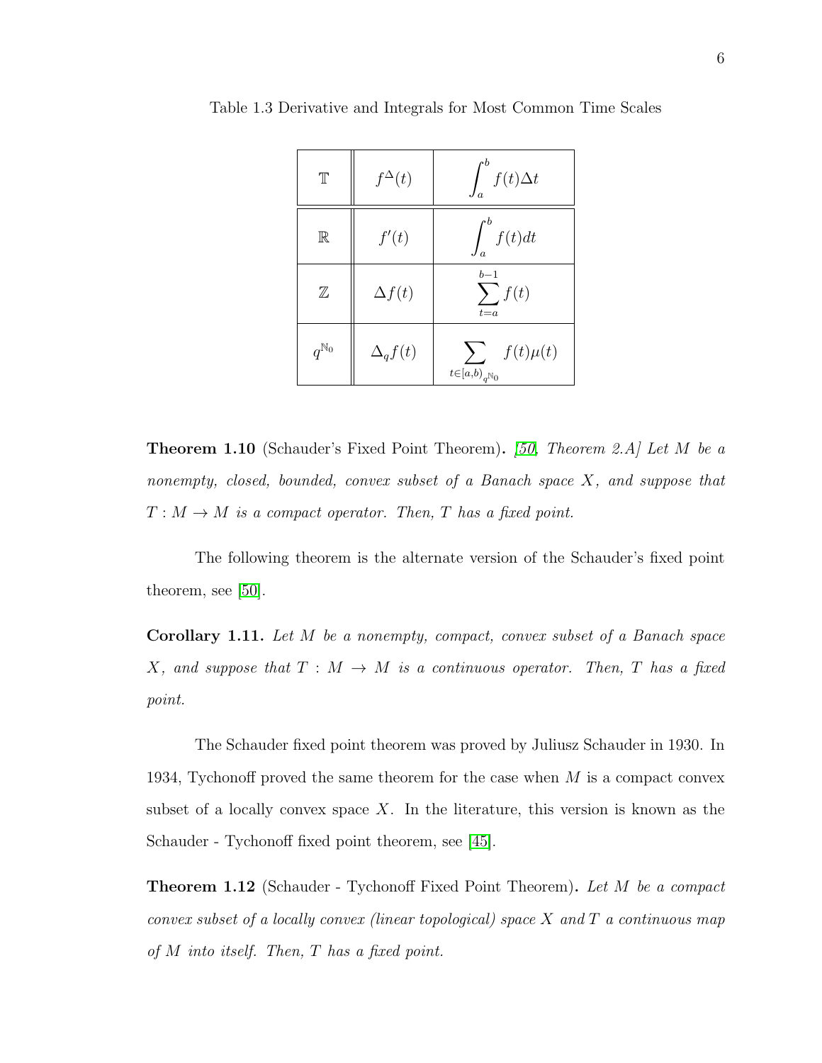Table 1.3 Derivative and Integrals for Most Common Time Scales

| $\mathbb{T}$ | $f^{\Delta}(t)$ | $\int_a^b f(t)\Delta t$ |
|---|---|---|
| $\mathbb{R}$ | $f'(t)$ | $\int_a^b f(t)dt$ |
| $\mathbb{Z}$ | $\Delta f(t)$ | $\sum_{t=a}^{b-1} f(t)$ |
| $q^{\mathbb{N}_0}$ | $\Delta_q f(t)$ | $\sum_{t \in [a,b)_{q^{\mathbb{N}_0}}} f(t)\mu(t)$ |

**Theorem 1.10** (Schauder's Fixed Point Theorem)**.** *[50, Theorem 2.A] Let $M$ be a nonempty, closed, bounded, convex subset of a Banach space $X$, and suppose that $T : M \to M$ is a compact operator. Then, $T$ has a fixed point.*

The following theorem is the alternate version of the Schauder's fixed point theorem, see [50].

**Corollary 1.11.** *Let $M$ be a nonempty, compact, convex subset of a Banach space $X$, and suppose that $T : M \to M$ is a continuous operator. Then, $T$ has a fixed point.*

The Schauder fixed point theorem was proved by Juliusz Schauder in 1930. In 1934, Tychonoff proved the same theorem for the case when $M$ is a compact convex subset of a locally convex space $X$. In the literature, this version is known as the Schauder - Tychonoff fixed point theorem, see [45].

**Theorem 1.12** (Schauder - Tychonoff Fixed Point Theorem)**.** *Let $M$ be a compact convex subset of a locally convex (linear topological) space $X$ and $T$ a continuous map of $M$ into itself. Then, $T$ has a fixed point.*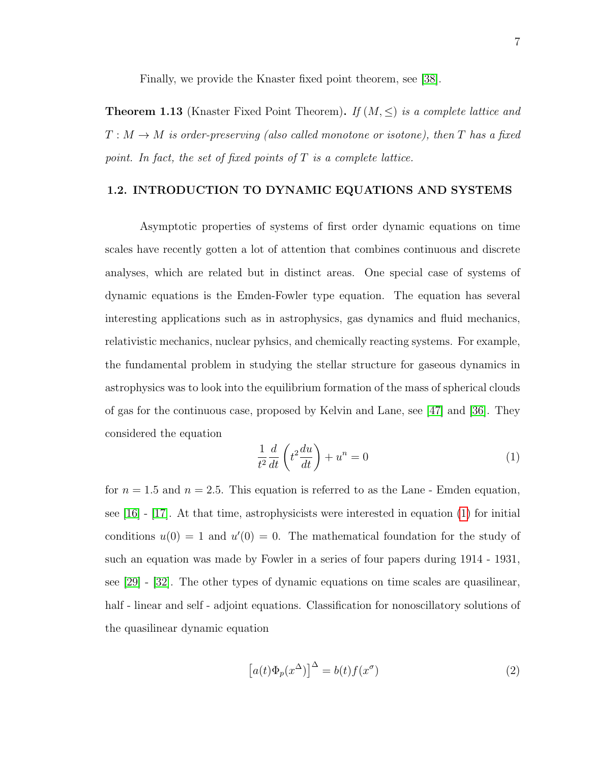Finally, we provide the Knaster fixed point theorem, see [38].

**Theorem 1.13** (Knaster Fixed Point Theorem). *If $(M, \leq)$ is a complete lattice and $T : M \to M$ is order-preserving (also called monotone or isotone), then $T$ has a fixed point. In fact, the set of fixed points of $T$ is a complete lattice.*

## 1.2. INTRODUCTION TO DYNAMIC EQUATIONS AND SYSTEMS

Asymptotic properties of systems of first order dynamic equations on time scales have recently gotten a lot of attention that combines continuous and discrete analyses, which are related but in distinct areas. One special case of systems of dynamic equations is the Emden-Fowler type equation. The equation has several interesting applications such as in astrophysics, gas dynamics and fluid mechanics, relativistic mechanics, nuclear pyhsics, and chemically reacting systems. For example, the fundamental problem in studying the stellar structure for gaseous dynamics in astrophysics was to look into the equilibrium formation of the mass of spherical clouds of gas for the continuous case, proposed by Kelvin and Lane, see [47] and [36]. They considered the equation

$$\frac{1}{t^2}\frac{d}{dt}\left(t^2\frac{du}{dt}\right) + u^n = 0 \tag{1}$$

for $n = 1.5$ and $n = 2.5$. This equation is referred to as the Lane - Emden equation, see [16] - [17]. At that time, astrophysicists were interested in equation (1) for initial conditions $u(0) = 1$ and $u'(0) = 0$. The mathematical foundation for the study of such an equation was made by Fowler in a series of four papers during 1914 - 1931, see [29] - [32]. The other types of dynamic equations on time scales are quasilinear, half - linear and self - adjoint equations. Classification for nonoscillatory solutions of the quasilinear dynamic equation

$$\left[a(t)\Phi_p(x^\Delta)\right]^\Delta = b(t)f(x^\sigma) \tag{2}$$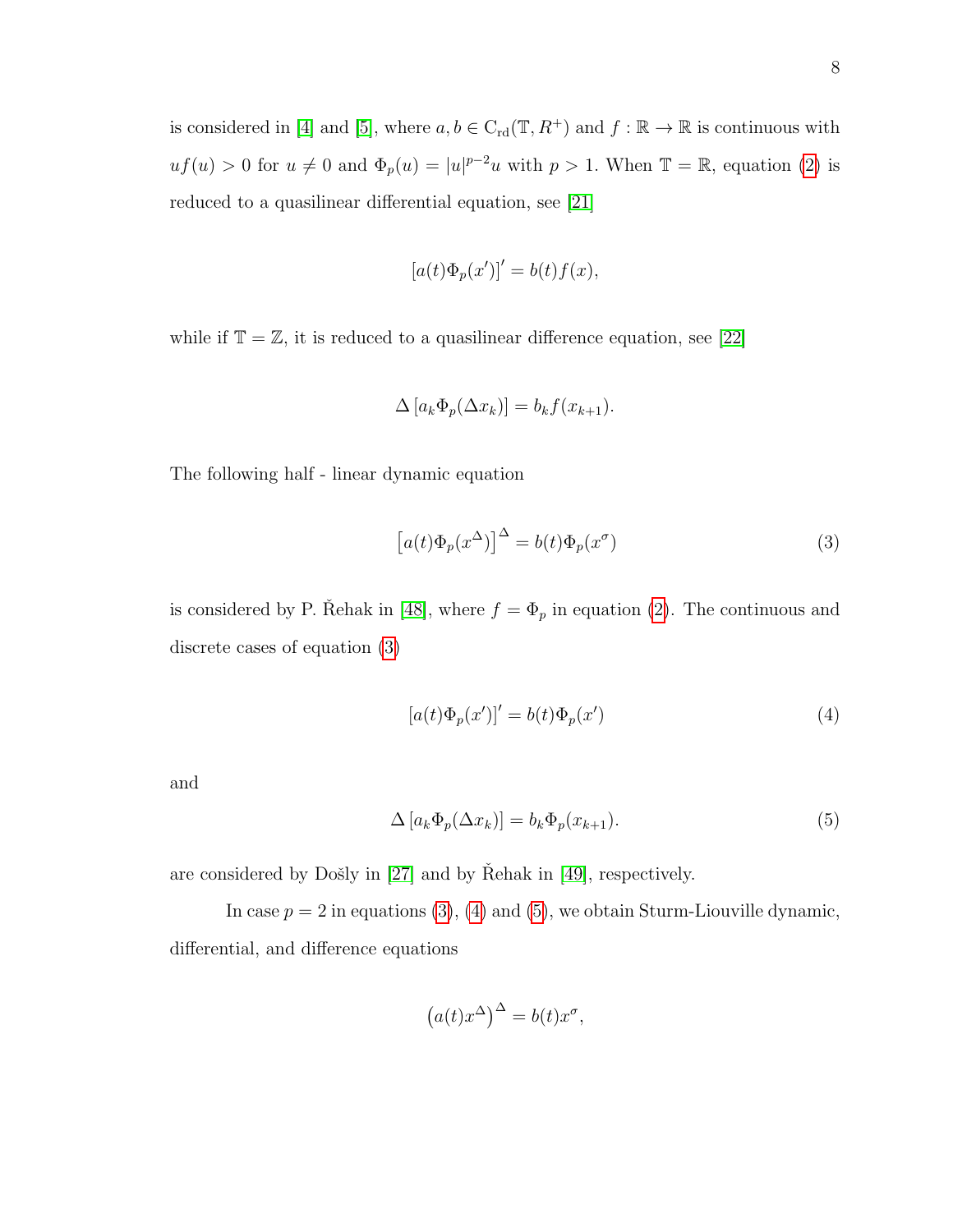is considered in [4] and [5], where $a, b \in \mathrm{C_{rd}}(\mathbb{T}, R^+)$ and $f : \mathbb{R} \to \mathbb{R}$ is continuous with $uf(u) > 0$ for $u \neq 0$ and $\Phi_p(u) = |u|^{p-2}u$ with $p > 1$. When $\mathbb{T} = \mathbb{R}$, equation (2) is reduced to a quasilinear differential equation, see [21]

$$[a(t)\Phi_p(x')]' = b(t)f(x),$$

while if $\mathbb{T} = \mathbb{Z}$, it is reduced to a quasilinear difference equation, see [22]

$$\Delta\left[a_k \Phi_p(\Delta x_k)\right] = b_k f(x_{k+1}).$$

The following half - linear dynamic equation

$$\left[a(t)\Phi_p(x^{\Delta})\right]^{\Delta} = b(t)\Phi_p(x^{\sigma}) \tag{3}$$

is considered by P. Řehak in [48], where $f = \Phi_p$ in equation (2). The continuous and discrete cases of equation (3)

$$[a(t)\Phi_p(x')]' = b(t)\Phi_p(x') \tag{4}$$

and

$$\Delta\left[a_k \Phi_p(\Delta x_k)\right] = b_k \Phi_p(x_{k+1}). \tag{5}$$

are considered by Došly in [27] and by Řehak in [49], respectively.

In case $p = 2$ in equations (3), (4) and (5), we obtain Sturm-Liouville dynamic, differential, and difference equations

$$\left(a(t)x^{\Delta}\right)^{\Delta} = b(t)x^{\sigma},$$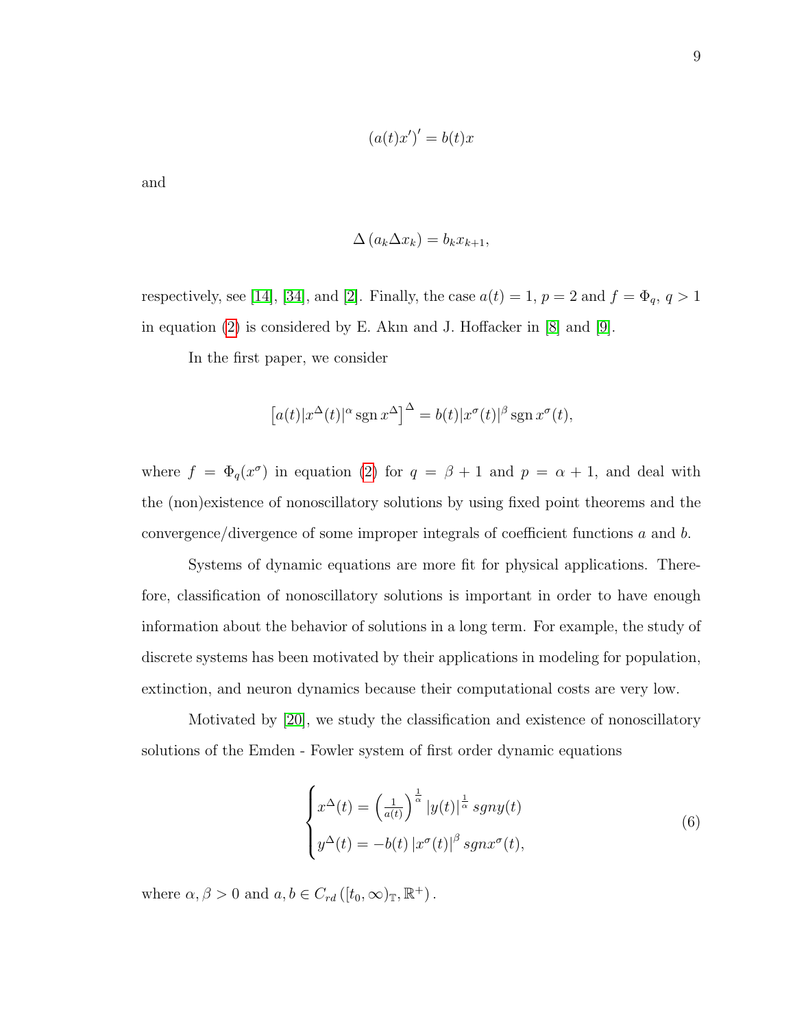$$(a(t)x')' = b(t)x$$

and

$$\Delta\left(a_k \Delta x_k\right) = b_k x_{k+1},$$

respectively, see [14], [34], and [2]. Finally, the case $a(t) = 1$, $p = 2$ and $f = \Phi_q$, $q > 1$ in equation (2) is considered by E. Akın and J. Hoffacker in [8] and [9].

In the first paper, we consider

$$\left[a(t)|x^{\Delta}(t)|^{\alpha} \operatorname{sgn} x^{\Delta}\right]^{\Delta} = b(t)|x^{\sigma}(t)|^{\beta} \operatorname{sgn} x^{\sigma}(t),$$

where $f = \Phi_q(x^{\sigma})$ in equation (2) for $q = \beta + 1$ and $p = \alpha + 1$, and deal with the (non)existence of nonoscillatory solutions by using fixed point theorems and the convergence/divergence of some improper integrals of coefficient functions $a$ and $b$.

Systems of dynamic equations are more fit for physical applications. Therefore, classification of nonoscillatory solutions is important in order to have enough information about the behavior of solutions in a long term. For example, the study of discrete systems has been motivated by their applications in modeling for population, extinction, and neuron dynamics because their computational costs are very low.

Motivated by [20], we study the classification and existence of nonoscillatory solutions of the Emden - Fowler system of first order dynamic equations

$$\begin{cases} x^{\Delta}(t) = \left(\frac{1}{a(t)}\right)^{\frac{1}{\alpha}} |y(t)|^{\frac{1}{\alpha}}\, sgn y(t) \\ y^{\Delta}(t) = -b(t)\, |x^{\sigma}(t)|^{\beta}\, sgn x^{\sigma}(t), \end{cases} \tag{6}$$

where $\alpha, \beta > 0$ and $a, b \in C_{rd}\left([t_0, \infty)_{\mathbb{T}}, \mathbb{R}^+\right)$.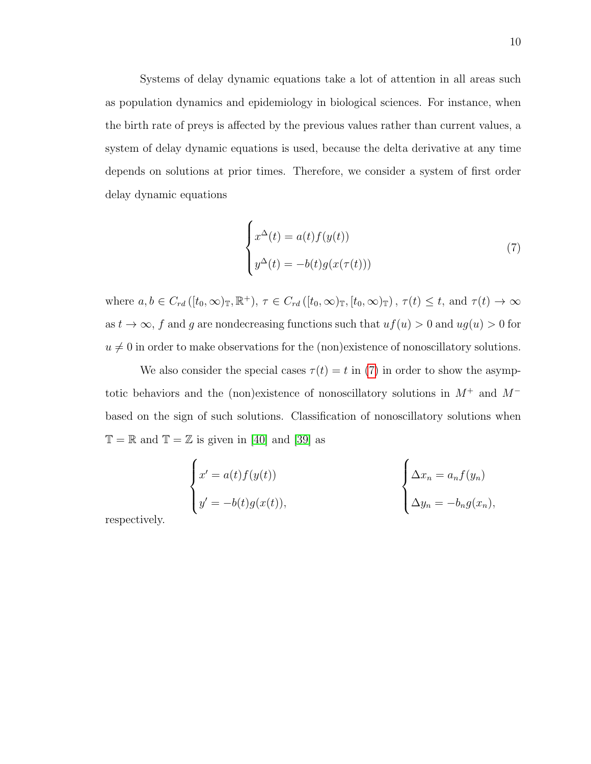Systems of delay dynamic equations take a lot of attention in all areas such as population dynamics and epidemiology in biological sciences. For instance, when the birth rate of preys is affected by the previous values rather than current values, a system of delay dynamic equations is used, because the delta derivative at any time depends on solutions at prior times. Therefore, we consider a system of first order delay dynamic equations

$$\begin{cases} x^{\Delta}(t) = a(t)f(y(t)) \\ y^{\Delta}(t) = -b(t)g(x(\tau(t))) \end{cases} \tag{7}$$

where $a, b \in C_{rd}\left([t_0, \infty)_{\mathbb{T}}, \mathbb{R}^+\right)$, $\tau \in C_{rd}\left([t_0, \infty)_{\mathbb{T}}, [t_0, \infty)_{\mathbb{T}}\right)$, $\tau(t) \leq t$, and $\tau(t) \to \infty$ as $t \to \infty$, $f$ and $g$ are nondecreasing functions such that $uf(u) > 0$ and $ug(u) > 0$ for $u \neq 0$ in order to make observations for the (non)existence of nonoscillatory solutions.

We also consider the special cases $\tau(t) = t$ in (7) in order to show the asymptotic behaviors and the (non)existence of nonoscillatory solutions in $M^+$ and $M^-$ based on the sign of such solutions. Classification of nonoscillatory solutions when $\mathbb{T} = \mathbb{R}$ and $\mathbb{T} = \mathbb{Z}$ is given in [40] and [39] as

$$\begin{cases} x' = a(t)f(y(t)) \\ y' = -b(t)g(x(t)), \end{cases} \qquad \begin{cases} \Delta x_n = a_n f(y_n) \\ \Delta y_n = -b_n g(x_n), \end{cases}$$

respectively.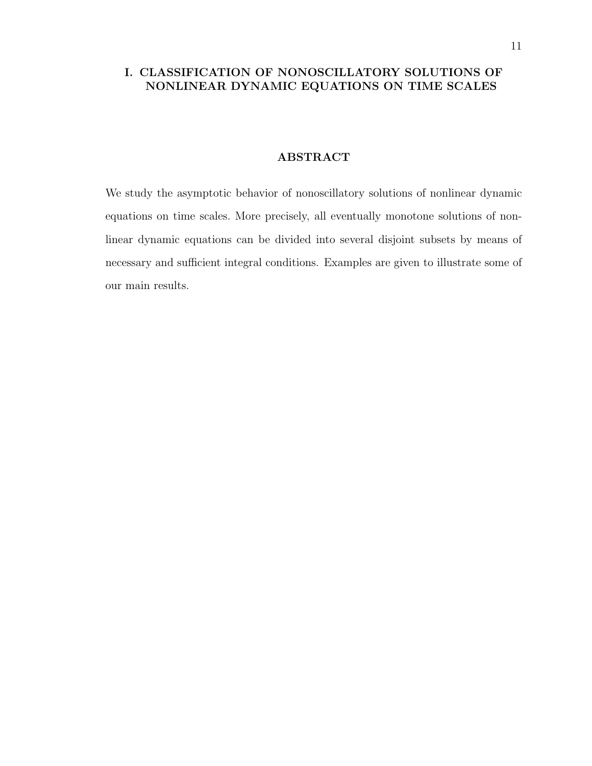# I. CLASSIFICATION OF NONOSCILLATORY SOLUTIONS OF NONLINEAR DYNAMIC EQUATIONS ON TIME SCALES

## ABSTRACT

We study the asymptotic behavior of nonoscillatory solutions of nonlinear dynamic equations on time scales. More precisely, all eventually monotone solutions of nonlinear dynamic equations can be divided into several disjoint subsets by means of necessary and sufficient integral conditions. Examples are given to illustrate some of our main results.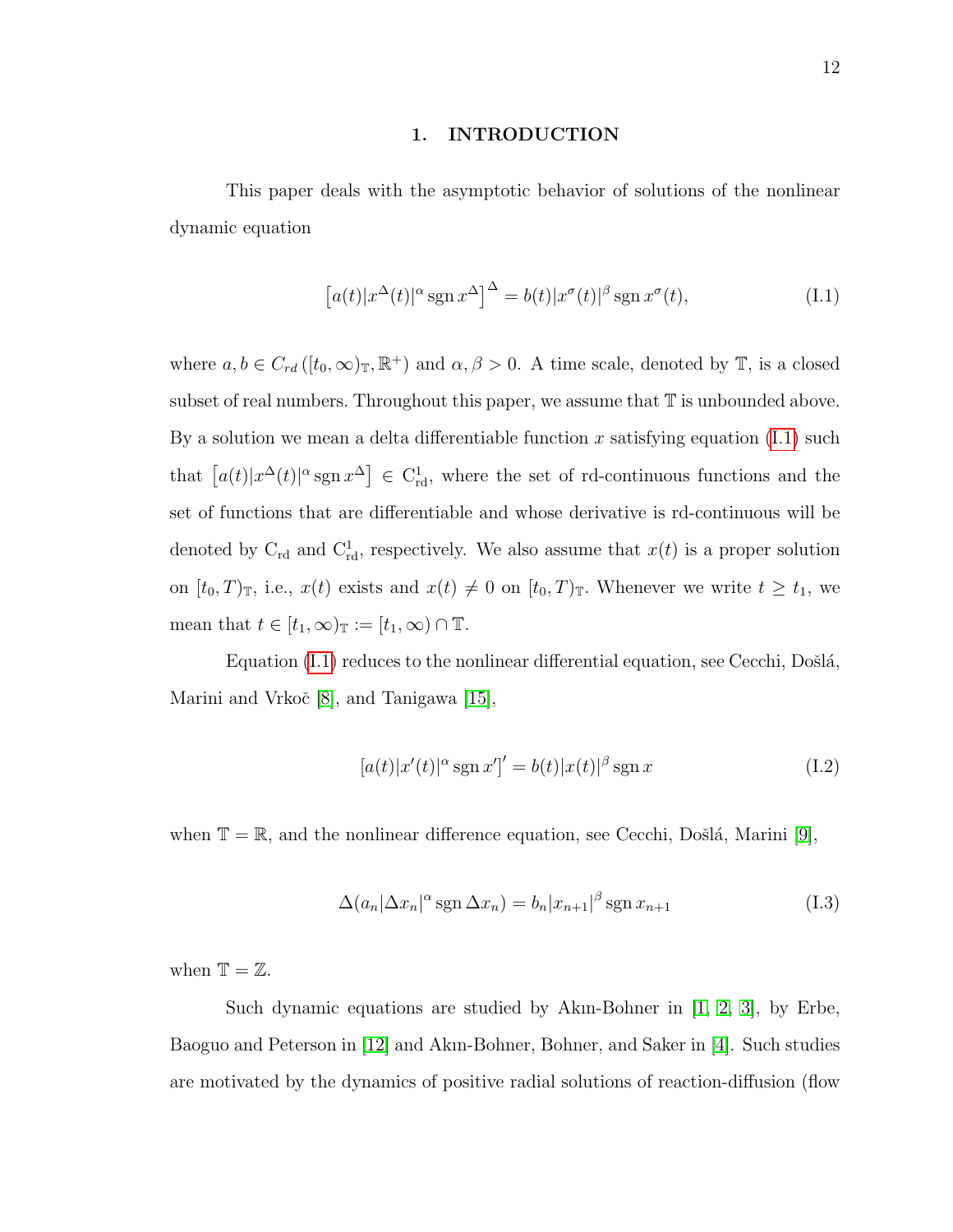# 1. INTRODUCTION

This paper deals with the asymptotic behavior of solutions of the nonlinear dynamic equation

$$\left[a(t)|x^{\Delta}(t)|^{\alpha}\operatorname{sgn} x^{\Delta}\right]^{\Delta} = b(t)|x^{\sigma}(t)|^{\beta}\operatorname{sgn} x^{\sigma}(t), \tag{I.1}$$

where $a, b \in C_{rd}\left([t_0,\infty)_{\mathbb{T}}, \mathbb{R}^+\right)$ and $\alpha, \beta > 0$. A time scale, denoted by $\mathbb{T}$, is a closed subset of real numbers. Throughout this paper, we assume that $\mathbb{T}$ is unbounded above. By a solution we mean a delta differentiable function $x$ satisfying equation (I.1) such that $\left[a(t)|x^{\Delta}(t)|^{\alpha}\operatorname{sgn} x^{\Delta}\right] \in \mathrm{C}^1_{\mathrm{rd}}$, where the set of rd-continuous functions and the set of functions that are differentiable and whose derivative is rd-continuous will be denoted by $\mathrm{C}_{\mathrm{rd}}$ and $\mathrm{C}^1_{\mathrm{rd}}$, respectively. We also assume that $x(t)$ is a proper solution on $[t_0, T)_{\mathbb{T}}$, i.e., $x(t)$ exists and $x(t) \neq 0$ on $[t_0, T)_{\mathbb{T}}$. Whenever we write $t \geq t_1$, we mean that $t \in [t_1,\infty)_{\mathbb{T}} := [t_1,\infty) \cap \mathbb{T}$.

Equation (I.1) reduces to the nonlinear differential equation, see Cecchi, Došlá, Marini and Vrkoč [8], and Tanigawa [15],

$$\left[a(t)|x'(t)|^{\alpha}\operatorname{sgn} x'\right]' = b(t)|x(t)|^{\beta}\operatorname{sgn} x \tag{I.2}$$

when $\mathbb{T} = \mathbb{R}$, and the nonlinear difference equation, see Cecchi, Došlá, Marini [9],

$$\Delta(a_n|\Delta x_n|^{\alpha}\operatorname{sgn}\Delta x_n) = b_n|x_{n+1}|^{\beta}\operatorname{sgn} x_{n+1} \tag{I.3}$$

when $\mathbb{T} = \mathbb{Z}$.

Such dynamic equations are studied by Akın-Bohner in [1, 2, 3], by Erbe, Baoguo and Peterson in [12] and Akın-Bohner, Bohner, and Saker in [4]. Such studies are motivated by the dynamics of positive radial solutions of reaction-diffusion (flow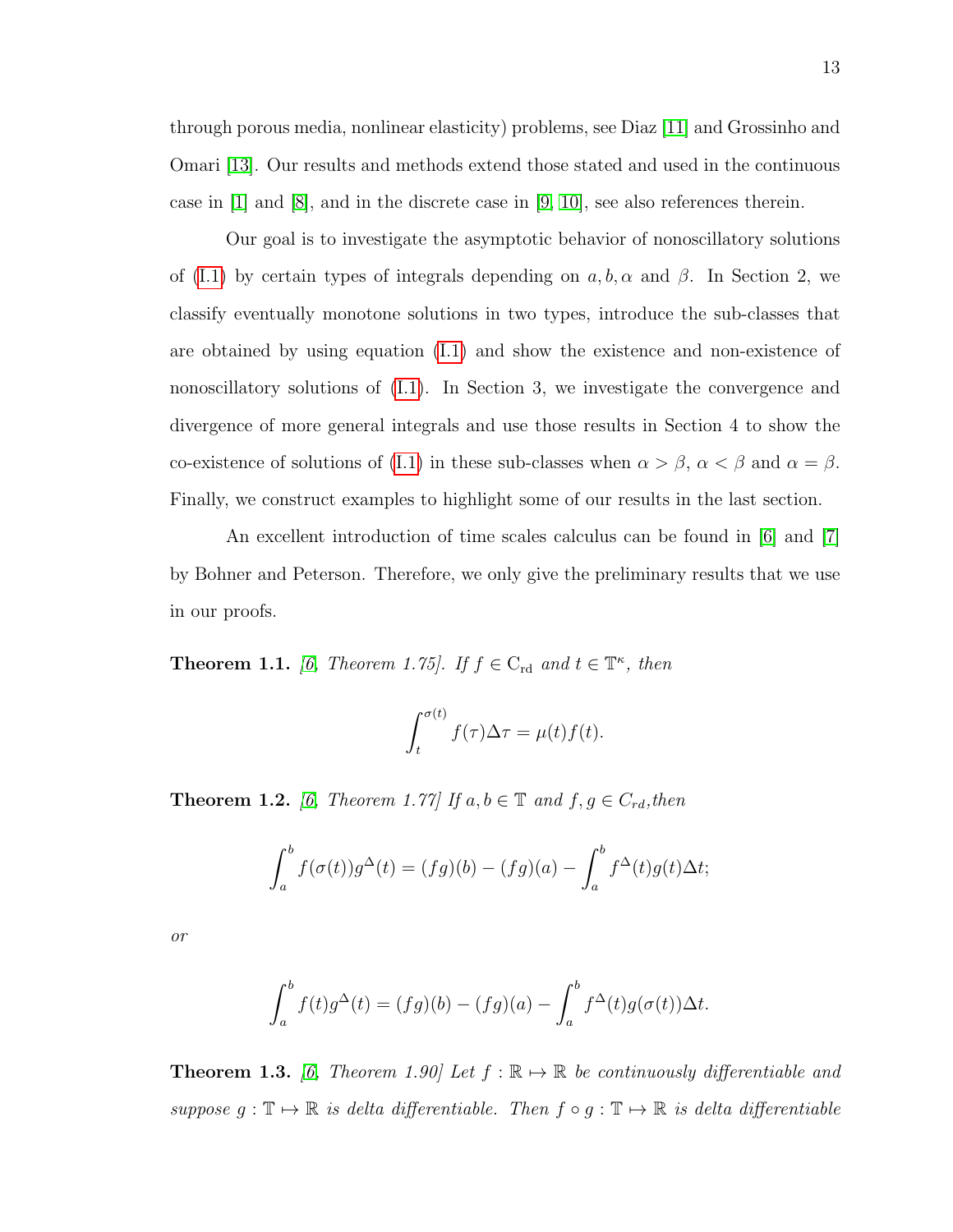through porous media, nonlinear elasticity) problems, see Diaz [11] and Grossinho and Omari [13]. Our results and methods extend those stated and used in the continuous case in [1] and [8], and in the discrete case in [9, 10], see also references therein.

Our goal is to investigate the asymptotic behavior of nonoscillatory solutions of (I.1) by certain types of integrals depending on $a, b, \alpha$ and $\beta$. In Section 2, we classify eventually monotone solutions in two types, introduce the sub-classes that are obtained by using equation (I.1) and show the existence and non-existence of nonoscillatory solutions of (I.1). In Section 3, we investigate the convergence and divergence of more general integrals and use those results in Section 4 to show the co-existence of solutions of (I.1) in these sub-classes when $\alpha > \beta$, $\alpha < \beta$ and $\alpha = \beta$. Finally, we construct examples to highlight some of our results in the last section.

An excellent introduction of time scales calculus can be found in [6] and [7] by Bohner and Peterson. Therefore, we only give the preliminary results that we use in our proofs.

**Theorem 1.1.** *[6, Theorem 1.75]. If $f \in \mathrm{C_{rd}}$ and $t \in \mathbb{T}^{\kappa}$, then*

$$\int_t^{\sigma(t)} f(\tau)\Delta\tau = \mu(t)f(t).$$

**Theorem 1.2.** *[6, Theorem 1.77] If $a, b \in \mathbb{T}$ and $f, g \in C_{rd}$, then*

$$\int_a^b f(\sigma(t))g^{\Delta}(t) = (fg)(b) - (fg)(a) - \int_a^b f^{\Delta}(t)g(t)\Delta t;$$

*or*

$$\int_a^b f(t)g^{\Delta}(t) = (fg)(b) - (fg)(a) - \int_a^b f^{\Delta}(t)g(\sigma(t))\Delta t.$$

**Theorem 1.3.** *[6, Theorem 1.90] Let $f : \mathbb{R} \mapsto \mathbb{R}$ be continuously differentiable and suppose $g : \mathbb{T} \mapsto \mathbb{R}$ is delta differentiable. Then $f \circ g : \mathbb{T} \mapsto \mathbb{R}$ is delta differentiable*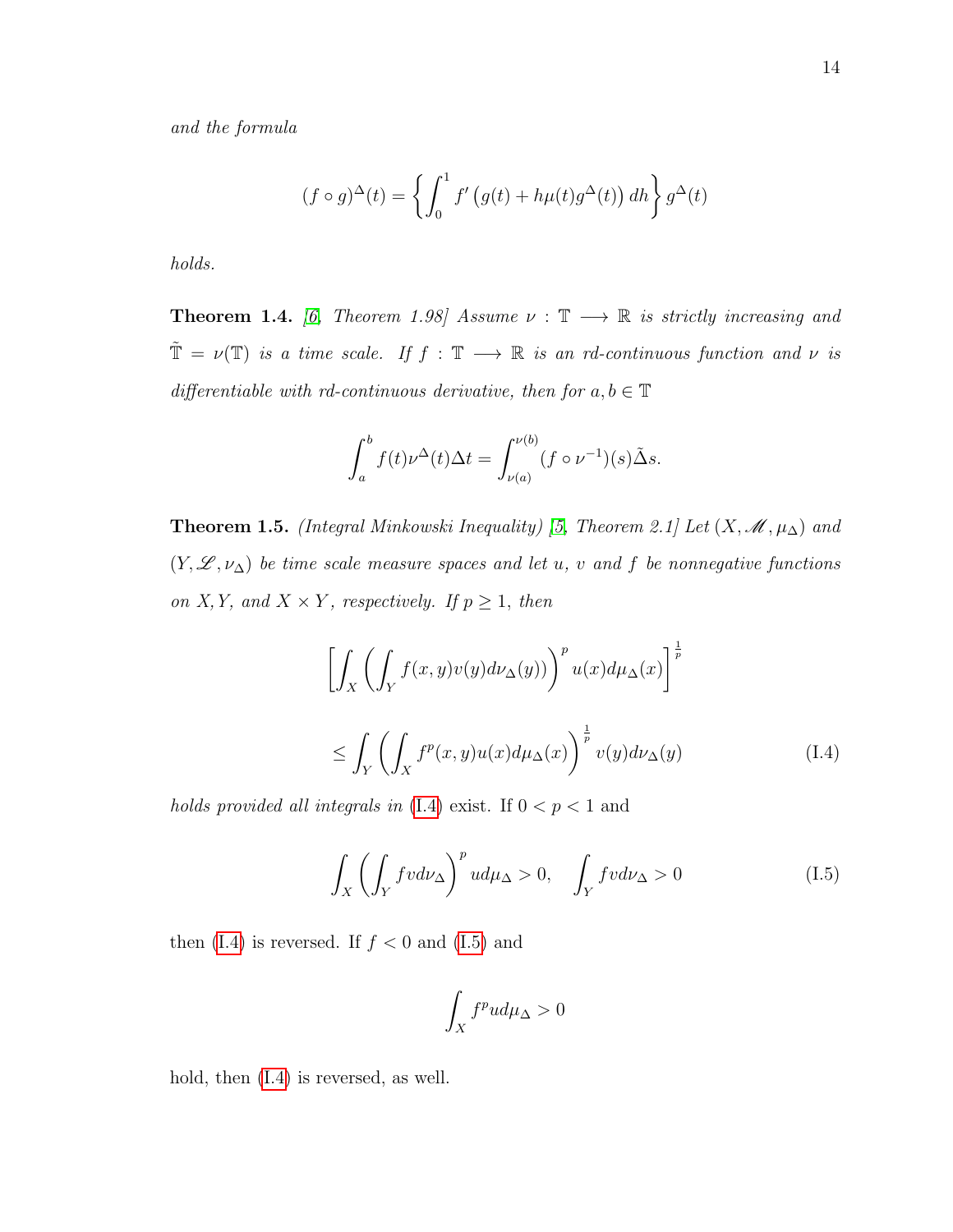*and the formula*

$$(f \circ g)^{\Delta}(t) = \left\{ \int_0^1 f'\left(g(t) + h\mu(t)g^{\Delta}(t)\right) dh \right\} g^{\Delta}(t)$$

*holds.*

**Theorem 1.4.** *[6, Theorem 1.98] Assume $\nu : \mathbb{T} \longrightarrow \mathbb{R}$ is strictly increasing and $\tilde{\mathbb{T}} = \nu(\mathbb{T})$ is a time scale. If $f : \mathbb{T} \longrightarrow \mathbb{R}$ is an rd-continuous function and $\nu$ is differentiable with rd-continuous derivative, then for $a, b \in \mathbb{T}$*

$$\int_a^b f(t)\nu^{\Delta}(t)\Delta t = \int_{\nu(a)}^{\nu(b)} (f \circ \nu^{-1})(s)\tilde{\Delta} s.$$

**Theorem 1.5.** *(Integral Minkowski Inequality) [5, Theorem 2.1] Let $(X, \mathscr{M}, \mu_{\Delta})$ and $(Y, \mathscr{L}, \nu_{\Delta})$ be time scale measure spaces and let $u$, $v$ and $f$ be nonnegative functions on $X, Y$, and $X \times Y$, respectively. If $p \geq 1$, then*

$$\left[ \int_X \left( \int_Y f(x,y)v(y)d\nu_{\Delta}(y) \right)^p u(x)d\mu_{\Delta}(x) \right]^{\frac{1}{p}}$$

$$\leq \int_Y \left( \int_X f^p(x,y)u(x)d\mu_{\Delta}(x) \right)^{\frac{1}{p}} v(y)d\nu_{\Delta}(y) \tag{I.4}$$

*holds provided all integrals in* (I.4) exist. If $0 < p < 1$ and

$$\int_X \left( \int_Y f v d\nu_{\Delta} \right)^p u d\mu_{\Delta} > 0, \quad \int_Y f v d\nu_{\Delta} > 0 \tag{I.5}$$

then (I.4) is reversed. If $f < 0$ and (I.5) and

$$\int_X f^p u d\mu_{\Delta} > 0$$

hold, then (I.4) is reversed, as well.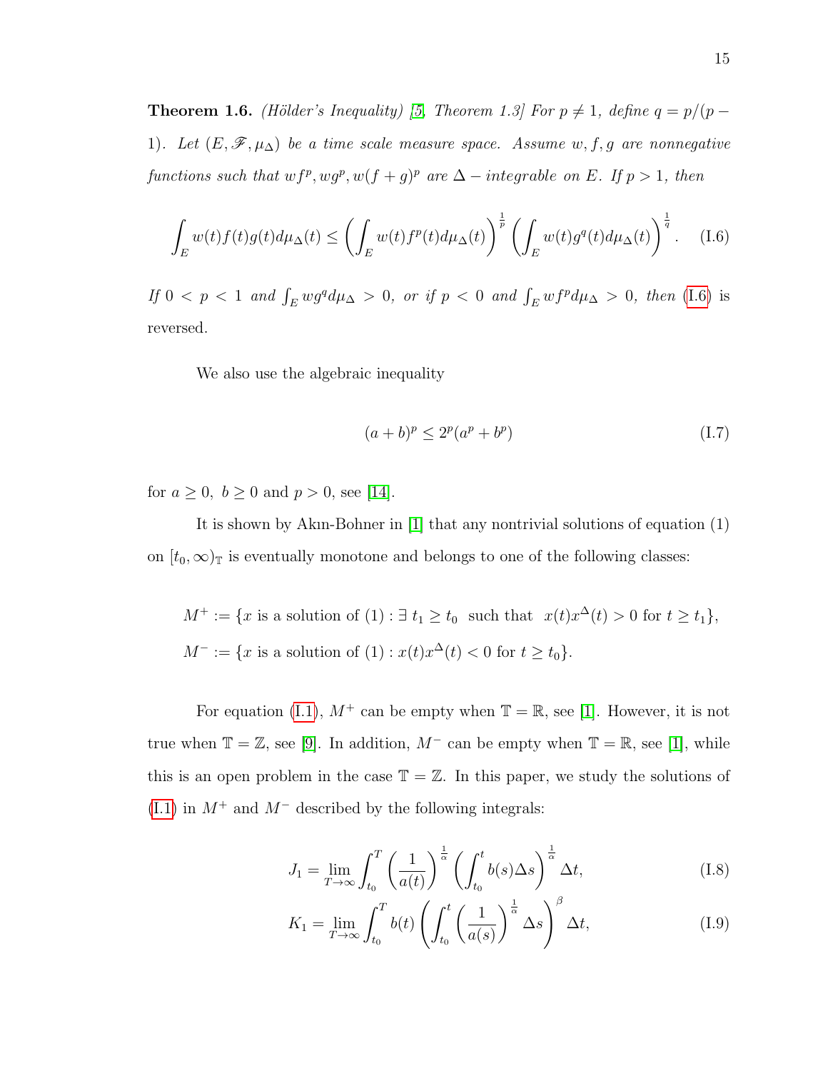**Theorem 1.6.** *(Hölder's Inequality) [5, Theorem 1.3] For $p \neq 1$, define $q = p/(p-1)$. Let $(E, \mathscr{F}, \mu_\Delta)$ be a time scale measure space. Assume $w, f, g$ are nonnegative functions such that $wf^p, wg^p, w(f+g)^p$ are $\Delta-$integrable on $E$. If $p > 1$, then*

$$\int_E w(t)f(t)g(t)d\mu_\Delta(t) \leq \left(\int_E w(t)f^p(t)d\mu_\Delta(t)\right)^{\frac{1}{p}} \left(\int_E w(t)g^q(t)d\mu_\Delta(t)\right)^{\frac{1}{q}}. \quad \text{(I.6)}$$

*If $0 < p < 1$ and $\int_E wg^q d\mu_\Delta > 0$, or if $p < 0$ and $\int_E wf^p d\mu_\Delta > 0$, then* (I.6) is reversed.

We also use the algebraic inequality

$$(a+b)^p \leq 2^p(a^p + b^p) \quad \text{(I.7)}$$

for $a \geq 0,\ b \geq 0$ and $p > 0$, see [14].

It is shown by Akın-Bohner in [1] that any nontrivial solutions of equation (1) on $[t_0, \infty)_{\mathbb{T}}$ is eventually monotone and belongs to one of the following classes:

$$M^+ := \{x \text{ is a solution of (1)} : \exists\ t_1 \geq t_0 \text{ such that } x(t)x^\Delta(t) > 0 \text{ for } t \geq t_1\},$$

$$M^- := \{x \text{ is a solution of (1)} : x(t)x^\Delta(t) < 0 \text{ for } t \geq t_0\}.$$

For equation (I.1), $M^+$ can be empty when $\mathbb{T} = \mathbb{R}$, see [1]. However, it is not true when $\mathbb{T} = \mathbb{Z}$, see [9]. In addition, $M^-$ can be empty when $\mathbb{T} = \mathbb{R}$, see [1], while this is an open problem in the case $\mathbb{T} = \mathbb{Z}$. In this paper, we study the solutions of (I.1) in $M^+$ and $M^-$ described by the following integrals:

$$J_1 = \lim_{T \to \infty} \int_{t_0}^{T} \left(\frac{1}{a(t)}\right)^{\frac{1}{\alpha}} \left(\int_{t_0}^{t} b(s)\Delta s\right)^{\frac{1}{\alpha}} \Delta t, \quad \text{(I.8)}$$

$$K_1 = \lim_{T \to \infty} \int_{t_0}^{T} b(t) \left(\int_{t_0}^{t} \left(\frac{1}{a(s)}\right)^{\frac{1}{\alpha}} \Delta s\right)^{\beta} \Delta t, \quad \text{(I.9)}$$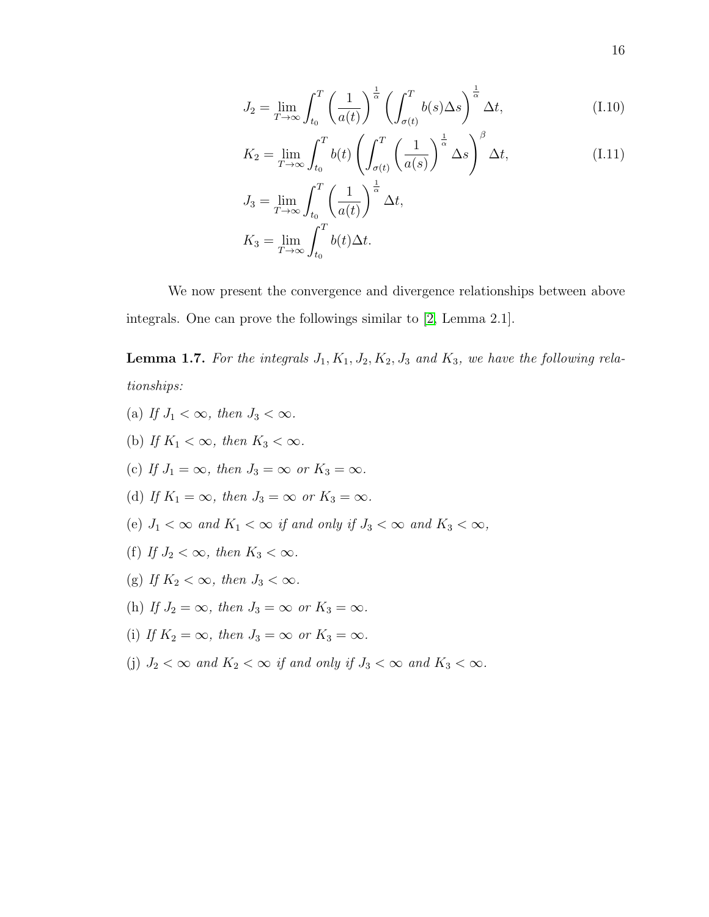$$J_2 = \lim_{T\to\infty} \int_{t_0}^{T} \left(\frac{1}{a(t)}\right)^{\frac{1}{\alpha}} \left(\int_{\sigma(t)}^{T} b(s)\Delta s\right)^{\frac{1}{\alpha}} \Delta t, \tag{I.10}$$

$$K_2 = \lim_{T\to\infty} \int_{t_0}^{T} b(t) \left(\int_{\sigma(t)}^{T} \left(\frac{1}{a(s)}\right)^{\frac{1}{\alpha}} \Delta s\right)^{\beta} \Delta t, \tag{I.11}$$

$$J_3 = \lim_{T\to\infty} \int_{t_0}^{T} \left(\frac{1}{a(t)}\right)^{\frac{1}{\alpha}} \Delta t,$$

$$K_3 = \lim_{T\to\infty} \int_{t_0}^{T} b(t)\Delta t.$$

We now present the convergence and divergence relationships between above integrals. One can prove the followings similar to [2, Lemma 2.1].

**Lemma 1.7.** *For the integrals $J_1, K_1, J_2, K_2, J_3$ and $K_3$, we have the following relationships:*

(a) *If $J_1 < \infty$, then $J_3 < \infty$.*

(b) *If $K_1 < \infty$, then $K_3 < \infty$.*

(c) *If $J_1 = \infty$, then $J_3 = \infty$ or $K_3 = \infty$.*

(d) *If $K_1 = \infty$, then $J_3 = \infty$ or $K_3 = \infty$.*

(e) *$J_1 < \infty$ and $K_1 < \infty$ if and only if $J_3 < \infty$ and $K_3 < \infty$,*

(f) *If $J_2 < \infty$, then $K_3 < \infty$.*

(g) *If $K_2 < \infty$, then $J_3 < \infty$.*

(h) *If $J_2 = \infty$, then $J_3 = \infty$ or $K_3 = \infty$.*

(i) *If $K_2 = \infty$, then $J_3 = \infty$ or $K_3 = \infty$.*

(j) *$J_2 < \infty$ and $K_2 < \infty$ if and only if $J_3 < \infty$ and $K_3 < \infty$.*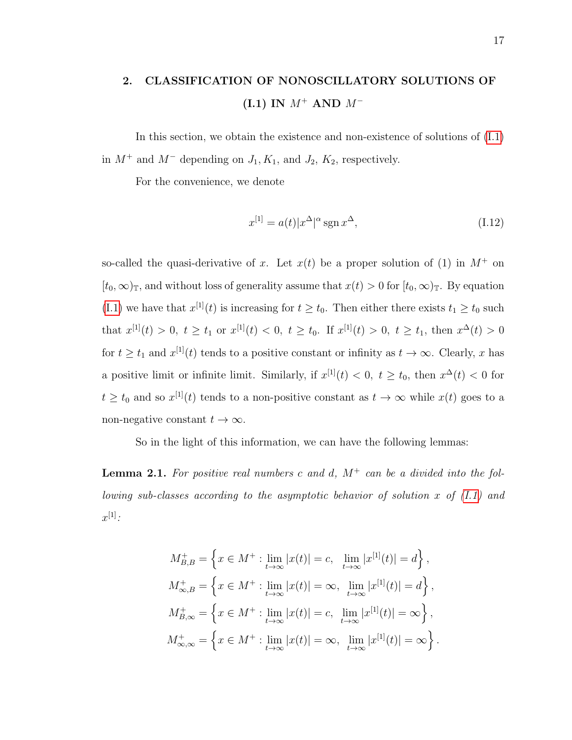## 2. CLASSIFICATION OF NONOSCILLATORY SOLUTIONS OF (I.1) IN $M^+$ AND $M^-$

In this section, we obtain the existence and non-existence of solutions of (I.1) in $M^+$ and $M^-$ depending on $J_1, K_1$, and $J_2$, $K_2$, respectively.

For the convenience, we denote

$$x^{[1]} = a(t)|x^\Delta|^\alpha \operatorname{sgn} x^\Delta, \tag{I.12}$$

so-called the quasi-derivative of $x$. Let $x(t)$ be a proper solution of (1) in $M^+$ on $[t_0,\infty)_{\mathbb{T}}$, and without loss of generality assume that $x(t) > 0$ for $[t_0,\infty)_{\mathbb{T}}$. By equation (I.1) we have that $x^{[1]}(t)$ is increasing for $t \geq t_0$. Then either there exists $t_1 \geq t_0$ such that $x^{[1]}(t) > 0,\ t \geq t_1$ or $x^{[1]}(t) < 0,\ t \geq t_0$. If $x^{[1]}(t) > 0,\ t \geq t_1$, then $x^\Delta(t) > 0$ for $t \geq t_1$ and $x^{[1]}(t)$ tends to a positive constant or infinity as $t \to \infty$. Clearly, $x$ has a positive limit or infinite limit. Similarly, if $x^{[1]}(t) < 0,\ t \geq t_0$, then $x^\Delta(t) < 0$ for $t \geq t_0$ and so $x^{[1]}(t)$ tends to a non-positive constant as $t \to \infty$ while $x(t)$ goes to a non-negative constant $t \to \infty$.

So in the light of this information, we can have the following lemmas:

**Lemma 2.1.** *For positive real numbers $c$ and $d$, $M^+$ can be a divided into the following sub-classes according to the asymptotic behavior of solution $x$ of (I.1) and $x^{[1]}$:*

$$M^+_{B,B} = \left\{ x \in M^+ : \lim_{t\to\infty} |x(t)| = c,\ \ \lim_{t\to\infty} |x^{[1]}(t)| = d \right\},$$
$$M^+_{\infty,B} = \left\{ x \in M^+ : \lim_{t\to\infty} |x(t)| = \infty,\ \ \lim_{t\to\infty} |x^{[1]}(t)| = d \right\},$$
$$M^+_{B,\infty} = \left\{ x \in M^+ : \lim_{t\to\infty} |x(t)| = c,\ \ \lim_{t\to\infty} |x^{[1]}(t)| = \infty \right\},$$
$$M^+_{\infty,\infty} = \left\{ x \in M^+ : \lim_{t\to\infty} |x(t)| = \infty,\ \ \lim_{t\to\infty} |x^{[1]}(t)| = \infty \right\}.$$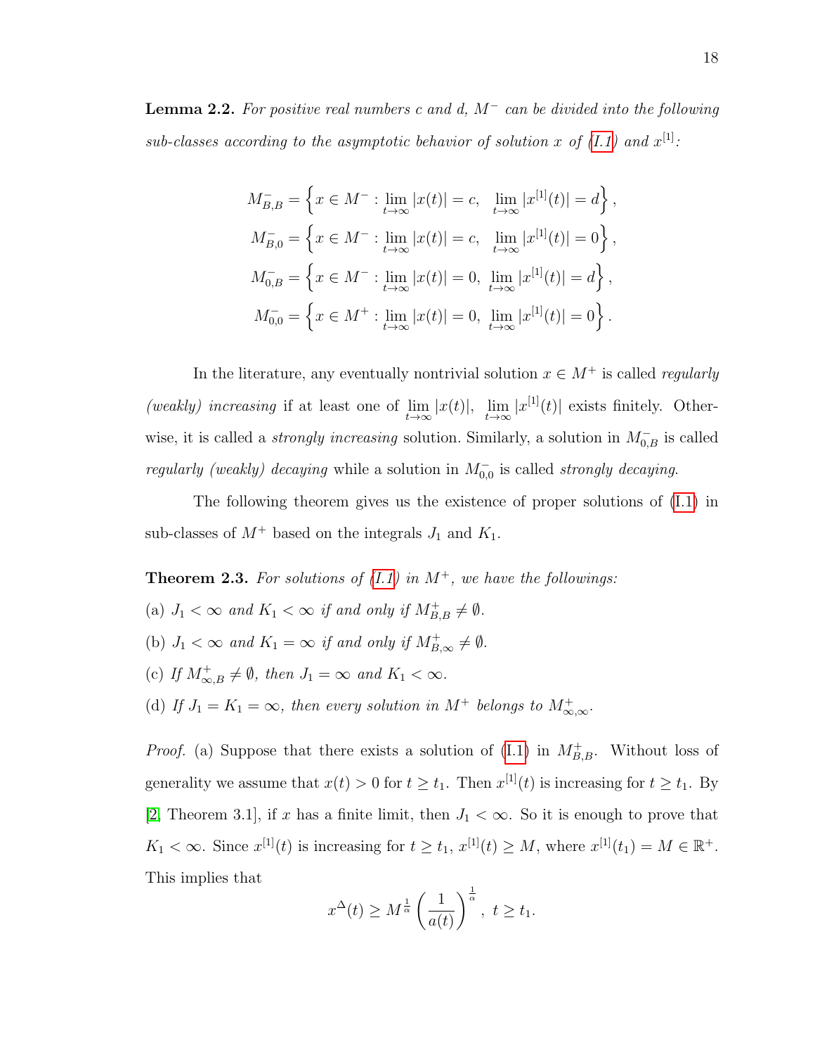**Lemma 2.2.** *For positive real numbers $c$ and $d$, $M^-$ can be divided into the following sub-classes according to the asymptotic behavior of solution $x$ of (I.1) and $x^{[1]}$:*

$$M^-_{B,B} = \left\{ x \in M^- : \lim_{t\to\infty} |x(t)| = c, \;\; \lim_{t\to\infty} |x^{[1]}(t)| = d \right\},$$

$$M^-_{B,0} = \left\{ x \in M^- : \lim_{t\to\infty} |x(t)| = c, \;\; \lim_{t\to\infty} |x^{[1]}(t)| = 0 \right\},$$

$$M^-_{0,B} = \left\{ x \in M^- : \lim_{t\to\infty} |x(t)| = 0, \; \lim_{t\to\infty} |x^{[1]}(t)| = d \right\},$$

$$M^-_{0,0} = \left\{ x \in M^+ : \lim_{t\to\infty} |x(t)| = 0, \; \lim_{t\to\infty} |x^{[1]}(t)| = 0 \right\}.$$

In the literature, any eventually nontrivial solution $x \in M^+$ is called *regularly (weakly) increasing* if at least one of $\lim_{t\to\infty} |x(t)|$, $\lim_{t\to\infty} |x^{[1]}(t)|$ exists finitely. Otherwise, it is called a *strongly increasing* solution. Similarly, a solution in $M^-_{0,B}$ is called *regularly (weakly) decaying* while a solution in $M^-_{0,0}$ is called *strongly decaying*.

The following theorem gives us the existence of proper solutions of (I.1) in sub-classes of $M^+$ based on the integrals $J_1$ and $K_1$.

**Theorem 2.3.** *For solutions of (I.1) in $M^+$, we have the followings:*

(a) *$J_1 < \infty$ and $K_1 < \infty$ if and only if $M^+_{B,B} \neq \emptyset$.*

(b) *$J_1 < \infty$ and $K_1 = \infty$ if and only if $M^+_{B,\infty} \neq \emptyset$.*

(c) *If $M^+_{\infty,B} \neq \emptyset$, then $J_1 = \infty$ and $K_1 < \infty$.*

(d) *If $J_1 = K_1 = \infty$, then every solution in $M^+$ belongs to $M^+_{\infty,\infty}$.*

*Proof.* (a) Suppose that there exists a solution of (I.1) in $M^+_{B,B}$. Without loss of generality we assume that $x(t) > 0$ for $t \geq t_1$. Then $x^{[1]}(t)$ is increasing for $t \geq t_1$. By [2, Theorem 3.1], if $x$ has a finite limit, then $J_1 < \infty$. So it is enough to prove that $K_1 < \infty$. Since $x^{[1]}(t)$ is increasing for $t \geq t_1$, $x^{[1]}(t) \geq M$, where $x^{[1]}(t_1) = M \in \mathbb{R}^+$. This implies that

$$x^{\Delta}(t) \geq M^{\frac{1}{\alpha}} \left( \frac{1}{a(t)} \right)^{\frac{1}{\alpha}}, \; t \geq t_1.$$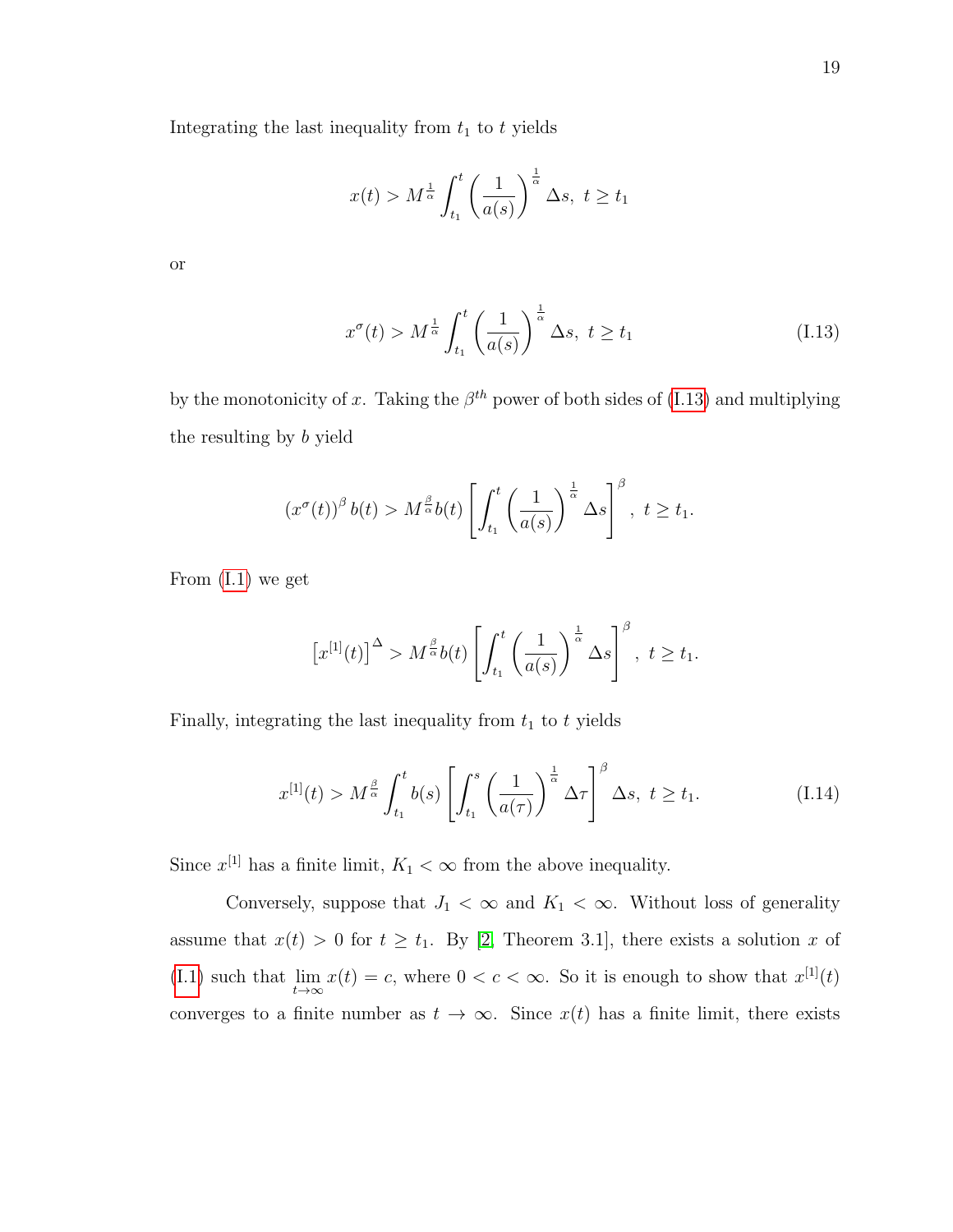Integrating the last inequality from $t_1$ to $t$ yields

$$x(t) > M^{\frac{1}{\alpha}} \int_{t_1}^{t} \left( \frac{1}{a(s)} \right)^{\frac{1}{\alpha}} \Delta s, \; t \geq t_1$$

or

$$x^{\sigma}(t) > M^{\frac{1}{\alpha}} \int_{t_1}^{t} \left( \frac{1}{a(s)} \right)^{\frac{1}{\alpha}} \Delta s, \; t \geq t_1 \tag{I.13}$$

by the monotonicity of $x$. Taking the $\beta^{th}$ power of both sides of (I.13) and multiplying the resulting by $b$ yield

$$\left(x^{\sigma}(t)\right)^{\beta} b(t) > M^{\frac{\beta}{\alpha}} b(t) \left[ \int_{t_1}^{t} \left( \frac{1}{a(s)} \right)^{\frac{1}{\alpha}} \Delta s \right]^{\beta}, \; t \geq t_1.$$

From (I.1) we get

$$\left[x^{[1]}(t)\right]^{\Delta} > M^{\frac{\beta}{\alpha}} b(t) \left[ \int_{t_1}^{t} \left( \frac{1}{a(s)} \right)^{\frac{1}{\alpha}} \Delta s \right]^{\beta}, \; t \geq t_1.$$

Finally, integrating the last inequality from $t_1$ to $t$ yields

$$x^{[1]}(t) > M^{\frac{\beta}{\alpha}} \int_{t_1}^{t} b(s) \left[ \int_{t_1}^{s} \left( \frac{1}{a(\tau)} \right)^{\frac{1}{\alpha}} \Delta \tau \right]^{\beta} \Delta s, \; t \geq t_1. \tag{I.14}$$

Since $x^{[1]}$ has a finite limit, $K_1 < \infty$ from the above inequality.

Conversely, suppose that $J_1 < \infty$ and $K_1 < \infty$. Without loss of generality assume that $x(t) > 0$ for $t \geq t_1$. By [2, Theorem 3.1], there exists a solution $x$ of (I.1) such that $\lim_{t\to\infty} x(t) = c$, where $0 < c < \infty$. So it is enough to show that $x^{[1]}(t)$ converges to a finite number as $t \to \infty$. Since $x(t)$ has a finite limit, there exists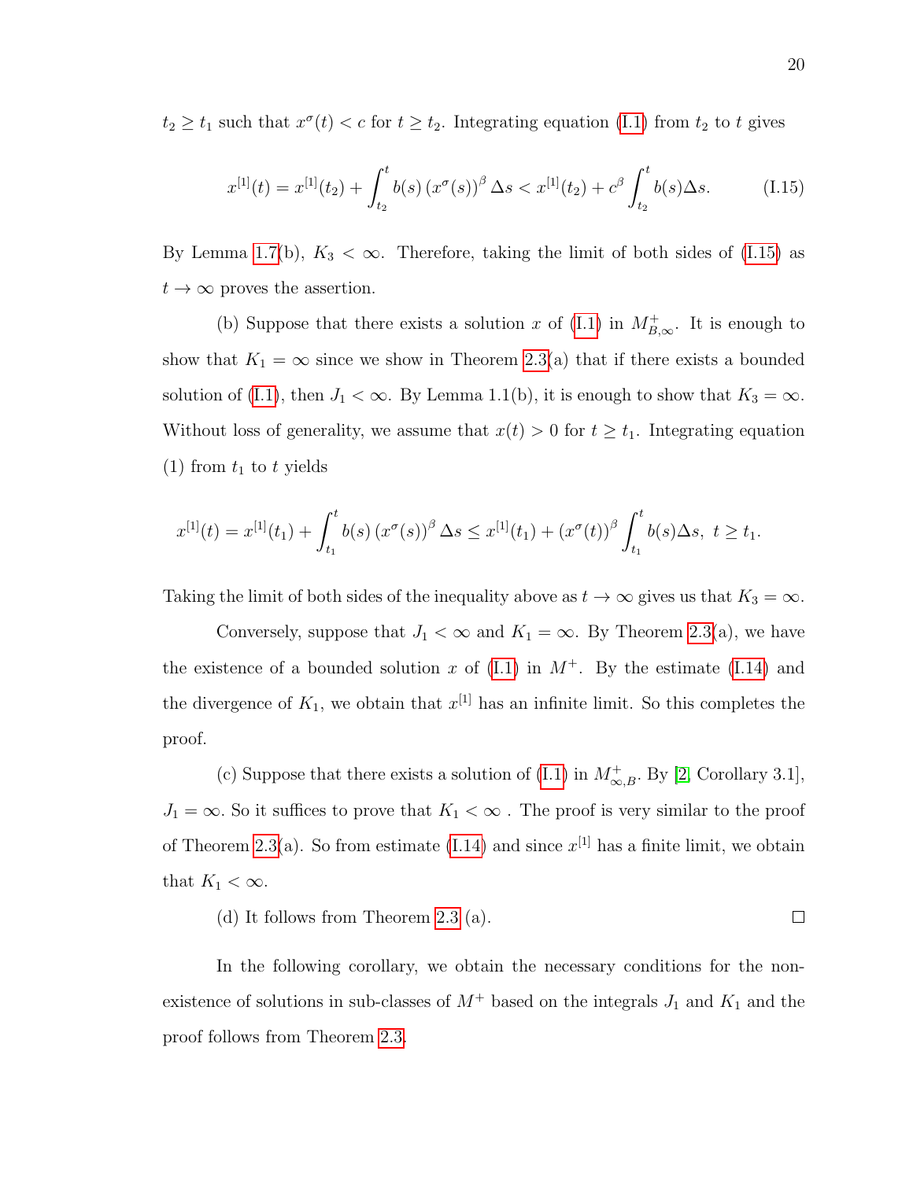$t_2 \geq t_1$ such that $x^\sigma(t) < c$ for $t \geq t_2$. Integrating equation (I.1) from $t_2$ to $t$ gives

$$x^{[1]}(t) = x^{[1]}(t_2) + \int_{t_2}^{t} b(s) \left(x^\sigma(s)\right)^\beta \Delta s < x^{[1]}(t_2) + c^\beta \int_{t_2}^{t} b(s)\Delta s. \tag{I.15}$$

By Lemma 1.7(b), $K_3 < \infty$. Therefore, taking the limit of both sides of (I.15) as $t \to \infty$ proves the assertion.

(b) Suppose that there exists a solution $x$ of (I.1) in $M^+_{B,\infty}$. It is enough to show that $K_1 = \infty$ since we show in Theorem 2.3(a) that if there exists a bounded solution of (I.1), then $J_1 < \infty$. By Lemma 1.1(b), it is enough to show that $K_3 = \infty$. Without loss of generality, we assume that $x(t) > 0$ for $t \geq t_1$. Integrating equation (1) from $t_1$ to $t$ yields

$$x^{[1]}(t) = x^{[1]}(t_1) + \int_{t_1}^{t} b(s) \left(x^\sigma(s)\right)^\beta \Delta s \leq x^{[1]}(t_1) + \left(x^\sigma(t)\right)^\beta \int_{t_1}^{t} b(s)\Delta s, \;\; t \geq t_1.$$

Taking the limit of both sides of the inequality above as $t \to \infty$ gives us that $K_3 = \infty$.

Conversely, suppose that $J_1 < \infty$ and $K_1 = \infty$. By Theorem 2.3(a), we have the existence of a bounded solution $x$ of (I.1) in $M^+$. By the estimate (I.14) and the divergence of $K_1$, we obtain that $x^{[1]}$ has an infinite limit. So this completes the proof.

(c) Suppose that there exists a solution of (I.1) in $M^+_{\infty,B}$. By [2, Corollary 3.1], $J_1 = \infty$. So it suffices to prove that $K_1 < \infty$ . The proof is very similar to the proof of Theorem 2.3(a). So from estimate (I.14) and since $x^{[1]}$ has a finite limit, we obtain that $K_1 < \infty$.

(d) It follows from Theorem 2.3 (a). □

In the following corollary, we obtain the necessary conditions for the non-existence of solutions in sub-classes of $M^+$ based on the integrals $J_1$ and $K_1$ and the proof follows from Theorem 2.3.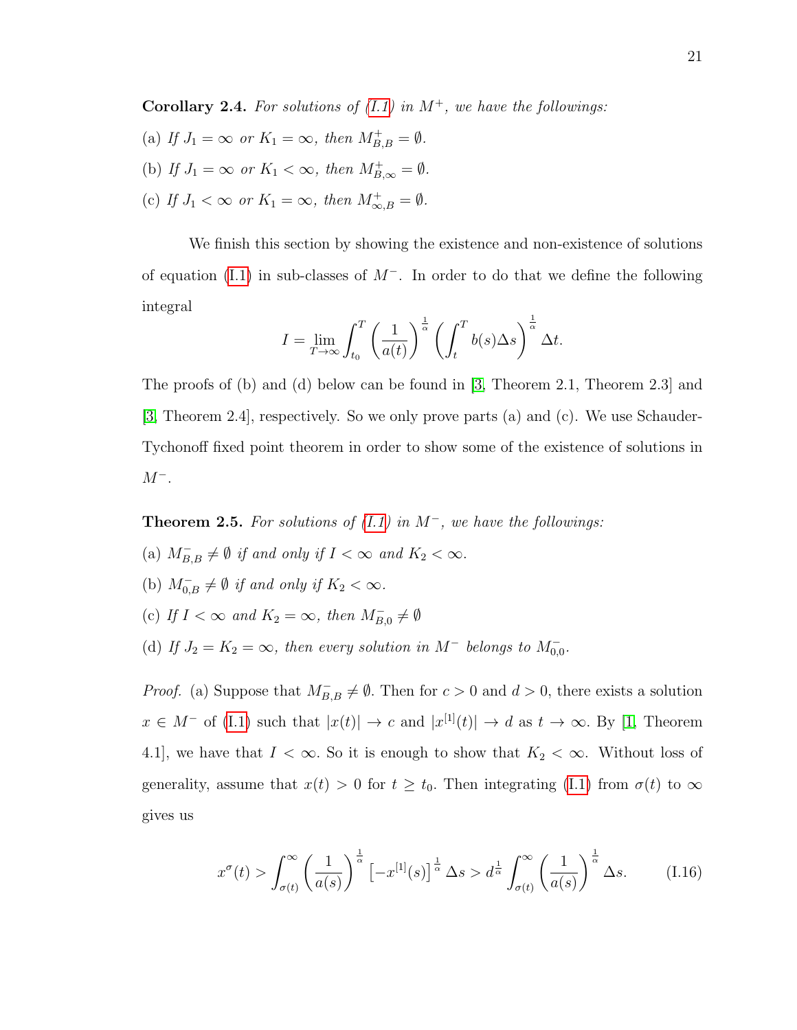**Corollary 2.4.** *For solutions of (I.1) in $M^+$, we have the followings:*

(a) *If $J_1 = \infty$ or $K_1 = \infty$, then $M^+_{B,B} = \emptyset$.*

(b) *If $J_1 = \infty$ or $K_1 < \infty$, then $M^+_{B,\infty} = \emptyset$.*

(c) *If $J_1 < \infty$ or $K_1 = \infty$, then $M^+_{\infty,B} = \emptyset$.*

We finish this section by showing the existence and non-existence of solutions of equation (I.1) in sub-classes of $M^-$. In order to do that we define the following integral

$$I = \lim_{T\to\infty} \int_{t_0}^{T} \left(\frac{1}{a(t)}\right)^{\frac{1}{\alpha}} \left(\int_t^T b(s)\Delta s\right)^{\frac{1}{\alpha}} \Delta t.$$

The proofs of (b) and (d) below can be found in [3, Theorem 2.1, Theorem 2.3] and [3, Theorem 2.4], respectively. So we only prove parts (a) and (c). We use Schauder-Tychonoff fixed point theorem in order to show some of the existence of solutions in $M^-$.

**Theorem 2.5.** *For solutions of (I.1) in $M^-$, we have the followings:*

(a) *$M^-_{B,B} \neq \emptyset$ if and only if $I < \infty$ and $K_2 < \infty$.*

(b) *$M^-_{0,B} \neq \emptyset$ if and only if $K_2 < \infty$.*

(c) *If $I < \infty$ and $K_2 = \infty$, then $M^-_{B,0} \neq \emptyset$*

(d) *If $J_2 = K_2 = \infty$, then every solution in $M^-$ belongs to $M^-_{0,0}$.*

*Proof.* (a) Suppose that $M^-_{B,B} \neq \emptyset$. Then for $c > 0$ and $d > 0$, there exists a solution $x \in M^-$ of (I.1) such that $|x(t)| \to c$ and $|x^{[1]}(t)| \to d$ as $t \to \infty$. By [1, Theorem 4.1], we have that $I < \infty$. So it is enough to show that $K_2 < \infty$. Without loss of generality, assume that $x(t) > 0$ for $t \geq t_0$. Then integrating (I.1) from $\sigma(t)$ to $\infty$ gives us

$$x^{\sigma}(t) > \int_{\sigma(t)}^{\infty} \left(\frac{1}{a(s)}\right)^{\frac{1}{\alpha}} \left[-x^{[1]}(s)\right]^{\frac{1}{\alpha}} \Delta s > d^{\frac{1}{\alpha}} \int_{\sigma(t)}^{\infty} \left(\frac{1}{a(s)}\right)^{\frac{1}{\alpha}} \Delta s. \tag{I.16}$$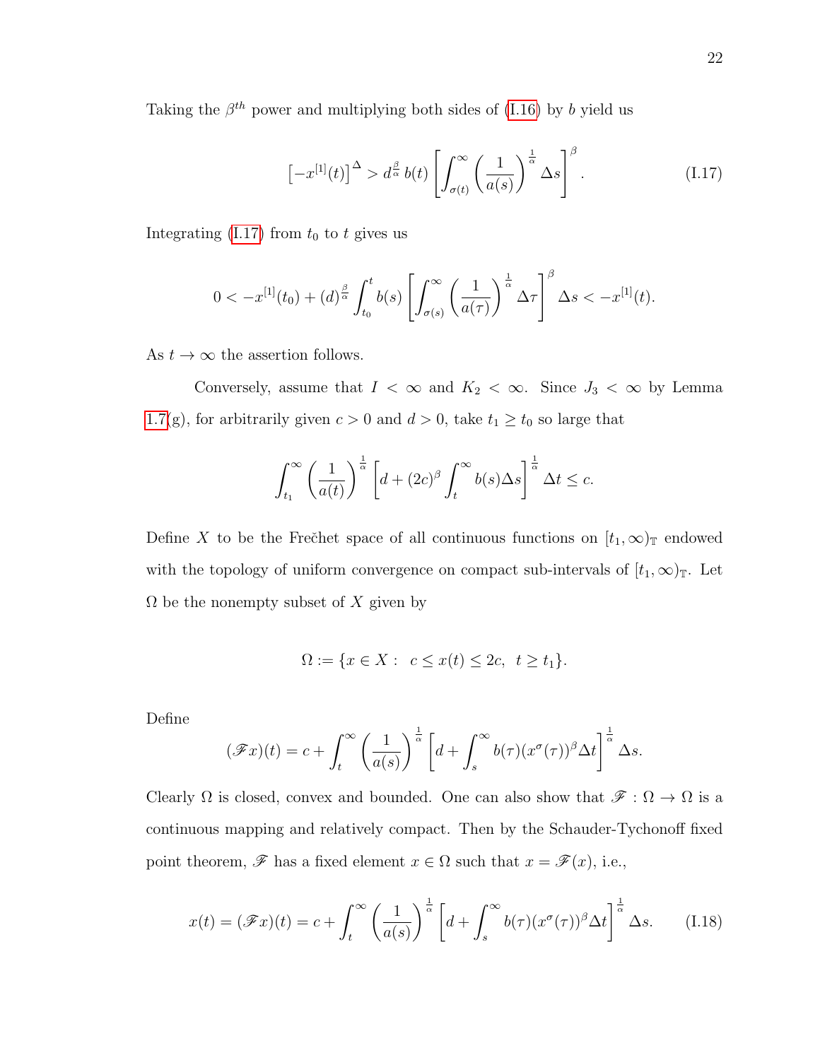Taking the $\beta^{th}$ power and multiplying both sides of (I.16) by $b$ yield us

$$\left[-x^{[1]}(t)\right]^{\Delta} > d^{\frac{\beta}{\alpha}}\, b(t)\left[\int_{\sigma(t)}^{\infty}\left(\frac{1}{a(s)}\right)^{\frac{1}{\alpha}}\Delta s\right]^{\beta}. \tag{I.17}$$

Integrating (I.17) from $t_0$ to $t$ gives us

$$0 < -x^{[1]}(t_0) + (d)^{\frac{\beta}{\alpha}}\int_{t_0}^{t} b(s)\left[\int_{\sigma(s)}^{\infty}\left(\frac{1}{a(\tau)}\right)^{\frac{1}{\alpha}}\Delta\tau\right]^{\beta}\Delta s < -x^{[1]}(t).$$

As $t \to \infty$ the assertion follows.

Conversely, assume that $I < \infty$ and $K_2 < \infty$. Since $J_3 < \infty$ by Lemma 1.7(g), for arbitrarily given $c > 0$ and $d > 0$, take $t_1 \geq t_0$ so large that

$$\int_{t_1}^{\infty}\left(\frac{1}{a(t)}\right)^{\frac{1}{\alpha}}\left[d + (2c)^{\beta}\int_{t}^{\infty} b(s)\Delta s\right]^{\frac{1}{\alpha}}\Delta t \leq c.$$

Define $X$ to be the Frečhet space of all continuous functions on $[t_1, \infty)_{\mathbb{T}}$ endowed with the topology of uniform convergence on compact sub-intervals of $[t_1, \infty)_{\mathbb{T}}$. Let $\Omega$ be the nonempty subset of $X$ given by

$$\Omega := \{x \in X : \; c \leq x(t) \leq 2c, \;\; t \geq t_1\}.$$

Define

$$(\mathscr{F}x)(t) = c + \int_{t}^{\infty}\left(\frac{1}{a(s)}\right)^{\frac{1}{\alpha}}\left[d + \int_{s}^{\infty} b(\tau)(x^{\sigma}(\tau))^{\beta}\Delta t\right]^{\frac{1}{\alpha}}\Delta s.$$

Clearly $\Omega$ is closed, convex and bounded. One can also show that $\mathscr{F} : \Omega \to \Omega$ is a continuous mapping and relatively compact. Then by the Schauder-Tychonoff fixed point theorem, $\mathscr{F}$ has a fixed element $x \in \Omega$ such that $x = \mathscr{F}(x)$, i.e.,

$$x(t) = (\mathscr{F}x)(t) = c + \int_{t}^{\infty}\left(\frac{1}{a(s)}\right)^{\frac{1}{\alpha}}\left[d + \int_{s}^{\infty} b(\tau)(x^{\sigma}(\tau))^{\beta}\Delta t\right]^{\frac{1}{\alpha}}\Delta s. \tag{I.18}$$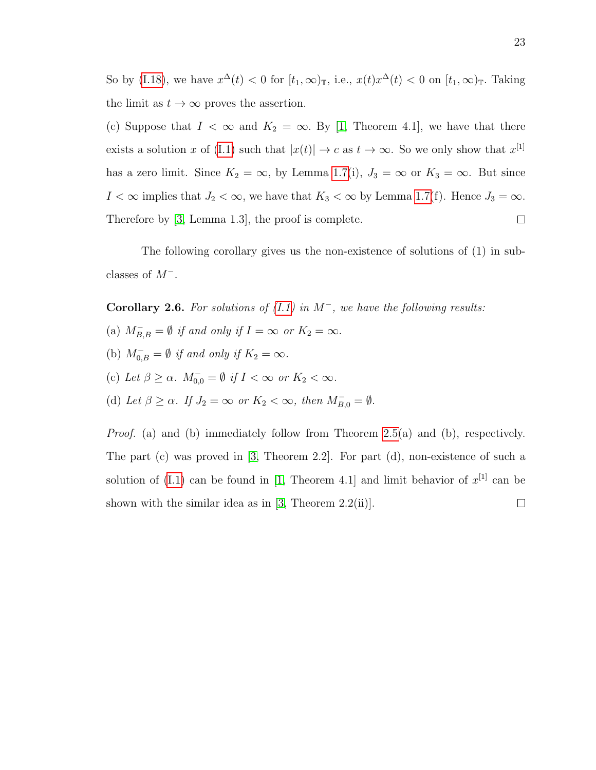So by (I.18), we have $x^{\Delta}(t) < 0$ for $[t_1, \infty)_{\mathbb{T}}$, i.e., $x(t)x^{\Delta}(t) < 0$ on $[t_1, \infty)_{\mathbb{T}}$. Taking the limit as $t \to \infty$ proves the assertion.

(c) Suppose that $I < \infty$ and $K_2 = \infty$. By [1, Theorem 4.1], we have that there exists a solution $x$ of (I.1) such that $|x(t)| \to c$ as $t \to \infty$. So we only show that $x^{[1]}$ has a zero limit. Since $K_2 = \infty$, by Lemma 1.7(i), $J_3 = \infty$ or $K_3 = \infty$. But since $I < \infty$ implies that $J_2 < \infty$, we have that $K_3 < \infty$ by Lemma 1.7(f). Hence $J_3 = \infty$. Therefore by [3, Lemma 1.3], the proof is complete. □

The following corollary gives us the non-existence of solutions of (1) in subclasses of $M^-$.

**Corollary 2.6.** *For solutions of (I.1) in $M^-$, we have the following results:*

(a) $M^-_{B,B} = \emptyset$ *if and only if* $I = \infty$ *or* $K_2 = \infty$.

(b) $M^-_{0,B} = \emptyset$ *if and only if* $K_2 = \infty$.

(c) *Let* $\beta \geq \alpha$. $M^-_{0,0} = \emptyset$ *if* $I < \infty$ *or* $K_2 < \infty$.

(d) *Let* $\beta \geq \alpha$. *If* $J_2 = \infty$ *or* $K_2 < \infty$, *then* $M^-_{B,0} = \emptyset$.

*Proof.* (a) and (b) immediately follow from Theorem 2.5(a) and (b), respectively. The part (c) was proved in [3, Theorem 2.2]. For part (d), non-existence of such a solution of (I.1) can be found in [1, Theorem 4.1] and limit behavior of $x^{[1]}$ can be shown with the similar idea as in [3, Theorem 2.2(ii)]. □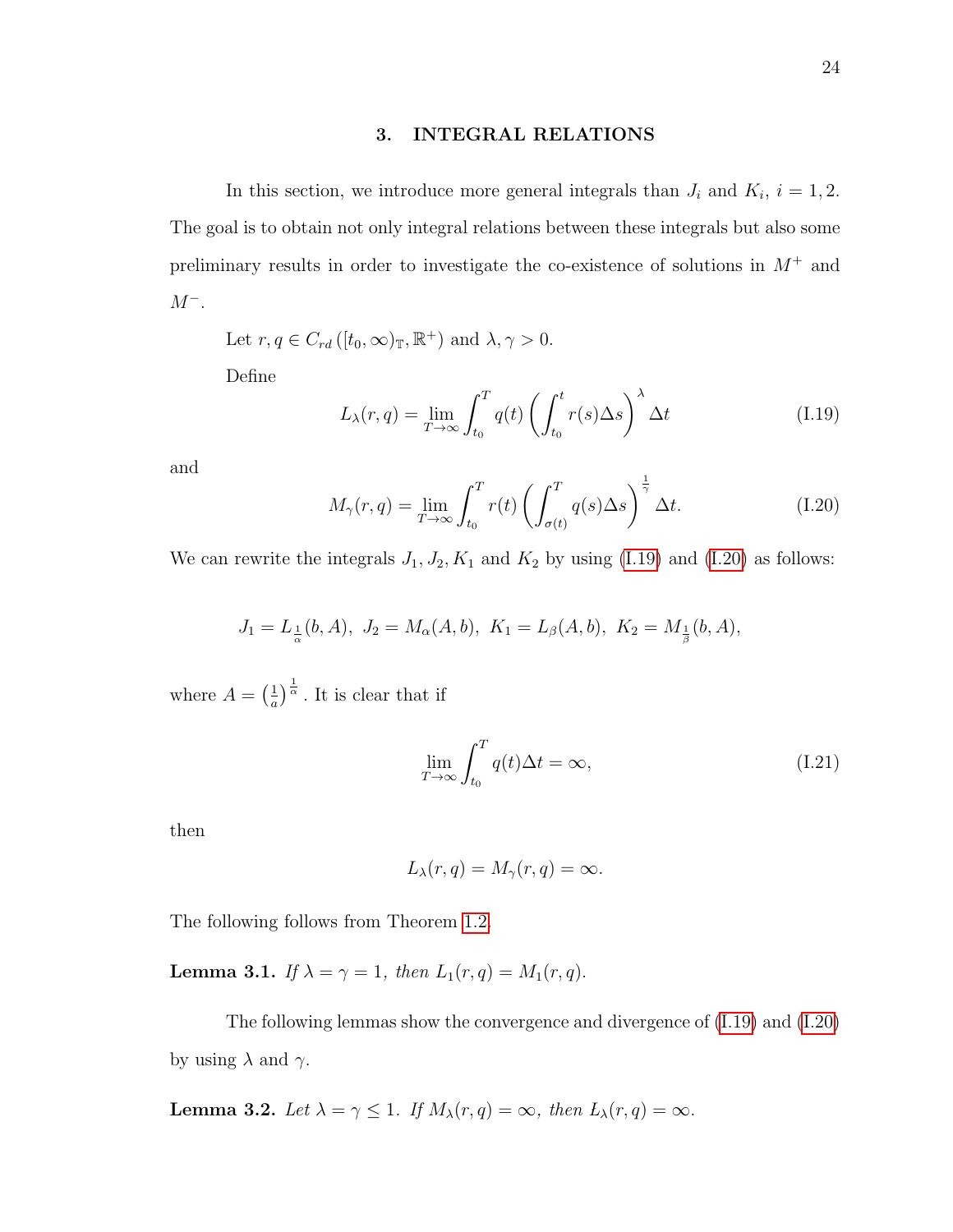# 3. INTEGRAL RELATIONS

In this section, we introduce more general integrals than $J_i$ and $K_i$, $i = 1, 2$. The goal is to obtain not only integral relations between these integrals but also some preliminary results in order to investigate the co-existence of solutions in $M^+$ and $M^-$.

Let $r, q \in C_{rd}\left([t_0, \infty)_{\mathbb{T}}, \mathbb{R}^+\right)$ and $\lambda, \gamma > 0$.

Define

$$L_\lambda(r, q) = \lim_{T\to\infty} \int_{t_0}^{T} q(t) \left( \int_{t_0}^{t} r(s)\Delta s \right)^{\lambda} \Delta t \tag{I.19}$$

and

$$M_\gamma(r, q) = \lim_{T\to\infty} \int_{t_0}^{T} r(t) \left( \int_{\sigma(t)}^{T} q(s)\Delta s \right)^{\frac{1}{\gamma}} \Delta t. \tag{I.20}$$

We can rewrite the integrals $J_1, J_2, K_1$ and $K_2$ by using (I.19) and (I.20) as follows:

$$J_1 = L_{\frac{1}{\alpha}}(b, A),\ J_2 = M_\alpha(A, b),\ K_1 = L_\beta(A, b),\ K_2 = M_{\frac{1}{\beta}}(b, A),$$

where $A = \left(\frac{1}{a}\right)^{\frac{1}{\alpha}}$. It is clear that if

$$\lim_{T\to\infty} \int_{t_0}^{T} q(t)\Delta t = \infty, \tag{I.21}$$

then

$$L_\lambda(r, q) = M_\gamma(r, q) = \infty.$$

The following follows from Theorem 1.2.

**Lemma 3.1.** *If $\lambda = \gamma = 1$, then $L_1(r, q) = M_1(r, q)$.*

The following lemmas show the convergence and divergence of (I.19) and (I.20) by using $\lambda$ and $\gamma$.

**Lemma 3.2.** *Let $\lambda = \gamma \leq 1$. If $M_\lambda(r, q) = \infty$, then $L_\lambda(r, q) = \infty$.*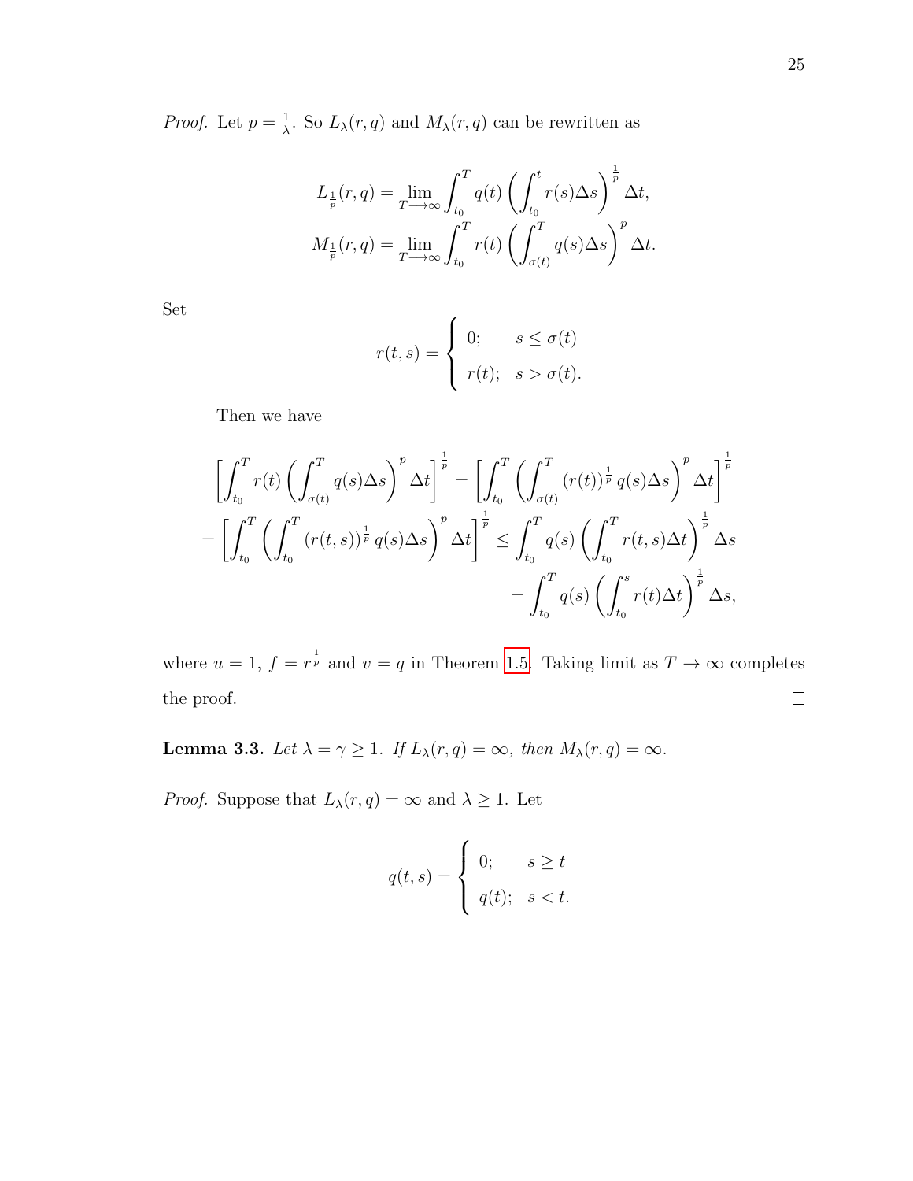*Proof.* Let $p = \frac{1}{\lambda}$. So $L_\lambda(r,q)$ and $M_\lambda(r,q)$ can be rewritten as

$$L_{\frac{1}{p}}(r,q) = \lim_{T \longrightarrow \infty} \int_{t_0}^{T} q(t) \left( \int_{t_0}^{t} r(s) \Delta s \right)^{\frac{1}{p}} \Delta t,$$
$$M_{\frac{1}{p}}(r,q) = \lim_{T \longrightarrow \infty} \int_{t_0}^{T} r(t) \left( \int_{\sigma(t)}^{T} q(s) \Delta s \right)^{p} \Delta t.$$

Set

$$r(t,s) = \begin{cases} 0; & s \leq \sigma(t) \\ r(t); & s > \sigma(t). \end{cases}$$

Then we have

$$\left[ \int_{t_0}^{T} r(t) \left( \int_{\sigma(t)}^{T} q(s) \Delta s \right)^{p} \Delta t \right]^{\frac{1}{p}} = \left[ \int_{t_0}^{T} \left( \int_{\sigma(t)}^{T} (r(t))^{\frac{1}{p}} q(s) \Delta s \right)^{p} \Delta t \right]^{\frac{1}{p}}$$
$$= \left[ \int_{t_0}^{T} \left( \int_{t_0}^{T} (r(t,s))^{\frac{1}{p}} q(s) \Delta s \right)^{p} \Delta t \right]^{\frac{1}{p}} \leq \int_{t_0}^{T} q(s) \left( \int_{t_0}^{T} r(t,s) \Delta t \right)^{\frac{1}{p}} \Delta s$$
$$= \int_{t_0}^{T} q(s) \left( \int_{t_0}^{s} r(t) \Delta t \right)^{\frac{1}{p}} \Delta s,$$

where $u = 1$, $f = r^{\frac{1}{p}}$ and $v = q$ in Theorem 1.5. Taking limit as $T \to \infty$ completes the proof. □

**Lemma 3.3.** *Let $\lambda = \gamma \geq 1$. If $L_\lambda(r,q) = \infty$, then $M_\lambda(r,q) = \infty$.*

*Proof.* Suppose that $L_\lambda(r,q) = \infty$ and $\lambda \geq 1$. Let

$$q(t,s) = \begin{cases} 0; & s \geq t \\ q(t); & s < t. \end{cases}$$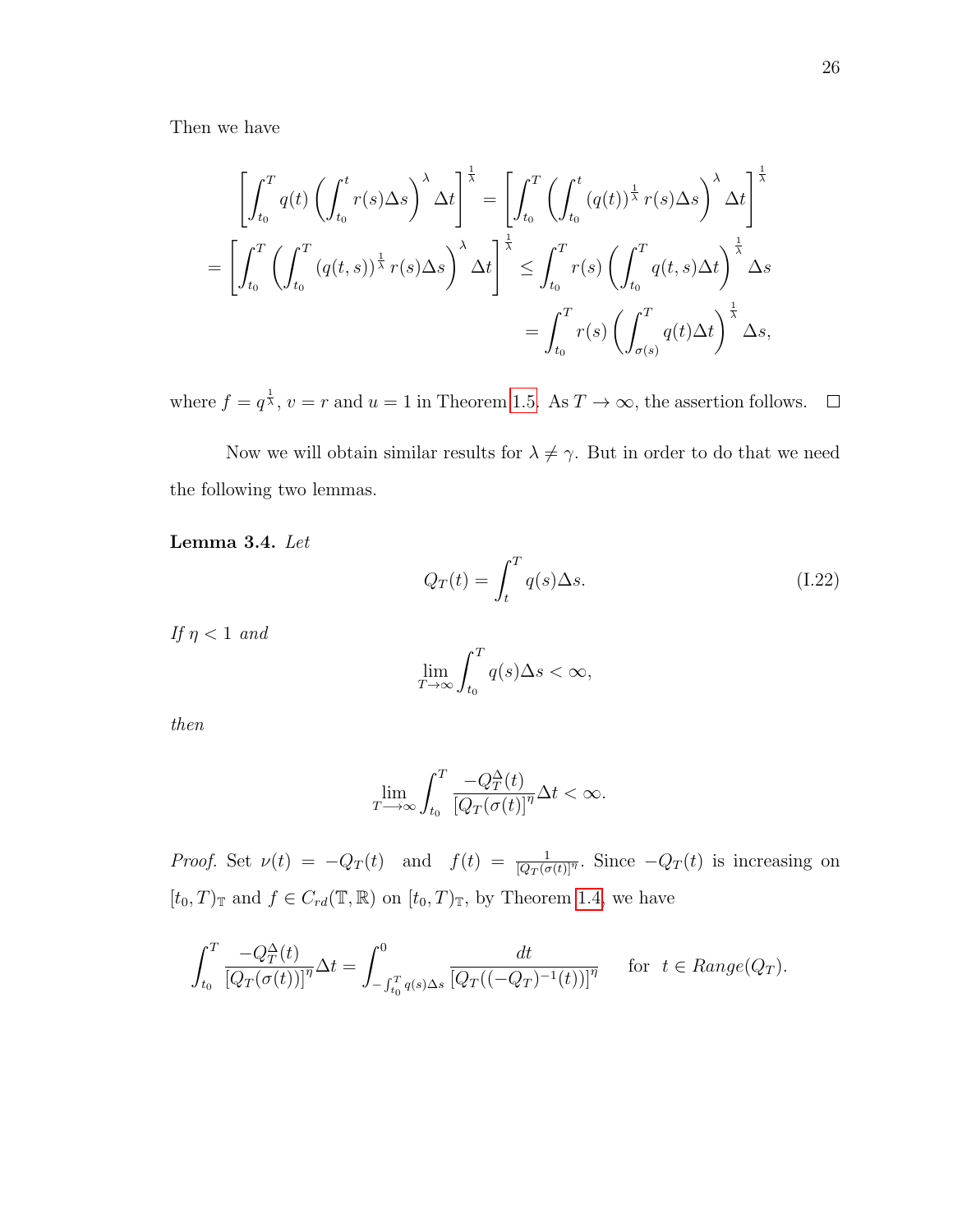Then we have

$$\left[\int_{t_0}^{T} q(t)\left(\int_{t_0}^{t} r(s)\Delta s\right)^{\lambda}\Delta t\right]^{\frac{1}{\lambda}} = \left[\int_{t_0}^{T}\left(\int_{t_0}^{t} (q(t))^{\frac{1}{\lambda}} r(s)\Delta s\right)^{\lambda}\Delta t\right]^{\frac{1}{\lambda}}$$

$$= \left[\int_{t_0}^{T}\left(\int_{t_0}^{T} (q(t,s))^{\frac{1}{\lambda}} r(s)\Delta s\right)^{\lambda}\Delta t\right]^{\frac{1}{\lambda}} \leq \int_{t_0}^{T} r(s)\left(\int_{t_0}^{T} q(t,s)\Delta t\right)^{\frac{1}{\lambda}}\Delta s$$

$$= \int_{t_0}^{T} r(s)\left(\int_{\sigma(s)}^{T} q(t)\Delta t\right)^{\frac{1}{\lambda}}\Delta s,$$

where $f = q^{\frac{1}{\lambda}}$, $v = r$ and $u = 1$ in Theorem 1.5. As $T \to \infty$, the assertion follows. $\square$

Now we will obtain similar results for $\lambda \neq \gamma$. But in order to do that we need the following two lemmas.

**Lemma 3.4.** *Let*

$$Q_T(t) = \int_{t}^{T} q(s)\Delta s. \tag{I.22}$$

*If* $\eta < 1$ *and*

$$\lim_{T\to\infty}\int_{t_0}^{T} q(s)\Delta s < \infty,$$

*then*

$$\lim_{T\longrightarrow\infty}\int_{t_0}^{T}\frac{-Q_T^{\Delta}(t)}{[Q_T(\sigma(t))]^{\eta}}\Delta t < \infty.$$

*Proof.* Set $\nu(t) = -Q_T(t)$ and $f(t) = \frac{1}{[Q_T(\sigma(t))]^{\eta}}$. Since $-Q_T(t)$ is increasing on $[t_0,T)_{\mathbb{T}}$ and $f \in C_{rd}(\mathbb{T},\mathbb{R})$ on $[t_0,T)_{\mathbb{T}}$, by Theorem 1.4, we have

$$\int_{t_0}^{T}\frac{-Q_T^{\Delta}(t)}{[Q_T(\sigma(t))]^{\eta}}\Delta t = \int_{-\int_{t_0}^{T} q(s)\Delta s}^{0}\frac{dt}{[Q_T((-Q_T)^{-1}(t))]^{\eta}} \quad \text{ for } \ t \in Range(Q_T).$$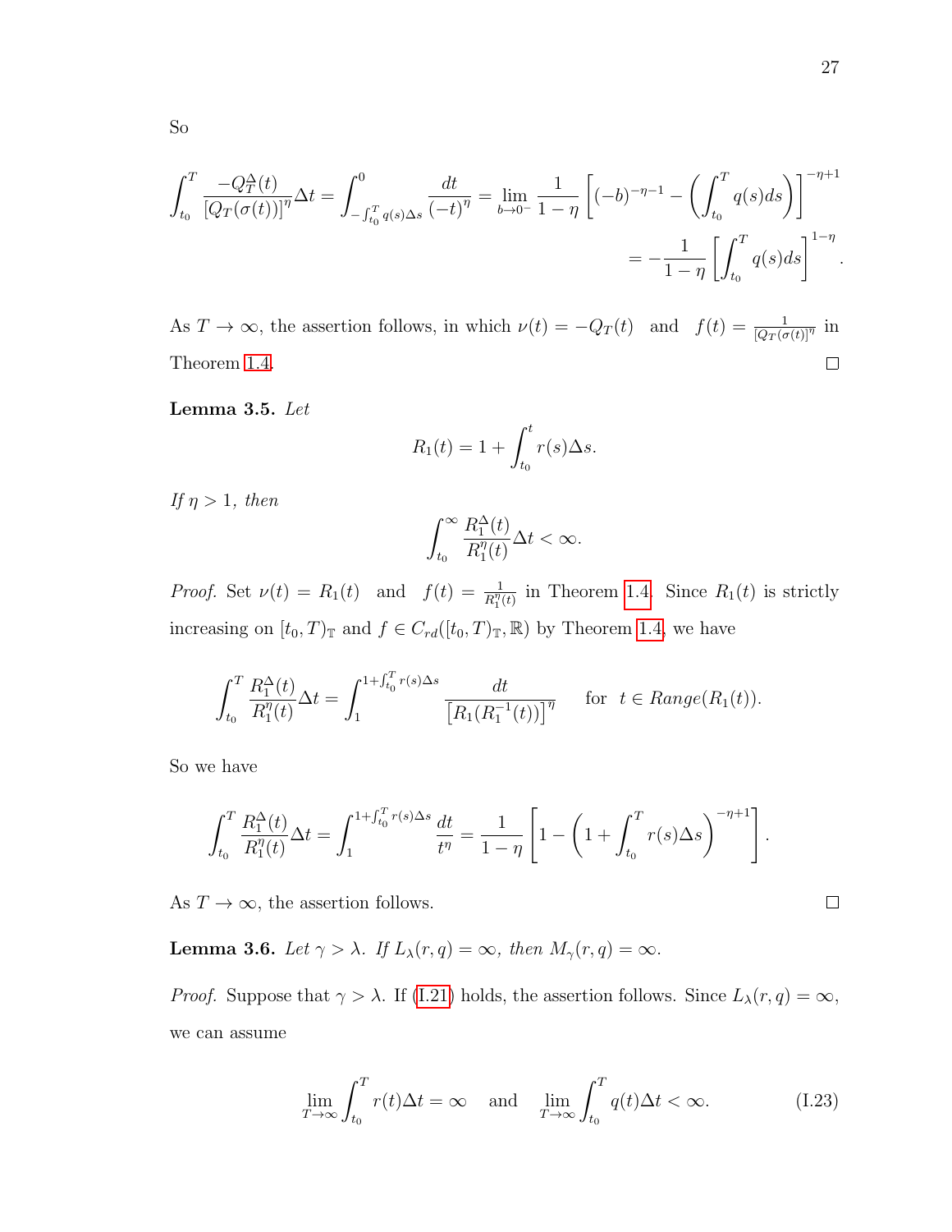So

$$\int_{t_0}^{T} \frac{-Q_T^{\Delta}(t)}{[Q_T(\sigma(t))]^{\eta}}\Delta t = \int_{-\int_{t_0}^{T} q(s)\Delta s}^{0} \frac{dt}{(-t)^{\eta}} = \lim_{b \to 0^-} \frac{1}{1-\eta}\left[(-b)^{-\eta-1} - \left(\int_{t_0}^{T} q(s)ds\right)\right]^{-\eta+1}$$

$$= -\frac{1}{1-\eta}\left[\int_{t_0}^{T} q(s)ds\right]^{1-\eta}.$$

As $T \to \infty$, the assertion follows, in which $\nu(t) = -Q_T(t)$ and $f(t) = \frac{1}{[Q_T(\sigma(t))]^{\eta}}$ in Theorem 1.4. □

**Lemma 3.5.** *Let*

$$R_1(t) = 1 + \int_{t_0}^{t} r(s)\Delta s.$$

*If $\eta > 1$, then*

$$\int_{t_0}^{\infty} \frac{R_1^{\Delta}(t)}{R_1^{\eta}(t)}\Delta t < \infty.$$

*Proof.* Set $\nu(t) = R_1(t)$ and $f(t) = \frac{1}{R_1^{\eta}(t)}$ in Theorem 1.4. Since $R_1(t)$ is strictly increasing on $[t_0, T)_{\mathbb{T}}$ and $f \in C_{rd}([t_0, T)_{\mathbb{T}}, \mathbb{R})$ by Theorem 1.4, we have

$$\int_{t_0}^{T} \frac{R_1^{\Delta}(t)}{R_1^{\eta}(t)}\Delta t = \int_{1}^{1+\int_{t_0}^{T} r(s)\Delta s} \frac{dt}{\left[R_1(R_1^{-1}(t))\right]^{\eta}} \quad \text{for } t \in Range(R_1(t)).$$

So we have

$$\int_{t_0}^{T} \frac{R_1^{\Delta}(t)}{R_1^{\eta}(t)}\Delta t = \int_{1}^{1+\int_{t_0}^{T} r(s)\Delta s} \frac{dt}{t^{\eta}} = \frac{1}{1-\eta}\left[1 - \left(1 + \int_{t_0}^{T} r(s)\Delta s\right)^{-\eta+1}\right].$$

As $T \to \infty$, the assertion follows. □

**Lemma 3.6.** *Let $\gamma > \lambda$. If $L_{\lambda}(r, q) = \infty$, then $M_{\gamma}(r, q) = \infty$.*

*Proof.* Suppose that $\gamma > \lambda$. If (I.21) holds, the assertion follows. Since $L_{\lambda}(r, q) = \infty$, we can assume

$$\lim_{T \to \infty} \int_{t_0}^{T} r(t)\Delta t = \infty \quad \text{and} \quad \lim_{T \to \infty} \int_{t_0}^{T} q(t)\Delta t < \infty. \tag{I.23}$$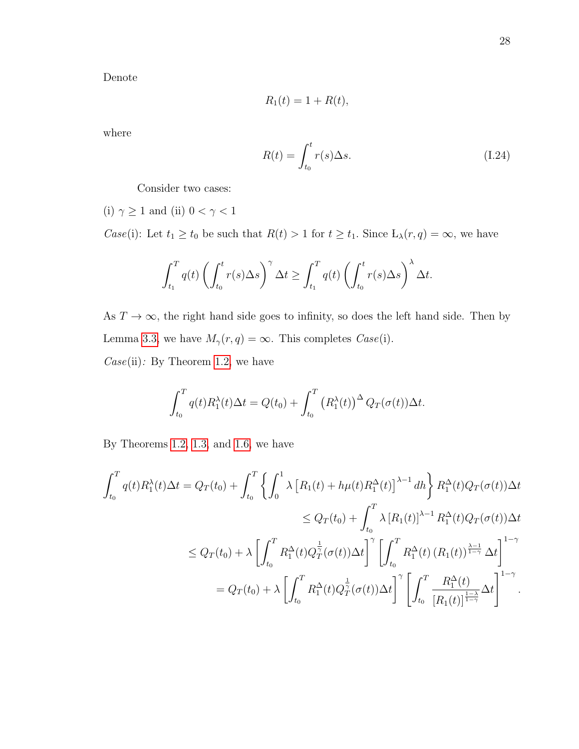Denote

$$R_1(t) = 1 + R(t),$$

where

$$R(t) = \int_{t_0}^{t} r(s)\Delta s. \tag{I.24}$$

Consider two cases:

(i) $\gamma \geq 1$ and (ii) $0 < \gamma < 1$

*Case*(i): Let $t_1 \geq t_0$ be such that $R(t) > 1$ for $t \geq t_1$. Since $Ł_\lambda(r, q) = \infty$, we have

$$\int_{t_1}^{T} q(t) \left( \int_{t_0}^{t} r(s)\Delta s \right)^{\gamma} \Delta t \geq \int_{t_1}^{T} q(t) \left( \int_{t_0}^{t} r(s)\Delta s \right)^{\lambda} \Delta t.$$

As $T \to \infty$, the right hand side goes to infinity, so does the left hand side. Then by Lemma 3.3, we have $M_\gamma(r, q) = \infty$. This completes *Case*(i).

*Case*(ii): By Theorem 1.2, we have

$$\int_{t_0}^{T} q(t) R_1^{\lambda}(t) \Delta t = Q(t_0) + \int_{t_0}^{T} \left( R_1^{\lambda}(t) \right)^{\Delta} Q_T(\sigma(t)) \Delta t.$$

By Theorems 1.2, 1.3, and 1.6, we have

$$\begin{aligned}
\int_{t_0}^{T} q(t) R_1^{\lambda}(t) \Delta t &= Q_T(t_0) + \int_{t_0}^{T} \left\{ \int_0^1 \lambda \left[ R_1(t) + h\mu(t) R_1^{\Delta}(t) \right]^{\lambda - 1} dh \right\} R_1^{\Delta}(t) Q_T(\sigma(t)) \Delta t \\
&\leq Q_T(t_0) + \int_{t_0}^{T} \lambda \left[ R_1(t) \right]^{\lambda - 1} R_1^{\Delta}(t) Q_T(\sigma(t)) \Delta t \\
&\leq Q_T(t_0) + \lambda \left[ \int_{t_0}^{T} R_1^{\Delta}(t) Q_T^{\frac{1}{\gamma}}(\sigma(t)) \Delta t \right]^{\gamma} \left[ \int_{t_0}^{T} R_1^{\Delta}(t) \left( R_1(t) \right)^{\frac{\lambda - 1}{1 - \gamma}} \Delta t \right]^{1 - \gamma} \\
&= Q_T(t_0) + \lambda \left[ \int_{t_0}^{T} R_1^{\Delta}(t) Q_T^{\frac{1}{\gamma}}(\sigma(t)) \Delta t \right]^{\gamma} \left[ \int_{t_0}^{T} \frac{R_1^{\Delta}(t)}{\left[ R_1(t) \right]^{\frac{1 - \lambda}{1 - \gamma}}} \Delta t \right]^{1 - \gamma}.
\end{aligned}$$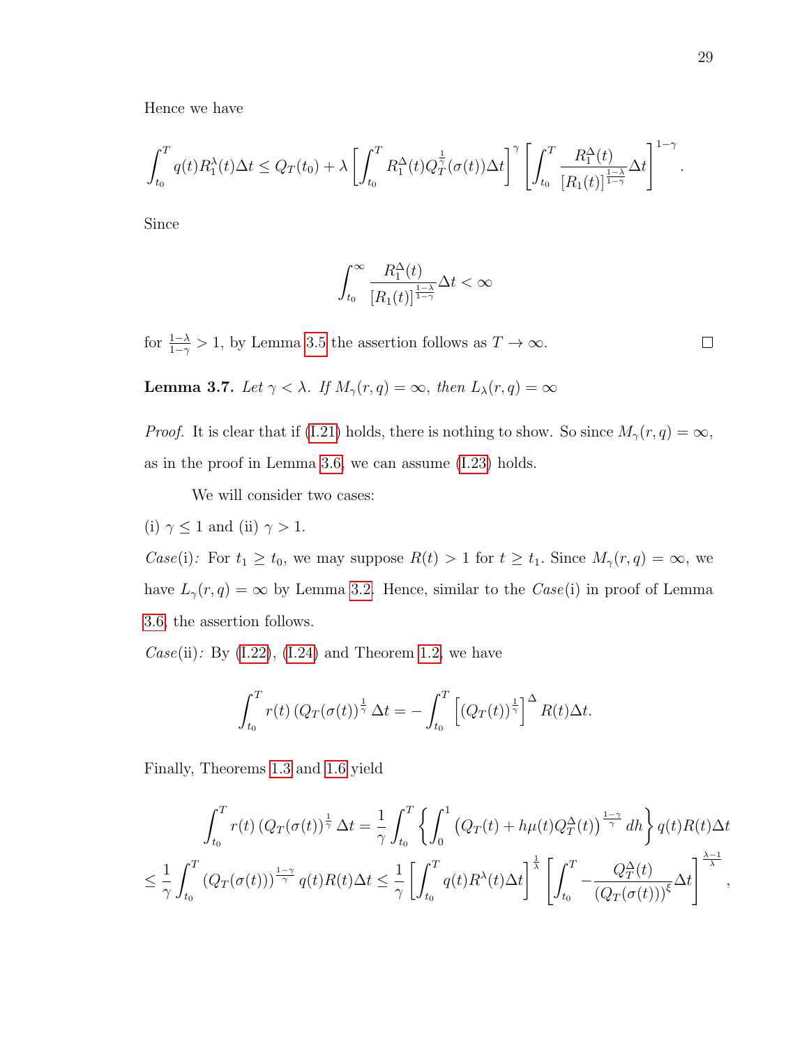Hence we have

$$\int_{t_0}^{T} q(t)R_1^{\lambda}(t)\Delta t \le Q_T(t_0) + \lambda \left[\int_{t_0}^{T} R_1^{\Delta}(t)Q_T^{\frac{1}{\gamma}}(\sigma(t))\Delta t\right]^{\gamma} \left[\int_{t_0}^{T} \frac{R_1^{\Delta}(t)}{[R_1(t)]^{\frac{1-\lambda}{1-\gamma}}}\Delta t\right]^{1-\gamma}.$$

Since

$$\int_{t_0}^{\infty} \frac{R_1^{\Delta}(t)}{[R_1(t)]^{\frac{1-\lambda}{1-\gamma}}}\Delta t < \infty$$

for $\frac{1-\lambda}{1-\gamma} > 1$, by Lemma 3.5 the assertion follows as $T \to \infty$. □

**Lemma 3.7.** *Let $\gamma < \lambda$. If $M_\gamma(r,q) = \infty$, then $L_\lambda(r,q) = \infty$*

*Proof.* It is clear that if (I.21) holds, there is nothing to show. So since $M_\gamma(r,q) = \infty$, as in the proof in Lemma 3.6, we can assume (I.23) holds.

We will consider two cases:

(i) $\gamma \le 1$ and (ii) $\gamma > 1$.

*Case*(i)*:* For $t_1 \ge t_0$, we may suppose $R(t) > 1$ for $t \ge t_1$. Since $M_\gamma(r,q) = \infty$, we have $L_\gamma(r,q) = \infty$ by Lemma 3.2. Hence, similar to the *Case*(i) in proof of Lemma 3.6, the assertion follows.

*Case*(ii)*:* By (I.22), (I.24) and Theorem 1.2, we have

$$\int_{t_0}^{T} r(t)\left(Q_T(\sigma(t))^{\frac{1}{\gamma}}\Delta t = -\int_{t_0}^{T}\left[(Q_T(t))^{\frac{1}{\gamma}}\right]^{\Delta} R(t)\Delta t.$$

Finally, Theorems 1.3 and 1.6 yield

$$\int_{t_0}^{T} r(t)\left(Q_T(\sigma(t))\right)^{\frac{1}{\gamma}}\Delta t = \frac{1}{\gamma}\int_{t_0}^{T}\left\{\int_0^1 \left(Q_T(t) + h\mu(t)Q_T^{\Delta}(t)\right)^{\frac{1-\gamma}{\gamma}} dh\right\} q(t)R(t)\Delta t$$

$$\le \frac{1}{\gamma}\int_{t_0}^{T}\left(Q_T(\sigma(t))\right)^{\frac{1-\gamma}{\gamma}} q(t)R(t)\Delta t \le \frac{1}{\gamma}\left[\int_{t_0}^{T} q(t)R^{\lambda}(t)\Delta t\right]^{\frac{1}{\lambda}}\left[\int_{t_0}^{T} -\frac{Q_T^{\Delta}(t)}{(Q_T(\sigma(t)))^{\xi}}\Delta t\right]^{\frac{\lambda-1}{\lambda}},$$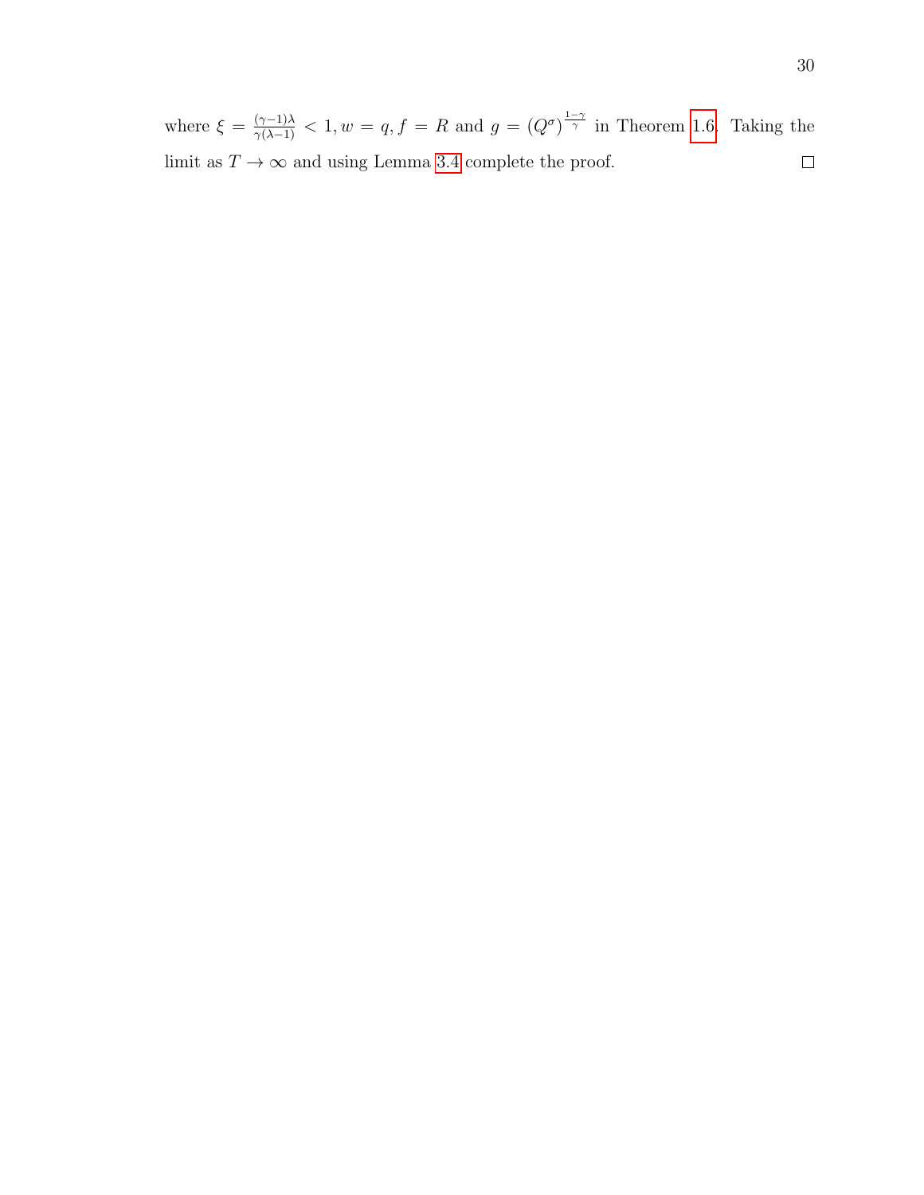where $\xi = \frac{(\gamma-1)\lambda}{\gamma(\lambda-1)} < 1, w = q, f = R$ and $g = (Q^{\sigma})^{\frac{1-\gamma}{\gamma}}$ in Theorem 1.6. Taking the limit as $T \to \infty$ and using Lemma 3.4 complete the proof. $\square$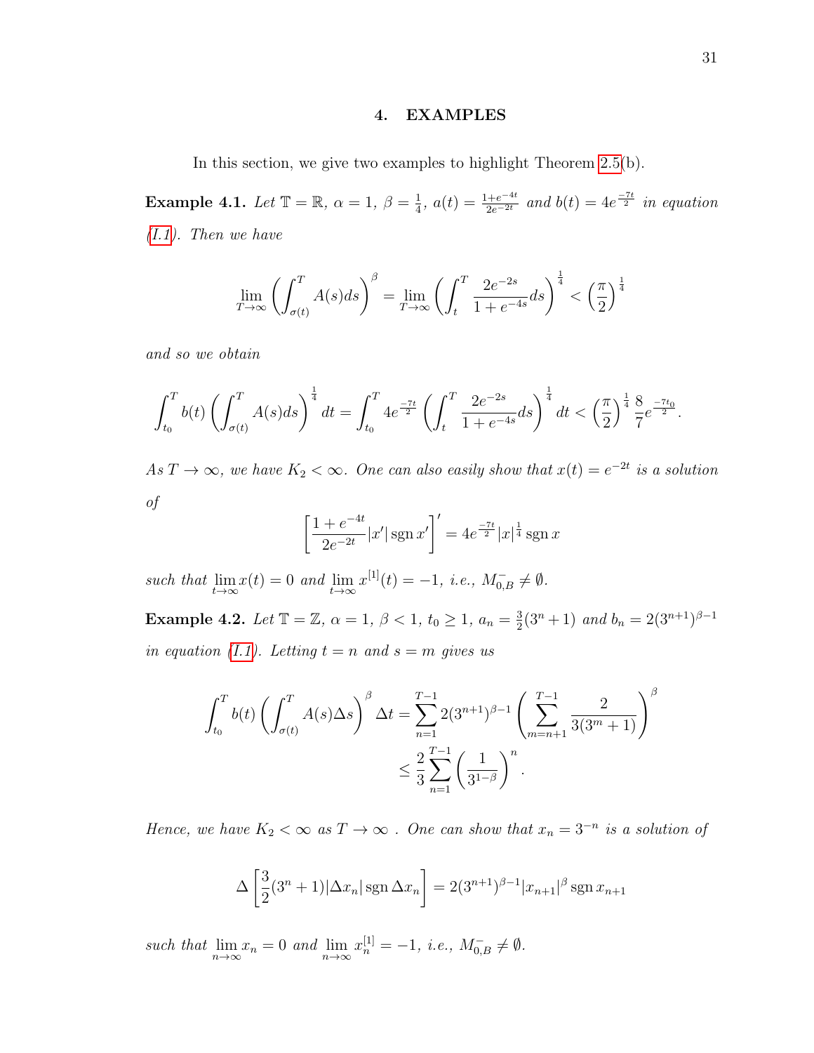## 4. EXAMPLES

In this section, we give two examples to highlight Theorem 2.5(b).

**Example 4.1.** *Let $\mathbb{T} = \mathbb{R}$, $\alpha = 1$, $\beta = \frac{1}{4}$, $a(t) = \frac{1+e^{-4t}}{2e^{-2t}}$ and $b(t) = 4e^{\frac{-7t}{2}}$ in equation (I.1). Then we have*

$$\lim_{T\to\infty}\left(\int_{\sigma(t)}^{T} A(s)ds\right)^{\beta} = \lim_{T\to\infty}\left(\int_{t}^{T} \frac{2e^{-2s}}{1+e^{-4s}}ds\right)^{\frac{1}{4}} < \left(\frac{\pi}{2}\right)^{\frac{1}{4}}$$

*and so we obtain*

$$\int_{t_0}^{T} b(t)\left(\int_{\sigma(t)}^{T} A(s)ds\right)^{\frac{1}{4}} dt = \int_{t_0}^{T} 4e^{\frac{-7t}{2}}\left(\int_{t}^{T} \frac{2e^{-2s}}{1+e^{-4s}}ds\right)^{\frac{1}{4}} dt < \left(\frac{\pi}{2}\right)^{\frac{1}{4}}\frac{8}{7}e^{\frac{-7t_0}{2}}.$$

*As $T \to \infty$, we have $K_2 < \infty$. One can also easily show that $x(t) = e^{-2t}$ is a solution of*

$$\left[\frac{1+e^{-4t}}{2e^{-2t}}|x'|\operatorname{sgn} x'\right]' = 4e^{\frac{-7t}{2}}|x|^{\frac{1}{4}}\operatorname{sgn} x$$

*such that $\lim_{t\to\infty} x(t) = 0$ and $\lim_{t\to\infty} x^{[1]}(t) = -1$, i.e., $M_{0,B}^{-} \neq \emptyset$.*

**Example 4.2.** *Let $\mathbb{T} = \mathbb{Z}$, $\alpha = 1$, $\beta < 1$, $t_0 \geq 1$, $a_n = \frac{3}{2}(3^n + 1)$ and $b_n = 2(3^{n+1})^{\beta-1}$ in equation (I.1). Letting $t = n$ and $s = m$ gives us*

$$\begin{aligned}\int_{t_0}^{T} b(t)\left(\int_{\sigma(t)}^{T} A(s)\Delta s\right)^{\beta}\Delta t &= \sum_{n=1}^{T-1} 2(3^{n+1})^{\beta-1}\left(\sum_{m=n+1}^{T-1}\frac{2}{3(3^m+1)}\right)^{\beta} \\ &\leq \frac{2}{3}\sum_{n=1}^{T-1}\left(\frac{1}{3^{1-\beta}}\right)^{n}.\end{aligned}$$

*Hence, we have $K_2 < \infty$ as $T \to \infty$ . One can show that $x_n = 3^{-n}$ is a solution of*

$$\Delta\left[\frac{3}{2}(3^n+1)|\Delta x_n|\operatorname{sgn}\Delta x_n\right] = 2(3^{n+1})^{\beta-1}|x_{n+1}|^{\beta}\operatorname{sgn} x_{n+1}$$

*such that $\lim_{n\to\infty} x_n = 0$ and $\lim_{n\to\infty} x_n^{[1]} = -1$, i.e., $M_{0,B}^{-} \neq \emptyset$.*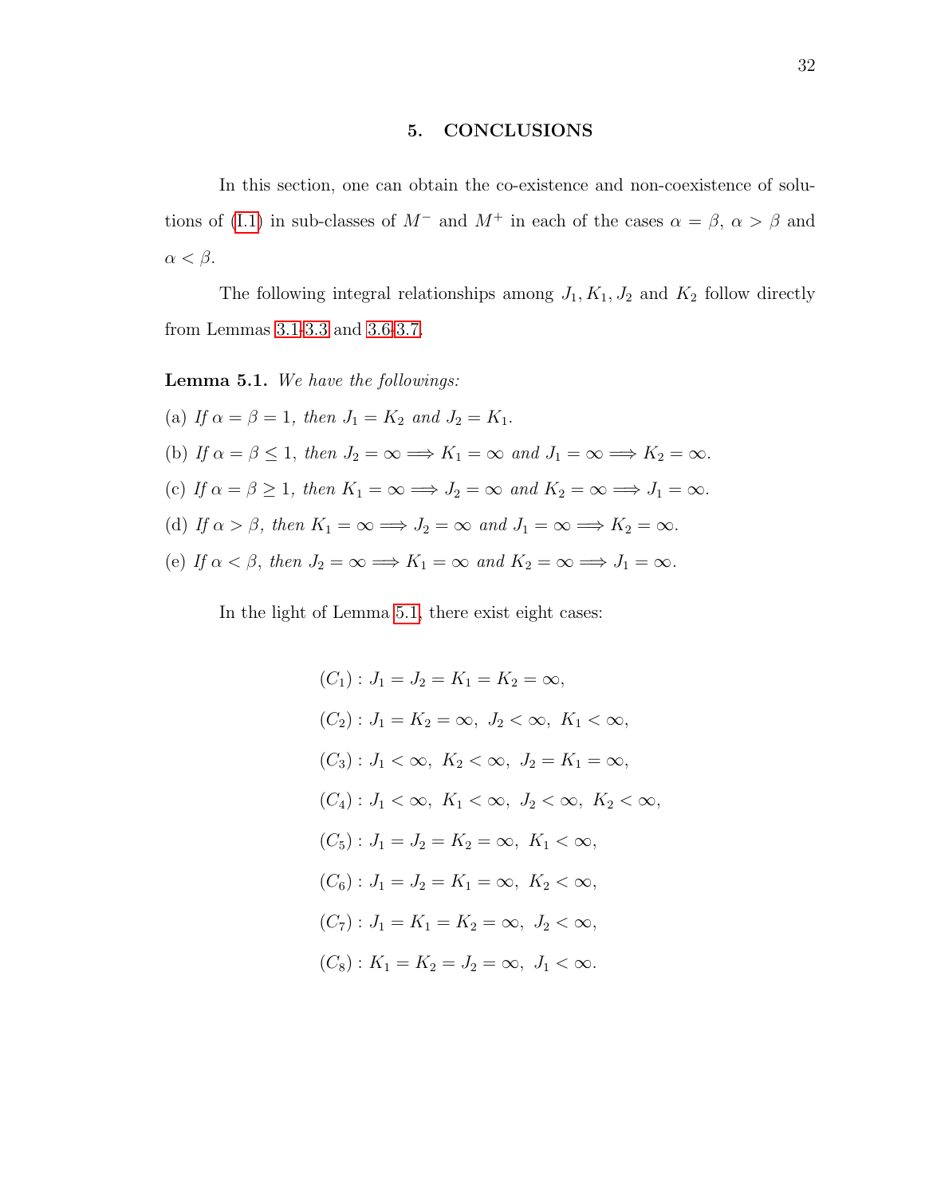## 5. CONCLUSIONS

In this section, one can obtain the co-existence and non-coexistence of solutions of (I.1) in sub-classes of $M^-$ and $M^+$ in each of the cases $\alpha = \beta$, $\alpha > \beta$ and $\alpha < \beta$.

The following integral relationships among $J_1, K_1, J_2$ and $K_2$ follow directly from Lemmas 3.1-3.3 and 3.6-3.7.

**Lemma 5.1.** *We have the followings:*

(a) *If $\alpha = \beta = 1$, then $J_1 = K_2$ and $J_2 = K_1$.*

(b) *If $\alpha = \beta \leq 1$, then $J_2 = \infty \Longrightarrow K_1 = \infty$ and $J_1 = \infty \Longrightarrow K_2 = \infty$.*

(c) *If $\alpha = \beta \geq 1$, then $K_1 = \infty \Longrightarrow J_2 = \infty$ and $K_2 = \infty \Longrightarrow J_1 = \infty$.*

(d) *If $\alpha > \beta$, then $K_1 = \infty \Longrightarrow J_2 = \infty$ and $J_1 = \infty \Longrightarrow K_2 = \infty$.*

(e) *If $\alpha < \beta$, then $J_2 = \infty \Longrightarrow K_1 = \infty$ and $K_2 = \infty \Longrightarrow J_1 = \infty$.*

In the light of Lemma 5.1, there exist eight cases:

$$(C_1): J_1 = J_2 = K_1 = K_2 = \infty,$$

$$(C_2): J_1 = K_2 = \infty,\ J_2 < \infty,\ K_1 < \infty,$$

$$(C_3): J_1 < \infty,\ K_2 < \infty,\ J_2 = K_1 = \infty,$$

$$(C_4): J_1 < \infty,\ K_1 < \infty,\ J_2 < \infty,\ K_2 < \infty,$$

$$(C_5): J_1 = J_2 = K_2 = \infty,\ K_1 < \infty,$$

$$(C_6): J_1 = J_2 = K_1 = \infty,\ K_2 < \infty,$$

$$(C_7): J_1 = K_1 = K_2 = \infty,\ J_2 < \infty,$$

$$(C_8): K_1 = K_2 = J_2 = \infty,\ J_1 < \infty.$$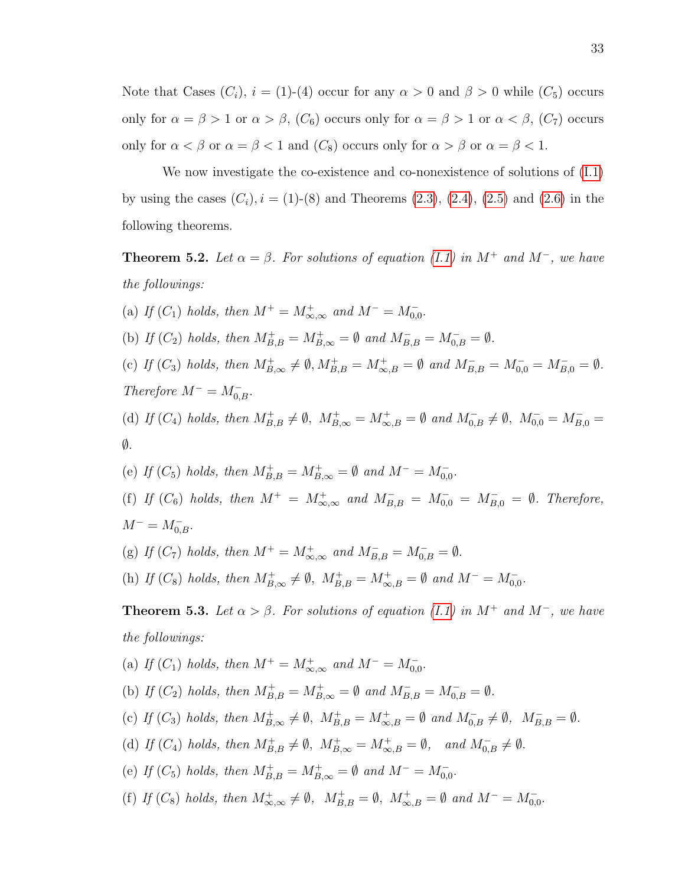Note that Cases $(C_i)$, $i = (1)$-$(4)$ occur for any $\alpha > 0$ and $\beta > 0$ while $(C_5)$ occurs only for $\alpha = \beta > 1$ or $\alpha > \beta$, $(C_6)$ occurs only for $\alpha = \beta > 1$ or $\alpha < \beta$, $(C_7)$ occurs only for $\alpha < \beta$ or $\alpha = \beta < 1$ and $(C_8)$ occurs only for $\alpha > \beta$ or $\alpha = \beta < 1$.

We now investigate the co-existence and co-nonexistence of solutions of (I.1) by using the cases $(C_i)$, $i = (1)$-$(8)$ and Theorems (2.3), (2.4), (2.5) and (2.6) in the following theorems.

**Theorem 5.2.** *Let $\alpha = \beta$. For solutions of equation (I.1) in $M^+$ and $M^-$, we have the followings:*

(a) *If $(C_1)$ holds, then $M^+ = M^+_{\infty,\infty}$ and $M^- = M^-_{0,0}$.*

(b) *If $(C_2)$ holds, then $M^+_{B,B} = M^+_{B,\infty} = \emptyset$ and $M^-_{B,B} = M^-_{0,B} = \emptyset$.*

(c) *If $(C_3)$ holds, then $M^+_{B,\infty} \neq \emptyset, M^+_{B,B} = M^+_{\infty,B} = \emptyset$ and $M^-_{B,B} = M^-_{0,0} = M^-_{B,0} = \emptyset$. Therefore $M^- = M^-_{0,B}$.*

(d) *If $(C_4)$ holds, then $M^+_{B,B} \neq \emptyset,\ M^+_{B,\infty} = M^+_{\infty,B} = \emptyset$ and $M^-_{0,B} \neq \emptyset,\ M^-_{0,0} = M^-_{B,0} = \emptyset$.*

(e) *If $(C_5)$ holds, then $M^+_{B,B} = M^+_{B,\infty} = \emptyset$ and $M^- = M^-_{0,0}$.*

(f) *If $(C_6)$ holds, then $M^+ = M^+_{\infty,\infty}$ and $M^-_{B,B} = M^-_{0,0} = M^-_{B,0} = \emptyset$. Therefore, $M^- = M^-_{0,B}$.*

(g) *If $(C_7)$ holds, then $M^+ = M^+_{\infty,\infty}$ and $M^-_{B,B} = M^-_{0,B} = \emptyset$.*

(h) *If $(C_8)$ holds, then $M^+_{B,\infty} \neq \emptyset,\ M^+_{B,B} = M^+_{\infty,B} = \emptyset$ and $M^- = M^-_{0,0}$.*

**Theorem 5.3.** *Let $\alpha > \beta$. For solutions of equation (I.1) in $M^+$ and $M^-$, we have the followings:*

(a) *If $(C_1)$ holds, then $M^+ = M^+_{\infty,\infty}$ and $M^- = M^-_{0,0}$.*

(b) *If $(C_2)$ holds, then $M^+_{B,B} = M^+_{B,\infty} = \emptyset$ and $M^-_{B,B} = M^-_{0,B} = \emptyset$.*

(c) *If $(C_3)$ holds, then $M^+_{B,\infty} \neq \emptyset,\ M^+_{B,B} = M^+_{\infty,B} = \emptyset$ and $M^-_{0,B} \neq \emptyset,\ \ M^-_{B,B} = \emptyset$.*

(d) *If $(C_4)$ holds, then $M^+_{B,B} \neq \emptyset,\ M^+_{B,\infty} = M^+_{\infty,B} = \emptyset,\ $ and $M^-_{0,B} \neq \emptyset$.*

(e) *If $(C_5)$ holds, then $M^+_{B,B} = M^+_{B,\infty} = \emptyset$ and $M^- = M^-_{0,0}$.*

(f) *If $(C_8)$ holds, then $M^+_{\infty,\infty} \neq \emptyset,\ \ M^+_{B,B} = \emptyset,\ M^+_{\infty,B} = \emptyset$ and $M^- = M^-_{0,0}$.*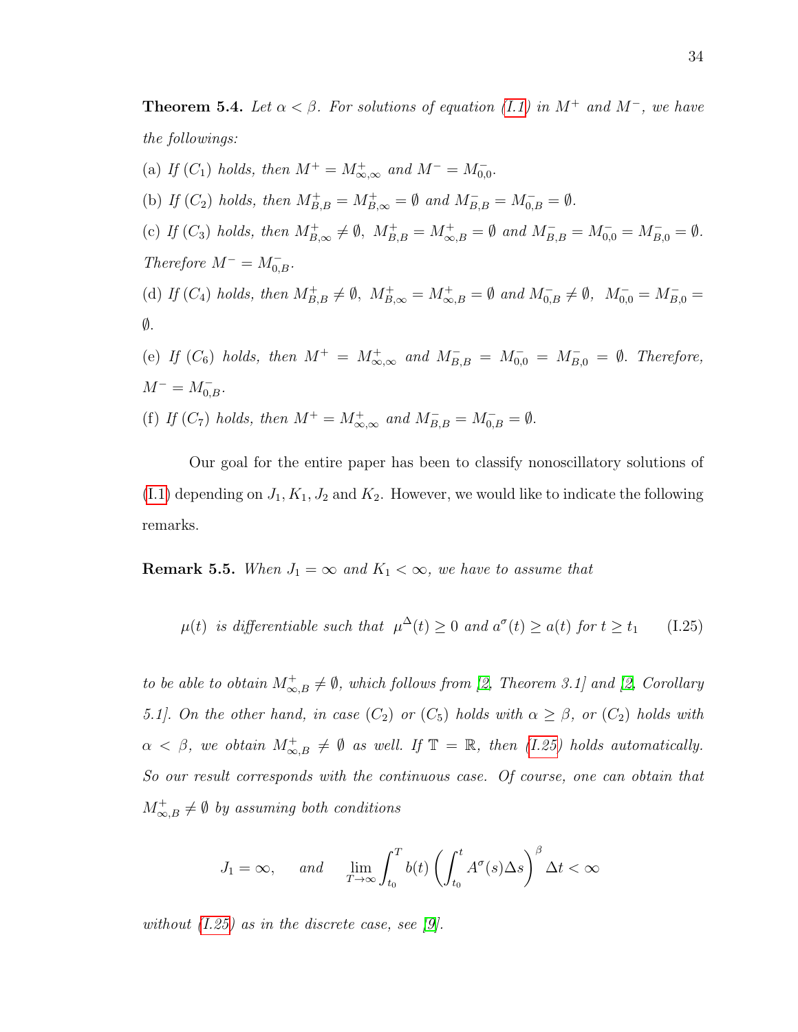**Theorem 5.4.** *Let $\alpha < \beta$. For solutions of equation (I.1) in $M^+$ and $M^-$, we have the followings:*

(a) *If $(C_1)$ holds, then $M^+ = M^+_{\infty,\infty}$ and $M^- = M^-_{0,0}$.*

(b) *If $(C_2)$ holds, then $M^+_{B,B} = M^+_{B,\infty} = \emptyset$ and $M^-_{B,B} = M^-_{0,B} = \emptyset$.*

(c) *If $(C_3)$ holds, then $M^+_{B,\infty} \neq \emptyset$, $M^+_{B,B} = M^+_{\infty,B} = \emptyset$ and $M^-_{B,B} = M^-_{0,0} = M^-_{B,0} = \emptyset$. Therefore $M^- = M^-_{0,B}$.*

(d) *If $(C_4)$ holds, then $M^+_{B,B} \neq \emptyset$, $M^+_{B,\infty} = M^+_{\infty,B} = \emptyset$ and $M^-_{0,B} \neq \emptyset$, $M^-_{0,0} = M^-_{B,0} = \emptyset$.*

(e) *If $(C_6)$ holds, then $M^+ = M^+_{\infty,\infty}$ and $M^-_{B,B} = M^-_{0,0} = M^-_{B,0} = \emptyset$. Therefore, $M^- = M^-_{0,B}$.*

(f) *If $(C_7)$ holds, then $M^+ = M^+_{\infty,\infty}$ and $M^-_{B,B} = M^-_{0,B} = \emptyset$.*

Our goal for the entire paper has been to classify nonoscillatory solutions of (I.1) depending on $J_1, K_1, J_2$ and $K_2$. However, we would like to indicate the following remarks.

**Remark 5.5.** *When $J_1 = \infty$ and $K_1 < \infty$, we have to assume that*

$$\mu(t) \text{ is differentiable such that } \mu^{\Delta}(t) \geq 0 \text{ and } a^{\sigma}(t) \geq a(t) \text{ for } t \geq t_1 \tag{I.25}$$

*to be able to obtain $M^+_{\infty,B} \neq \emptyset$, which follows from [2, Theorem 3.1] and [2, Corollary 5.1]. On the other hand, in case $(C_2)$ or $(C_5)$ holds with $\alpha \geq \beta$, or $(C_2)$ holds with $\alpha < \beta$, we obtain $M^+_{\infty,B} \neq \emptyset$ as well. If $\mathbb{T} = \mathbb{R}$, then (I.25) holds automatically. So our result corresponds with the continuous case. Of course, one can obtain that $M^+_{\infty,B} \neq \emptyset$ by assuming both conditions*

$$J_1 = \infty, \qquad \text{and} \qquad \lim_{T \to \infty} \int_{t_0}^{T} b(t) \left( \int_{t_0}^{t} A^{\sigma}(s) \Delta s \right)^{\beta} \Delta t < \infty$$

*without (I.25) as in the discrete case, see [9].*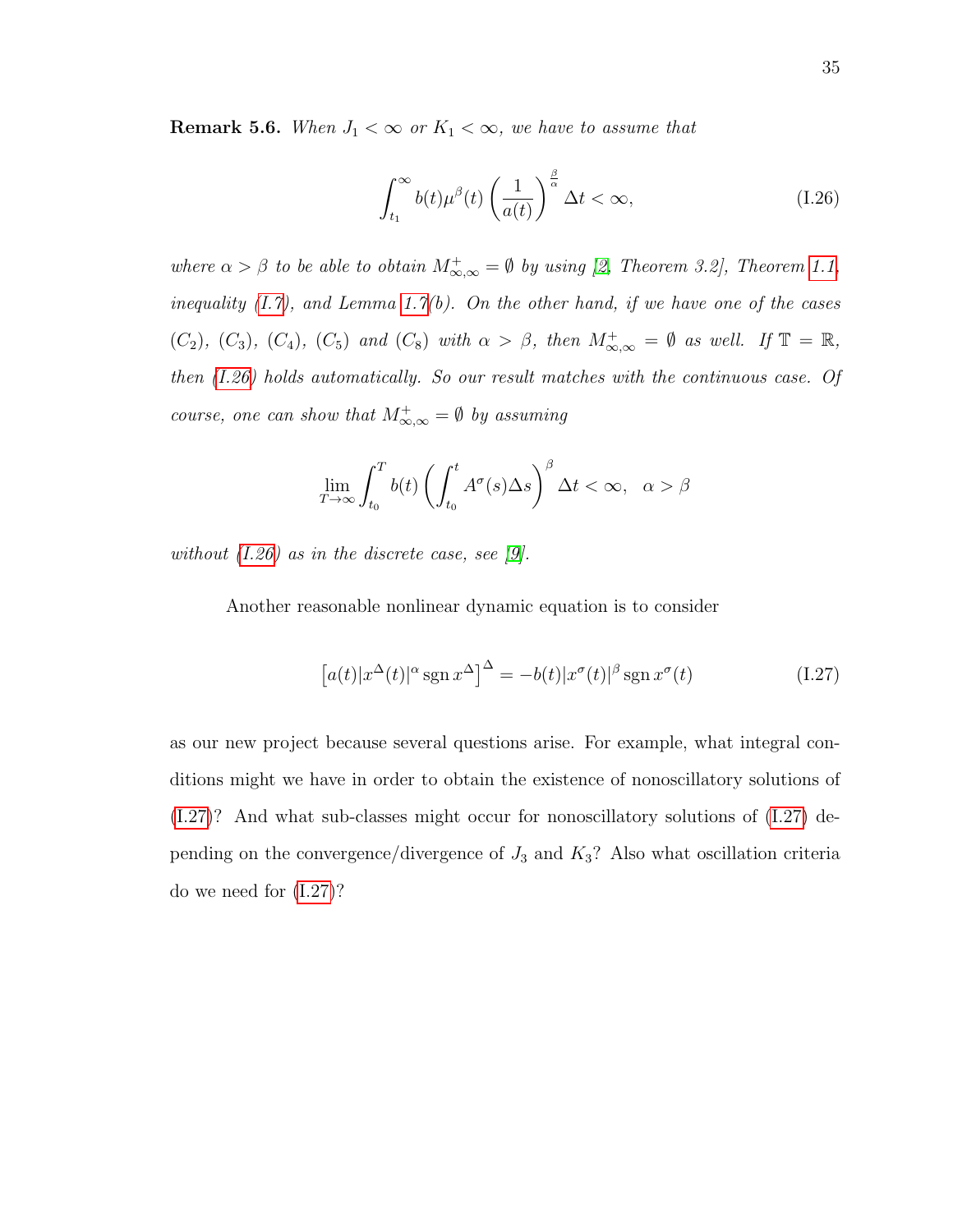**Remark 5.6.** *When $J_1 < \infty$ or $K_1 < \infty$, we have to assume that*

$$\int_{t_1}^{\infty} b(t)\mu^{\beta}(t)\left(\frac{1}{a(t)}\right)^{\frac{\beta}{\alpha}} \Delta t < \infty, \tag{I.26}$$

*where $\alpha > \beta$ to be able to obtain $M^{+}_{\infty,\infty} = \emptyset$ by using [2, Theorem 3.2], Theorem 1.1, inequality (I.7), and Lemma 1.7(b). On the other hand, if we have one of the cases $(C_2)$, $(C_3)$, $(C_4)$, $(C_5)$ and $(C_8)$ with $\alpha > \beta$, then $M^{+}_{\infty,\infty} = \emptyset$ as well. If $\mathbb{T} = \mathbb{R}$, then (I.26) holds automatically. So our result matches with the continuous case. Of course, one can show that $M^{+}_{\infty,\infty} = \emptyset$ by assuming*

$$\lim_{T \to \infty} \int_{t_0}^{T} b(t)\left(\int_{t_0}^{t} A^{\sigma}(s)\Delta s\right)^{\beta} \Delta t < \infty, \quad \alpha > \beta$$

*without (I.26) as in the discrete case, see [9].*

Another reasonable nonlinear dynamic equation is to consider

$$\left[a(t)|x^{\Delta}(t)|^{\alpha} \operatorname{sgn} x^{\Delta}\right]^{\Delta} = -b(t)|x^{\sigma}(t)|^{\beta} \operatorname{sgn} x^{\sigma}(t) \tag{I.27}$$

as our new project because several questions arise. For example, what integral conditions might we have in order to obtain the existence of nonoscillatory solutions of (I.27)? And what sub-classes might occur for nonoscillatory solutions of (I.27) depending on the convergence/divergence of $J_3$ and $K_3$? Also what oscillation criteria do we need for (I.27)?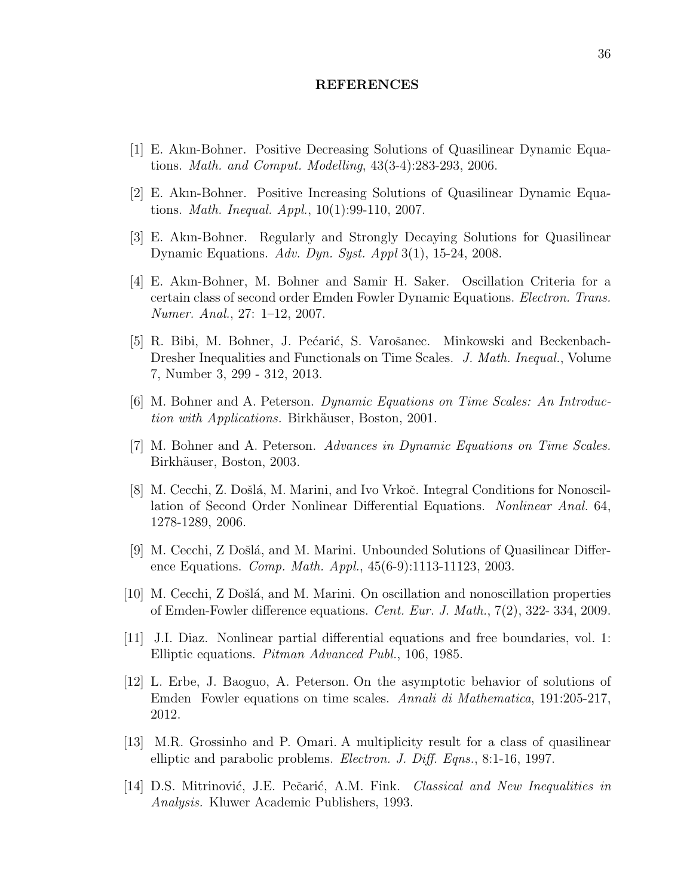# REFERENCES

[1] E. Akın-Bohner. Positive Decreasing Solutions of Quasilinear Dynamic Equations. *Math. and Comput. Modelling*, 43(3-4):283-293, 2006.

[2] E. Akın-Bohner. Positive Increasing Solutions of Quasilinear Dynamic Equations. *Math. Inequal. Appl.*, 10(1):99-110, 2007.

[3] E. Akın-Bohner. Regularly and Strongly Decaying Solutions for Quasilinear Dynamic Equations. *Adv. Dyn. Syst. Appl* 3(1), 15-24, 2008.

[4] E. Akın-Bohner, M. Bohner and Samir H. Saker. Oscillation Criteria for a certain class of second order Emden Fowler Dynamic Equations. *Electron. Trans. Numer. Anal.*, 27: 1–12, 2007.

[5] R. Bibi, M. Bohner, J. Pećarić, S. Varošanec. Minkowski and Beckenbach-Dresher Inequalities and Functionals on Time Scales. *J. Math. Inequal.*, Volume 7, Number 3, 299 - 312, 2013.

[6] M. Bohner and A. Peterson. *Dynamic Equations on Time Scales: An Introduction with Applications.* Birkhäuser, Boston, 2001.

[7] M. Bohner and A. Peterson. *Advances in Dynamic Equations on Time Scales.* Birkhäuser, Boston, 2003.

[8] M. Cecchi, Z. Došlá, M. Marini, and Ivo Vrkoč. Integral Conditions for Nonoscillation of Second Order Nonlinear Differential Equations. *Nonlinear Anal.* 64, 1278-1289, 2006.

[9] M. Cecchi, Z Došlá, and M. Marini. Unbounded Solutions of Quasilinear Difference Equations. *Comp. Math. Appl.*, 45(6-9):1113-11123, 2003.

[10] M. Cecchi, Z Došlá, and M. Marini. On oscillation and nonoscillation properties of Emden-Fowler difference equations. *Cent. Eur. J. Math.*, 7(2), 322- 334, 2009.

[11] J.I. Diaz. Nonlinear partial differential equations and free boundaries, vol. 1: Elliptic equations. *Pitman Advanced Publ.*, 106, 1985.

[12] L. Erbe, J. Baoguo, A. Peterson. On the asymptotic behavior of solutions of Emden Fowler equations on time scales. *Annali di Mathematica*, 191:205-217, 2012.

[13] M.R. Grossinho and P. Omari. A multiplicity result for a class of quasilinear elliptic and parabolic problems. *Electron. J. Diff. Eqns.*, 8:1-16, 1997.

[14] D.S. Mitrinović, J.E. Pečarić, A.M. Fink. *Classical and New Inequalities in Analysis.* Kluwer Academic Publishers, 1993.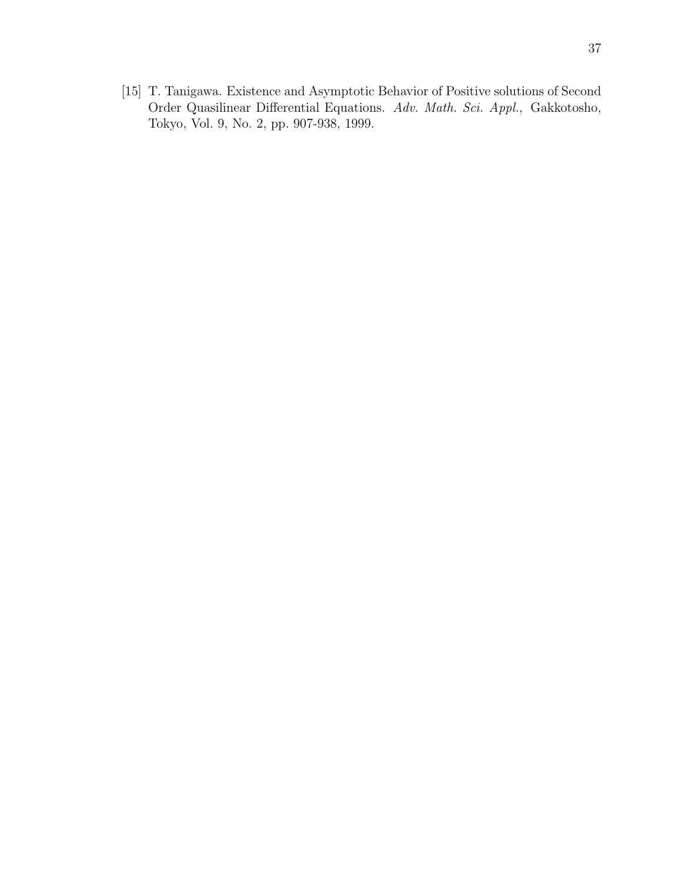[15] T. Tanigawa. Existence and Asymptotic Behavior of Positive solutions of Second Order Quasilinear Differential Equations. *Adv. Math. Sci. Appl.*, Gakkotosho, Tokyo, Vol. 9, No. 2, pp. 907-938, 1999.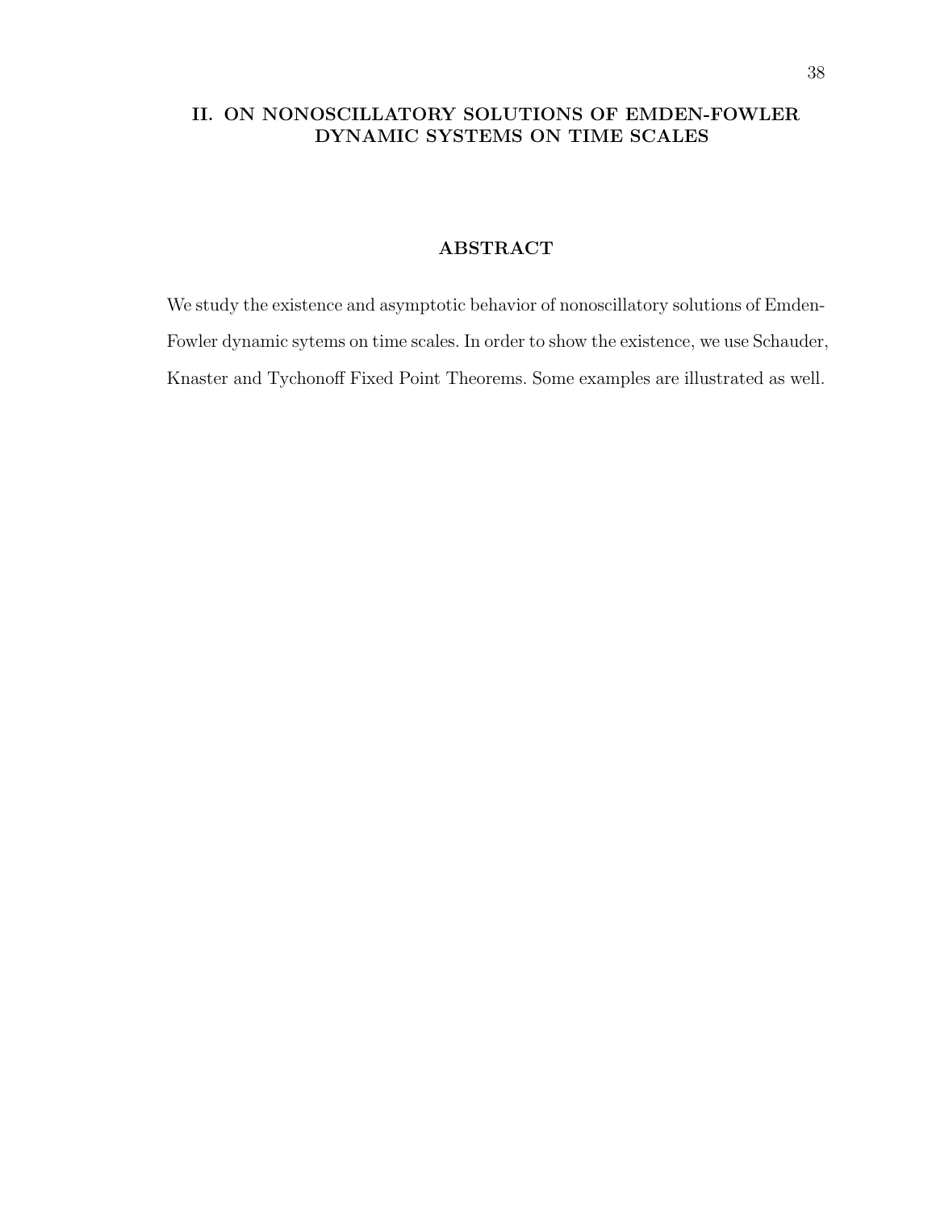## II. ON NONOSCILLATORY SOLUTIONS OF EMDEN-FOWLER DYNAMIC SYSTEMS ON TIME SCALES

### ABSTRACT

We study the existence and asymptotic behavior of nonoscillatory solutions of Emden-Fowler dynamic sytems on time scales. In order to show the existence, we use Schauder, Knaster and Tychonoff Fixed Point Theorems. Some examples are illustrated as well.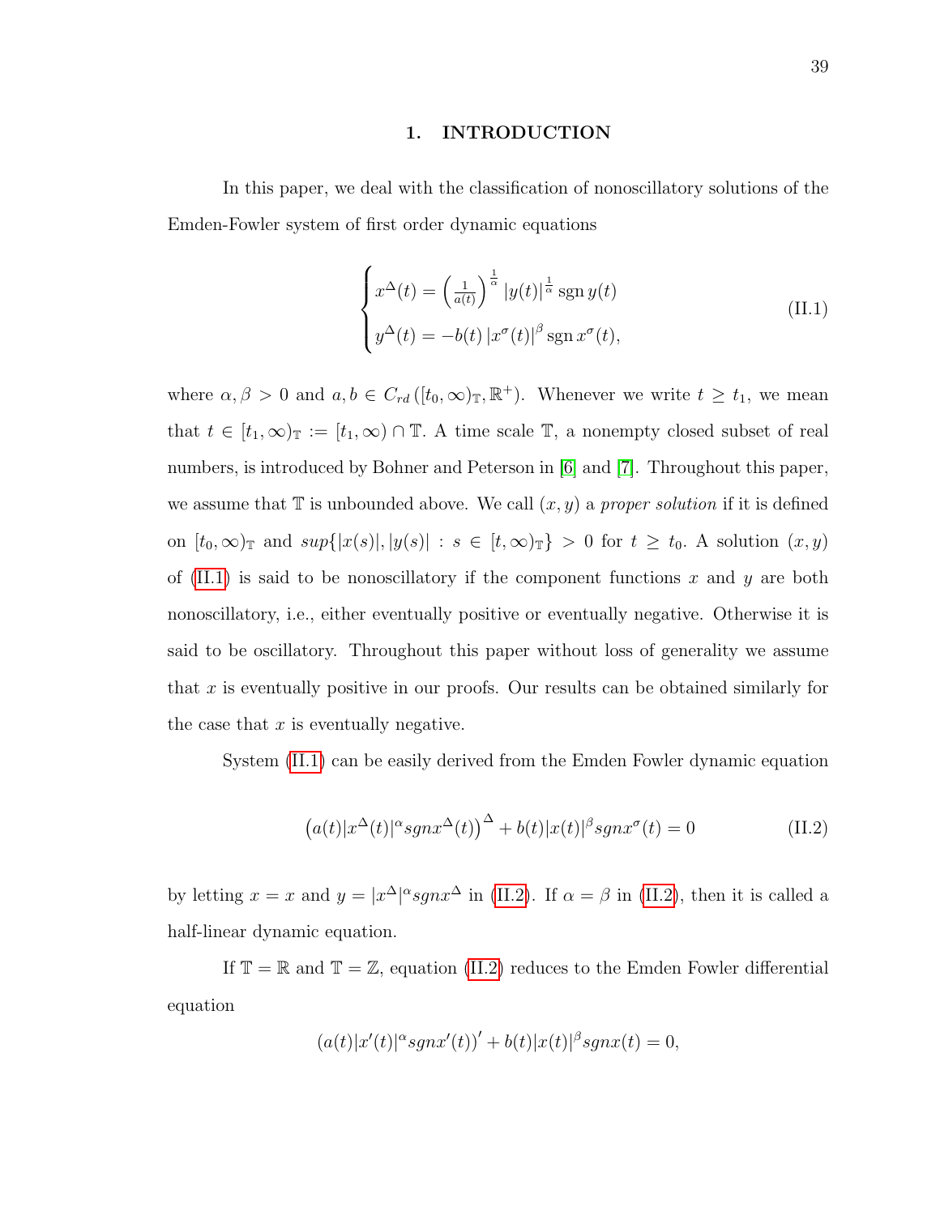# 1. INTRODUCTION

In this paper, we deal with the classification of nonoscillatory solutions of the Emden-Fowler system of first order dynamic equations

$$
\begin{cases}
x^{\Delta}(t) = \left(\frac{1}{a(t)}\right)^{\frac{1}{\alpha}} |y(t)|^{\frac{1}{\alpha}} \operatorname{sgn} y(t) \\
y^{\Delta}(t) = -b(t) \left|x^{\sigma}(t)\right|^{\beta} \operatorname{sgn} x^{\sigma}(t),
\end{cases}
\tag{II.1}
$$

where $\alpha, \beta > 0$ and $a, b \in C_{rd}\left([t_0, \infty)_{\mathbb{T}}, \mathbb{R}^{+}\right)$. Whenever we write $t \geq t_1$, we mean that $t \in [t_1, \infty)_{\mathbb{T}} := [t_1, \infty) \cap \mathbb{T}$. A time scale $\mathbb{T}$, a nonempty closed subset of real numbers, is introduced by Bohner and Peterson in [6] and [7]. Throughout this paper, we assume that $\mathbb{T}$ is unbounded above. We call $(x, y)$ a *proper solution* if it is defined on $[t_0, \infty)_{\mathbb{T}}$ and $sup\{|x(s)|, |y(s)| : s \in [t, \infty)_{\mathbb{T}}\} > 0$ for $t \geq t_0$. A solution $(x, y)$ of (II.1) is said to be nonoscillatory if the component functions $x$ and $y$ are both nonoscillatory, i.e., either eventually positive or eventually negative. Otherwise it is said to be oscillatory. Throughout this paper without loss of generality we assume that $x$ is eventually positive in our proofs. Our results can be obtained similarly for the case that $x$ is eventually negative.

System (II.1) can be easily derived from the Emden Fowler dynamic equation

$$
\left(a(t)|x^{\Delta}(t)|^{\alpha} sgn x^{\Delta}(t)\right)^{\Delta} + b(t)|x(t)|^{\beta} sgn x^{\sigma}(t) = 0
\tag{II.2}
$$

by letting $x = x$ and $y = |x^{\Delta}|^{\alpha} sgn x^{\Delta}$ in (II.2). If $\alpha = \beta$ in (II.2), then it is called a half-linear dynamic equation.

If $\mathbb{T} = \mathbb{R}$ and $\mathbb{T} = \mathbb{Z}$, equation (II.2) reduces to the Emden Fowler differential equation

$$
\left(a(t)|x'(t)|^{\alpha} sgn x'(t)\right)' + b(t)|x(t)|^{\beta} sgn x(t) = 0,
$$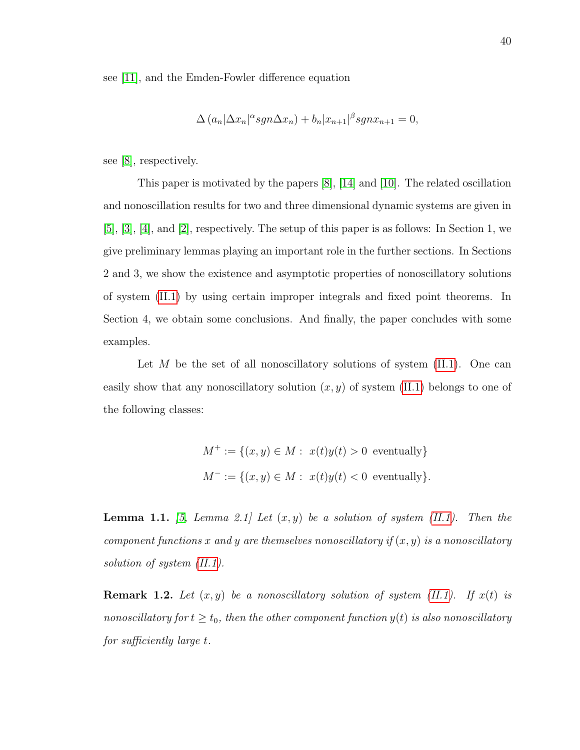see [11], and the Emden-Fowler difference equation

$$\Delta\left(a_n|\Delta x_n|^{\alpha} sgn \Delta x_n\right) + b_n|x_{n+1}|^{\beta} sgn x_{n+1} = 0,$$

see [8], respectively.

This paper is motivated by the papers [8], [14] and [10]. The related oscillation and nonoscillation results for two and three dimensional dynamic systems are given in [5], [3], [4], and [2], respectively. The setup of this paper is as follows: In Section 1, we give preliminary lemmas playing an important role in the further sections. In Sections 2 and 3, we show the existence and asymptotic properties of nonoscillatory solutions of system (II.1) by using certain improper integrals and fixed point theorems. In Section 4, we obtain some conclusions. And finally, the paper concludes with some examples.

Let $M$ be the set of all nonoscillatory solutions of system (II.1). One can easily show that any nonoscillatory solution $(x, y)$ of system (II.1) belongs to one of the following classes:

$$M^{+} := \{(x, y) \in M : \; x(t)y(t) > 0 \; \text{ eventually}\}$$
$$M^{-} := \{(x, y) \in M : \; x(t)y(t) < 0 \; \text{ eventually}\}.$$

**Lemma 1.1.** *[5, Lemma 2.1] Let $(x, y)$ be a solution of system (II.1). Then the component functions $x$ and $y$ are themselves nonoscillatory if $(x, y)$ is a nonoscillatory solution of system (II.1).*

**Remark 1.2.** *Let $(x, y)$ be a nonoscillatory solution of system (II.1). If $x(t)$ is nonoscillatory for $t \geq t_0$, then the other component function $y(t)$ is also nonoscillatory for sufficiently large $t$.*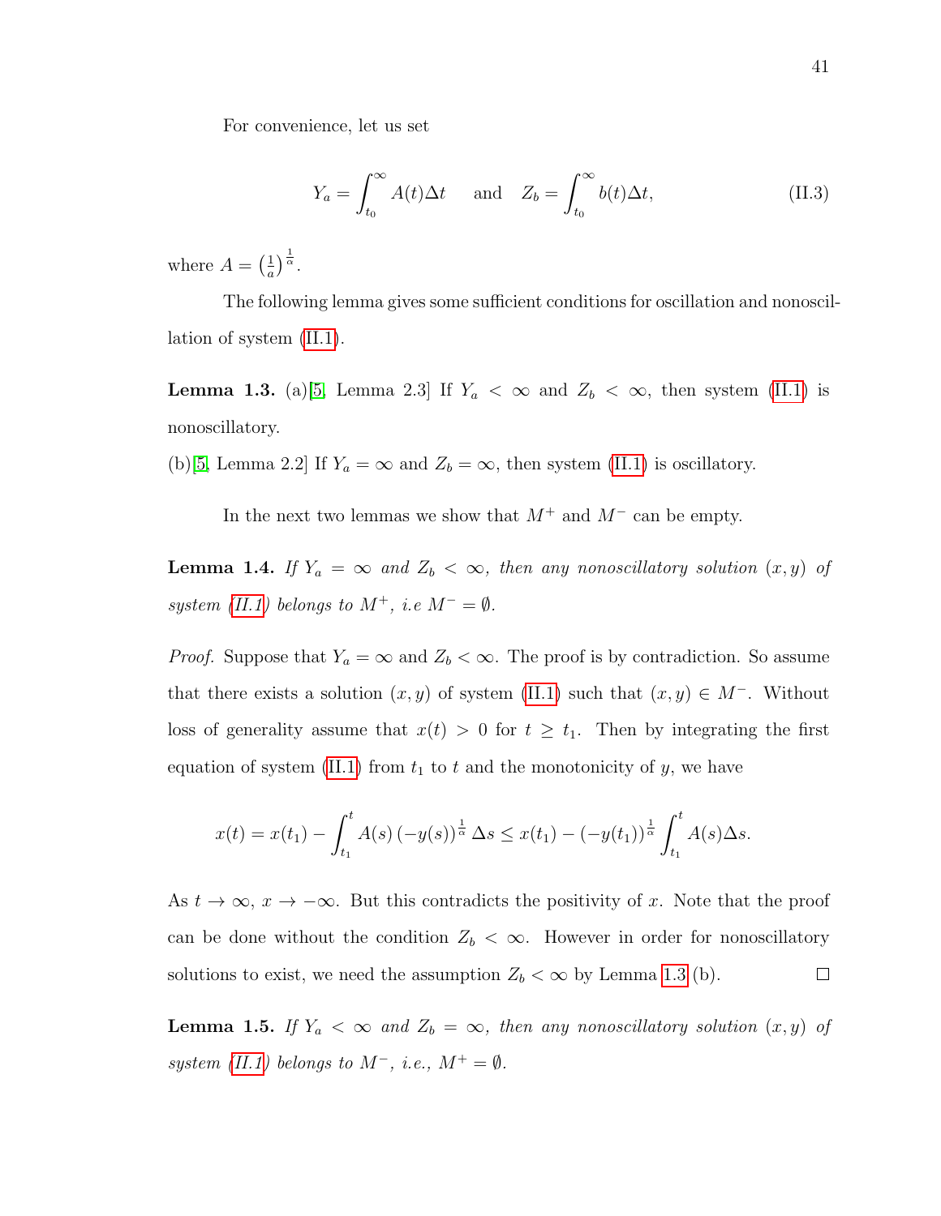For convenience, let us set

$$Y_a = \int_{t_0}^{\infty} A(t)\Delta t \quad \text{ and } \quad Z_b = \int_{t_0}^{\infty} b(t)\Delta t, \tag{II.3}$$

where $A = \left(\frac{1}{a}\right)^{\frac{1}{\alpha}}$.

The following lemma gives some sufficient conditions for oscillation and nonoscillation of system (II.1).

**Lemma 1.3.** (a)[5, Lemma 2.3] If $Y_a < \infty$ and $Z_b < \infty$, then system (II.1) is nonoscillatory.

(b)[5, Lemma 2.2] If $Y_a = \infty$ and $Z_b = \infty$, then system (II.1) is oscillatory.

In the next two lemmas we show that $M^+$ and $M^-$ can be empty.

**Lemma 1.4.** *If $Y_a = \infty$ and $Z_b < \infty$, then any nonoscillatory solution $(x, y)$ of system (II.1) belongs to $M^+$, i.e $M^- = \emptyset$.*

*Proof.* Suppose that $Y_a = \infty$ and $Z_b < \infty$. The proof is by contradiction. So assume that there exists a solution $(x, y)$ of system (II.1) such that $(x, y) \in M^-$. Without loss of generality assume that $x(t) > 0$ for $t \geq t_1$. Then by integrating the first equation of system (II.1) from $t_1$ to $t$ and the monotonicity of $y$, we have

$$x(t) = x(t_1) - \int_{t_1}^{t} A(s)\left(-y(s)\right)^{\frac{1}{\alpha}} \Delta s \leq x(t_1) - \left(-y(t_1)\right)^{\frac{1}{\alpha}} \int_{t_1}^{t} A(s)\Delta s.$$

As $t \to \infty$, $x \to -\infty$. But this contradicts the positivity of $x$. Note that the proof can be done without the condition $Z_b < \infty$. However in order for nonoscillatory solutions to exist, we need the assumption $Z_b < \infty$ by Lemma 1.3 (b). $\square$

**Lemma 1.5.** *If $Y_a < \infty$ and $Z_b = \infty$, then any nonoscillatory solution $(x, y)$ of system (II.1) belongs to $M^-$, i.e., $M^+ = \emptyset$.*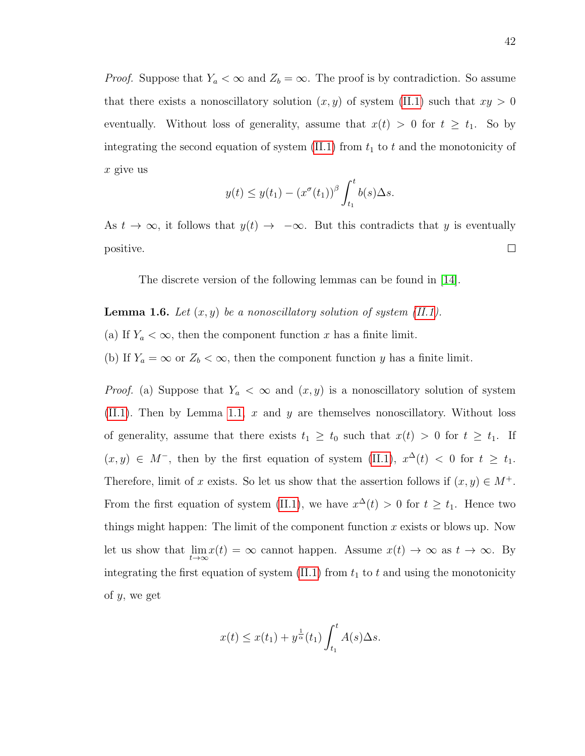*Proof.* Suppose that $Y_a < \infty$ and $Z_b = \infty$. The proof is by contradiction. So assume that there exists a nonoscillatory solution $(x, y)$ of system (II.1) such that $xy > 0$ eventually. Without loss of generality, assume that $x(t) > 0$ for $t \geq t_1$. So by integrating the second equation of system (II.1) from $t_1$ to $t$ and the monotonicity of $x$ give us

$$y(t) \leq y(t_1) - (x^\sigma(t_1))^\beta \int_{t_1}^{t} b(s)\Delta s.$$

As $t \to \infty$, it follows that $y(t) \to -\infty$. But this contradicts that $y$ is eventually positive. ☐

The discrete version of the following lemmas can be found in [14].

**Lemma 1.6.** *Let $(x, y)$ be a nonoscillatory solution of system (II.1).*

(a) If $Y_a < \infty$, then the component function $x$ has a finite limit.

(b) If $Y_a = \infty$ or $Z_b < \infty$, then the component function $y$ has a finite limit.

*Proof.* (a) Suppose that $Y_a < \infty$ and $(x, y)$ is a nonoscillatory solution of system (II.1). Then by Lemma 1.1, $x$ and $y$ are themselves nonoscillatory. Without loss of generality, assume that there exists $t_1 \geq t_0$ such that $x(t) > 0$ for $t \geq t_1$. If $(x, y) \in M^-$, then by the first equation of system (II.1), $x^\Delta(t) < 0$ for $t \geq t_1$. Therefore, limit of $x$ exists. So let us show that the assertion follows if $(x, y) \in M^+$. From the first equation of system (II.1), we have $x^\Delta(t) > 0$ for $t \geq t_1$. Hence two things might happen: The limit of the component function $x$ exists or blows up. Now let us show that $\lim_{t\to\infty} x(t) = \infty$ cannot happen. Assume $x(t) \to \infty$ as $t \to \infty$. By integrating the first equation of system (II.1) from $t_1$ to $t$ and using the monotonicity of $y$, we get

$$x(t) \leq x(t_1) + y^{\frac{1}{\alpha}}(t_1) \int_{t_1}^{t} A(s)\Delta s.$$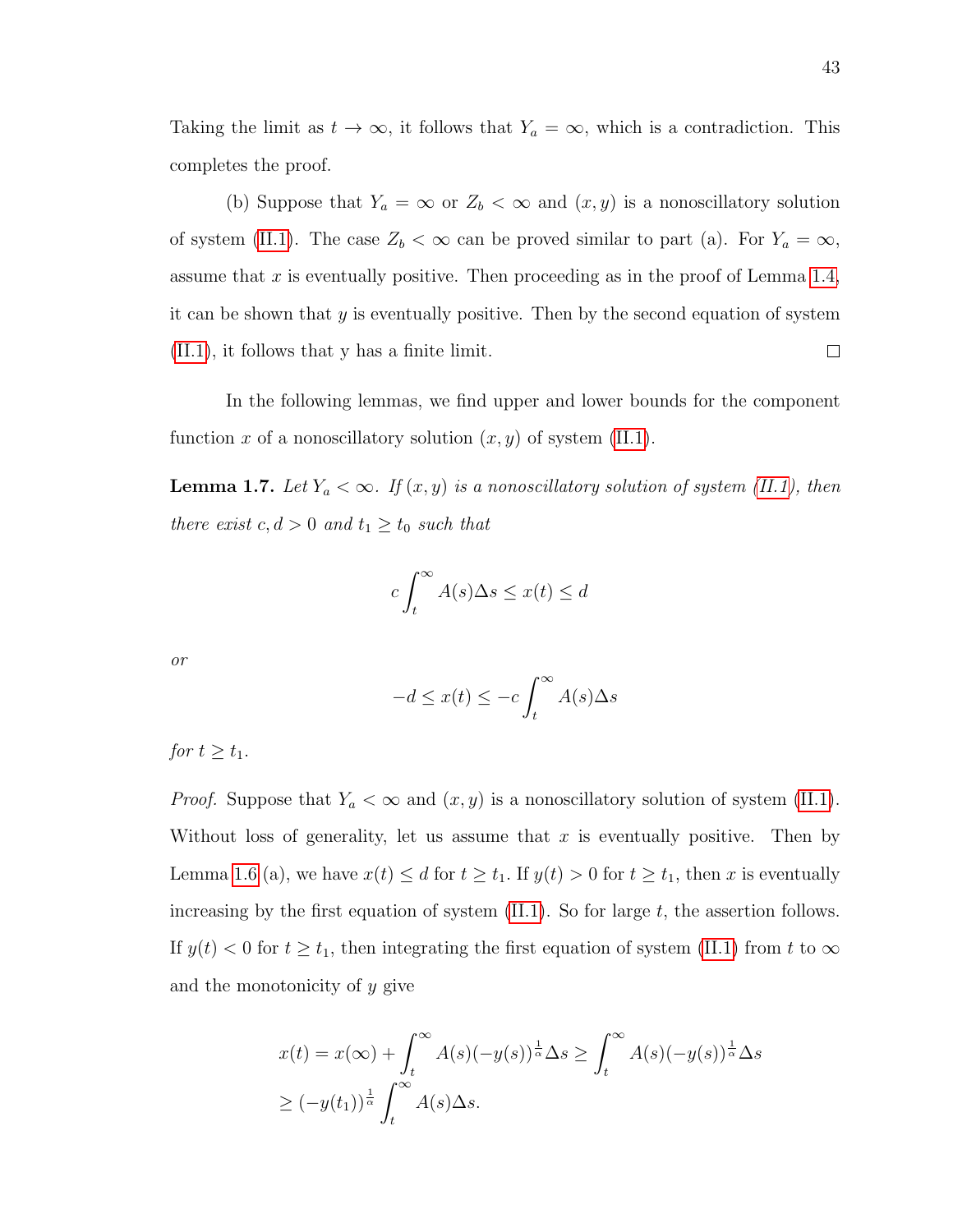Taking the limit as $t \to \infty$, it follows that $Y_a = \infty$, which is a contradiction. This completes the proof.

(b) Suppose that $Y_a = \infty$ or $Z_b < \infty$ and $(x, y)$ is a nonoscillatory solution of system (II.1). The case $Z_b < \infty$ can be proved similar to part (a). For $Y_a = \infty$, assume that $x$ is eventually positive. Then proceeding as in the proof of Lemma 1.4, it can be shown that $y$ is eventually positive. Then by the second equation of system (II.1), it follows that y has a finite limit. □

In the following lemmas, we find upper and lower bounds for the component function $x$ of a nonoscillatory solution $(x, y)$ of system (II.1).

**Lemma 1.7.** *Let $Y_a < \infty$. If $(x, y)$ is a nonoscillatory solution of system (II.1), then there exist $c, d > 0$ and $t_1 \geq t_0$ such that*

$$c \int_t^\infty A(s)\Delta s \leq x(t) \leq d$$

*or*

$$-d \leq x(t) \leq -c \int_t^\infty A(s)\Delta s$$

*for $t \geq t_1$.*

*Proof.* Suppose that $Y_a < \infty$ and $(x, y)$ is a nonoscillatory solution of system (II.1). Without loss of generality, let us assume that $x$ is eventually positive. Then by Lemma 1.6 (a), we have $x(t) \leq d$ for $t \geq t_1$. If $y(t) > 0$ for $t \geq t_1$, then $x$ is eventually increasing by the first equation of system (II.1). So for large $t$, the assertion follows. If $y(t) < 0$ for $t \geq t_1$, then integrating the first equation of system (II.1) from $t$ to $\infty$ and the monotonicity of $y$ give

$$\begin{aligned}
x(t) &= x(\infty) + \int_t^\infty A(s)(-y(s))^{\frac{1}{\alpha}}\Delta s \geq \int_t^\infty A(s)(-y(s))^{\frac{1}{\alpha}}\Delta s \\
&\geq (-y(t_1))^{\frac{1}{\alpha}} \int_t^\infty A(s)\Delta s.
\end{aligned}$$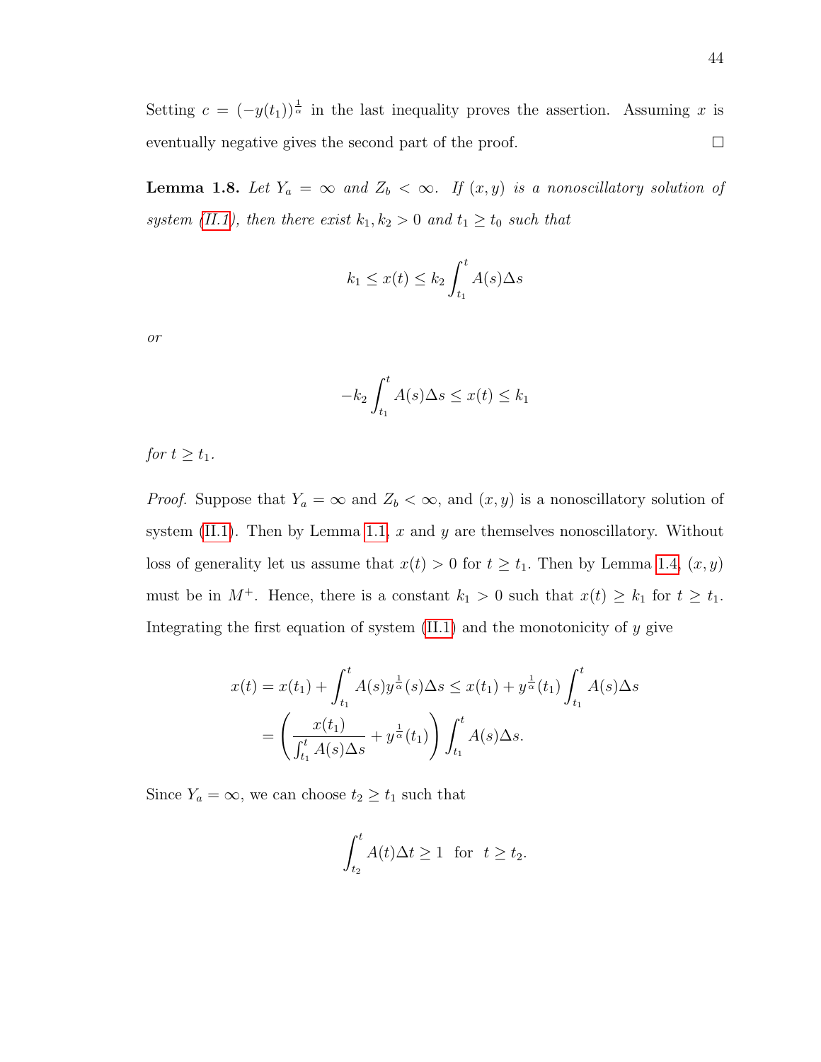Setting $c = (-y(t_1))^{\frac{1}{\alpha}}$ in the last inequality proves the assertion. Assuming $x$ is eventually negative gives the second part of the proof. $\square$

**Lemma 1.8.** *Let $Y_a = \infty$ and $Z_b < \infty$. If $(x, y)$ is a nonoscillatory solution of system (II.1), then there exist $k_1, k_2 > 0$ and $t_1 \geq t_0$ such that*

$$k_1 \leq x(t) \leq k_2 \int_{t_1}^{t} A(s)\Delta s$$

*or*

$$-k_2 \int_{t_1}^{t} A(s)\Delta s \leq x(t) \leq k_1$$

*for $t \geq t_1$.*

*Proof.* Suppose that $Y_a = \infty$ and $Z_b < \infty$, and $(x, y)$ is a nonoscillatory solution of system (II.1). Then by Lemma 1.1, $x$ and $y$ are themselves nonoscillatory. Without loss of generality let us assume that $x(t) > 0$ for $t \geq t_1$. Then by Lemma 1.4, $(x, y)$ must be in $M^+$. Hence, there is a constant $k_1 > 0$ such that $x(t) \geq k_1$ for $t \geq t_1$. Integrating the first equation of system (II.1) and the monotonicity of $y$ give

$$\begin{aligned} x(t) = x(t_1) + \int_{t_1}^{t} A(s) y^{\frac{1}{\alpha}}(s)\Delta s &\leq x(t_1) + y^{\frac{1}{\alpha}}(t_1) \int_{t_1}^{t} A(s)\Delta s \\ &= \left( \frac{x(t_1)}{\int_{t_1}^{t} A(s)\Delta s} + y^{\frac{1}{\alpha}}(t_1) \right) \int_{t_1}^{t} A(s)\Delta s. \end{aligned}$$

Since $Y_a = \infty$, we can choose $t_2 \geq t_1$ such that

$$\int_{t_2}^{t} A(t)\Delta t \geq 1 \quad \text{for} \quad t \geq t_2.$$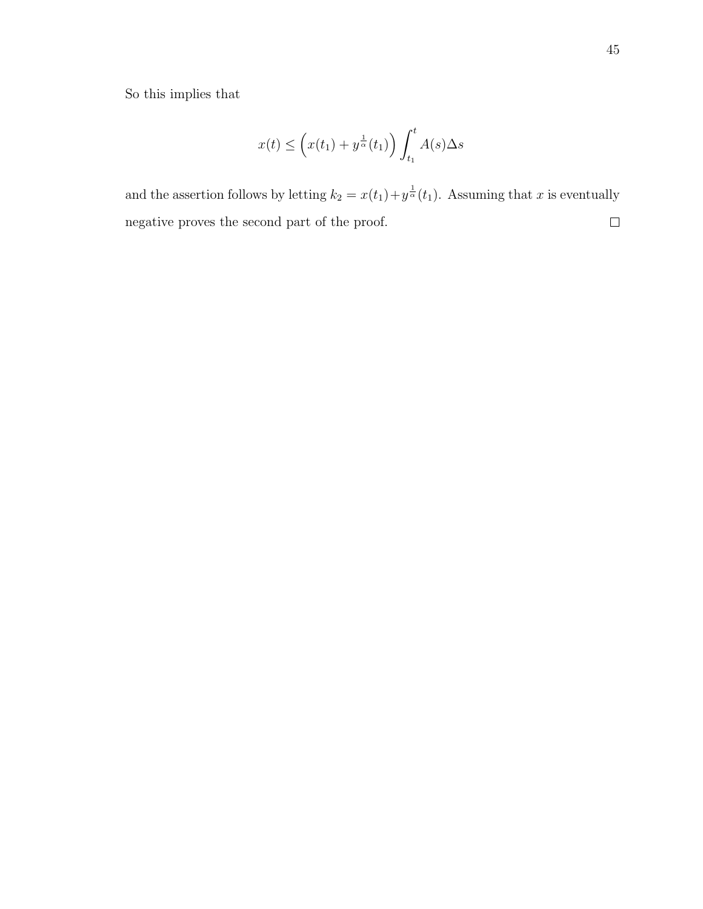So this implies that

$$x(t) \leq \left(x(t_1) + y^{\frac{1}{\alpha}}(t_1)\right) \int_{t_1}^{t} A(s)\Delta s$$

and the assertion follows by letting $k_2 = x(t_1) + y^{\frac{1}{\alpha}}(t_1)$. Assuming that $x$ is eventually negative proves the second part of the proof. $\square$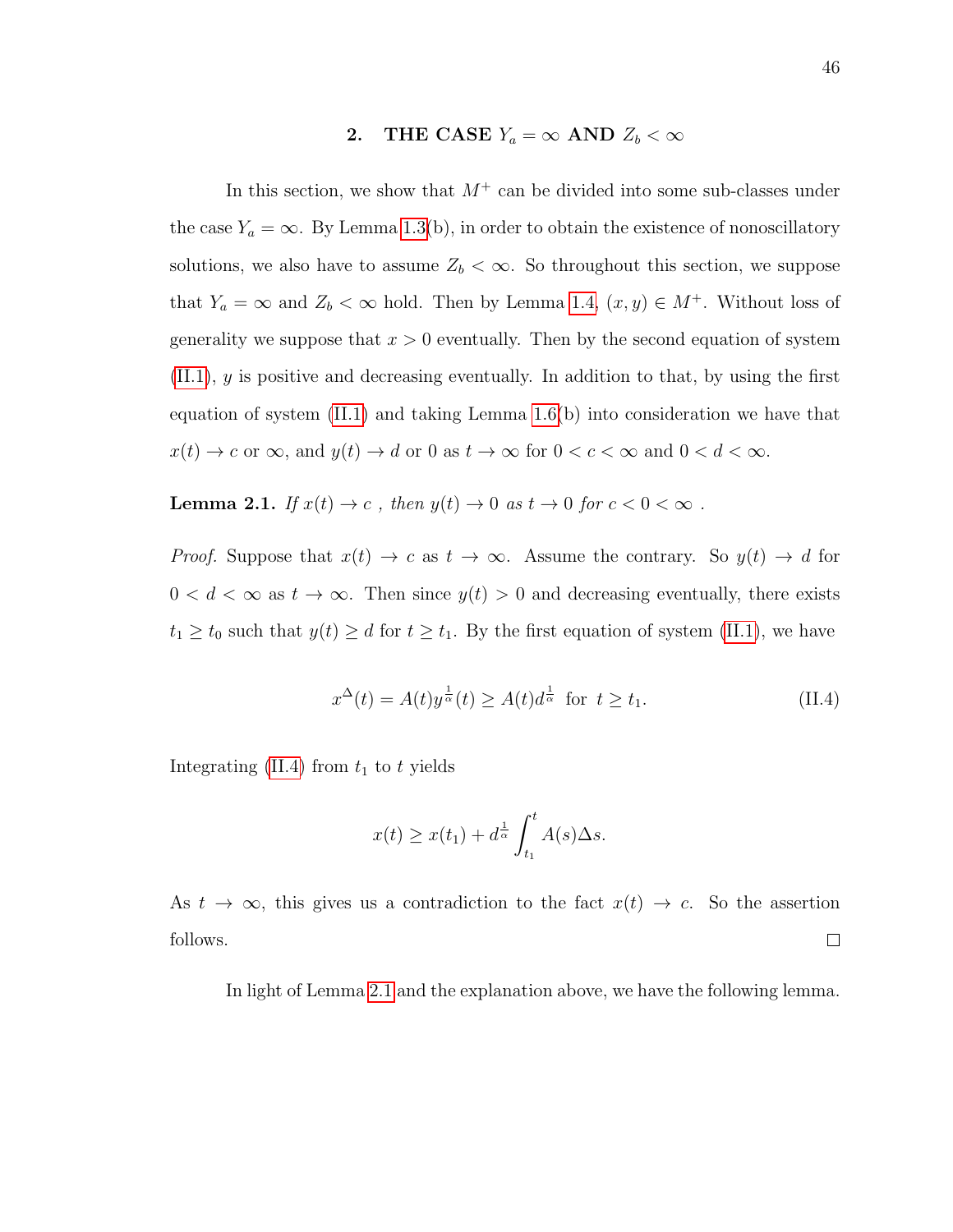## 2. THE CASE $Y_a = \infty$ AND $Z_b < \infty$

In this section, we show that $M^+$ can be divided into some sub-classes under the case $Y_a = \infty$. By Lemma 1.3(b), in order to obtain the existence of nonoscillatory solutions, we also have to assume $Z_b < \infty$. So throughout this section, we suppose that $Y_a = \infty$ and $Z_b < \infty$ hold. Then by Lemma 1.4, $(x, y) \in M^+$. Without loss of generality we suppose that $x > 0$ eventually. Then by the second equation of system (II.1), $y$ is positive and decreasing eventually. In addition to that, by using the first equation of system (II.1) and taking Lemma 1.6(b) into consideration we have that $x(t) \to c$ or $\infty$, and $y(t) \to d$ or $0$ as $t \to \infty$ for $0 < c < \infty$ and $0 < d < \infty$.

**Lemma 2.1.** *If $x(t) \to c$ , then $y(t) \to 0$ as $t \to 0$ for $c < 0 < \infty$ .*

*Proof.* Suppose that $x(t) \to c$ as $t \to \infty$. Assume the contrary. So $y(t) \to d$ for $0 < d < \infty$ as $t \to \infty$. Then since $y(t) > 0$ and decreasing eventually, there exists $t_1 \geq t_0$ such that $y(t) \geq d$ for $t \geq t_1$. By the first equation of system (II.1), we have

$$x^{\Delta}(t) = A(t)y^{\frac{1}{\alpha}}(t) \geq A(t)d^{\frac{1}{\alpha}} \text{ for } t \geq t_1. \tag{II.4}$$

Integrating (II.4) from $t_1$ to $t$ yields

$$x(t) \geq x(t_1) + d^{\frac{1}{\alpha}} \int_{t_1}^{t} A(s)\Delta s.$$

As $t \to \infty$, this gives us a contradiction to the fact $x(t) \to c$. So the assertion follows. $\square$

In light of Lemma 2.1 and the explanation above, we have the following lemma.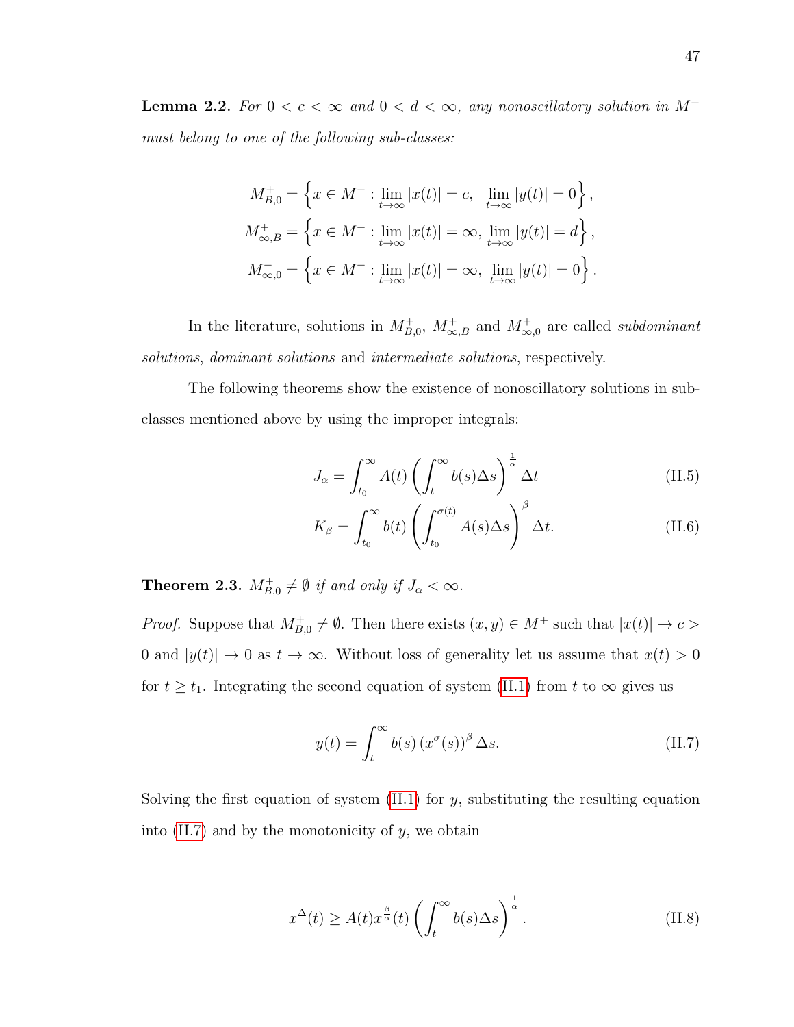**Lemma 2.2.** *For $0 < c < \infty$ and $0 < d < \infty$, any nonoscillatory solution in $M^+$ must belong to one of the following sub-classes:*

$$M^+_{B,0} = \left\{ x \in M^+ : \lim_{t\to\infty} |x(t)| = c, \quad \lim_{t\to\infty} |y(t)| = 0 \right\},$$
$$M^+_{\infty,B} = \left\{ x \in M^+ : \lim_{t\to\infty} |x(t)| = \infty, \ \lim_{t\to\infty} |y(t)| = d \right\},$$
$$M^+_{\infty,0} = \left\{ x \in M^+ : \lim_{t\to\infty} |x(t)| = \infty, \ \lim_{t\to\infty} |y(t)| = 0 \right\}.$$

In the literature, solutions in $M^+_{B,0}$, $M^+_{\infty,B}$ and $M^+_{\infty,0}$ are called *subdominant solutions*, *dominant solutions* and *intermediate solutions*, respectively.

The following theorems show the existence of nonoscillatory solutions in sub-classes mentioned above by using the improper integrals:

$$J_\alpha = \int_{t_0}^{\infty} A(t) \left( \int_t^\infty b(s)\Delta s \right)^{\frac{1}{\alpha}} \Delta t \tag{II.5}$$

$$K_\beta = \int_{t_0}^{\infty} b(t) \left( \int_{t_0}^{\sigma(t)} A(s)\Delta s \right)^{\beta} \Delta t. \tag{II.6}$$

**Theorem 2.3.** *$M^+_{B,0} \neq \emptyset$ if and only if $J_\alpha < \infty$.*

*Proof.* Suppose that $M^+_{B,0} \neq \emptyset$. Then there exists $(x, y) \in M^+$ such that $|x(t)| \to c > 0$ and $|y(t)| \to 0$ as $t \to \infty$. Without loss of generality let us assume that $x(t) > 0$ for $t \geq t_1$. Integrating the second equation of system (II.1) from $t$ to $\infty$ gives us

$$y(t) = \int_t^\infty b(s) \left(x^\sigma(s)\right)^\beta \Delta s. \tag{II.7}$$

Solving the first equation of system (II.1) for $y$, substituting the resulting equation into (II.7) and by the monotonicity of $y$, we obtain

$$x^\Delta(t) \geq A(t) x^{\frac{\beta}{\alpha}}(t) \left( \int_t^\infty b(s)\Delta s \right)^{\frac{1}{\alpha}}. \tag{II.8}$$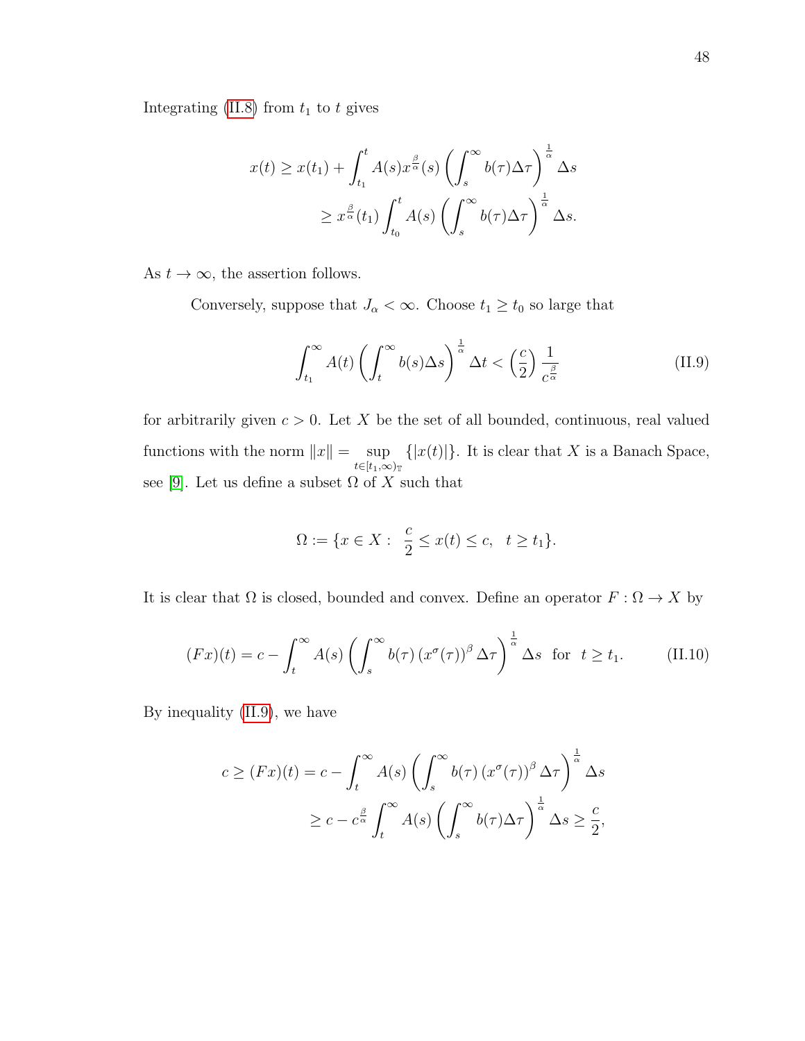Integrating (II.8) from $t_1$ to $t$ gives

$$x(t) \geq x(t_1) + \int_{t_1}^{t} A(s) x^{\frac{\beta}{\alpha}}(s) \left( \int_{s}^{\infty} b(\tau) \Delta\tau \right)^{\frac{1}{\alpha}} \Delta s$$
$$\geq x^{\frac{\beta}{\alpha}}(t_1) \int_{t_0}^{t} A(s) \left( \int_{s}^{\infty} b(\tau) \Delta\tau \right)^{\frac{1}{\alpha}} \Delta s.$$

As $t \to \infty$, the assertion follows.

Conversely, suppose that $J_\alpha < \infty$. Choose $t_1 \geq t_0$ so large that

$$\int_{t_1}^{\infty} A(t) \left( \int_{t}^{\infty} b(s) \Delta s \right)^{\frac{1}{\alpha}} \Delta t < \left( \frac{c}{2} \right) \frac{1}{c^{\frac{\beta}{\alpha}}} \tag{II.9}$$

for arbitrarily given $c > 0$. Let $X$ be the set of all bounded, continuous, real valued functions with the norm $\|x\| = \sup_{t \in [t_1, \infty)_{\mathbb{T}}} \{|x(t)|\}$. It is clear that $X$ is a Banach Space, see [9]. Let us define a subset $\Omega$ of $X$ such that

$$\Omega := \{x \in X : \ \frac{c}{2} \leq x(t) \leq c, \ \ t \geq t_1\}.$$

It is clear that $\Omega$ is closed, bounded and convex. Define an operator $F : \Omega \to X$ by

$$(Fx)(t) = c - \int_{t}^{\infty} A(s) \left( \int_{s}^{\infty} b(\tau) \left( x^{\sigma}(\tau) \right)^{\beta} \Delta\tau \right)^{\frac{1}{\alpha}} \Delta s \ \text{ for } \ t \geq t_1. \tag{II.10}$$

By inequality (II.9), we have

$$c \geq (Fx)(t) = c - \int_{t}^{\infty} A(s) \left( \int_{s}^{\infty} b(\tau) \left( x^{\sigma}(\tau) \right)^{\beta} \Delta\tau \right)^{\frac{1}{\alpha}} \Delta s$$
$$\geq c - c^{\frac{\beta}{\alpha}} \int_{t}^{\infty} A(s) \left( \int_{s}^{\infty} b(\tau) \Delta\tau \right)^{\frac{1}{\alpha}} \Delta s \geq \frac{c}{2},$$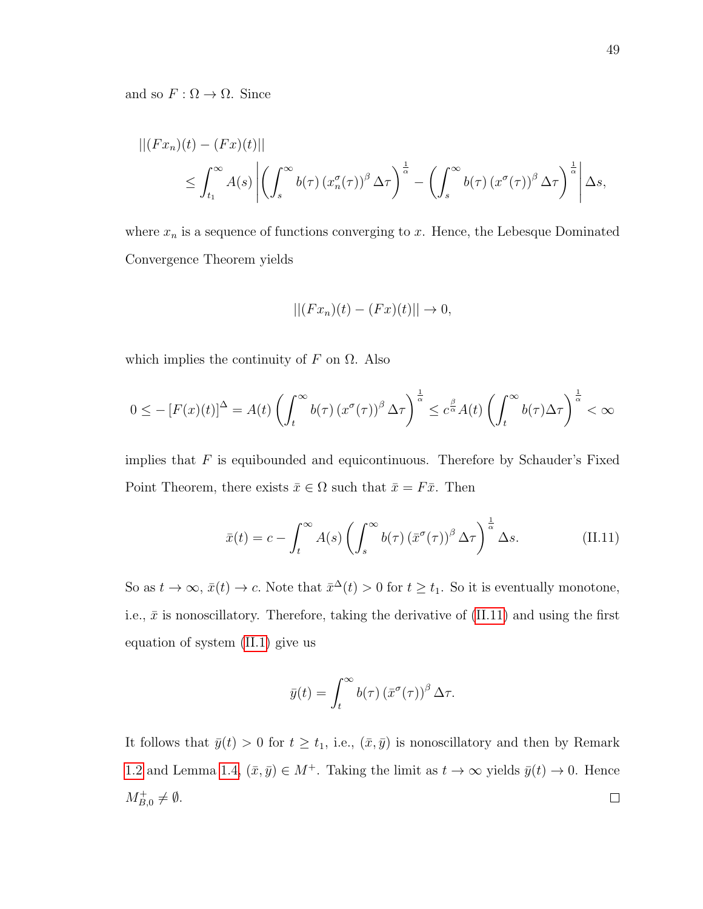and so $F : \Omega \to \Omega$. Since

$$
\begin{aligned}
&||(Fx_n)(t) - (Fx)(t)|| \\
&\qquad \leq \int_{t_1}^{\infty} A(s) \left| \left( \int_s^{\infty} b(\tau) \left(x_n^{\sigma}(\tau)\right)^{\beta} \Delta\tau \right)^{\frac{1}{\alpha}} - \left( \int_s^{\infty} b(\tau) \left(x^{\sigma}(\tau)\right)^{\beta} \Delta\tau \right)^{\frac{1}{\alpha}} \right| \Delta s,
\end{aligned}
$$

where $x_n$ is a sequence of functions converging to $x$. Hence, the Lebesque Dominated Convergence Theorem yields

$$
||(Fx_n)(t) - (Fx)(t)|| \to 0,
$$

which implies the continuity of $F$ on $\Omega$. Also

$$
0 \leq -\left[F(x)(t)\right]^{\Delta} = A(t) \left( \int_t^{\infty} b(\tau) \left(x^{\sigma}(\tau)\right)^{\beta} \Delta\tau \right)^{\frac{1}{\alpha}} \leq c^{\frac{\beta}{\alpha}} A(t) \left( \int_t^{\infty} b(\tau) \Delta\tau \right)^{\frac{1}{\alpha}} < \infty
$$

implies that $F$ is equibounded and equicontinuous. Therefore by Schauder's Fixed Point Theorem, there exists $\bar{x} \in \Omega$ such that $\bar{x} = F\bar{x}$. Then

$$
\bar{x}(t) = c - \int_t^{\infty} A(s) \left( \int_s^{\infty} b(\tau) \left(\bar{x}^{\sigma}(\tau)\right)^{\beta} \Delta\tau \right)^{\frac{1}{\alpha}} \Delta s. \tag{II.11}
$$

So as $t \to \infty$, $\bar{x}(t) \to c$. Note that $\bar{x}^{\Delta}(t) > 0$ for $t \geq t_1$. So it is eventually monotone, i.e., $\bar{x}$ is nonoscillatory. Therefore, taking the derivative of (II.11) and using the first equation of system (II.1) give us

$$
\bar{y}(t) = \int_t^{\infty} b(\tau) \left(\bar{x}^{\sigma}(\tau)\right)^{\beta} \Delta\tau.
$$

It follows that $\bar{y}(t) > 0$ for $t \geq t_1$, i.e., $(\bar{x}, \bar{y})$ is nonoscillatory and then by Remark 1.2 and Lemma 1.4, $(\bar{x}, \bar{y}) \in M^{+}$. Taking the limit as $t \to \infty$ yields $\bar{y}(t) \to 0$. Hence $M_{B,0}^{+} \neq \emptyset$. □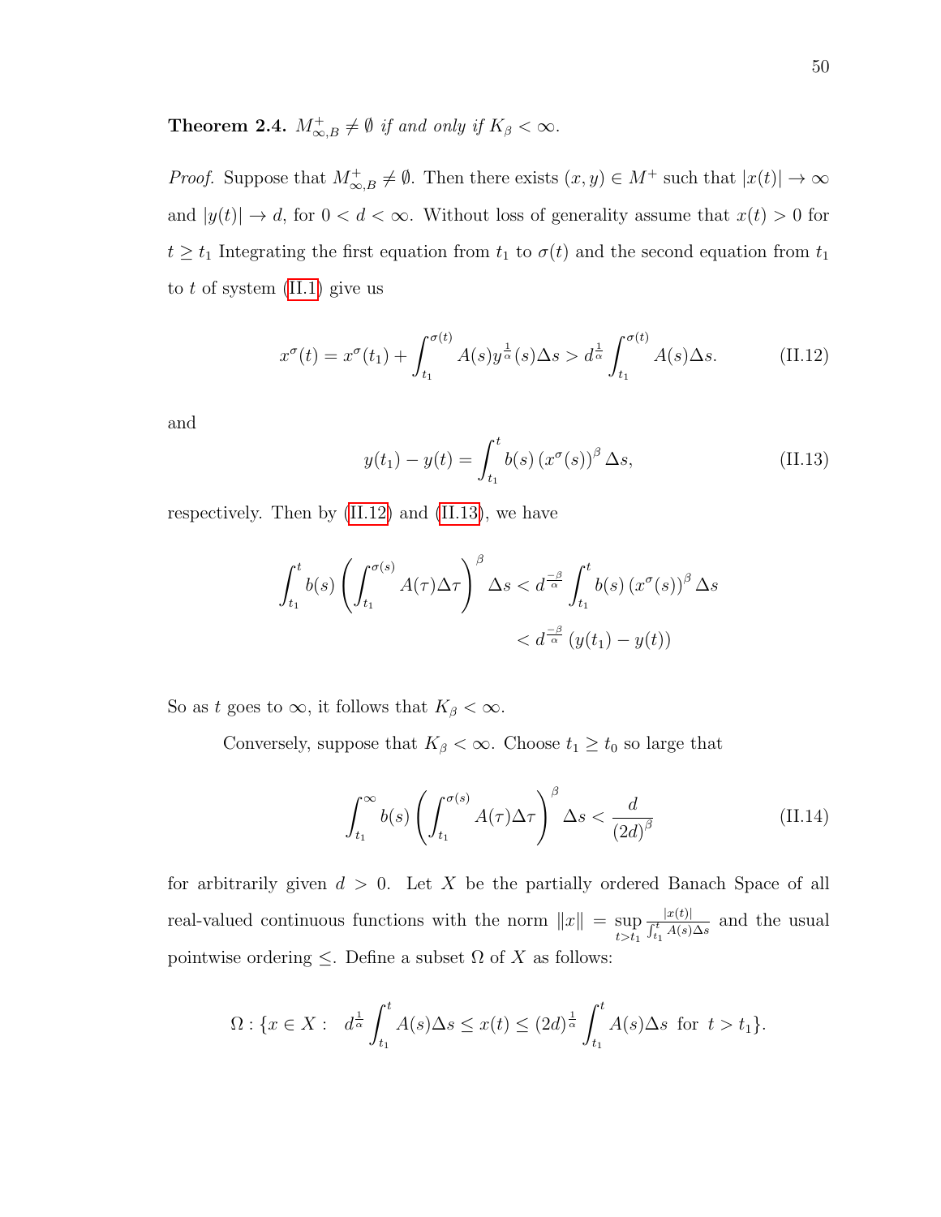**Theorem 2.4.** *$M^+_{\infty,B} \neq \emptyset$ if and only if $K_\beta < \infty$.*

*Proof.* Suppose that $M^+_{\infty,B} \neq \emptyset$. Then there exists $(x, y) \in M^+$ such that $|x(t)| \to \infty$ and $|y(t)| \to d$, for $0 < d < \infty$. Without loss of generality assume that $x(t) > 0$ for $t \geq t_1$ Integrating the first equation from $t_1$ to $\sigma(t)$ and the second equation from $t_1$ to $t$ of system (II.1) give us

$$x^\sigma(t) = x^\sigma(t_1) + \int_{t_1}^{\sigma(t)} A(s) y^{\frac{1}{\alpha}}(s)\Delta s > d^{\frac{1}{\alpha}} \int_{t_1}^{\sigma(t)} A(s)\Delta s. \tag{II.12}$$

and

$$y(t_1) - y(t) = \int_{t_1}^{t} b(s) \left(x^\sigma(s)\right)^\beta \Delta s, \tag{II.13}$$

respectively. Then by (II.12) and (II.13), we have

$$\begin{aligned}
\int_{t_1}^{t} b(s) \left( \int_{t_1}^{\sigma(s)} A(\tau)\Delta\tau \right)^\beta \Delta s &< d^{\frac{-\beta}{\alpha}} \int_{t_1}^{t} b(s) \left(x^\sigma(s)\right)^\beta \Delta s \\
&< d^{\frac{-\beta}{\alpha}} \left(y(t_1) - y(t)\right)
\end{aligned}$$

So as $t$ goes to $\infty$, it follows that $K_\beta < \infty$.

Conversely, suppose that $K_\beta < \infty$. Choose $t_1 \geq t_0$ so large that

$$\int_{t_1}^{\infty} b(s) \left( \int_{t_1}^{\sigma(s)} A(\tau)\Delta\tau \right)^\beta \Delta s < \frac{d}{(2d)^\beta} \tag{II.14}$$

for arbitrarily given $d > 0$. Let $X$ be the partially ordered Banach Space of all real-valued continuous functions with the norm $\|x\| = \sup\limits_{t > t_1} \frac{|x(t)|}{\int_{t_1}^{t} A(s)\Delta s}$ and the usual pointwise ordering $\leq$. Define a subset $\Omega$ of $X$ as follows:

$$\Omega : \{x \in X : \ \ d^{\frac{1}{\alpha}} \int_{t_1}^{t} A(s)\Delta s \leq x(t) \leq (2d)^{\frac{1}{\alpha}} \int_{t_1}^{t} A(s)\Delta s \ \text{ for } \ t > t_1\}.$$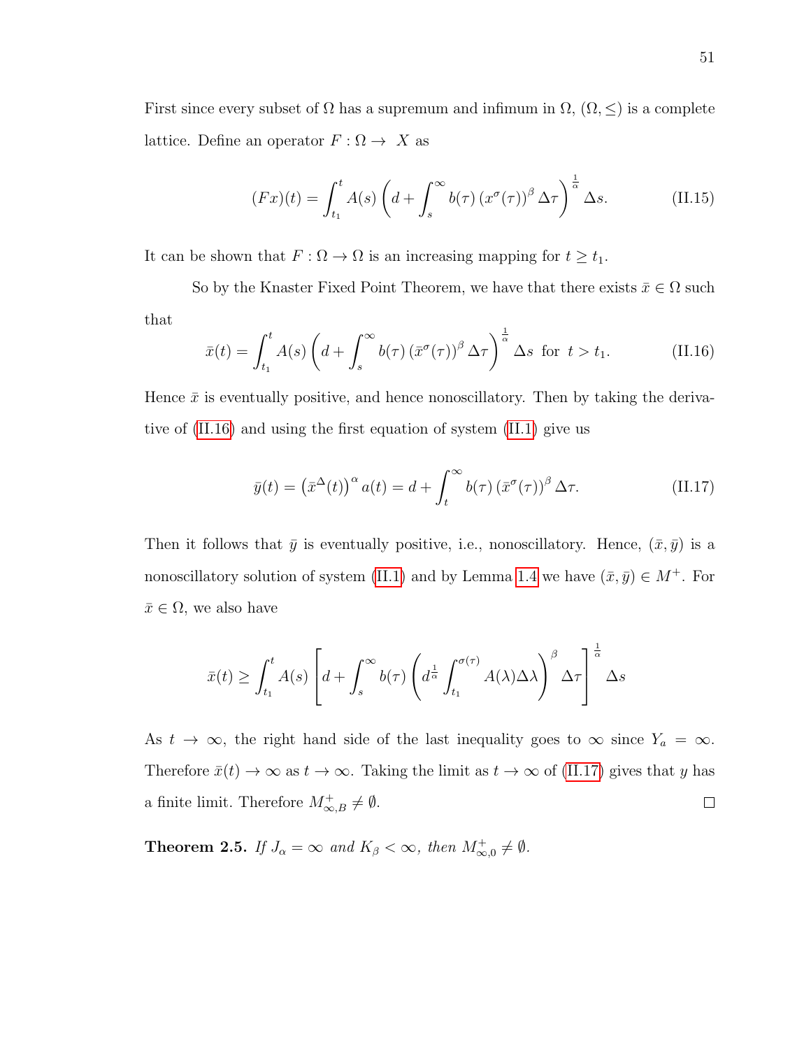First since every subset of $\Omega$ has a supremum and infimum in $\Omega$, $(\Omega, \leq)$ is a complete lattice. Define an operator $F : \Omega \to X$ as

$$(Fx)(t) = \int_{t_1}^{t} A(s) \left( d + \int_{s}^{\infty} b(\tau) \left(x^{\sigma}(\tau)\right)^{\beta} \Delta\tau \right)^{\frac{1}{\alpha}} \Delta s. \tag{II.15}$$

It can be shown that $F : \Omega \to \Omega$ is an increasing mapping for $t \geq t_1$.

So by the Knaster Fixed Point Theorem, we have that there exists $\bar{x} \in \Omega$ such that

$$\bar{x}(t) = \int_{t_1}^{t} A(s) \left( d + \int_{s}^{\infty} b(\tau) \left(\bar{x}^{\sigma}(\tau)\right)^{\beta} \Delta\tau \right)^{\frac{1}{\alpha}} \Delta s \text{ for } t > t_1. \tag{II.16}$$

Hence $\bar{x}$ is eventually positive, and hence nonoscillatory. Then by taking the derivative of (II.16) and using the first equation of system (II.1) give us

$$\bar{y}(t) = \left(\bar{x}^{\Delta}(t)\right)^{\alpha} a(t) = d + \int_{t}^{\infty} b(\tau) \left(\bar{x}^{\sigma}(\tau)\right)^{\beta} \Delta\tau. \tag{II.17}$$

Then it follows that $\bar{y}$ is eventually positive, i.e., nonoscillatory. Hence, $(\bar{x}, \bar{y})$ is a nonoscillatory solution of system (II.1) and by Lemma 1.4 we have $(\bar{x}, \bar{y}) \in M^{+}$. For $\bar{x} \in \Omega$, we also have

$$\bar{x}(t) \geq \int_{t_1}^{t} A(s) \left[ d + \int_{s}^{\infty} b(\tau) \left( d^{\frac{1}{\alpha}} \int_{t_1}^{\sigma(\tau)} A(\lambda) \Delta\lambda \right)^{\beta} \Delta\tau \right]^{\frac{1}{\alpha}} \Delta s$$

As $t \to \infty$, the right hand side of the last inequality goes to $\infty$ since $Y_a = \infty$. Therefore $\bar{x}(t) \to \infty$ as $t \to \infty$. Taking the limit as $t \to \infty$ of (II.17) gives that $y$ has a finite limit. Therefore $M^{+}_{\infty,B} \neq \emptyset$. □

**Theorem 2.5.** *If $J_\alpha = \infty$ and $K_\beta < \infty$, then $M^{+}_{\infty,0} \neq \emptyset$.*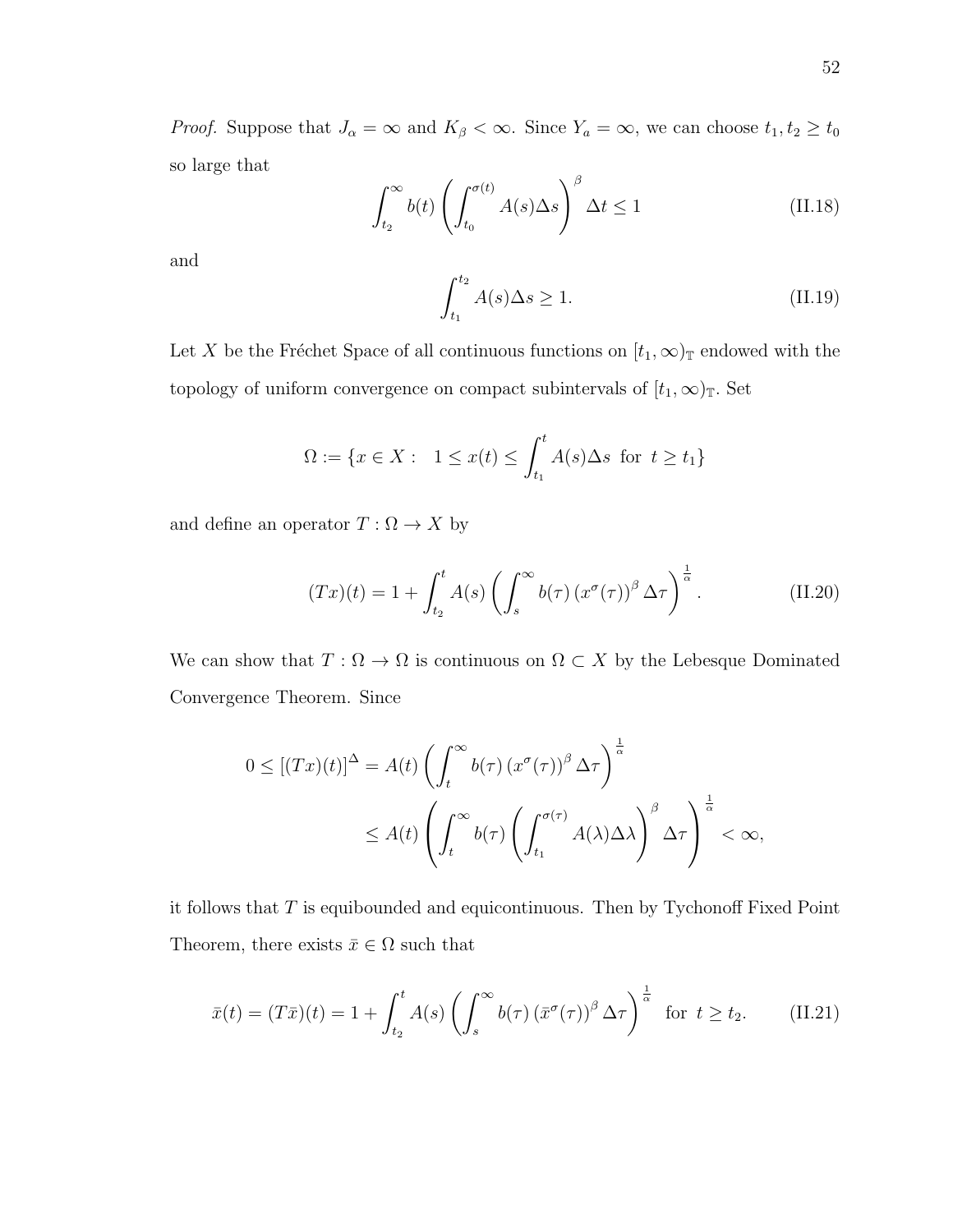*Proof.* Suppose that $J_\alpha = \infty$ and $K_\beta < \infty$. Since $Y_a = \infty$, we can choose $t_1, t_2 \geq t_0$ so large that

$$\int_{t_2}^{\infty} b(t) \left( \int_{t_0}^{\sigma(t)} A(s) \Delta s \right)^{\beta} \Delta t \leq 1 \tag{II.18}$$

and

$$\int_{t_1}^{t_2} A(s) \Delta s \geq 1. \tag{II.19}$$

Let $X$ be the Fréchet Space of all continuous functions on $[t_1, \infty)_{\mathbb{T}}$ endowed with the topology of uniform convergence on compact subintervals of $[t_1, \infty)_{\mathbb{T}}$. Set

$$\Omega := \{x \in X : \quad 1 \leq x(t) \leq \int_{t_1}^{t} A(s) \Delta s \ \text{ for } \ t \geq t_1\}$$

and define an operator $T : \Omega \to X$ by

$$(Tx)(t) = 1 + \int_{t_2}^{t} A(s) \left( \int_{s}^{\infty} b(\tau) \left( x^{\sigma}(\tau) \right)^{\beta} \Delta \tau \right)^{\frac{1}{\alpha}}. \tag{II.20}$$

We can show that $T : \Omega \to \Omega$ is continuous on $\Omega \subset X$ by the Lebesque Dominated Convergence Theorem. Since

$$\begin{aligned} 0 \leq \left[(Tx)(t)\right]^{\Delta} &= A(t) \left( \int_{t}^{\infty} b(\tau) \left( x^{\sigma}(\tau) \right)^{\beta} \Delta \tau \right)^{\frac{1}{\alpha}} \\ &\leq A(t) \left( \int_{t}^{\infty} b(\tau) \left( \int_{t_1}^{\sigma(\tau)} A(\lambda) \Delta \lambda \right)^{\beta} \Delta \tau \right)^{\frac{1}{\alpha}} < \infty, \end{aligned}$$

it follows that $T$ is equibounded and equicontinuous. Then by Tychonoff Fixed Point Theorem, there exists $\bar{x} \in \Omega$ such that

$$\bar{x}(t) = (T\bar{x})(t) = 1 + \int_{t_2}^{t} A(s) \left( \int_{s}^{\infty} b(\tau) \left( \bar{x}^{\sigma}(\tau) \right)^{\beta} \Delta \tau \right)^{\frac{1}{\alpha}} \ \text{ for } \ t \geq t_2. \tag{II.21}$$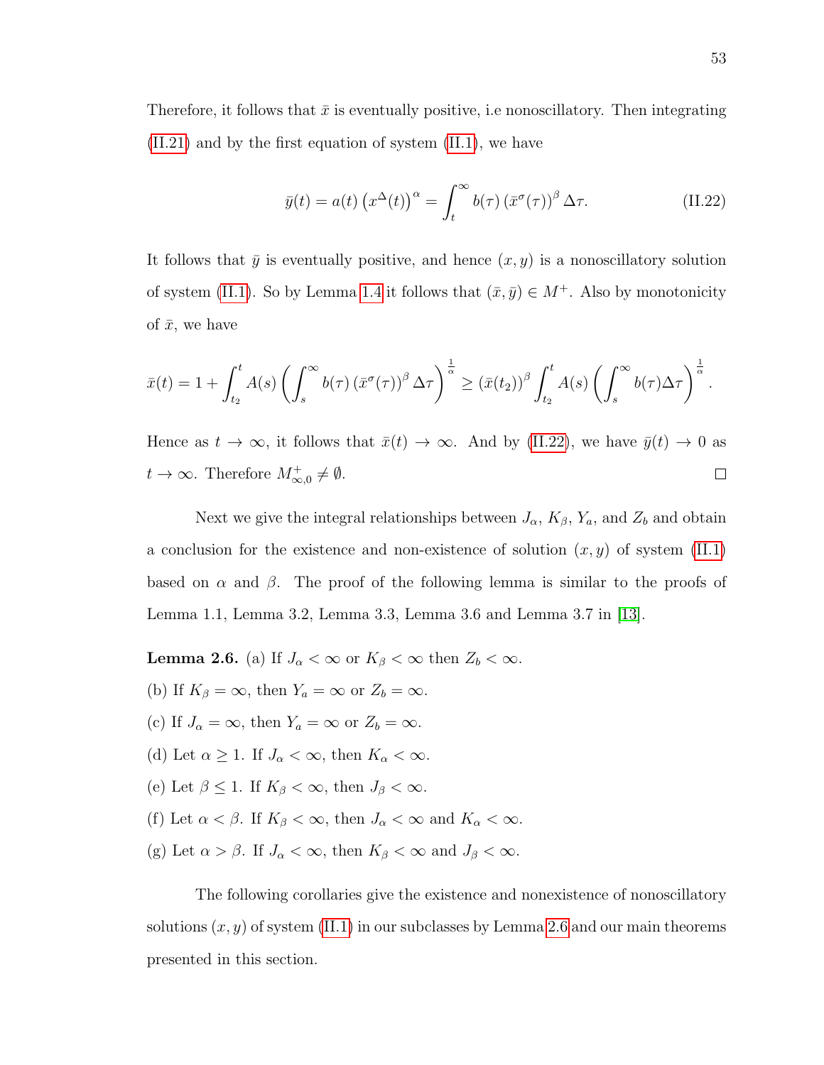Therefore, it follows that $\bar{x}$ is eventually positive, i.e nonoscillatory. Then integrating (II.21) and by the first equation of system (II.1), we have

$$\bar{y}(t) = a(t)\left(x^{\Delta}(t)\right)^{\alpha} = \int_t^{\infty} b(\tau)\left(\bar{x}^{\sigma}(\tau)\right)^{\beta} \Delta\tau. \tag{II.22}$$

It follows that $\bar{y}$ is eventually positive, and hence $(x, y)$ is a nonoscillatory solution of system (II.1). So by Lemma 1.4 it follows that $(\bar{x}, \bar{y}) \in M^+$. Also by monotonicity of $\bar{x}$, we have

$$\bar{x}(t) = 1 + \int_{t_2}^{t} A(s)\left(\int_s^{\infty} b(\tau)\left(\bar{x}^{\sigma}(\tau)\right)^{\beta} \Delta\tau\right)^{\frac{1}{\alpha}} \geq \left(\bar{x}(t_2)\right)^{\beta} \int_{t_2}^{t} A(s)\left(\int_s^{\infty} b(\tau)\Delta\tau\right)^{\frac{1}{\alpha}}.$$

Hence as $t \to \infty$, it follows that $\bar{x}(t) \to \infty$. And by (II.22), we have $\bar{y}(t) \to 0$ as $t \to \infty$. Therefore $M^+_{\infty,0} \neq \emptyset$. $\square$

Next we give the integral relationships between $J_\alpha$, $K_\beta$, $Y_a$, and $Z_b$ and obtain a conclusion for the existence and non-existence of solution $(x, y)$ of system (II.1) based on $\alpha$ and $\beta$. The proof of the following lemma is similar to the proofs of Lemma 1.1, Lemma 3.2, Lemma 3.3, Lemma 3.6 and Lemma 3.7 in [13].

**Lemma 2.6.** (a) If $J_\alpha < \infty$ or $K_\beta < \infty$ then $Z_b < \infty$.

(b) If $K_\beta = \infty$, then $Y_a = \infty$ or $Z_b = \infty$.

(c) If $J_\alpha = \infty$, then $Y_a = \infty$ or $Z_b = \infty$.

(d) Let $\alpha \geq 1$. If $J_\alpha < \infty$, then $K_\alpha < \infty$.

(e) Let $\beta \leq 1$. If $K_\beta < \infty$, then $J_\beta < \infty$.

(f) Let $\alpha < \beta$. If $K_\beta < \infty$, then $J_\alpha < \infty$ and $K_\alpha < \infty$.

(g) Let $\alpha > \beta$. If $J_\alpha < \infty$, then $K_\beta < \infty$ and $J_\beta < \infty$.

The following corollaries give the existence and nonexistence of nonoscillatory solutions $(x, y)$ of system (II.1) in our subclasses by Lemma 2.6 and our main theorems presented in this section.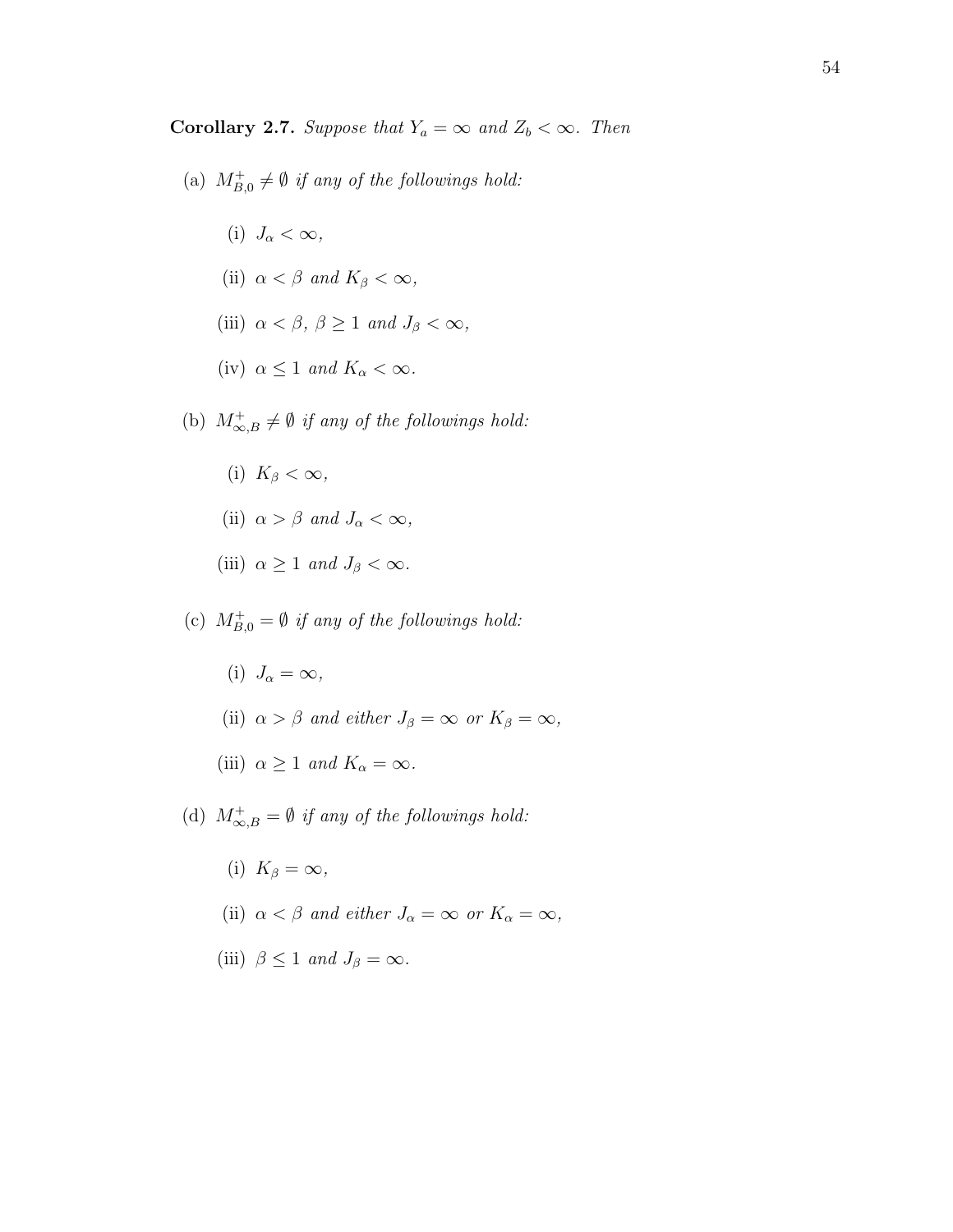**Corollary 2.7.** *Suppose that $Y_a = \infty$ and $Z_b < \infty$. Then*

(a) $M^+_{B,0} \neq \emptyset$ *if any of the followings hold:*

- (i) $J_\alpha < \infty$,
- (ii) $\alpha < \beta$ *and* $K_\beta < \infty$,
- (iii) $\alpha < \beta$, $\beta \geq 1$ *and* $J_\beta < \infty$,
- (iv) $\alpha \leq 1$ *and* $K_\alpha < \infty$.

(b) $M^+_{\infty,B} \neq \emptyset$ *if any of the followings hold:*

- (i) $K_\beta < \infty$,
- (ii) $\alpha > \beta$ *and* $J_\alpha < \infty$,
- (iii) $\alpha \geq 1$ *and* $J_\beta < \infty$.

(c) $M^+_{B,0} = \emptyset$ *if any of the followings hold:*

- (i) $J_\alpha = \infty$,
- (ii) $\alpha > \beta$ *and either* $J_\beta = \infty$ *or* $K_\beta = \infty$,
- (iii) $\alpha \geq 1$ *and* $K_\alpha = \infty$.

(d) $M^+_{\infty,B} = \emptyset$ *if any of the followings hold:*

- (i) $K_\beta = \infty$,
- (ii) $\alpha < \beta$ *and either* $J_\alpha = \infty$ *or* $K_\alpha = \infty$,
- (iii) $\beta \leq 1$ *and* $J_\beta = \infty$.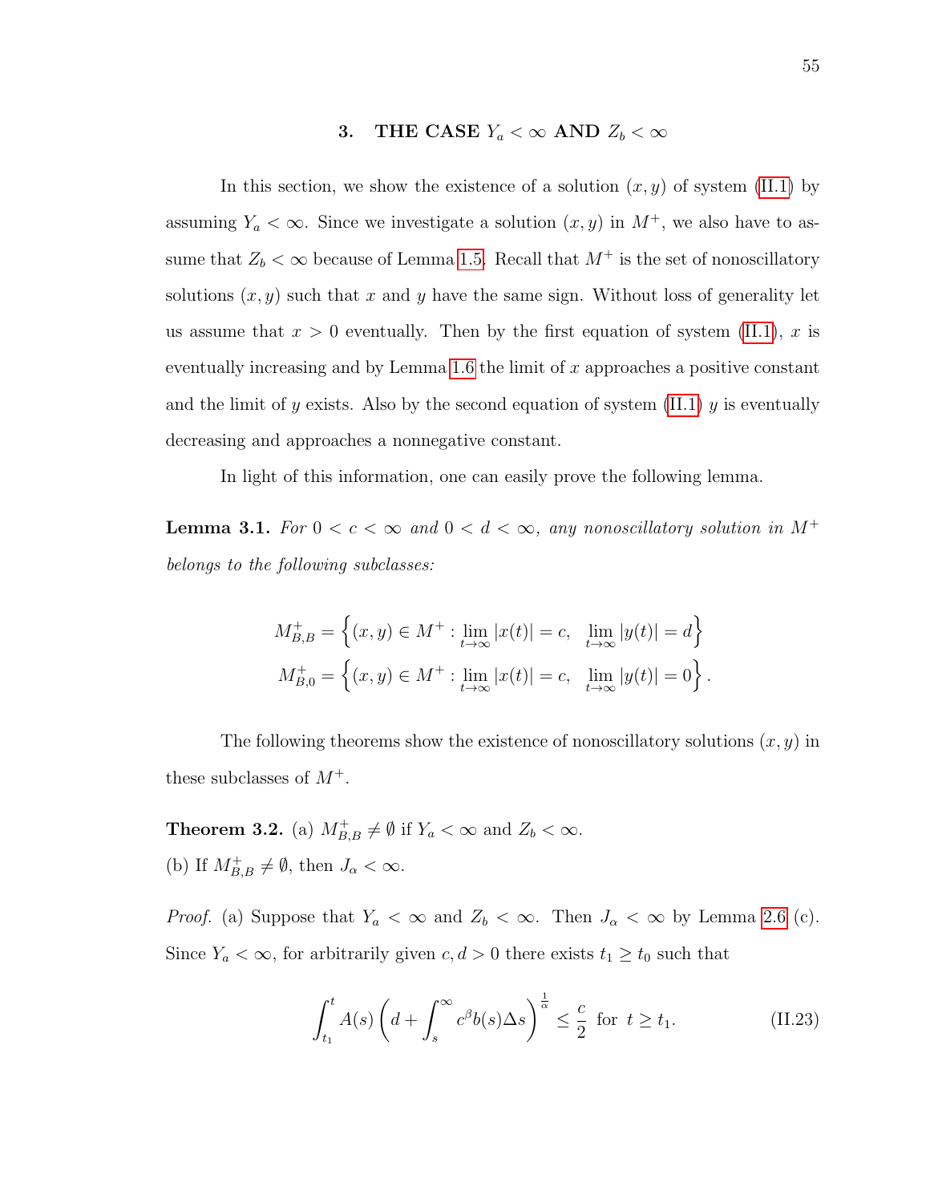## 3. THE CASE $Y_a < \infty$ AND $Z_b < \infty$

In this section, we show the existence of a solution $(x, y)$ of system (II.1) by assuming $Y_a < \infty$. Since we investigate a solution $(x, y)$ in $M^+$, we also have to assume that $Z_b < \infty$ because of Lemma 1.5. Recall that $M^+$ is the set of nonoscillatory solutions $(x, y)$ such that $x$ and $y$ have the same sign. Without loss of generality let us assume that $x > 0$ eventually. Then by the first equation of system (II.1), $x$ is eventually increasing and by Lemma 1.6 the limit of $x$ approaches a positive constant and the limit of $y$ exists. Also by the second equation of system (II.1) $y$ is eventually decreasing and approaches a nonnegative constant.

In light of this information, one can easily prove the following lemma.

**Lemma 3.1.** *For $0 < c < \infty$ and $0 < d < \infty$, any nonoscillatory solution in $M^+$ belongs to the following subclasses:*

$$M_{B,B}^+ = \left\{(x, y) \in M^+ : \lim_{t\to\infty} |x(t)| = c, \quad \lim_{t\to\infty} |y(t)| = d\right\}$$
$$M_{B,0}^+ = \left\{(x, y) \in M^+ : \lim_{t\to\infty} |x(t)| = c, \quad \lim_{t\to\infty} |y(t)| = 0\right\}.$$

The following theorems show the existence of nonoscillatory solutions $(x, y)$ in these subclasses of $M^+$.

**Theorem 3.2.** (a) $M_{B,B}^+ \neq \emptyset$ if $Y_a < \infty$ and $Z_b < \infty$.
(b) If $M_{B,B}^+ \neq \emptyset$, then $J_\alpha < \infty$.

*Proof.* (a) Suppose that $Y_a < \infty$ and $Z_b < \infty$. Then $J_\alpha < \infty$ by Lemma 2.6 (c). Since $Y_a < \infty$, for arbitrarily given $c, d > 0$ there exists $t_1 \geq t_0$ such that

$$\int_{t_1}^{t} A(s)\left(d + \int_{s}^{\infty} c^\beta b(s)\Delta s\right)^{\frac{1}{\alpha}} \leq \frac{c}{2} \text{ for } t \geq t_1. \tag{II.23}$$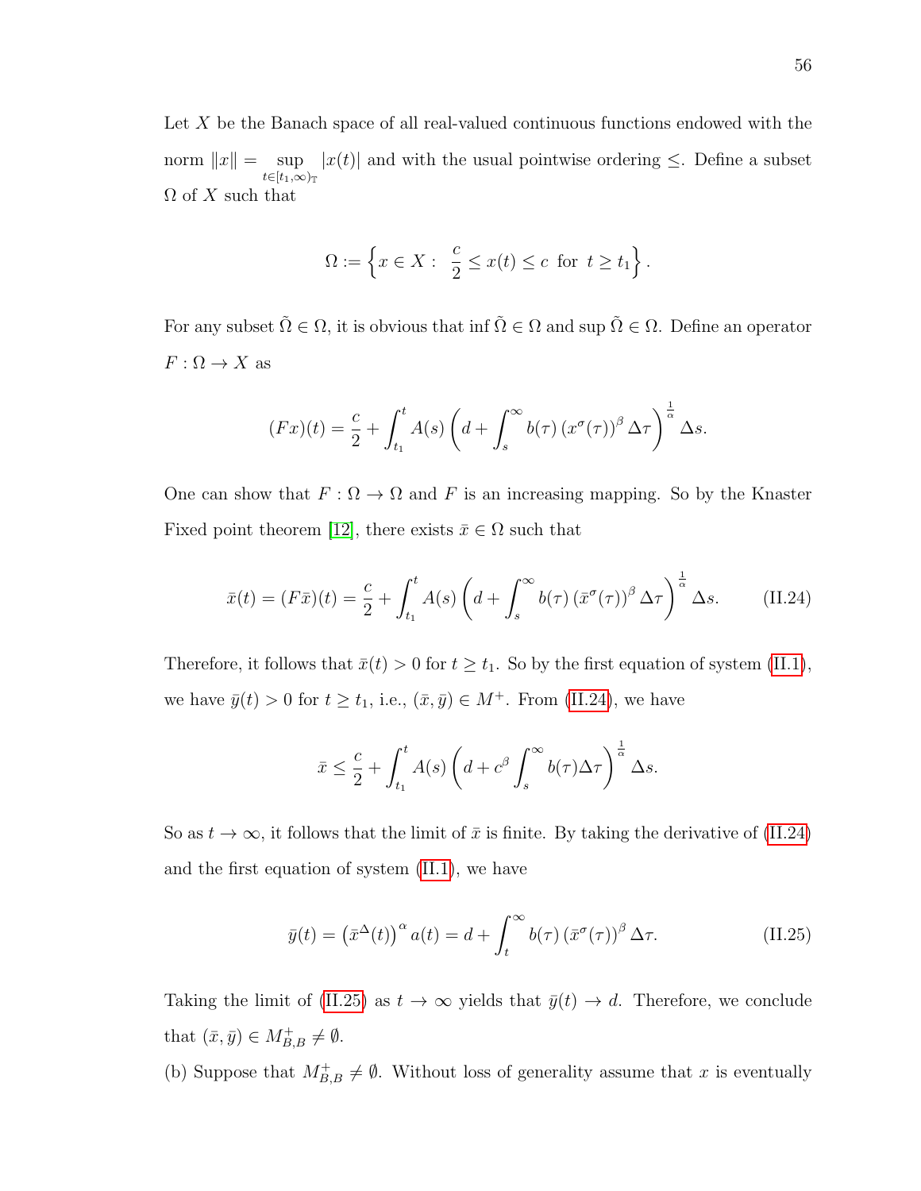Let $X$ be the Banach space of all real-valued continuous functions endowed with the norm $\|x\| = \sup_{t\in[t_1,\infty)_{\mathbb{T}}} |x(t)|$ and with the usual pointwise ordering $\leq$. Define a subset $\Omega$ of $X$ such that

$$\Omega := \left\{ x \in X : \ \frac{c}{2} \leq x(t) \leq c \ \text{ for } \ t \geq t_1 \right\}.$$

For any subset $\tilde{\Omega} \in \Omega$, it is obvious that $\inf \tilde{\Omega} \in \Omega$ and $\sup \tilde{\Omega} \in \Omega$. Define an operator $F : \Omega \to X$ as

$$(Fx)(t) = \frac{c}{2} + \int_{t_1}^{t} A(s) \left( d + \int_{s}^{\infty} b(\tau) \left(x^{\sigma}(\tau)\right)^{\beta} \Delta\tau \right)^{\frac{1}{\alpha}} \Delta s.$$

One can show that $F : \Omega \to \Omega$ and $F$ is an increasing mapping. So by the Knaster Fixed point theorem [12], there exists $\bar{x} \in \Omega$ such that

$$\bar{x}(t) = (F\bar{x})(t) = \frac{c}{2} + \int_{t_1}^{t} A(s) \left( d + \int_{s}^{\infty} b(\tau) \left(\bar{x}^{\sigma}(\tau)\right)^{\beta} \Delta\tau \right)^{\frac{1}{\alpha}} \Delta s. \tag{II.24}$$

Therefore, it follows that $\bar{x}(t) > 0$ for $t \geq t_1$. So by the first equation of system (II.1), we have $\bar{y}(t) > 0$ for $t \geq t_1$, i.e., $(\bar{x}, \bar{y}) \in M^+$. From (II.24), we have

$$\bar{x} \leq \frac{c}{2} + \int_{t_1}^{t} A(s) \left( d + c^{\beta} \int_{s}^{\infty} b(\tau) \Delta\tau \right)^{\frac{1}{\alpha}} \Delta s.$$

So as $t \to \infty$, it follows that the limit of $\bar{x}$ is finite. By taking the derivative of (II.24) and the first equation of system (II.1), we have

$$\bar{y}(t) = \left(\bar{x}^{\Delta}(t)\right)^{\alpha} a(t) = d + \int_{t}^{\infty} b(\tau) \left(\bar{x}^{\sigma}(\tau)\right)^{\beta} \Delta\tau. \tag{II.25}$$

Taking the limit of (II.25) as $t \to \infty$ yields that $\bar{y}(t) \to d$. Therefore, we conclude that $(\bar{x}, \bar{y}) \in M^+_{B,B} \neq \emptyset$.

(b) Suppose that $M^+_{B,B} \neq \emptyset$. Without loss of generality assume that $x$ is eventually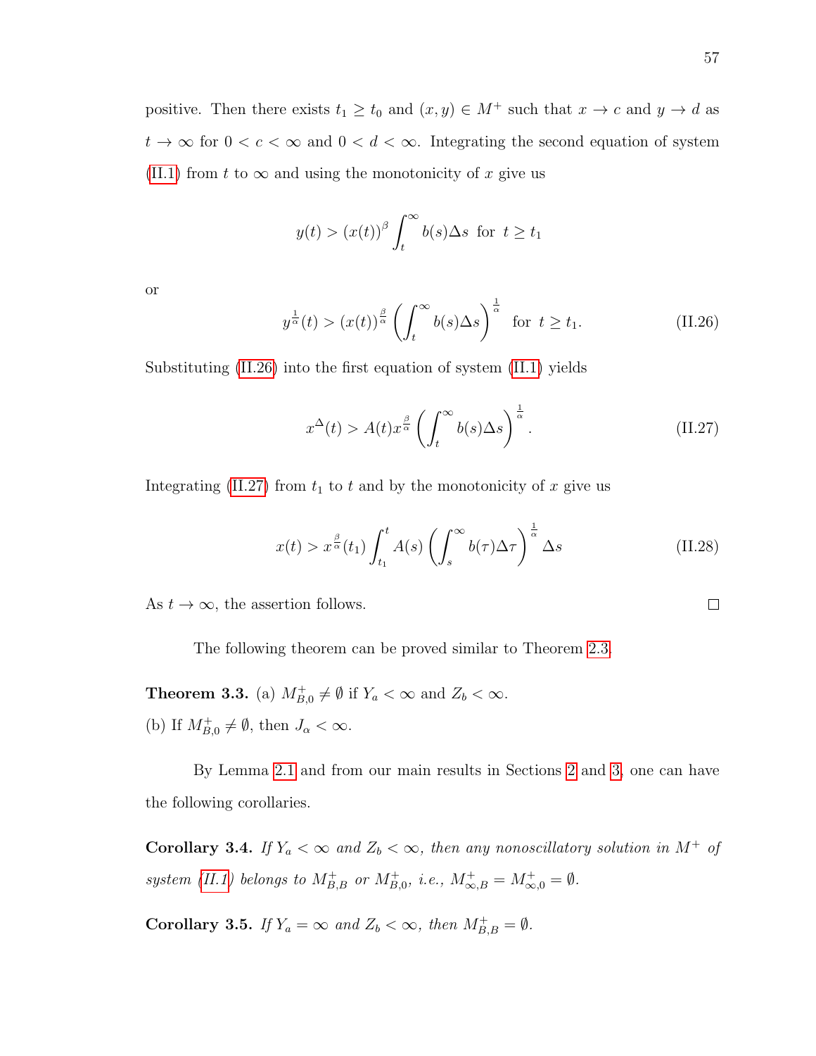positive. Then there exists $t_1 \geq t_0$ and $(x, y) \in M^+$ such that $x \to c$ and $y \to d$ as $t \to \infty$ for $0 < c < \infty$ and $0 < d < \infty$. Integrating the second equation of system (II.1) from $t$ to $\infty$ and using the monotonicity of $x$ give us

$$y(t) > (x(t))^{\beta} \int_t^{\infty} b(s)\Delta s \;\text{ for }\; t \geq t_1$$

or

$$y^{\frac{1}{\alpha}}(t) > (x(t))^{\frac{\beta}{\alpha}} \left( \int_t^{\infty} b(s)\Delta s \right)^{\frac{1}{\alpha}} \;\text{ for }\; t \geq t_1. \tag{II.26}$$

Substituting (II.26) into the first equation of system (II.1) yields

$$x^{\Delta}(t) > A(t) x^{\frac{\beta}{\alpha}} \left( \int_t^{\infty} b(s)\Delta s \right)^{\frac{1}{\alpha}}. \tag{II.27}$$

Integrating (II.27) from $t_1$ to $t$ and by the monotonicity of $x$ give us

$$x(t) > x^{\frac{\beta}{\alpha}}(t_1) \int_{t_1}^{t} A(s) \left( \int_s^{\infty} b(\tau)\Delta\tau \right)^{\frac{1}{\alpha}} \Delta s \tag{II.28}$$

As $t \to \infty$, the assertion follows. ☐

The following theorem can be proved similar to Theorem 2.3.

**Theorem 3.3.** (a) $M^+_{B,0} \neq \emptyset$ if $Y_a < \infty$ and $Z_b < \infty$.
(b) If $M^+_{B,0} \neq \emptyset$, then $J_\alpha < \infty$.

By Lemma 2.1 and from our main results in Sections 2 and 3, one can have the following corollaries.

**Corollary 3.4.** *If $Y_a < \infty$ and $Z_b < \infty$, then any nonoscillatory solution in $M^+$ of system (II.1) belongs to $M^+_{B,B}$ or $M^+_{B,0}$, i.e., $M^+_{\infty,B} = M^+_{\infty,0} = \emptyset$.*

**Corollary 3.5.** *If $Y_a = \infty$ and $Z_b < \infty$, then $M^+_{B,B} = \emptyset$.*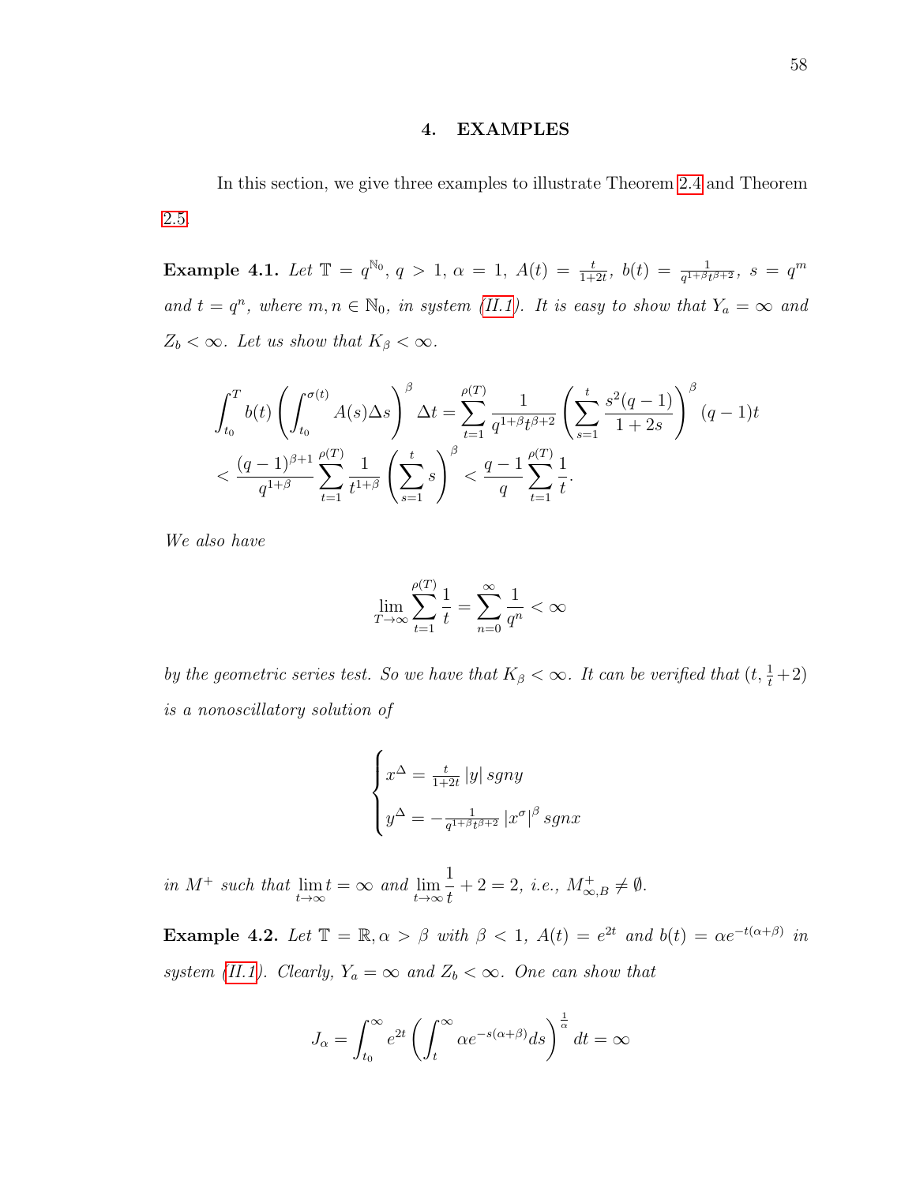# 4. EXAMPLES

In this section, we give three examples to illustrate Theorem 2.4 and Theorem 2.5.

**Example 4.1.** *Let $\mathbb{T} = q^{\mathbb{N}_0}$, $q > 1$, $\alpha = 1$, $A(t) = \frac{t}{1+2t}$, $b(t) = \frac{1}{q^{1+\beta}t^{\beta+2}}$, $s = q^m$ and $t = q^n$, where $m, n \in \mathbb{N}_0$, in system (II.1). It is easy to show that $Y_a = \infty$ and $Z_b < \infty$. Let us show that $K_\beta < \infty$.*

$$\int_{t_0}^{T} b(t)\left(\int_{t_0}^{\sigma(t)} A(s)\Delta s\right)^{\beta} \Delta t = \sum_{t=1}^{\rho(T)} \frac{1}{q^{1+\beta}t^{\beta+2}} \left(\sum_{s=1}^{t} \frac{s^2(q-1)}{1+2s}\right)^{\beta} (q-1)t$$
$$< \frac{(q-1)^{\beta+1}}{q^{1+\beta}} \sum_{t=1}^{\rho(T)} \frac{1}{t^{1+\beta}} \left(\sum_{s=1}^{t} s\right)^{\beta} < \frac{q-1}{q} \sum_{t=1}^{\rho(T)} \frac{1}{t}.$$

*We also have*

$$\lim_{T\to\infty} \sum_{t=1}^{\rho(T)} \frac{1}{t} = \sum_{n=0}^{\infty} \frac{1}{q^n} < \infty$$

*by the geometric series test. So we have that $K_\beta < \infty$. It can be verified that $(t, \frac{1}{t}+2)$ is a nonoscillatory solution of*

$$\begin{cases} x^{\Delta} = \frac{t}{1+2t}\,|y|\, sgny \\ y^{\Delta} = -\frac{1}{q^{1+\beta}t^{\beta+2}}\,|x^{\sigma}|^{\beta}\, sgnx \end{cases}$$

*in $M^+$ such that $\lim\limits_{t\to\infty} t = \infty$ and $\lim\limits_{t\to\infty} \frac{1}{t} + 2 = 2$, i.e., $M^+_{\infty,B} \neq \emptyset$.*

**Example 4.2.** *Let $\mathbb{T} = \mathbb{R}, \alpha > \beta$ with $\beta < 1$, $A(t) = e^{2t}$ and $b(t) = \alpha e^{-t(\alpha+\beta)}$ in system (II.1). Clearly, $Y_a = \infty$ and $Z_b < \infty$. One can show that*

$$J_\alpha = \int_{t_0}^{\infty} e^{2t}\left(\int_{t}^{\infty} \alpha e^{-s(\alpha+\beta)} ds\right)^{\frac{1}{\alpha}} dt = \infty$$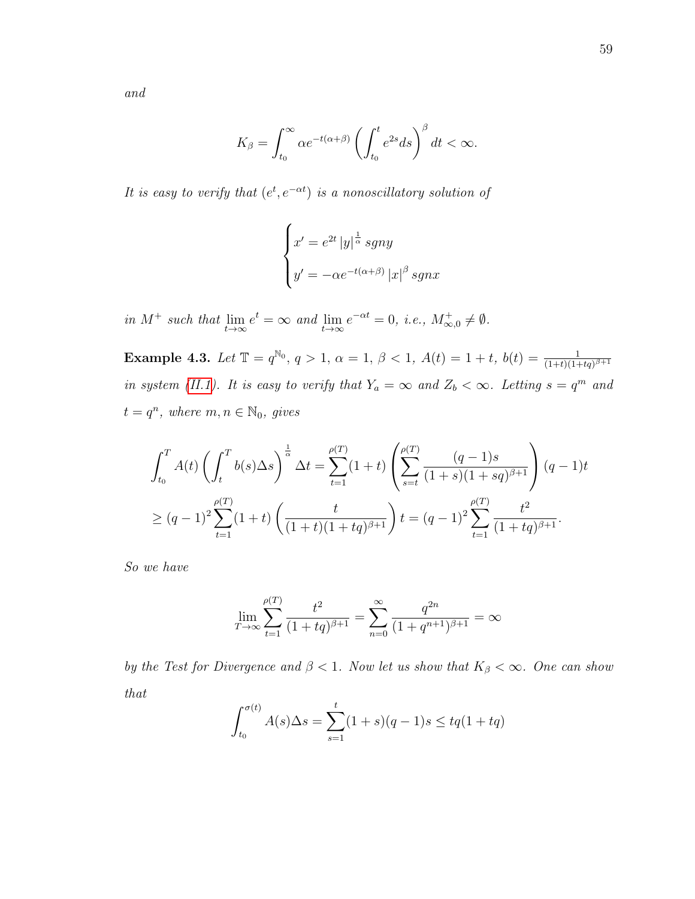*and*

$$K_\beta = \int_{t_0}^{\infty} \alpha e^{-t(\alpha+\beta)} \left( \int_{t_0}^{t} e^{2s} ds \right)^{\beta} dt < \infty.$$

*It is easy to verify that* $(e^t, e^{-\alpha t})$ *is a nonoscillatory solution of*

$$\begin{cases} x' = e^{2t} \left| y \right|^{\frac{1}{\alpha}} sgny \\ y' = -\alpha e^{-t(\alpha+\beta)} \left| x \right|^{\beta} sgnx \end{cases}$$

*in* $M^+$ *such that* $\lim_{t\to\infty} e^t = \infty$ *and* $\lim_{t\to\infty} e^{-\alpha t} = 0$*, i.e.,* $M^+_{\infty,0} \neq \emptyset$.

**Example 4.3.** *Let* $\mathbb{T} = q^{\mathbb{N}_0}$*,* $q > 1$*,* $\alpha = 1$*,* $\beta < 1$*,* $A(t) = 1 + t$*,* $b(t) = \frac{1}{(1+t)(1+tq)^{\beta+1}}$ *in system (II.1). It is easy to verify that* $Y_a = \infty$ *and* $Z_b < \infty$*. Letting* $s = q^m$ *and* $t = q^n$*, where* $m, n \in \mathbb{N}_0$*, gives*

$$\begin{aligned} &\int_{t_0}^{T} A(t) \left( \int_{t}^{T} b(s) \Delta s \right)^{\frac{1}{\alpha}} \Delta t = \sum_{t=1}^{\rho(T)} (1+t) \left( \sum_{s=t}^{\rho(T)} \frac{(q-1)s}{(1+s)(1+sq)^{\beta+1}} \right) (q-1)t \\ &\geq (q-1)^2 \sum_{t=1}^{\rho(T)} (1+t) \left( \frac{t}{(1+t)(1+tq)^{\beta+1}} \right) t = (q-1)^2 \sum_{t=1}^{\rho(T)} \frac{t^2}{(1+tq)^{\beta+1}}. \end{aligned}$$

*So we have*

$$\lim_{T\to\infty} \sum_{t=1}^{\rho(T)} \frac{t^2}{(1+tq)^{\beta+1}} = \sum_{n=0}^{\infty} \frac{q^{2n}}{(1+q^{n+1})^{\beta+1}} = \infty$$

*by the Test for Divergence and* $\beta < 1$*. Now let us show that* $K_\beta < \infty$*. One can show that*

$$\int_{t_0}^{\sigma(t)} A(s) \Delta s = \sum_{s=1}^{t} (1+s)(q-1)s \leq tq(1+tq)$$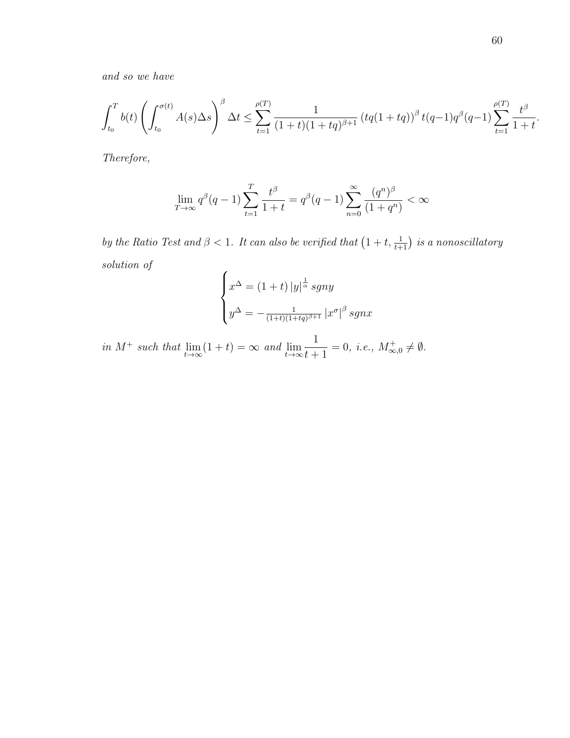*and so we have*

$$\int_{t_0}^{T} b(t) \left( \int_{t_0}^{\sigma(t)} A(s)\Delta s \right)^{\beta} \Delta t \leq \sum_{t=1}^{\rho(T)} \frac{1}{(1+t)(1+tq)^{\beta+1}} \left( tq(1+tq) \right)^{\beta} t(q-1) q^{\beta}(q-1) \sum_{t=1}^{\rho(T)} \frac{t^{\beta}}{1+t}.$$

*Therefore,*

$$\lim_{T\to\infty} q^{\beta}(q-1) \sum_{t=1}^{T} \frac{t^{\beta}}{1+t} = q^{\beta}(q-1) \sum_{n=0}^{\infty} \frac{(q^n)^{\beta}}{(1+q^n)} < \infty$$

*by the Ratio Test and* $\beta < 1$*. It can also be verified that* $\left(1+t, \frac{1}{t+1}\right)$ *is a nonoscillatory solution of*

$$\begin{cases} x^{\Delta} = (1+t)\,|y|^{\frac{1}{\alpha}}\, sgn y \\ y^{\Delta} = -\frac{1}{(1+t)(1+tq)^{\beta+1}}\, |x^{\sigma}|^{\beta}\, sgn x \end{cases}$$

*in* $M^+$ *such that* $\lim_{t\to\infty}(1+t) = \infty$ *and* $\lim_{t\to\infty} \dfrac{1}{t+1} = 0$*, i.e.,* $M^+_{\infty,0} \neq \emptyset$*.*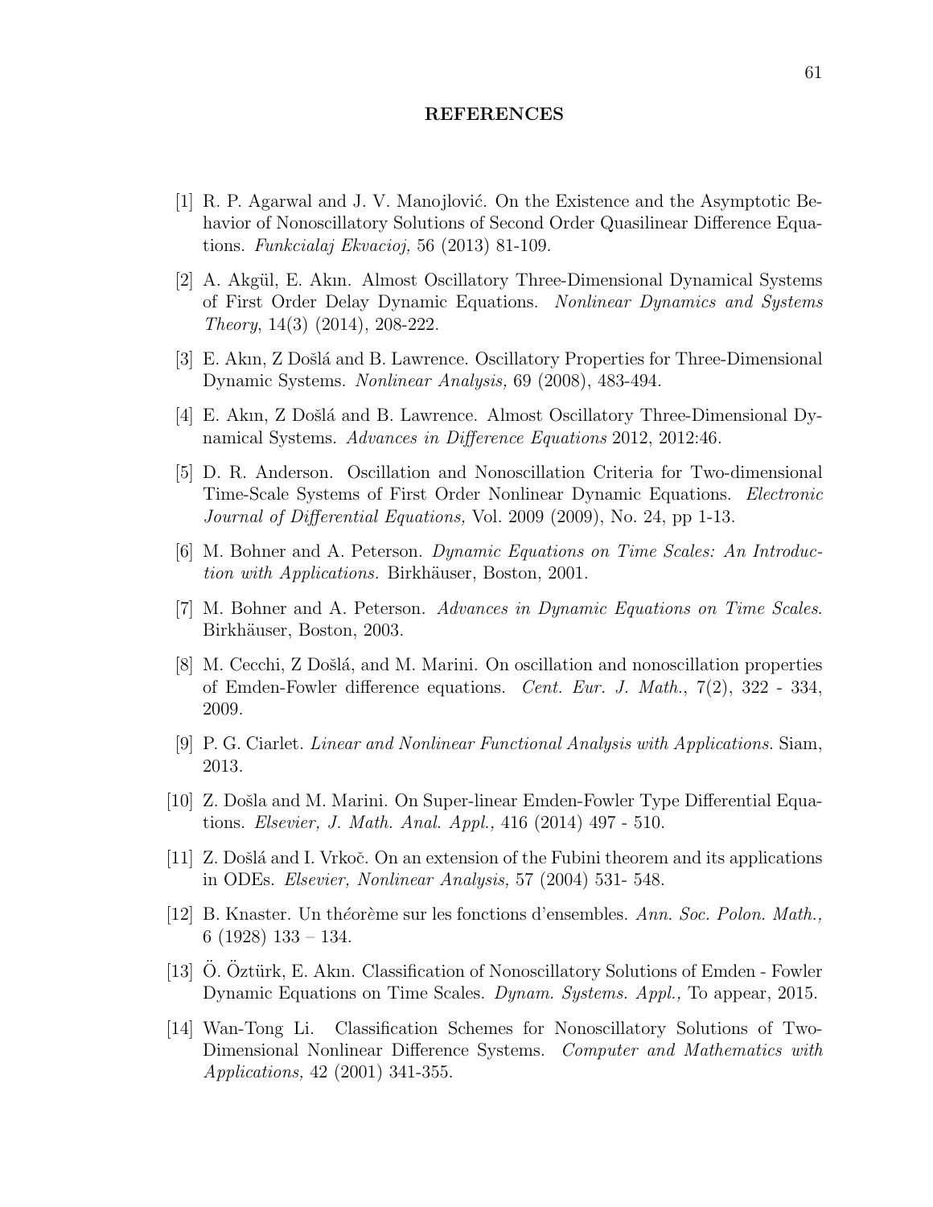# REFERENCES

[1] R. P. Agarwal and J. V. Manojlović. On the Existence and the Asymptotic Behavior of Nonoscillatory Solutions of Second Order Quasilinear Difference Equations. *Funkcialaj Ekvacioj,* 56 (2013) 81-109.

[2] A. Akgül, E. Akın. Almost Oscillatory Three-Dimensional Dynamical Systems of First Order Delay Dynamic Equations. *Nonlinear Dynamics and Systems Theory*, 14(3) (2014), 208-222.

[3] E. Akın, Z Došlá and B. Lawrence. Oscillatory Properties for Three-Dimensional Dynamic Systems. *Nonlinear Analysis,* 69 (2008), 483-494.

[4] E. Akın, Z Došlá and B. Lawrence. Almost Oscillatory Three-Dimensional Dynamical Systems. *Advances in Difference Equations* 2012, 2012:46.

[5] D. R. Anderson. Oscillation and Nonoscillation Criteria for Two-dimensional Time-Scale Systems of First Order Nonlinear Dynamic Equations. *Electronic Journal of Differential Equations,* Vol. 2009 (2009), No. 24, pp 1-13.

[6] M. Bohner and A. Peterson. *Dynamic Equations on Time Scales: An Introduction with Applications.* Birkhäuser, Boston, 2001.

[7] M. Bohner and A. Peterson. *Advances in Dynamic Equations on Time Scales*. Birkhäuser, Boston, 2003.

[8] M. Cecchi, Z Došlá, and M. Marini. On oscillation and nonoscillation properties of Emden-Fowler difference equations. *Cent. Eur. J. Math.*, 7(2), 322 - 334, 2009.

[9] P. G. Ciarlet. *Linear and Nonlinear Functional Analysis with Applications.* Siam, 2013.

[10] Z. Došla and M. Marini. On Super-linear Emden-Fowler Type Differential Equations. *Elsevier, J. Math. Anal. Appl.,* 416 (2014) 497 - 510.

[11] Z. Došlá and I. Vrkoč. On an extension of the Fubini theorem and its applications in ODEs. *Elsevier, Nonlinear Analysis,* 57 (2004) 531- 548.

[12] B. Knaster. Un théorème sur les fonctions d'ensembles. *Ann. Soc. Polon. Math.,* 6 (1928) 133 – 134.

[13] Ö. Öztürk, E. Akın. Classification of Nonoscillatory Solutions of Emden - Fowler Dynamic Equations on Time Scales. *Dynam. Systems. Appl.,* To appear, 2015.

[14] Wan-Tong Li. Classification Schemes for Nonoscillatory Solutions of Two-Dimensional Nonlinear Difference Systems. *Computer and Mathematics with Applications,* 42 (2001) 341-355.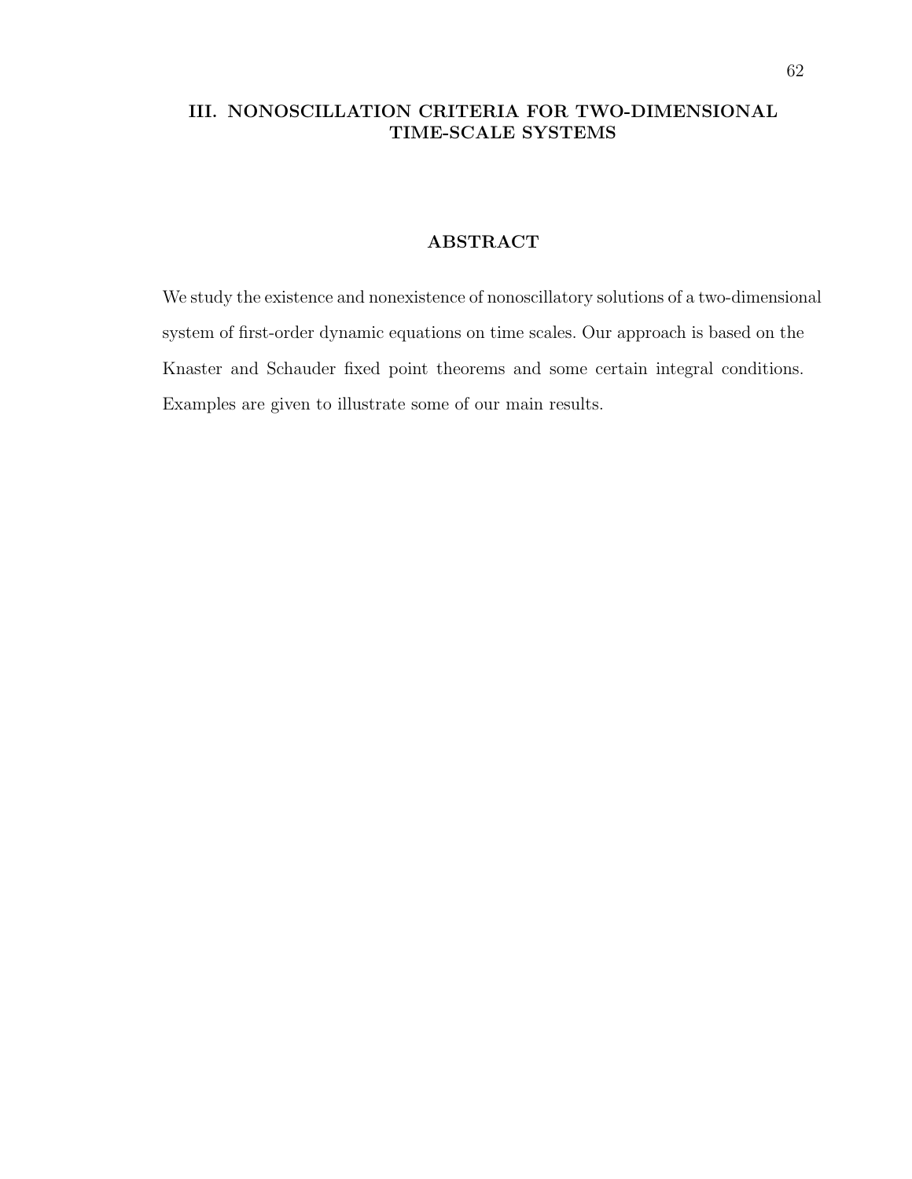# III. NONOSCILLATION CRITERIA FOR TWO-DIMENSIONAL TIME-SCALE SYSTEMS

## ABSTRACT

We study the existence and nonexistence of nonoscillatory solutions of a two-dimensional system of first-order dynamic equations on time scales. Our approach is based on the Knaster and Schauder fixed point theorems and some certain integral conditions. Examples are given to illustrate some of our main results.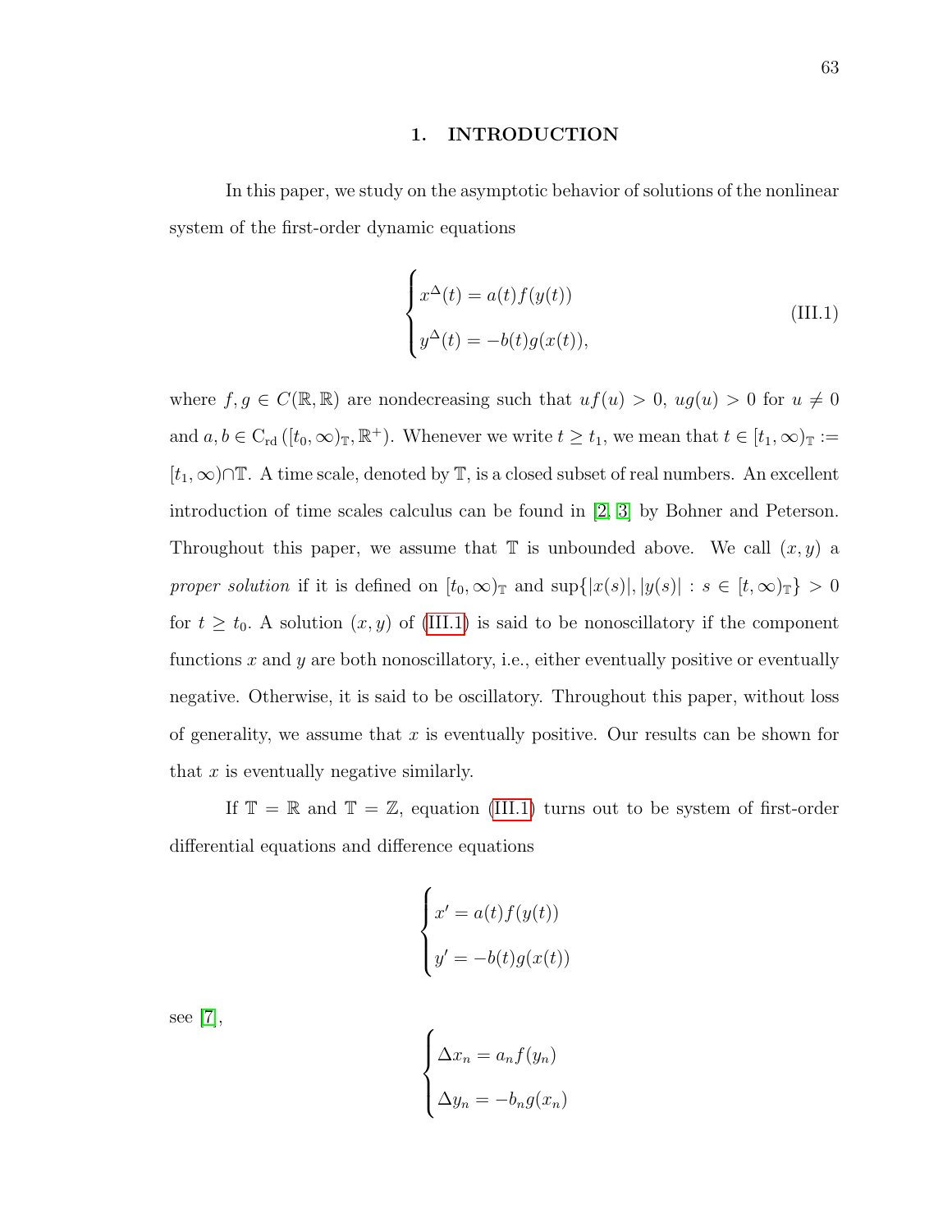## 1. INTRODUCTION

In this paper, we study on the asymptotic behavior of solutions of the nonlinear system of the first-order dynamic equations

$$
\begin{cases} x^{\Delta}(t) = a(t)f(y(t)) \\ y^{\Delta}(t) = -b(t)g(x(t)), \end{cases} \tag{III.1}
$$

where $f, g \in C(\mathbb{R}, \mathbb{R})$ are nondecreasing such that $uf(u) > 0$, $ug(u) > 0$ for $u \neq 0$ and $a, b \in \mathrm{C_{rd}}\left([t_0, \infty)_{\mathbb{T}}, \mathbb{R}^+\right)$. Whenever we write $t \geq t_1$, we mean that $t \in [t_1, \infty)_{\mathbb{T}} := [t_1, \infty) \cap \mathbb{T}$. A time scale, denoted by $\mathbb{T}$, is a closed subset of real numbers. An excellent introduction of time scales calculus can be found in [2, 3] by Bohner and Peterson. Throughout this paper, we assume that $\mathbb{T}$ is unbounded above. We call $(x, y)$ a *proper solution* if it is defined on $[t_0, \infty)_{\mathbb{T}}$ and $\sup\{|x(s)|, |y(s)| : s \in [t, \infty)_{\mathbb{T}}\} > 0$ for $t \geq t_0$. A solution $(x, y)$ of (III.1) is said to be nonoscillatory if the component functions $x$ and $y$ are both nonoscillatory, i.e., either eventually positive or eventually negative. Otherwise, it is said to be oscillatory. Throughout this paper, without loss of generality, we assume that $x$ is eventually positive. Our results can be shown for that $x$ is eventually negative similarly.

If $\mathbb{T} = \mathbb{R}$ and $\mathbb{T} = \mathbb{Z}$, equation (III.1) turns out to be system of first-order differential equations and difference equations

$$
\begin{cases} x' = a(t)f(y(t)) \\ y' = -b(t)g(x(t)) \end{cases}
$$

see [7],

$$
\begin{cases} \Delta x_n = a_n f(y_n) \\ \Delta y_n = -b_n g(x_n) \end{cases}
$$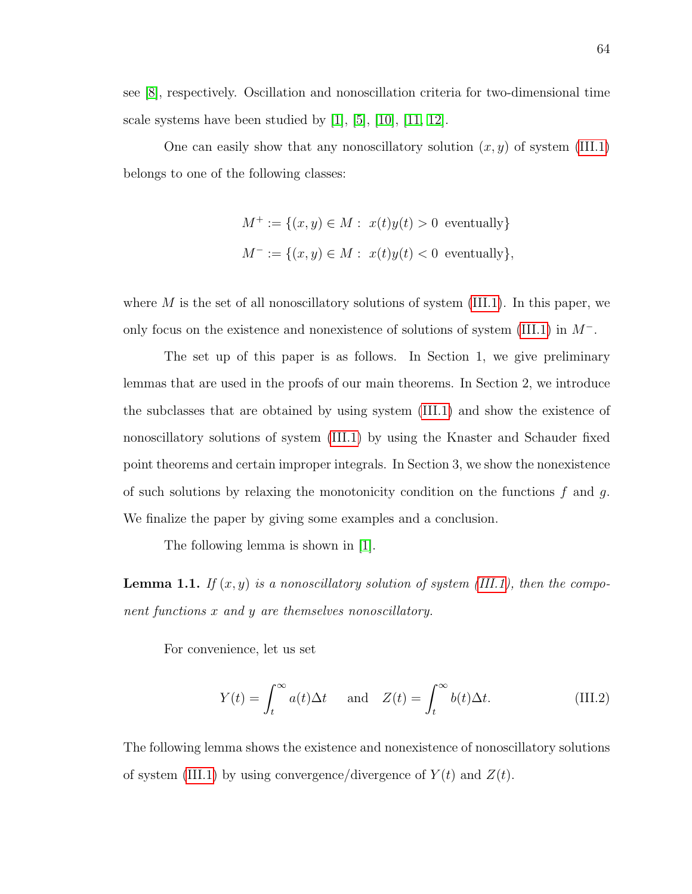see [8], respectively. Oscillation and nonoscillation criteria for two-dimensional time scale systems have been studied by [1], [5], [10], [11, 12].

One can easily show that any nonoscillatory solution $(x, y)$ of system (III.1) belongs to one of the following classes:

$$M^+ := \{(x,y) \in M : \ x(t)y(t) > 0 \ \text{ eventually}\}$$
$$M^- := \{(x,y) \in M : \ x(t)y(t) < 0 \ \text{ eventually}\},$$

where $M$ is the set of all nonoscillatory solutions of system (III.1). In this paper, we only focus on the existence and nonexistence of solutions of system (III.1) in $M^-$.

The set up of this paper is as follows. In Section 1, we give preliminary lemmas that are used in the proofs of our main theorems. In Section 2, we introduce the subclasses that are obtained by using system (III.1) and show the existence of nonoscillatory solutions of system (III.1) by using the Knaster and Schauder fixed point theorems and certain improper integrals. In Section 3, we show the nonexistence of such solutions by relaxing the monotonicity condition on the functions $f$ and $g$. We finalize the paper by giving some examples and a conclusion.

The following lemma is shown in [1].

**Lemma 1.1.** *If $(x, y)$ is a nonoscillatory solution of system (III.1), then the component functions $x$ and $y$ are themselves nonoscillatory.*

For convenience, let us set

$$Y(t) = \int_t^\infty a(t)\Delta t \quad \text{ and } \quad Z(t) = \int_t^\infty b(t)\Delta t. \tag{III.2}$$

The following lemma shows the existence and nonexistence of nonoscillatory solutions of system (III.1) by using convergence/divergence of $Y(t)$ and $Z(t)$.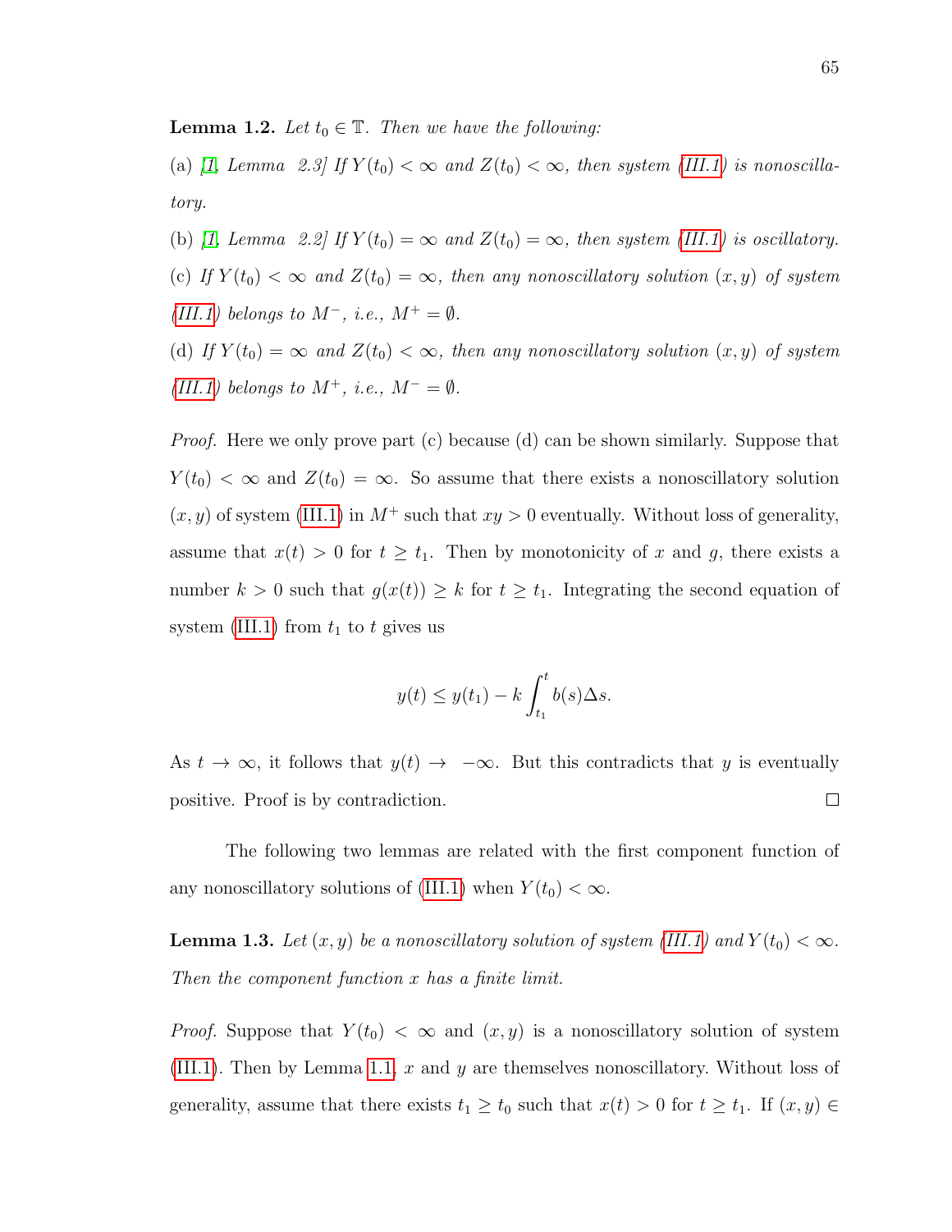**Lemma 1.2.** *Let $t_0 \in \mathbb{T}$. Then we have the following:*

(a) *[1, Lemma 2.3] If $Y(t_0) < \infty$ and $Z(t_0) < \infty$, then system (III.1) is nonoscillatory.*

(b) *[1, Lemma 2.2] If $Y(t_0) = \infty$ and $Z(t_0) = \infty$, then system (III.1) is oscillatory.*

(c) *If $Y(t_0) < \infty$ and $Z(t_0) = \infty$, then any nonoscillatory solution $(x, y)$ of system (III.1) belongs to $M^-$, i.e., $M^+ = \emptyset$.*

(d) *If $Y(t_0) = \infty$ and $Z(t_0) < \infty$, then any nonoscillatory solution $(x, y)$ of system (III.1) belongs to $M^+$, i.e., $M^- = \emptyset$.*

*Proof.* Here we only prove part (c) because (d) can be shown similarly. Suppose that $Y(t_0) < \infty$ and $Z(t_0) = \infty$. So assume that there exists a nonoscillatory solution $(x, y)$ of system (III.1) in $M^+$ such that $xy > 0$ eventually. Without loss of generality, assume that $x(t) > 0$ for $t \geq t_1$. Then by monotonicity of $x$ and $g$, there exists a number $k > 0$ such that $g(x(t)) \geq k$ for $t \geq t_1$. Integrating the second equation of system (III.1) from $t_1$ to $t$ gives us

$$y(t) \leq y(t_1) - k \int_{t_1}^{t} b(s)\Delta s.$$

As $t \to \infty$, it follows that $y(t) \to -\infty$. But this contradicts that $y$ is eventually positive. Proof is by contradiction. □

The following two lemmas are related with the first component function of any nonoscillatory solutions of (III.1) when $Y(t_0) < \infty$.

**Lemma 1.3.** *Let $(x, y)$ be a nonoscillatory solution of system (III.1) and $Y(t_0) < \infty$. Then the component function $x$ has a finite limit.*

*Proof.* Suppose that $Y(t_0) < \infty$ and $(x, y)$ is a nonoscillatory solution of system (III.1). Then by Lemma 1.1, $x$ and $y$ are themselves nonoscillatory. Without loss of generality, assume that there exists $t_1 \geq t_0$ such that $x(t) > 0$ for $t \geq t_1$. If $(x, y) \in$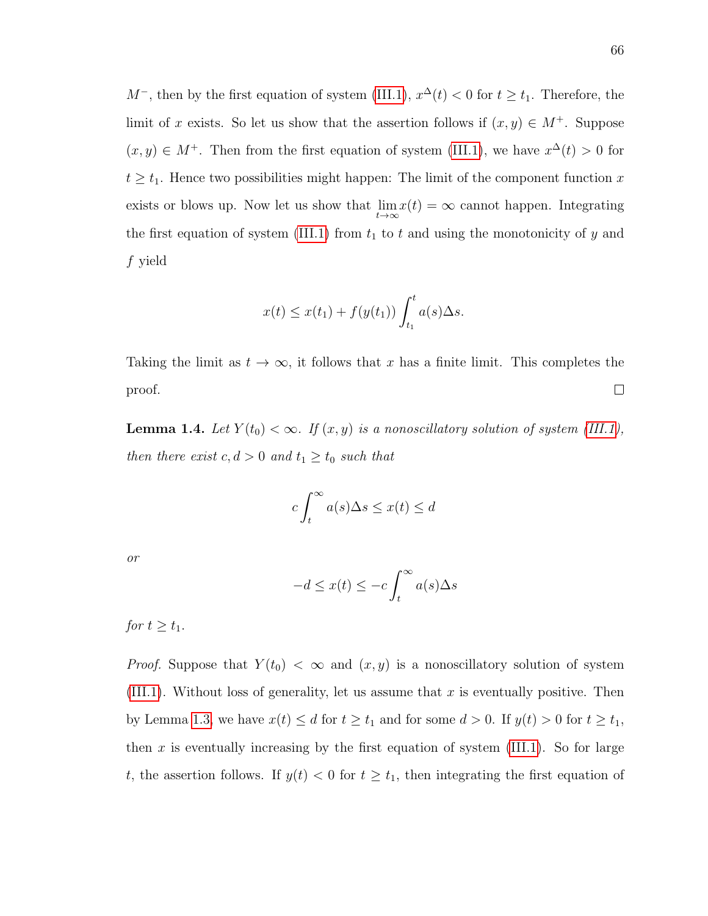$M^-$, then by the first equation of system (III.1), $x^\Delta(t) < 0$ for $t \geq t_1$. Therefore, the limit of $x$ exists. So let us show that the assertion follows if $(x, y) \in M^+$. Suppose $(x, y) \in M^+$. Then from the first equation of system (III.1), we have $x^\Delta(t) > 0$ for $t \geq t_1$. Hence two possibilities might happen: The limit of the component function $x$ exists or blows up. Now let us show that $\lim_{t\to\infty} x(t) = \infty$ cannot happen. Integrating the first equation of system (III.1) from $t_1$ to $t$ and using the monotonicity of $y$ and $f$ yield

$$x(t) \leq x(t_1) + f(y(t_1)) \int_{t_1}^{t} a(s)\Delta s.$$

Taking the limit as $t \to \infty$, it follows that $x$ has a finite limit. This completes the proof. □

**Lemma 1.4.** *Let $Y(t_0) < \infty$. If $(x, y)$ is a nonoscillatory solution of system (III.1), then there exist $c, d > 0$ and $t_1 \geq t_0$ such that*

$$c \int_{t}^{\infty} a(s)\Delta s \leq x(t) \leq d$$

*or*

$$-d \leq x(t) \leq -c \int_{t}^{\infty} a(s)\Delta s$$

*for $t \geq t_1$.*

*Proof.* Suppose that $Y(t_0) < \infty$ and $(x, y)$ is a nonoscillatory solution of system (III.1). Without loss of generality, let us assume that $x$ is eventually positive. Then by Lemma 1.3, we have $x(t) \leq d$ for $t \geq t_1$ and for some $d > 0$. If $y(t) > 0$ for $t \geq t_1$, then $x$ is eventually increasing by the first equation of system (III.1). So for large $t$, the assertion follows. If $y(t) < 0$ for $t \geq t_1$, then integrating the first equation of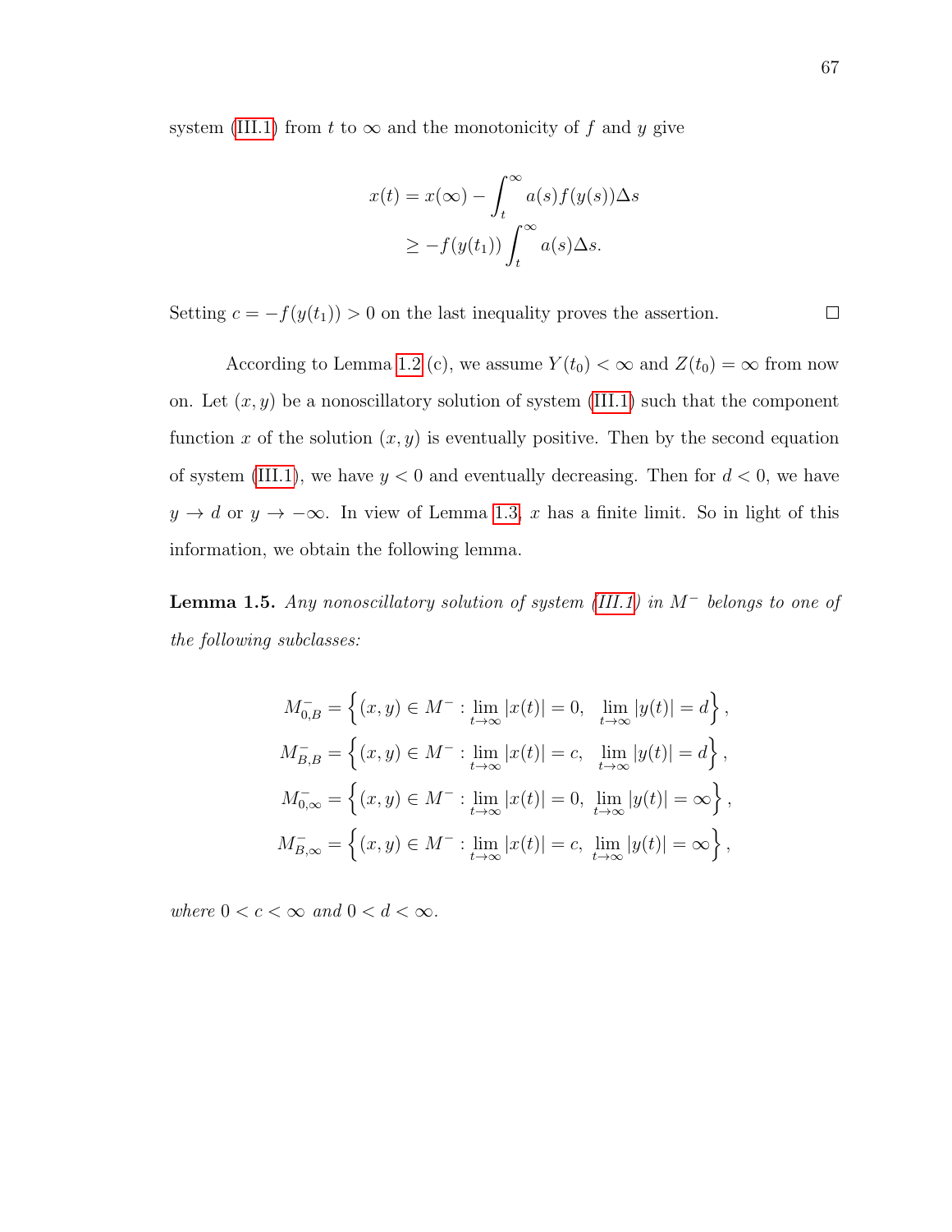system (III.1) from $t$ to $\infty$ and the monotonicity of $f$ and $y$ give

$$
\begin{aligned}
x(t) &= x(\infty) - \int_t^\infty a(s) f(y(s)) \Delta s \\
&\geq -f(y(t_1)) \int_t^\infty a(s) \Delta s.
\end{aligned}
$$

Setting $c = -f(y(t_1)) > 0$ on the last inequality proves the assertion. □

According to Lemma 1.2 (c), we assume $Y(t_0) < \infty$ and $Z(t_0) = \infty$ from now on. Let $(x, y)$ be a nonoscillatory solution of system (III.1) such that the component function $x$ of the solution $(x, y)$ is eventually positive. Then by the second equation of system (III.1), we have $y < 0$ and eventually decreasing. Then for $d < 0$, we have $y \to d$ or $y \to -\infty$. In view of Lemma 1.3, $x$ has a finite limit. So in light of this information, we obtain the following lemma.

**Lemma 1.5.** *Any nonoscillatory solution of system (III.1) in $M^-$ belongs to one of the following subclasses:*

$$
\begin{aligned}
M^-_{0,B} &= \left\{ (x, y) \in M^- : \lim_{t\to\infty} |x(t)| = 0, \quad \lim_{t\to\infty} |y(t)| = d \right\}, \\
M^-_{B,B} &= \left\{ (x, y) \in M^- : \lim_{t\to\infty} |x(t)| = c, \quad \lim_{t\to\infty} |y(t)| = d \right\}, \\
M^-_{0,\infty} &= \left\{ (x, y) \in M^- : \lim_{t\to\infty} |x(t)| = 0, \ \lim_{t\to\infty} |y(t)| = \infty \right\}, \\
M^-_{B,\infty} &= \left\{ (x, y) \in M^- : \lim_{t\to\infty} |x(t)| = c, \ \lim_{t\to\infty} |y(t)| = \infty \right\},
\end{aligned}
$$

*where $0 < c < \infty$ and $0 < d < \infty$.*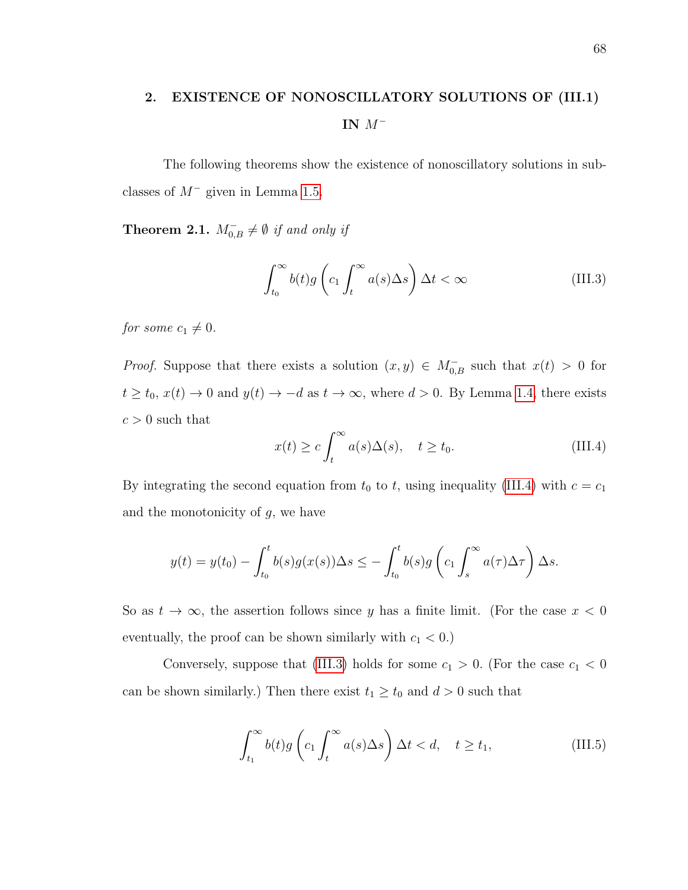## 2. EXISTENCE OF NONOSCILLATORY SOLUTIONS OF (III.1) IN $M^-$

The following theorems show the existence of nonoscillatory solutions in subclasses of $M^-$ given in Lemma 1.5.

**Theorem 2.1.** *$M^-_{0,B} \neq \emptyset$ if and only if*

$$\int_{t_0}^{\infty} b(t) g\left(c_1 \int_t^{\infty} a(s)\Delta s\right)\Delta t < \infty \tag{III.3}$$

*for some $c_1 \neq 0$.*

*Proof.* Suppose that there exists a solution $(x, y) \in M^-_{0,B}$ such that $x(t) > 0$ for $t \geq t_0$, $x(t) \to 0$ and $y(t) \to -d$ as $t \to \infty$, where $d > 0$. By Lemma 1.4, there exists $c > 0$ such that

$$x(t) \geq c \int_t^{\infty} a(s)\Delta(s), \quad t \geq t_0. \tag{III.4}$$

By integrating the second equation from $t_0$ to $t$, using inequality (III.4) with $c = c_1$ and the monotonicity of $g$, we have

$$y(t) = y(t_0) - \int_{t_0}^{t} b(s) g(x(s))\Delta s \leq -\int_{t_0}^{t} b(s) g\left(c_1 \int_s^{\infty} a(\tau)\Delta\tau\right)\Delta s.$$

So as $t \to \infty$, the assertion follows since $y$ has a finite limit. (For the case $x < 0$ eventually, the proof can be shown similarly with $c_1 < 0$.)

Conversely, suppose that (III.3) holds for some $c_1 > 0$. (For the case $c_1 < 0$ can be shown similarly.) Then there exist $t_1 \geq t_0$ and $d > 0$ such that

$$\int_{t_1}^{\infty} b(t) g\left(c_1 \int_t^{\infty} a(s)\Delta s\right)\Delta t < d, \quad t \geq t_1, \tag{III.5}$$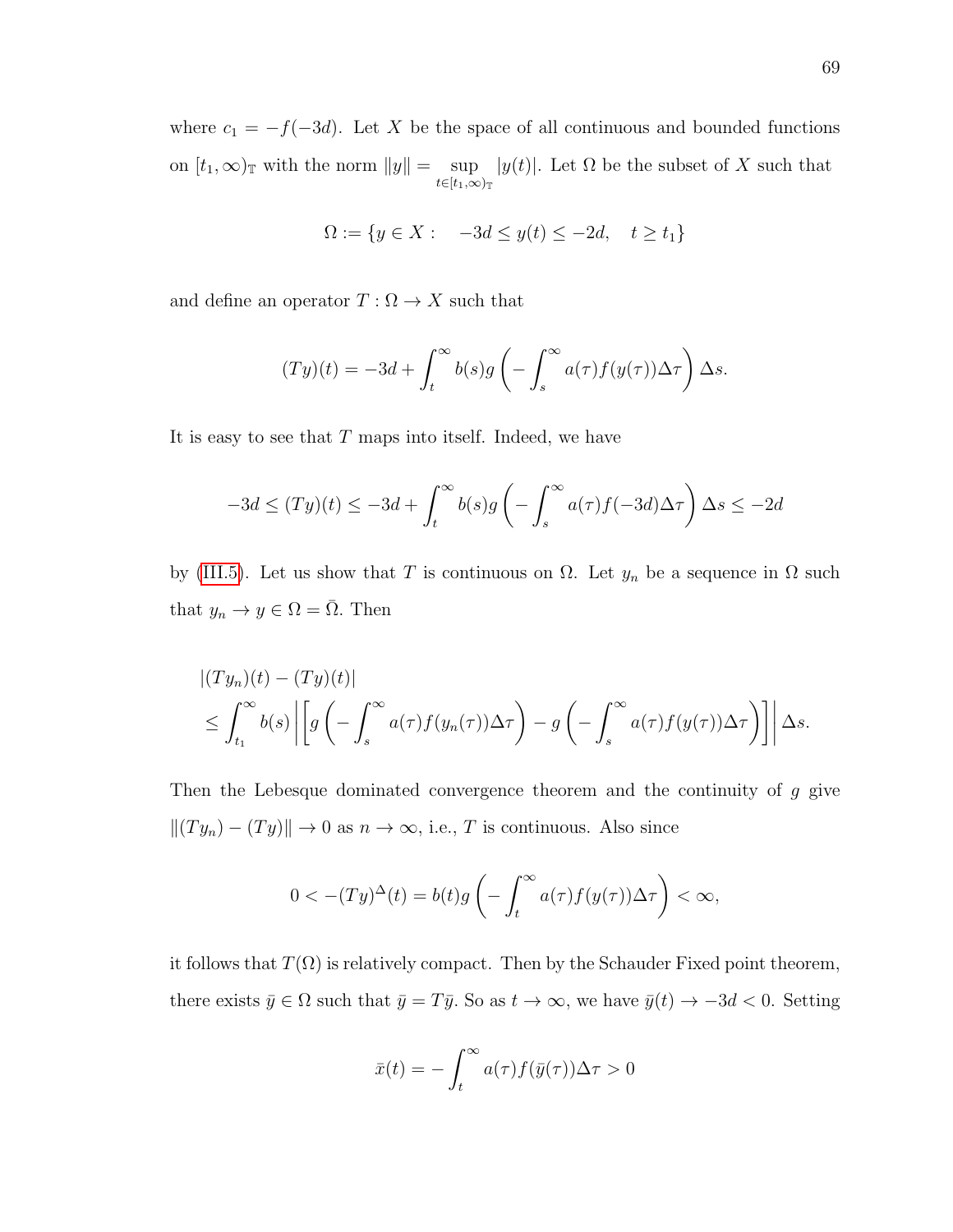where $c_1 = -f(-3d)$. Let $X$ be the space of all continuous and bounded functions on $[t_1, \infty)_{\mathbb{T}}$ with the norm $\|y\| = \sup_{t \in [t_1, \infty)_{\mathbb{T}}} |y(t)|$. Let $\Omega$ be the subset of $X$ such that

$$\Omega := \{y \in X : \quad -3d \leq y(t) \leq -2d, \quad t \geq t_1\}$$

and define an operator $T : \Omega \to X$ such that

$$(Ty)(t) = -3d + \int_t^\infty b(s) g\left(-\int_s^\infty a(\tau) f(y(\tau)) \Delta\tau\right) \Delta s.$$

It is easy to see that $T$ maps into itself. Indeed, we have

$$-3d \leq (Ty)(t) \leq -3d + \int_t^\infty b(s) g\left(-\int_s^\infty a(\tau) f(-3d) \Delta\tau\right) \Delta s \leq -2d$$

by (III.5). Let us show that $T$ is continuous on $\Omega$. Let $y_n$ be a sequence in $\Omega$ such that $y_n \to y \in \Omega = \bar{\Omega}$. Then

$$\begin{aligned}
&|(Ty_n)(t) - (Ty)(t)| \\
&\leq \int_{t_1}^\infty b(s) \left| \left[ g\left(-\int_s^\infty a(\tau) f(y_n(\tau)) \Delta\tau\right) - g\left(-\int_s^\infty a(\tau) f(y(\tau)) \Delta\tau\right) \right] \right| \Delta s.
\end{aligned}$$

Then the Lebesque dominated convergence theorem and the continuity of $g$ give $\|(Ty_n) - (Ty)\| \to 0$ as $n \to \infty$, i.e., $T$ is continuous. Also since

$$0 < -(Ty)^\Delta(t) = b(t) g\left(-\int_t^\infty a(\tau) f(y(\tau)) \Delta\tau\right) < \infty,$$

it follows that $T(\Omega)$ is relatively compact. Then by the Schauder Fixed point theorem, there exists $\bar{y} \in \Omega$ such that $\bar{y} = T\bar{y}$. So as $t \to \infty$, we have $\bar{y}(t) \to -3d < 0$. Setting

$$\bar{x}(t) = -\int_t^\infty a(\tau) f(\bar{y}(\tau)) \Delta\tau > 0$$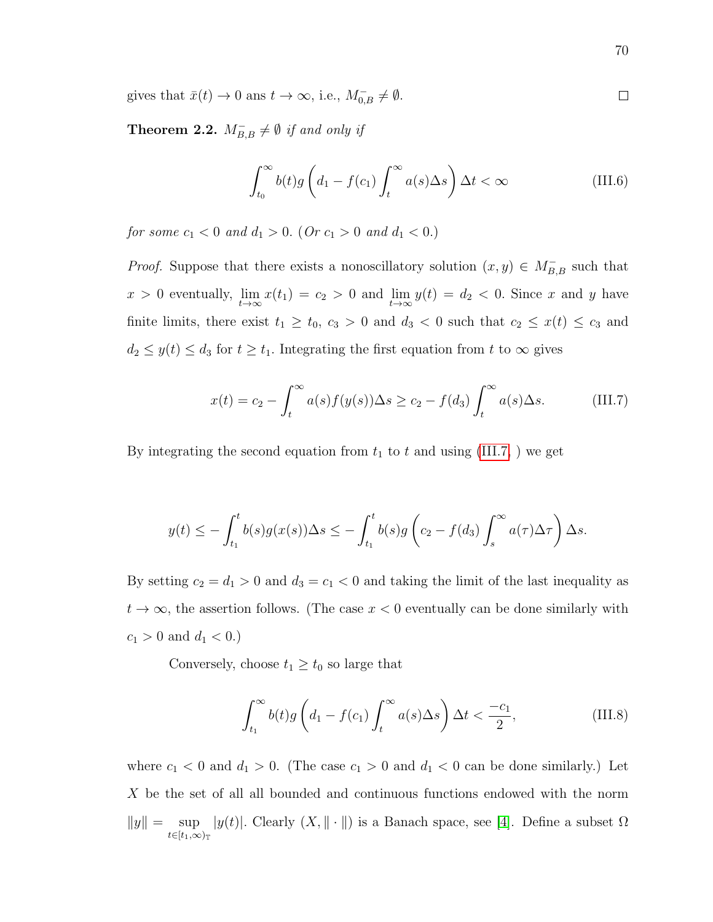gives that $\bar{x}(t) \to 0$ ans $t \to \infty$, i.e., $M_{0,B}^{-} \neq \emptyset$. $\square$

**Theorem 2.2.** *$M_{B,B}^{-} \neq \emptyset$ if and only if*

$$\int_{t_0}^{\infty} b(t) g\left(d_1 - f(c_1) \int_t^{\infty} a(s) \Delta s\right) \Delta t < \infty \tag{III.6}$$

*for some $c_1 < 0$ and $d_1 > 0$. (Or $c_1 > 0$ and $d_1 < 0$.)*

*Proof.* Suppose that there exists a nonoscillatory solution $(x, y) \in M_{B,B}^{-}$ such that $x > 0$ eventually, $\lim_{t \to \infty} x(t_1) = c_2 > 0$ and $\lim_{t \to \infty} y(t) = d_2 < 0$. Since $x$ and $y$ have finite limits, there exist $t_1 \geq t_0$, $c_3 > 0$ and $d_3 < 0$ such that $c_2 \leq x(t) \leq c_3$ and $d_2 \leq y(t) \leq d_3$ for $t \geq t_1$. Integrating the first equation from $t$ to $\infty$ gives

$$x(t) = c_2 - \int_t^{\infty} a(s) f(y(s)) \Delta s \geq c_2 - f(d_3) \int_t^{\infty} a(s) \Delta s. \tag{III.7}$$

By integrating the second equation from $t_1$ to $t$ and using (III.7, ) we get

$$y(t) \leq -\int_{t_1}^{t} b(s) g(x(s)) \Delta s \leq -\int_{t_1}^{t} b(s) g\left(c_2 - f(d_3) \int_s^{\infty} a(\tau) \Delta \tau\right) \Delta s.$$

By setting $c_2 = d_1 > 0$ and $d_3 = c_1 < 0$ and taking the limit of the last inequality as $t \to \infty$, the assertion follows. (The case $x < 0$ eventually can be done similarly with $c_1 > 0$ and $d_1 < 0$.)

Conversely, choose $t_1 \geq t_0$ so large that

$$\int_{t_1}^{\infty} b(t) g\left(d_1 - f(c_1) \int_t^{\infty} a(s) \Delta s\right) \Delta t < \frac{-c_1}{2}, \tag{III.8}$$

where $c_1 < 0$ and $d_1 > 0$. (The case $c_1 > 0$ and $d_1 < 0$ can be done similarly.) Let $X$ be the set of all all bounded and continuous functions endowed with the norm $\|y\| = \sup_{t \in [t_1, \infty)_{\mathbb{T}}} |y(t)|$. Clearly $(X, \|\cdot\|)$ is a Banach space, see [4]. Define a subset $\Omega$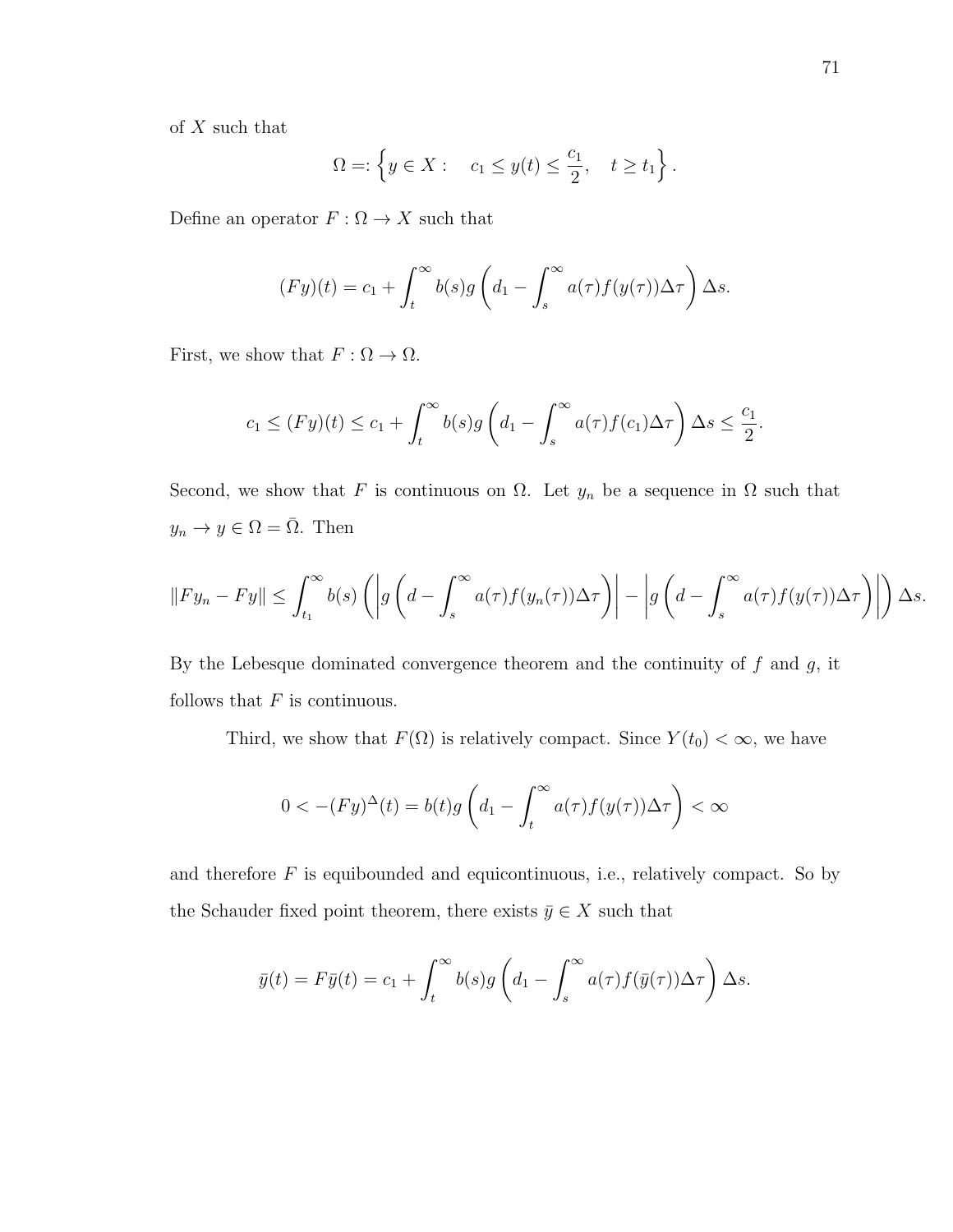of $X$ such that

$$\Omega =: \left\{ y \in X : \quad c_1 \le y(t) \le \frac{c_1}{2}, \quad t \ge t_1 \right\}.$$

Define an operator $F : \Omega \to X$ such that

$$(Fy)(t) = c_1 + \int_t^\infty b(s) g \left( d_1 - \int_s^\infty a(\tau) f(y(\tau)) \Delta\tau \right) \Delta s.$$

First, we show that $F : \Omega \to \Omega$.

$$c_1 \le (Fy)(t) \le c_1 + \int_t^\infty b(s) g \left( d_1 - \int_s^\infty a(\tau) f(c_1) \Delta\tau \right) \Delta s \le \frac{c_1}{2}.$$

Second, we show that $F$ is continuous on $\Omega$. Let $y_n$ be a sequence in $\Omega$ such that $y_n \to y \in \Omega = \bar{\Omega}$. Then

$$\|Fy_n - Fy\| \le \int_{t_1}^\infty b(s) \left( \left| g \left( d - \int_s^\infty a(\tau) f(y_n(\tau)) \Delta\tau \right) \right| - \left| g \left( d - \int_s^\infty a(\tau) f(y(\tau)) \Delta\tau \right) \right| \right) \Delta s.$$

By the Lebesque dominated convergence theorem and the continuity of $f$ and $g$, it follows that $F$ is continuous.

Third, we show that $F(\Omega)$ is relatively compact. Since $Y(t_0) < \infty$, we have

$$0 < -(Fy)^\Delta(t) = b(t) g \left( d_1 - \int_t^\infty a(\tau) f(y(\tau)) \Delta\tau \right) < \infty$$

and therefore $F$ is equibounded and equicontinuous, i.e., relatively compact. So by the Schauder fixed point theorem, there exists $\bar{y} \in X$ such that

$$\bar{y}(t) = F\bar{y}(t) = c_1 + \int_t^\infty b(s) g \left( d_1 - \int_s^\infty a(\tau) f(\bar{y}(\tau)) \Delta\tau \right) \Delta s.$$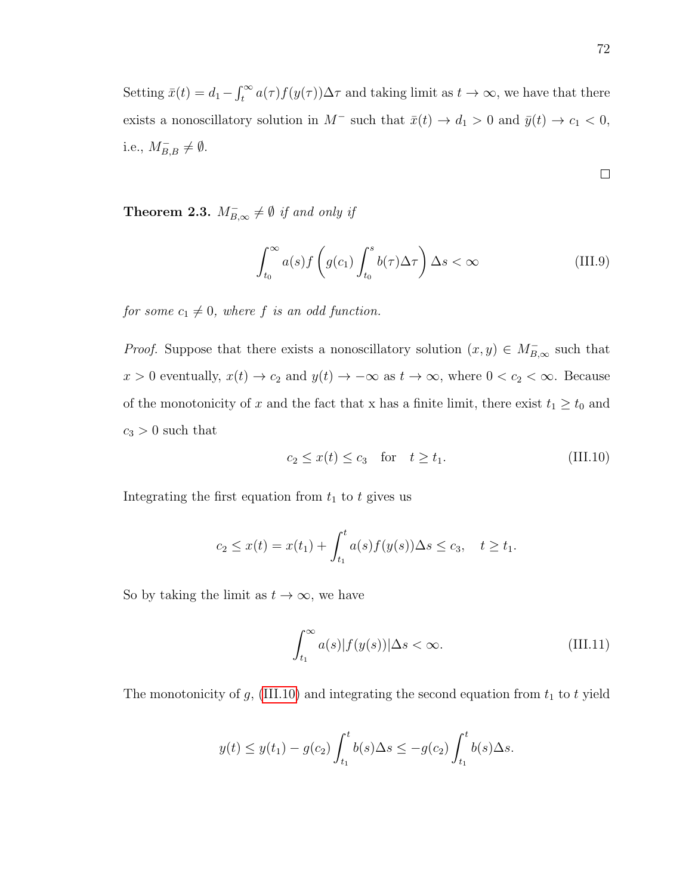Setting $\bar{x}(t) = d_1 - \int_t^\infty a(\tau)f(y(\tau))\Delta\tau$ and taking limit as $t \to \infty$, we have that there exists a nonoscillatory solution in $M^-$ such that $\bar{x}(t) \to d_1 > 0$ and $\bar{y}(t) \to c_1 < 0$, i.e., $M^-_{B,B} \neq \emptyset$.

□

**Theorem 2.3.** *$M^-_{B,\infty} \neq \emptyset$ if and only if*

$$\int_{t_0}^\infty a(s)f\left(g(c_1)\int_{t_0}^s b(\tau)\Delta\tau\right)\Delta s < \infty \tag{III.9}$$

*for some $c_1 \neq 0$, where $f$ is an odd function.*

*Proof.* Suppose that there exists a nonoscillatory solution $(x, y) \in M^-_{B,\infty}$ such that $x > 0$ eventually, $x(t) \to c_2$ and $y(t) \to -\infty$ as $t \to \infty$, where $0 < c_2 < \infty$. Because of the monotonicity of $x$ and the fact that x has a finite limit, there exist $t_1 \geq t_0$ and $c_3 > 0$ such that

$$c_2 \leq x(t) \leq c_3 \quad \text{for} \quad t \geq t_1. \tag{III.10}$$

Integrating the first equation from $t_1$ to $t$ gives us

$$c_2 \leq x(t) = x(t_1) + \int_{t_1}^t a(s)f(y(s))\Delta s \leq c_3, \quad t \geq t_1.$$

So by taking the limit as $t \to \infty$, we have

$$\int_{t_1}^\infty a(s)|f(y(s))|\Delta s < \infty. \tag{III.11}$$

The monotonicity of $g$, (III.10) and integrating the second equation from $t_1$ to $t$ yield

$$y(t) \leq y(t_1) - g(c_2)\int_{t_1}^t b(s)\Delta s \leq -g(c_2)\int_{t_1}^t b(s)\Delta s.$$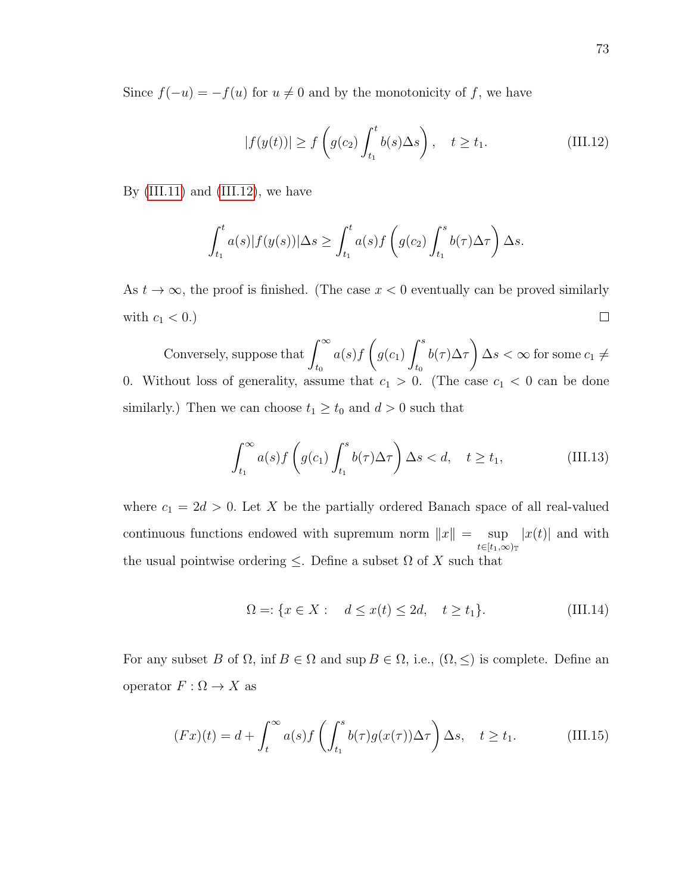Since $f(-u) = -f(u)$ for $u \neq 0$ and by the monotonicity of $f$, we have

$$|f(y(t))| \geq f\left(g(c_2)\int_{t_1}^{t} b(s)\Delta s\right), \quad t \geq t_1. \tag{III.12}$$

By (III.11) and (III.12), we have

$$\int_{t_1}^{t} a(s)|f(y(s))|\Delta s \geq \int_{t_1}^{t} a(s) f\left(g(c_2)\int_{t_1}^{s} b(\tau)\Delta\tau\right)\Delta s.$$

As $t \to \infty$, the proof is finished. (The case $x < 0$ eventually can be proved similarly with $c_1 < 0$.) □

Conversely, suppose that $\int_{t_0}^{\infty} a(s) f\left(g(c_1)\int_{t_0}^{s} b(\tau)\Delta\tau\right)\Delta s < \infty$ for some $c_1 \neq 0$. Without loss of generality, assume that $c_1 > 0$. (The case $c_1 < 0$ can be done similarly.) Then we can choose $t_1 \geq t_0$ and $d > 0$ such that

$$\int_{t_1}^{\infty} a(s) f\left(g(c_1)\int_{t_1}^{s} b(\tau)\Delta\tau\right)\Delta s < d, \quad t \geq t_1, \tag{III.13}$$

where $c_1 = 2d > 0$. Let $X$ be the partially ordered Banach space of all real-valued continuous functions endowed with supremum norm $\|x\| = \sup_{t\in[t_1,\infty)_{\mathbb{T}}} |x(t)|$ and with the usual pointwise ordering $\leq$. Define a subset $\Omega$ of $X$ such that

$$\Omega =: \{x \in X : \quad d \leq x(t) \leq 2d, \quad t \geq t_1\}. \tag{III.14}$$

For any subset $B$ of $\Omega$, $\inf B \in \Omega$ and $\sup B \in \Omega$, i.e., $(\Omega, \leq)$ is complete. Define an operator $F : \Omega \to X$ as

$$(Fx)(t) = d + \int_{t}^{\infty} a(s) f\left(\int_{t_1}^{s} b(\tau) g(x(\tau))\Delta\tau\right)\Delta s, \quad t \geq t_1. \tag{III.15}$$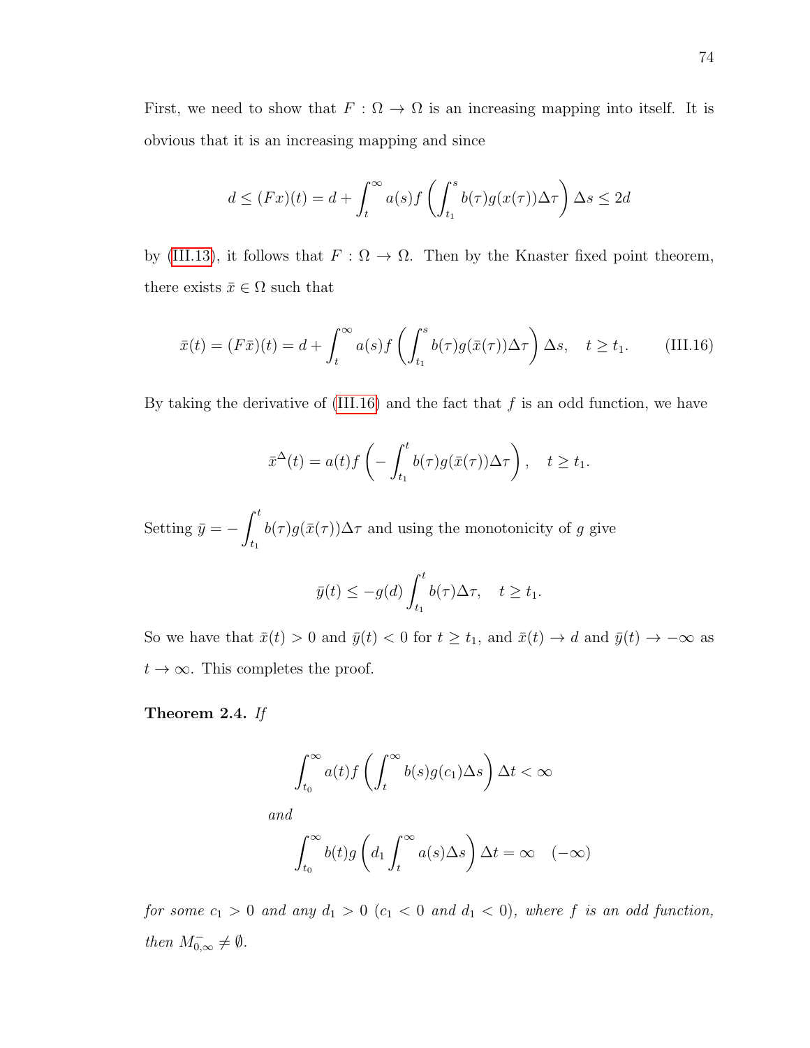First, we need to show that $F : \Omega \to \Omega$ is an increasing mapping into itself. It is obvious that it is an increasing mapping and since

$$d \leq (Fx)(t) = d + \int_t^\infty a(s) f\left(\int_{t_1}^s b(\tau) g(x(\tau))\Delta\tau\right)\Delta s \leq 2d$$

by (III.13), it follows that $F : \Omega \to \Omega$. Then by the Knaster fixed point theorem, there exists $\bar{x} \in \Omega$ such that

$$\bar{x}(t) = (F\bar{x})(t) = d + \int_t^\infty a(s) f\left(\int_{t_1}^s b(\tau) g(\bar{x}(\tau))\Delta\tau\right)\Delta s, \quad t \geq t_1. \tag{III.16}$$

By taking the derivative of (III.16) and the fact that $f$ is an odd function, we have

$$\bar{x}^\Delta(t) = a(t) f\left(-\int_{t_1}^t b(\tau) g(\bar{x}(\tau))\Delta\tau\right), \quad t \geq t_1.$$

Setting $\bar{y} = -\int_{t_1}^t b(\tau) g(\bar{x}(\tau))\Delta\tau$ and using the monotonicity of $g$ give

$$\bar{y}(t) \leq -g(d) \int_{t_1}^t b(\tau)\Delta\tau, \quad t \geq t_1.$$

So we have that $\bar{x}(t) > 0$ and $\bar{y}(t) < 0$ for $t \geq t_1$, and $\bar{x}(t) \to d$ and $\bar{y}(t) \to -\infty$ as $t \to \infty$. This completes the proof.

**Theorem 2.4.** *If*

$$\int_{t_0}^\infty a(t) f\left(\int_t^\infty b(s) g(c_1)\Delta s\right)\Delta t < \infty$$

*and*

$$\int_{t_0}^\infty b(t) g\left(d_1 \int_t^\infty a(s)\Delta s\right)\Delta t = \infty \quad (-\infty)$$

*for some $c_1 > 0$ and any $d_1 > 0$ ($c_1 < 0$ and $d_1 < 0$), where $f$ is an odd function, then $M_{0,\infty}^- \neq \emptyset$.*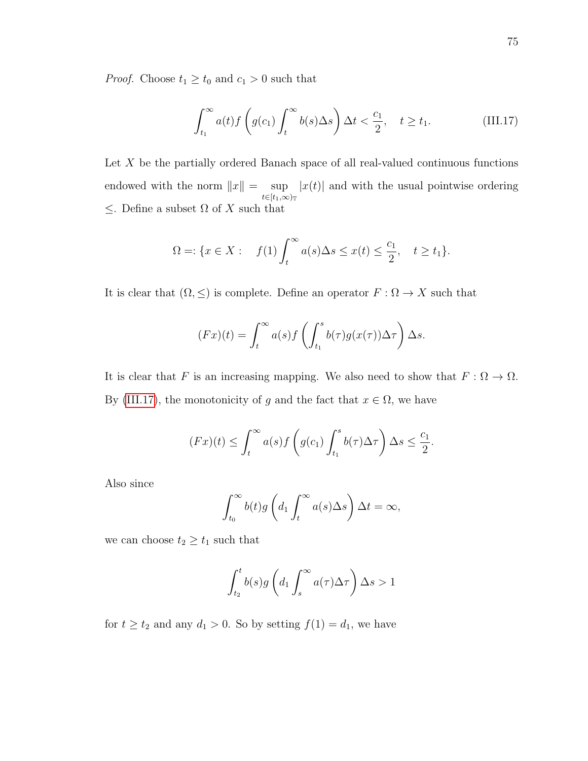*Proof.* Choose $t_1 \geq t_0$ and $c_1 > 0$ such that

$$\int_{t_1}^{\infty} a(t) f\left(g(c_1)\int_t^{\infty} b(s)\Delta s\right)\Delta t < \frac{c_1}{2}, \quad t \geq t_1. \tag{III.17}$$

Let $X$ be the partially ordered Banach space of all real-valued continuous functions endowed with the norm $\|x\| = \sup_{t\in[t_1,\infty)_{\mathbb{T}}} |x(t)|$ and with the usual pointwise ordering $\leq$. Define a subset $\Omega$ of $X$ such that

$$\Omega =: \{x \in X : \quad f(1)\int_t^{\infty} a(s)\Delta s \leq x(t) \leq \frac{c_1}{2}, \quad t \geq t_1\}.$$

It is clear that $(\Omega, \leq)$ is complete. Define an operator $F : \Omega \to X$ such that

$$(Fx)(t) = \int_t^{\infty} a(s) f\left(\int_{t_1}^{s} b(\tau) g(x(\tau))\Delta\tau\right)\Delta s.$$

It is clear that $F$ is an increasing mapping. We also need to show that $F : \Omega \to \Omega$. By (III.17), the monotonicity of $g$ and the fact that $x \in \Omega$, we have

$$(Fx)(t) \leq \int_t^{\infty} a(s) f\left(g(c_1)\int_{t_1}^{s} b(\tau)\Delta\tau\right)\Delta s \leq \frac{c_1}{2}.$$

Also since

$$\int_{t_0}^{\infty} b(t) g\left(d_1 \int_t^{\infty} a(s)\Delta s\right)\Delta t = \infty,$$

we can choose $t_2 \geq t_1$ such that

$$\int_{t_2}^{t} b(s) g\left(d_1 \int_s^{\infty} a(\tau)\Delta\tau\right)\Delta s > 1$$

for $t \geq t_2$ and any $d_1 > 0$. So by setting $f(1) = d_1$, we have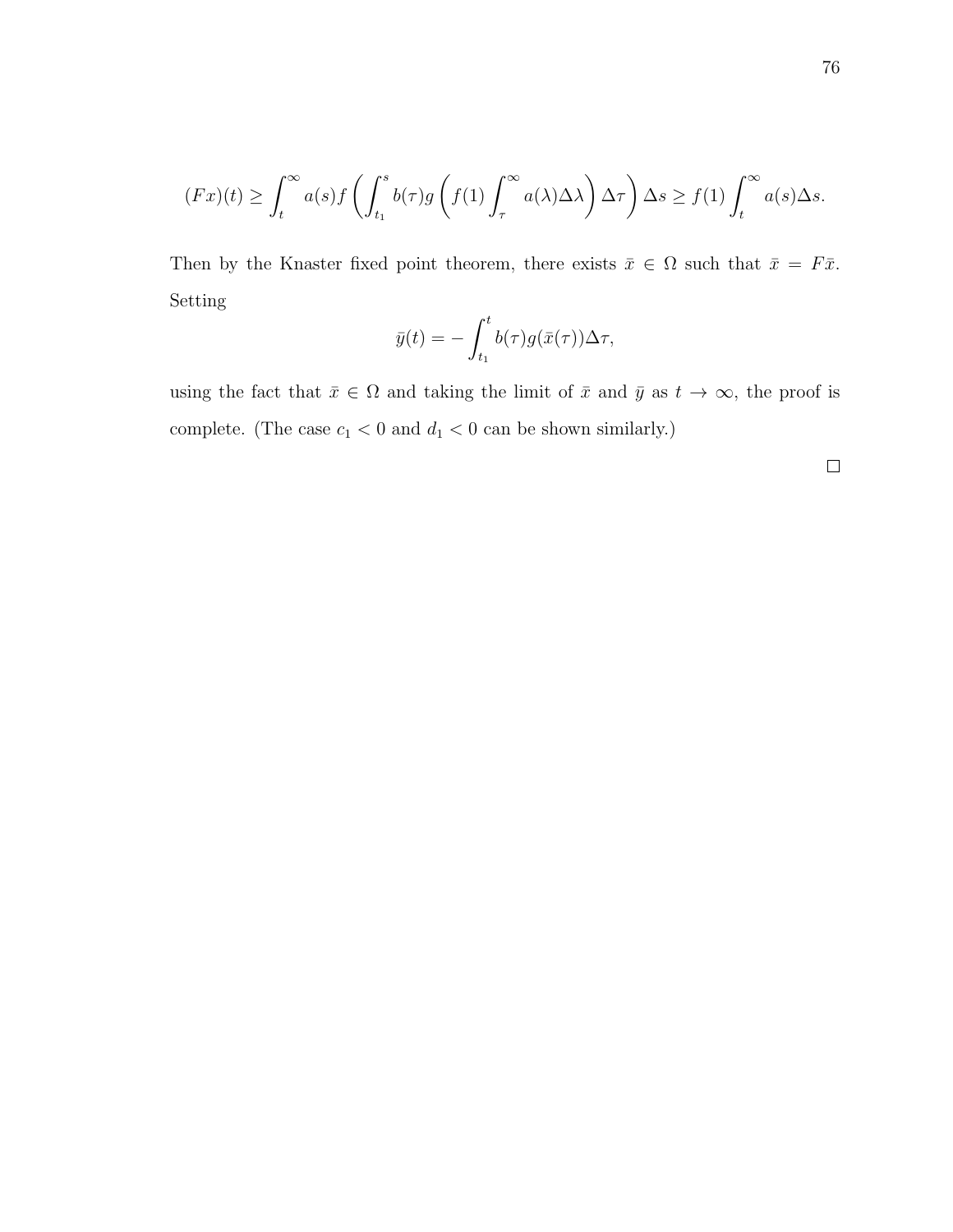$$(Fx)(t) \geq \int_t^\infty a(s) f\left(\int_{t_1}^s b(\tau) g\left(f(1)\int_\tau^\infty a(\lambda)\Delta\lambda\right)\Delta\tau\right)\Delta s \geq f(1)\int_t^\infty a(s)\Delta s.$$

Then by the Knaster fixed point theorem, there exists $\bar{x} \in \Omega$ such that $\bar{x} = F\bar{x}$. Setting

$$\bar{y}(t) = -\int_{t_1}^t b(\tau) g(\bar{x}(\tau))\Delta\tau,$$

using the fact that $\bar{x} \in \Omega$ and taking the limit of $\bar{x}$ and $\bar{y}$ as $t \to \infty$, the proof is complete. (The case $c_1 < 0$ and $d_1 < 0$ can be shown similarly.)

□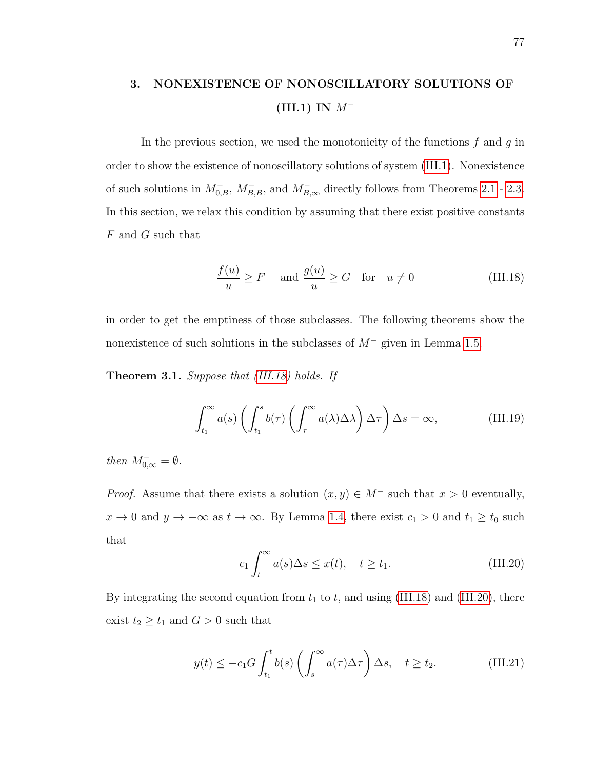## 3. NONEXISTENCE OF NONOSCILLATORY SOLUTIONS OF (III.1) IN $M^-$

In the previous section, we used the monotonicity of the functions $f$ and $g$ in order to show the existence of nonoscillatory solutions of system (III.1). Nonexistence of such solutions in $M^-_{0,B}$, $M^-_{B,B}$, and $M^-_{B,\infty}$ directly follows from Theorems 2.1 - 2.3. In this section, we relax this condition by assuming that there exist positive constants $F$ and $G$ such that

$$\frac{f(u)}{u} \geq F \quad \text{ and } \frac{g(u)}{u} \geq G \quad \text{for} \quad u \neq 0 \tag{III.18}$$

in order to get the emptiness of those subclasses. The following theorems show the nonexistence of such solutions in the subclasses of $M^-$ given in Lemma 1.5.

**Theorem 3.1.** *Suppose that (III.18) holds. If*

$$\int_{t_1}^{\infty} a(s) \left( \int_{t_1}^{s} b(\tau) \left( \int_{\tau}^{\infty} a(\lambda)\Delta\lambda \right) \Delta\tau \right) \Delta s = \infty, \tag{III.19}$$

*then* $M^-_{0,\infty} = \emptyset$.

*Proof.* Assume that there exists a solution $(x, y) \in M^-$ such that $x > 0$ eventually, $x \to 0$ and $y \to -\infty$ as $t \to \infty$. By Lemma 1.4, there exist $c_1 > 0$ and $t_1 \geq t_0$ such that

$$c_1 \int_{t}^{\infty} a(s)\Delta s \leq x(t), \quad t \geq t_1. \tag{III.20}$$

By integrating the second equation from $t_1$ to $t$, and using (III.18) and (III.20), there exist $t_2 \geq t_1$ and $G > 0$ such that

$$y(t) \leq -c_1 G \int_{t_1}^{t} b(s) \left( \int_{s}^{\infty} a(\tau)\Delta\tau \right) \Delta s, \quad t \geq t_2. \tag{III.21}$$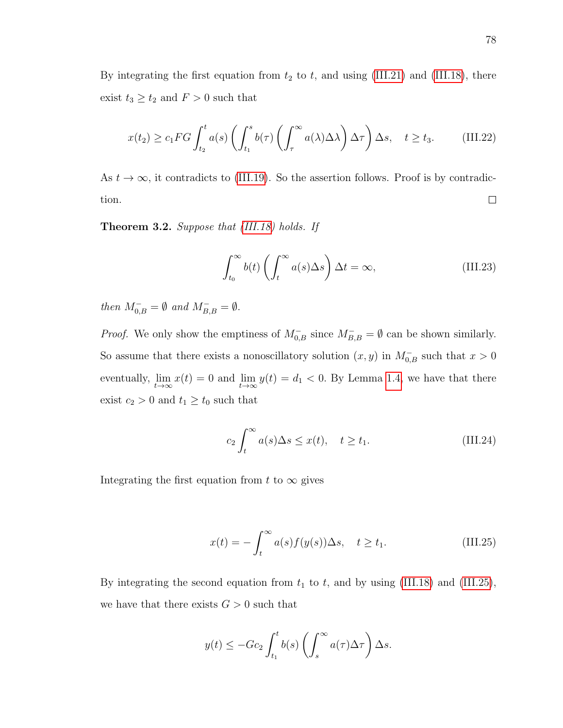By integrating the first equation from $t_2$ to $t$, and using (III.21) and (III.18), there exist $t_3 \geq t_2$ and $F > 0$ such that

$$x(t_2) \geq c_1 FG \int_{t_2}^{t} a(s) \left( \int_{t_1}^{s} b(\tau) \left( \int_{\tau}^{\infty} a(\lambda)\Delta\lambda \right) \Delta\tau \right) \Delta s, \quad t \geq t_3. \tag{III.22}$$

As $t \to \infty$, it contradicts to (III.19). So the assertion follows. Proof is by contradiction. □

**Theorem 3.2.** *Suppose that (III.18) holds. If*

$$\int_{t_0}^{\infty} b(t) \left( \int_{t}^{\infty} a(s)\Delta s \right) \Delta t = \infty, \tag{III.23}$$

*then $M_{0,B}^{-} = \emptyset$ and $M_{B,B}^{-} = \emptyset$.*

*Proof.* We only show the emptiness of $M_{0,B}^{-}$ since $M_{B,B}^{-} = \emptyset$ can be shown similarly. So assume that there exists a nonoscillatory solution $(x, y)$ in $M_{0,B}^{-}$ such that $x > 0$ eventually, $\lim_{t\to\infty} x(t) = 0$ and $\lim_{t\to\infty} y(t) = d_1 < 0$. By Lemma 1.4, we have that there exist $c_2 > 0$ and $t_1 \geq t_0$ such that

$$c_2 \int_{t}^{\infty} a(s)\Delta s \leq x(t), \quad t \geq t_1. \tag{III.24}$$

Integrating the first equation from $t$ to $\infty$ gives

$$x(t) = -\int_{t}^{\infty} a(s) f(y(s))\Delta s, \quad t \geq t_1. \tag{III.25}$$

By integrating the second equation from $t_1$ to $t$, and by using (III.18) and (III.25), we have that there exists $G > 0$ such that

$$y(t) \leq -Gc_2 \int_{t_1}^{t} b(s) \left( \int_{s}^{\infty} a(\tau)\Delta\tau \right) \Delta s.$$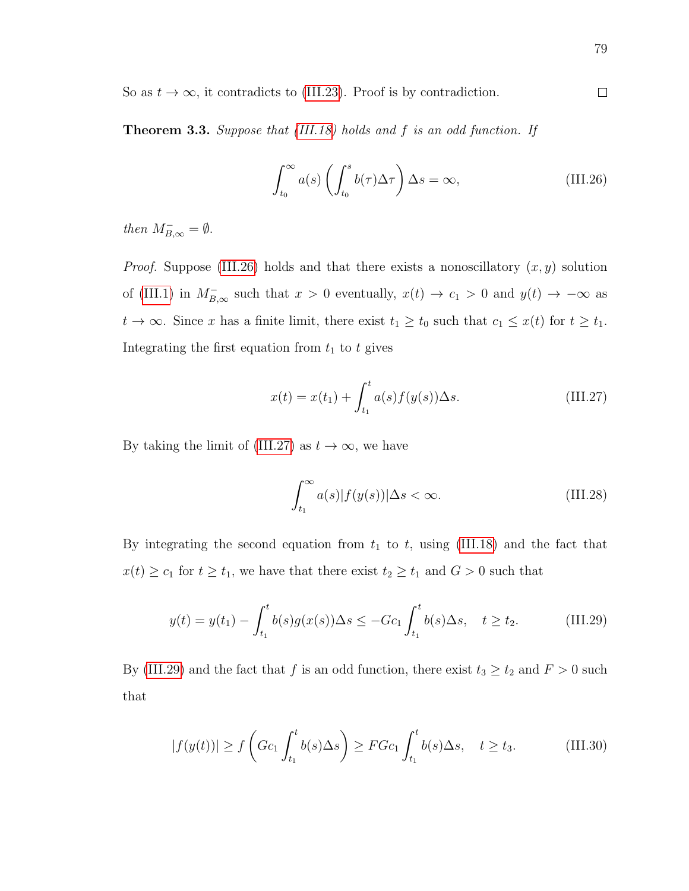So as $t \to \infty$, it contradicts to (III.23). Proof is by contradiction. $\square$

**Theorem 3.3.** *Suppose that (III.18) holds and $f$ is an odd function. If*

$$\int_{t_0}^{\infty} a(s) \left( \int_{t_0}^{s} b(\tau)\Delta\tau \right) \Delta s = \infty, \tag{III.26}$$

*then $M_{B,\infty}^{-} = \emptyset$.*

*Proof.* Suppose (III.26) holds and that there exists a nonoscillatory $(x, y)$ solution of (III.1) in $M_{B,\infty}^{-}$ such that $x > 0$ eventually, $x(t) \to c_1 > 0$ and $y(t) \to -\infty$ as $t \to \infty$. Since $x$ has a finite limit, there exist $t_1 \geq t_0$ such that $c_1 \leq x(t)$ for $t \geq t_1$. Integrating the first equation from $t_1$ to $t$ gives

$$x(t) = x(t_1) + \int_{t_1}^{t} a(s)f(y(s))\Delta s. \tag{III.27}$$

By taking the limit of (III.27) as $t \to \infty$, we have

$$\int_{t_1}^{\infty} a(s)|f(y(s))|\Delta s < \infty. \tag{III.28}$$

By integrating the second equation from $t_1$ to $t$, using (III.18) and the fact that $x(t) \geq c_1$ for $t \geq t_1$, we have that there exist $t_2 \geq t_1$ and $G > 0$ such that

$$y(t) = y(t_1) - \int_{t_1}^{t} b(s)g(x(s))\Delta s \leq -Gc_1 \int_{t_1}^{t} b(s)\Delta s, \quad t \geq t_2. \tag{III.29}$$

By (III.29) and the fact that $f$ is an odd function, there exist $t_3 \geq t_2$ and $F > 0$ such that

$$|f(y(t))| \geq f\left( Gc_1 \int_{t_1}^{t} b(s)\Delta s \right) \geq FGc_1 \int_{t_1}^{t} b(s)\Delta s, \quad t \geq t_3. \tag{III.30}$$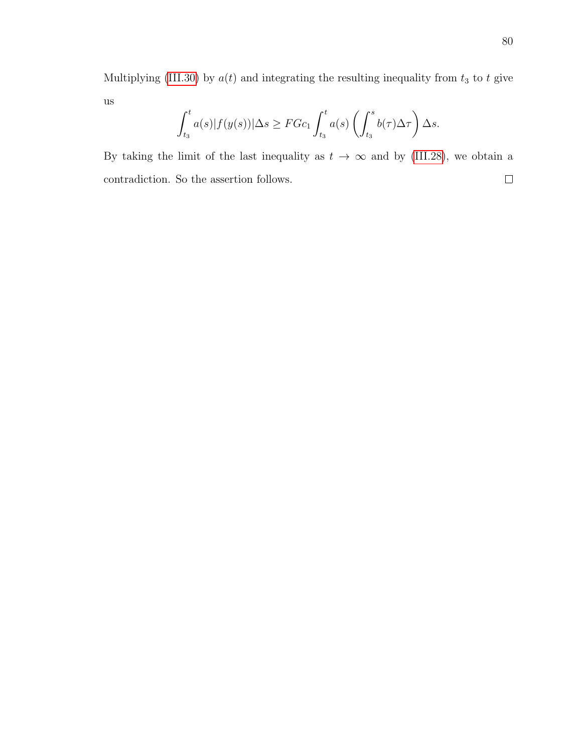Multiplying (III.30) by $a(t)$ and integrating the resulting inequality from $t_3$ to $t$ give us

$$\int_{t_3}^{t} a(s)|f(y(s))|\Delta s \geq FGc_1 \int_{t_3}^{t} a(s) \left( \int_{t_3}^{s} b(\tau)\Delta\tau \right) \Delta s.$$

By taking the limit of the last inequality as $t \to \infty$ and by (III.28), we obtain a contradiction. So the assertion follows. □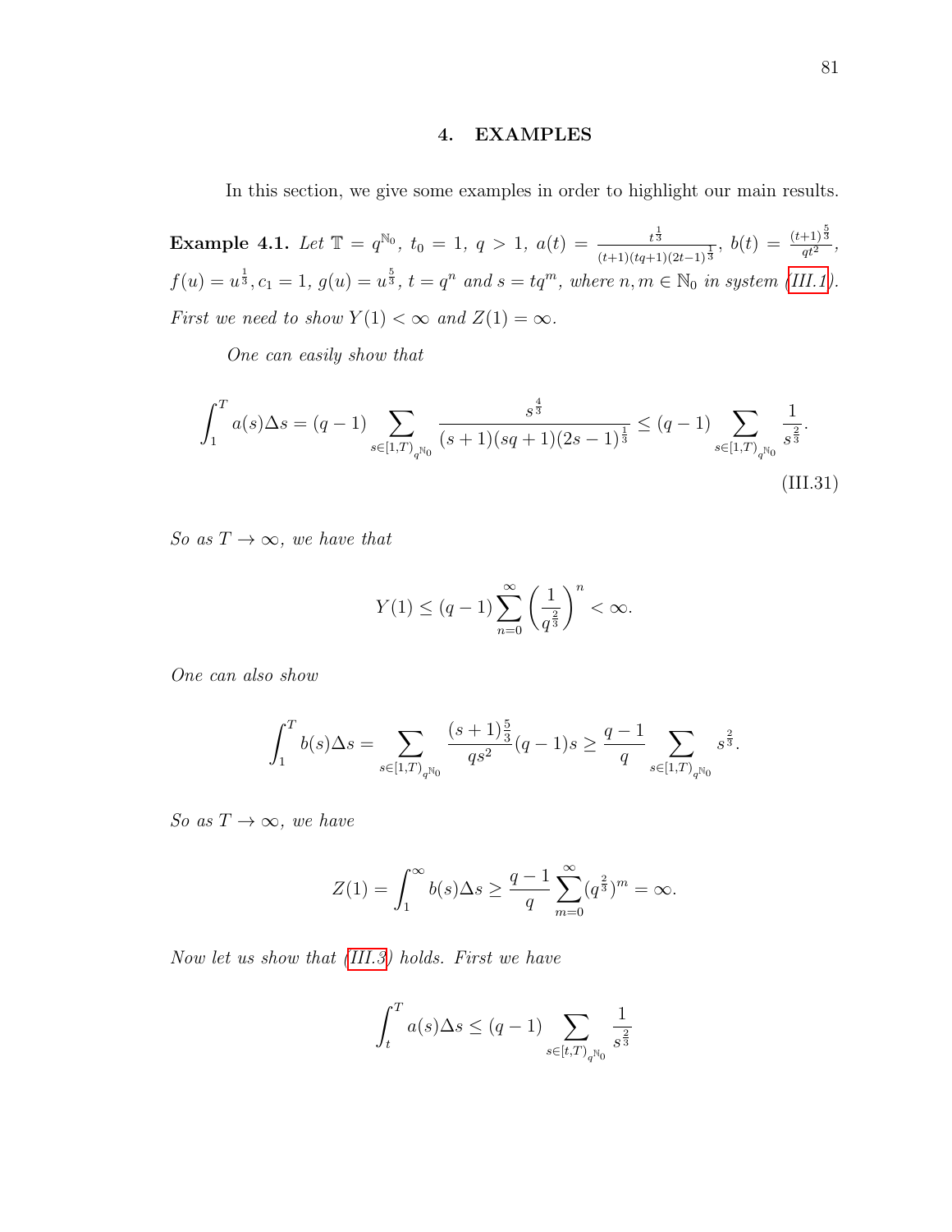## 4. EXAMPLES

In this section, we give some examples in order to highlight our main results.

**Example 4.1.** *Let $\mathbb{T} = q^{\mathbb{N}_0}$, $t_0 = 1$, $q > 1$, $a(t) = \frac{t^{\frac{1}{3}}}{(t+1)(tq+1)(2t-1)^{\frac{1}{3}}}$, $b(t) = \frac{(t+1)^{\frac{5}{3}}}{qt^2}$, $f(u) = u^{\frac{1}{3}}, c_1 = 1$, $g(u) = u^{\frac{5}{3}}$, $t = q^n$ and $s = tq^m$, where $n, m \in \mathbb{N}_0$ in system (III.1). First we need to show $Y(1) < \infty$ and $Z(1) = \infty$.*

*One can easily show that*

$$\int_1^T a(s)\Delta s = (q-1) \sum_{s \in [1,T)_{q^{\mathbb{N}_0}}} \frac{s^{\frac{4}{3}}}{(s+1)(sq+1)(2s-1)^{\frac{1}{3}}} \leq (q-1) \sum_{s \in [1,T)_{q^{\mathbb{N}_0}}} \frac{1}{s^{\frac{2}{3}}}. \tag{III.31}$$

*So as $T \to \infty$, we have that*

$$Y(1) \leq (q-1) \sum_{n=0}^{\infty} \left( \frac{1}{q^{\frac{2}{3}}} \right)^n < \infty.$$

*One can also show*

$$\int_1^T b(s)\Delta s = \sum_{s \in [1,T)_{q^{\mathbb{N}_0}}} \frac{(s+1)^{\frac{5}{3}}}{qs^2}(q-1)s \geq \frac{q-1}{q} \sum_{s \in [1,T)_{q^{\mathbb{N}_0}}} s^{\frac{2}{3}}.$$

*So as $T \to \infty$, we have*

$$Z(1) = \int_1^{\infty} b(s)\Delta s \geq \frac{q-1}{q} \sum_{m=0}^{\infty} (q^{\frac{2}{3}})^m = \infty.$$

*Now let us show that (III.3) holds. First we have*

$$\int_t^T a(s)\Delta s \leq (q-1) \sum_{s \in [t,T)_{q^{\mathbb{N}_0}}} \frac{1}{s^{\frac{2}{3}}}$$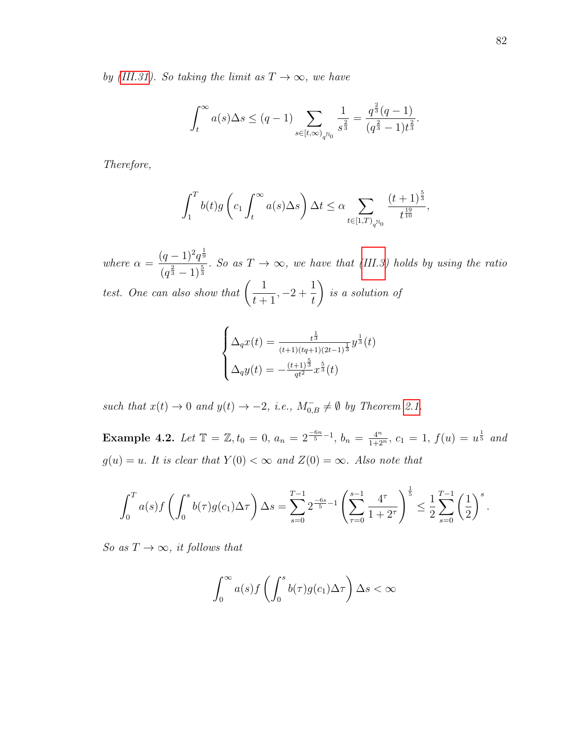*by (III.31). So taking the limit as $T \to \infty$, we have*

$$\int_t^\infty a(s)\Delta s \leq (q-1) \sum_{s\in[t,\infty)_{q^{\mathbb{N}_0}}} \frac{1}{s^{\frac{2}{3}}} = \frac{q^{\frac{2}{3}}(q-1)}{(q^{\frac{2}{3}}-1)t^{\frac{2}{3}}}.$$

*Therefore,*

$$\int_1^T b(t)g\left(c_1 \int_t^\infty a(s)\Delta s\right)\Delta t \leq \alpha \sum_{t\in[1,T)_{q^{\mathbb{N}_0}}} \frac{(t+1)^{\frac{5}{3}}}{t^{\frac{19}{10}}},$$

*where $\alpha = \dfrac{(q-1)^2 q^{\frac{1}{9}}}{(q^{\frac{2}{3}}-1)^{\frac{5}{3}}}$. So as $T \to \infty$, we have that (III.3) holds by using the ratio test. One can also show that $\left(\dfrac{1}{t+1}, -2+\dfrac{1}{t}\right)$ is a solution of*

$$\begin{cases} \Delta_q x(t) = \frac{t^{\frac{1}{3}}}{(t+1)(tq+1)(2t-1)^{\frac{1}{3}}} y^{\frac{1}{3}}(t) \\ \Delta_q y(t) = -\frac{(t+1)^{\frac{5}{3}}}{qt^2} x^{\frac{5}{3}}(t) \end{cases}$$

*such that $x(t) \to 0$ and $y(t) \to -2$, i.e., $M_{0,B}^- \neq \emptyset$ by Theorem 2.1.*

**Example 4.2.** *Let $\mathbb{T} = \mathbb{Z}, t_0 = 0$, $a_n = 2^{\frac{-6n}{5}-1}$, $b_n = \frac{4^n}{1+2^n}$, $c_1 = 1$, $f(u) = u^{\frac{1}{5}}$ and $g(u) = u$. It is clear that $Y(0) < \infty$ and $Z(0) = \infty$. Also note that*

$$\int_0^T a(s) f\left(\int_0^s b(\tau) g(c_1)\Delta\tau\right)\Delta s = \sum_{s=0}^{T-1} 2^{\frac{-6s}{5}-1}\left(\sum_{\tau=0}^{s-1}\frac{4^\tau}{1+2^\tau}\right)^{\frac{1}{5}} \leq \frac{1}{2}\sum_{s=0}^{T-1}\left(\frac{1}{2}\right)^s.$$

*So as $T \to \infty$, it follows that*

$$\int_0^\infty a(s) f\left(\int_0^s b(\tau) g(c_1)\Delta\tau\right)\Delta s < \infty$$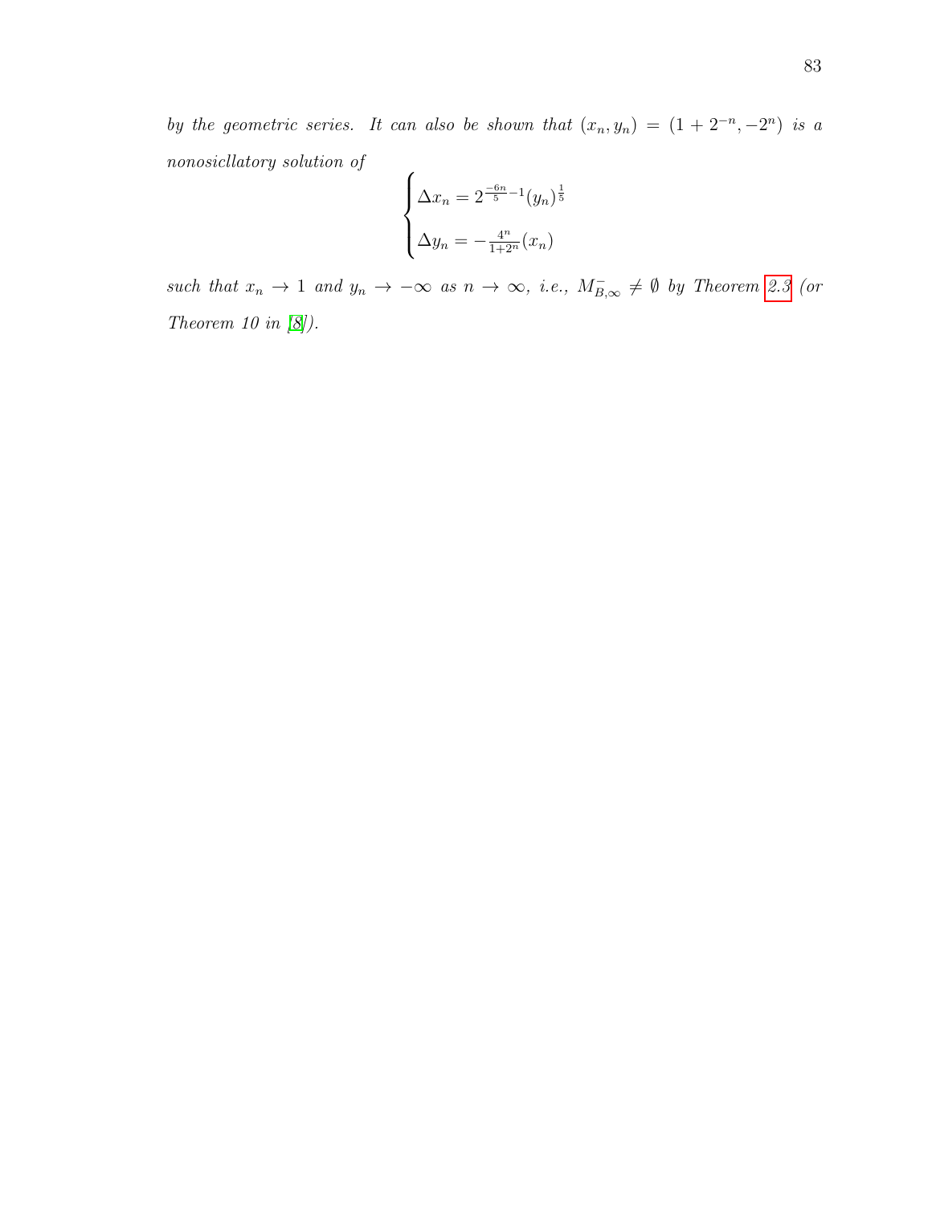*by the geometric series. It can also be shown that* $(x_n, y_n) = (1 + 2^{-n}, -2^n)$ *is a nonosicllatory solution of*

$$\begin{cases} \Delta x_n = 2^{\frac{-6n}{5}-1}(y_n)^{\frac{1}{5}} \\ \Delta y_n = -\frac{4^n}{1+2^n}(x_n) \end{cases}$$

*such that* $x_n \to 1$ *and* $y_n \to -\infty$ *as* $n \to \infty$*, i.e.,* $M^-_{B,\infty} \neq \emptyset$ *by Theorem 2.3 (or Theorem 10 in [8]).*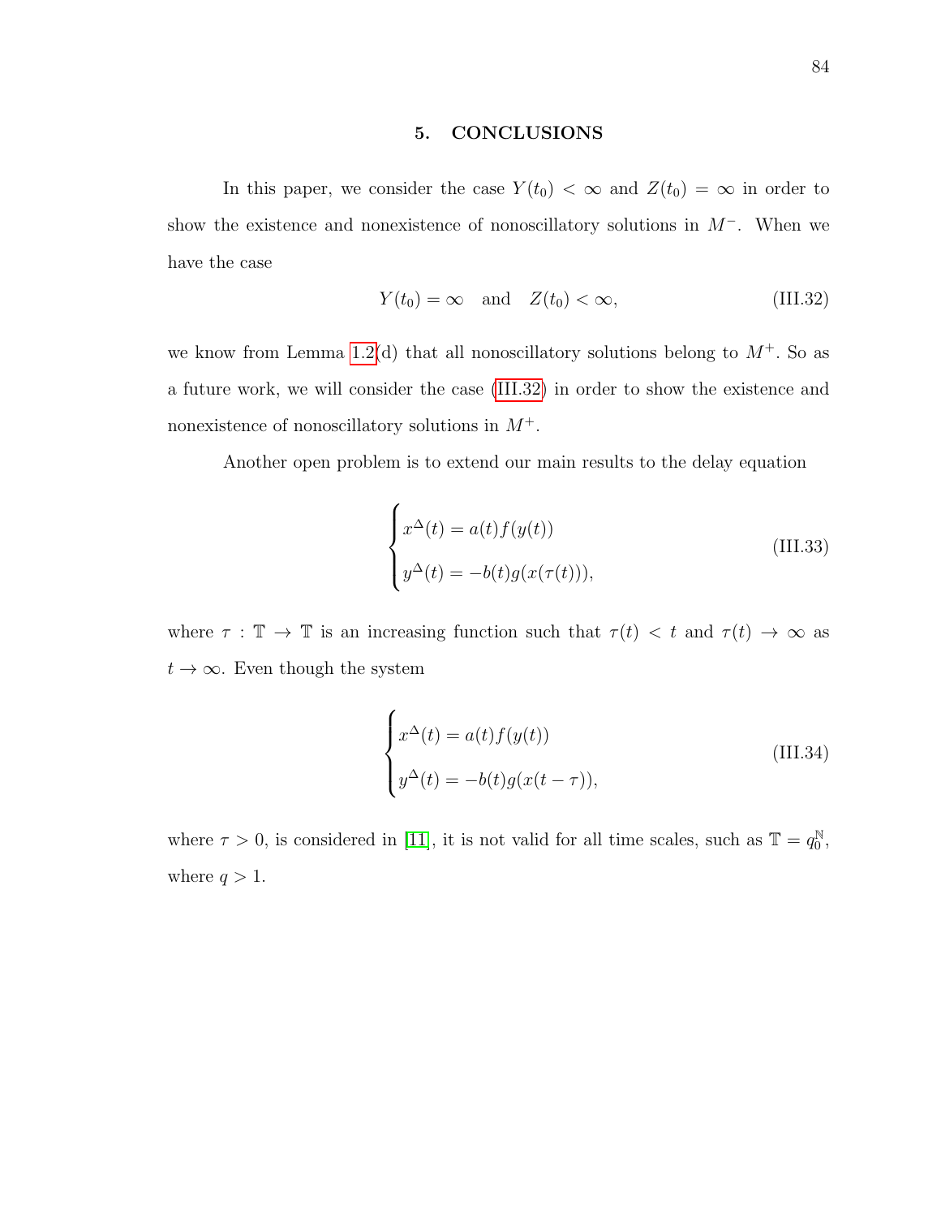## 5. CONCLUSIONS

In this paper, we consider the case $Y(t_0) < \infty$ and $Z(t_0) = \infty$ in order to show the existence and nonexistence of nonoscillatory solutions in $M^-$. When we have the case

$$Y(t_0) = \infty \quad \text{and} \quad Z(t_0) < \infty, \tag{III.32}$$

we know from Lemma 1.2(d) that all nonoscillatory solutions belong to $M^+$. So as a future work, we will consider the case (III.32) in order to show the existence and nonexistence of nonoscillatory solutions in $M^+$.

Another open problem is to extend our main results to the delay equation

$$\begin{cases} x^{\Delta}(t) = a(t)f(y(t)) \\ y^{\Delta}(t) = -b(t)g(x(\tau(t))), \end{cases} \tag{III.33}$$

where $\tau : \mathbb{T} \to \mathbb{T}$ is an increasing function such that $\tau(t) < t$ and $\tau(t) \to \infty$ as $t \to \infty$. Even though the system

$$\begin{cases} x^{\Delta}(t) = a(t)f(y(t)) \\ y^{\Delta}(t) = -b(t)g(x(t-\tau)), \end{cases} \tag{III.34}$$

where $\tau > 0$, is considered in [11], it is not valid for all time scales, such as $\mathbb{T} = q_0^{\mathbb{N}}$, where $q > 1$.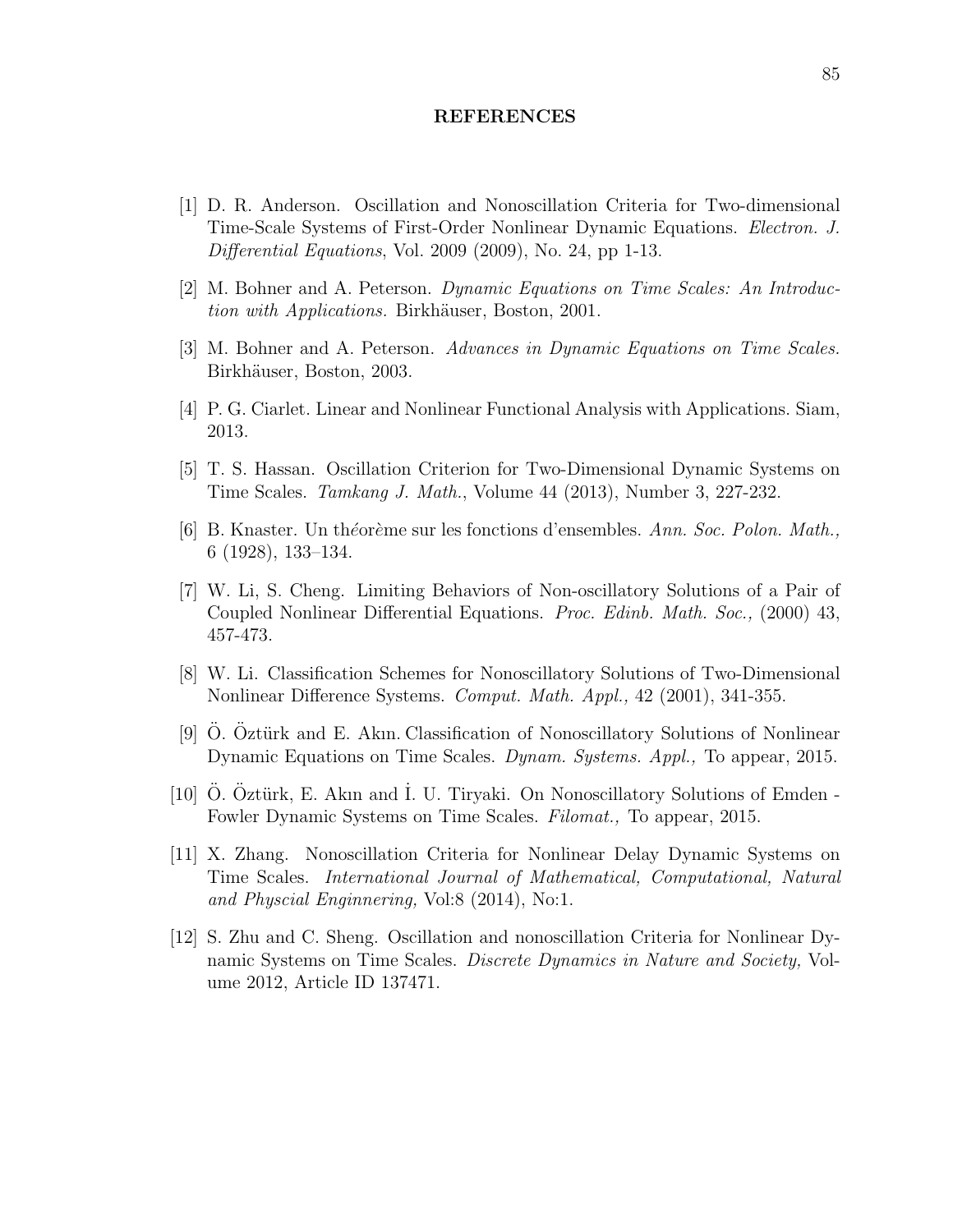# REFERENCES

[1] D. R. Anderson. Oscillation and Nonoscillation Criteria for Two-dimensional Time-Scale Systems of First-Order Nonlinear Dynamic Equations. *Electron. J. Differential Equations*, Vol. 2009 (2009), No. 24, pp 1-13.

[2] M. Bohner and A. Peterson. *Dynamic Equations on Time Scales: An Introduction with Applications.* Birkhäuser, Boston, 2001.

[3] M. Bohner and A. Peterson. *Advances in Dynamic Equations on Time Scales.* Birkhäuser, Boston, 2003.

[4] P. G. Ciarlet. Linear and Nonlinear Functional Analysis with Applications. Siam, 2013.

[5] T. S. Hassan. Oscillation Criterion for Two-Dimensional Dynamic Systems on Time Scales. *Tamkang J. Math.*, Volume 44 (2013), Number 3, 227-232.

[6] B. Knaster. Un th*é*or*è*me sur les fonctions d'ensembles. *Ann. Soc. Polon. Math.,* 6 (1928), 133–134.

[7] W. Li, S. Cheng. Limiting Behaviors of Non-oscillatory Solutions of a Pair of Coupled Nonlinear Differential Equations. *Proc. Edinb. Math. Soc.,* (2000) 43, 457-473.

[8] W. Li. Classification Schemes for Nonoscillatory Solutions of Two-Dimensional Nonlinear Difference Systems. *Comput. Math. Appl.,* 42 (2001), 341-355.

[9] Ö. Öztürk and E. Akın. Classification of Nonoscillatory Solutions of Nonlinear Dynamic Equations on Time Scales. *Dynam. Systems. Appl.,* To appear, 2015.

[10] Ö. Öztürk, E. Akın and İ. U. Tiryaki. On Nonoscillatory Solutions of Emden - Fowler Dynamic Systems on Time Scales. *Filomat.,* To appear, 2015.

[11] X. Zhang. Nonoscillation Criteria for Nonlinear Delay Dynamic Systems on Time Scales. *International Journal of Mathematical, Computational, Natural and Physcial Enginnering,* Vol:8 (2014), No:1.

[12] S. Zhu and C. Sheng. Oscillation and nonoscillation Criteria for Nonlinear Dynamic Systems on Time Scales. *Discrete Dynamics in Nature and Society,* Volume 2012, Article ID 137471.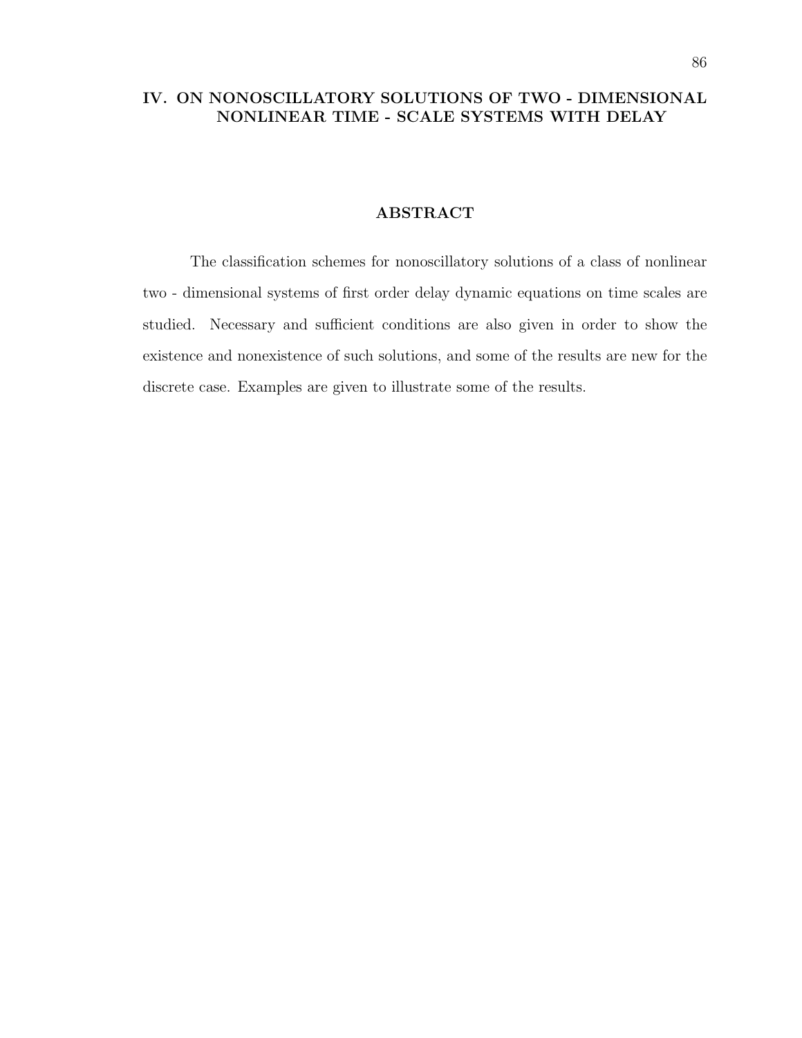# IV. ON NONOSCILLATORY SOLUTIONS OF TWO - DIMENSIONAL NONLINEAR TIME - SCALE SYSTEMS WITH DELAY

## ABSTRACT

The classification schemes for nonoscillatory solutions of a class of nonlinear two - dimensional systems of first order delay dynamic equations on time scales are studied. Necessary and sufficient conditions are also given in order to show the existence and nonexistence of such solutions, and some of the results are new for the discrete case. Examples are given to illustrate some of the results.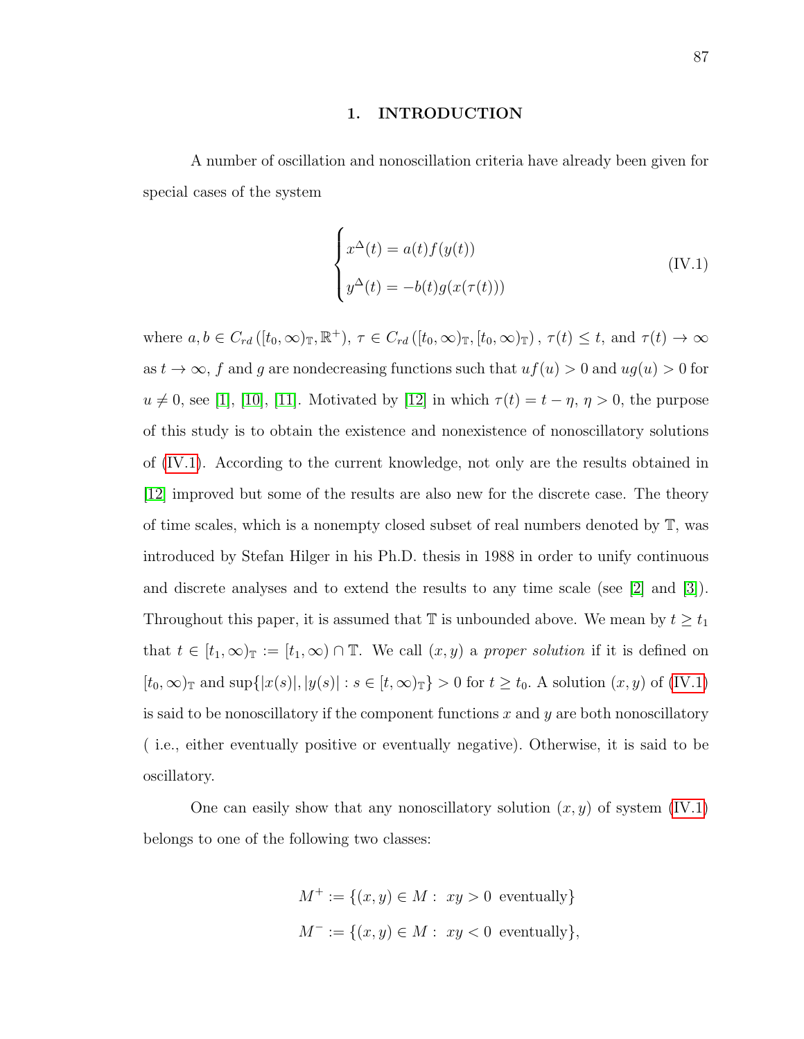## 1. INTRODUCTION

A number of oscillation and nonoscillation criteria have already been given for special cases of the system

$$\begin{cases} x^{\Delta}(t) = a(t)f(y(t)) \\ y^{\Delta}(t) = -b(t)g(x(\tau(t))) \end{cases} \tag{IV.1}$$

where $a, b \in C_{rd}\left([t_0, \infty)_{\mathbb{T}}, \mathbb{R}^+\right)$, $\tau \in C_{rd}\left([t_0, \infty)_{\mathbb{T}}, [t_0, \infty)_{\mathbb{T}}\right)$, $\tau(t) \leq t$, and $\tau(t) \to \infty$ as $t \to \infty$, $f$ and $g$ are nondecreasing functions such that $uf(u) > 0$ and $ug(u) > 0$ for $u \neq 0$, see [1], [10], [11]. Motivated by [12] in which $\tau(t) = t - \eta$, $\eta > 0$, the purpose of this study is to obtain the existence and nonexistence of nonoscillatory solutions of (IV.1). According to the current knowledge, not only are the results obtained in [12] improved but some of the results are also new for the discrete case. The theory of time scales, which is a nonempty closed subset of real numbers denoted by $\mathbb{T}$, was introduced by Stefan Hilger in his Ph.D. thesis in 1988 in order to unify continuous and discrete analyses and to extend the results to any time scale (see [2] and [3]). Throughout this paper, it is assumed that $\mathbb{T}$ is unbounded above. We mean by $t \geq t_1$ that $t \in [t_1, \infty)_{\mathbb{T}} := [t_1, \infty) \cap \mathbb{T}$. We call $(x, y)$ a *proper solution* if it is defined on $[t_0, \infty)_{\mathbb{T}}$ and $\sup\{|x(s)|, |y(s)| : s \in [t, \infty)_{\mathbb{T}}\} > 0$ for $t \geq t_0$. A solution $(x, y)$ of (IV.1) is said to be nonoscillatory if the component functions $x$ and $y$ are both nonoscillatory ( i.e., either eventually positive or eventually negative). Otherwise, it is said to be oscillatory.

One can easily show that any nonoscillatory solution $(x, y)$ of system (IV.1) belongs to one of the following two classes:

$$M^+ := \{(x, y) \in M : \ xy > 0 \ \text{ eventually}\}$$

$$M^- := \{(x, y) \in M : \ xy < 0 \ \text{ eventually}\},$$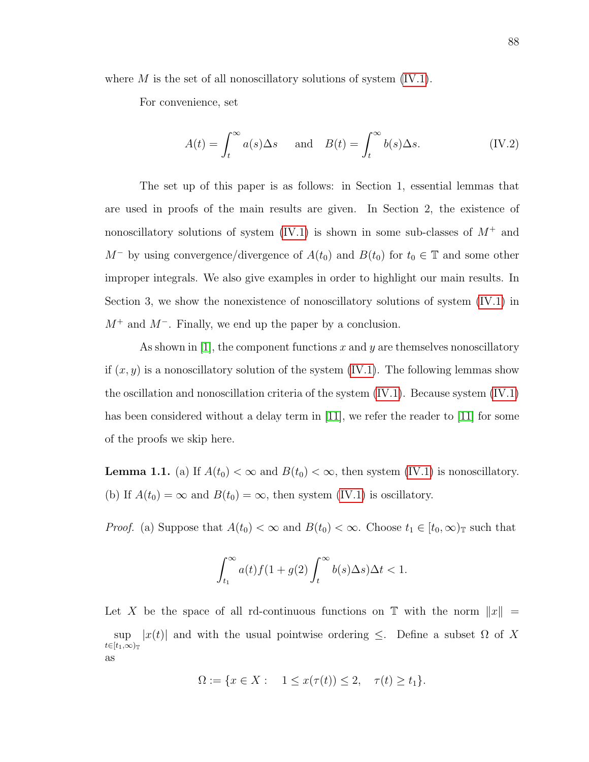where $M$ is the set of all nonoscillatory solutions of system (IV.1).

For convenience, set

$$A(t) = \int_t^\infty a(s)\Delta s \quad \text{and} \quad B(t) = \int_t^\infty b(s)\Delta s. \tag{IV.2}$$

The set up of this paper is as follows: in Section 1, essential lemmas that are used in proofs of the main results are given. In Section 2, the existence of nonoscillatory solutions of system (IV.1) is shown in some sub-classes of $M^+$ and $M^-$ by using convergence/divergence of $A(t_0)$ and $B(t_0)$ for $t_0 \in \mathbb{T}$ and some other improper integrals. We also give examples in order to highlight our main results. In Section 3, we show the nonexistence of nonoscillatory solutions of system (IV.1) in $M^+$ and $M^-$. Finally, we end up the paper by a conclusion.

As shown in [1], the component functions $x$ and $y$ are themselves nonoscillatory if $(x, y)$ is a nonoscillatory solution of the system (IV.1). The following lemmas show the oscillation and nonoscillation criteria of the system (IV.1). Because system (IV.1) has been considered without a delay term in [11], we refer the reader to [11] for some of the proofs we skip here.

**Lemma 1.1.** (a) If $A(t_0) < \infty$ and $B(t_0) < \infty$, then system (IV.1) is nonoscillatory.
(b) If $A(t_0) = \infty$ and $B(t_0) = \infty$, then system (IV.1) is oscillatory.

*Proof.* (a) Suppose that $A(t_0) < \infty$ and $B(t_0) < \infty$. Choose $t_1 \in [t_0, \infty)_\mathbb{T}$ such that

$$\int_{t_1}^\infty a(t) f(1 + g(2) \int_t^\infty b(s)\Delta s)\Delta t < 1.$$

Let $X$ be the space of all rd-continuous functions on $\mathbb{T}$ with the norm $\|x\| = \sup_{t \in [t_1, \infty)_\mathbb{T}} |x(t)|$ and with the usual pointwise ordering $\leq$. Define a subset $\Omega$ of $X$ as

$$\Omega := \{x \in X : \quad 1 \leq x(\tau(t)) \leq 2, \quad \tau(t) \geq t_1\}.$$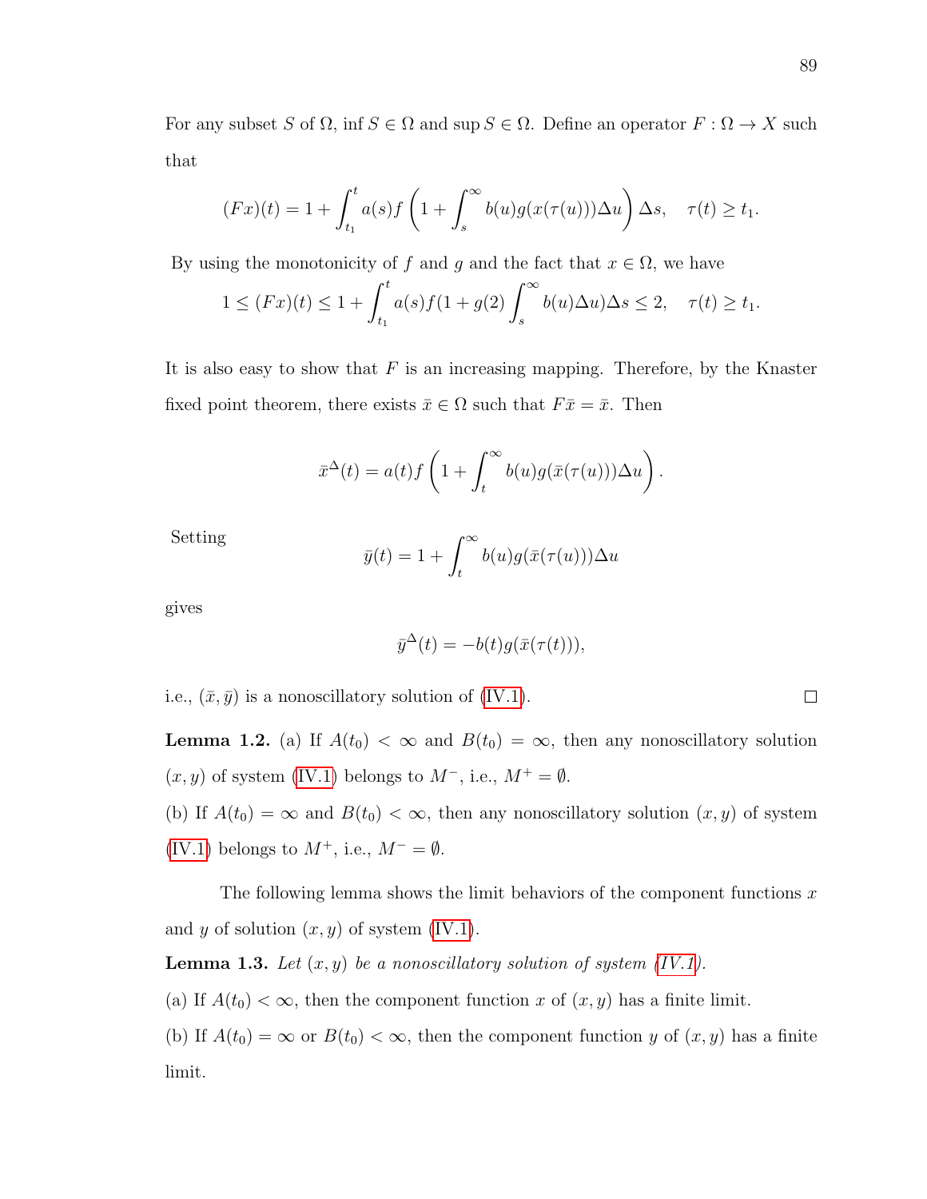For any subset $S$ of $\Omega$, $\inf S \in \Omega$ and $\sup S \in \Omega$. Define an operator $F : \Omega \to X$ such that

$$(Fx)(t) = 1 + \int_{t_1}^{t} a(s) f\left(1 + \int_{s}^{\infty} b(u) g(x(\tau(u)))\Delta u\right)\Delta s, \quad \tau(t) \geq t_1.$$

By using the monotonicity of $f$ and $g$ and the fact that $x \in \Omega$, we have

$$1 \leq (Fx)(t) \leq 1 + \int_{t_1}^{t} a(s) f(1 + g(2) \int_{s}^{\infty} b(u)\Delta u)\Delta s \leq 2, \quad \tau(t) \geq t_1.$$

It is also easy to show that $F$ is an increasing mapping. Therefore, by the Knaster fixed point theorem, there exists $\bar{x} \in \Omega$ such that $F\bar{x} = \bar{x}$. Then

$$\bar{x}^{\Delta}(t) = a(t) f\left(1 + \int_{t}^{\infty} b(u) g(\bar{x}(\tau(u)))\Delta u\right).$$

Setting

$$\bar{y}(t) = 1 + \int_{t}^{\infty} b(u) g(\bar{x}(\tau(u)))\Delta u$$

gives

$$\bar{y}^{\Delta}(t) = -b(t) g(\bar{x}(\tau(t))),$$

i.e., $(\bar{x}, \bar{y})$ is a nonoscillatory solution of (IV.1). □

**Lemma 1.2.** (a) If $A(t_0) < \infty$ and $B(t_0) = \infty$, then any nonoscillatory solution $(x, y)$ of system (IV.1) belongs to $M^-$, i.e., $M^+ = \emptyset$.

(b) If $A(t_0) = \infty$ and $B(t_0) < \infty$, then any nonoscillatory solution $(x, y)$ of system (IV.1) belongs to $M^+$, i.e., $M^- = \emptyset$.

The following lemma shows the limit behaviors of the component functions $x$ and $y$ of solution $(x, y)$ of system (IV.1).

**Lemma 1.3.** *Let $(x, y)$ be a nonoscillatory solution of system (IV.1).*

(a) If $A(t_0) < \infty$, then the component function $x$ of $(x, y)$ has a finite limit.

(b) If $A(t_0) = \infty$ or $B(t_0) < \infty$, then the component function $y$ of $(x, y)$ has a finite limit.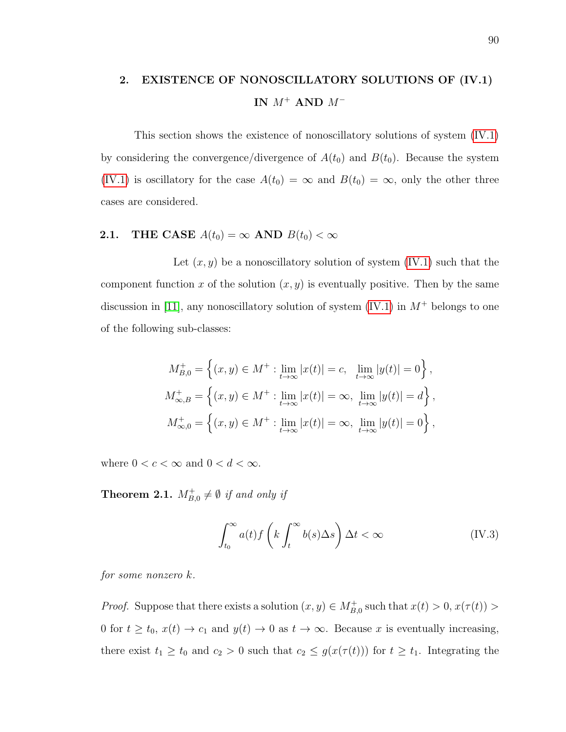## 2. EXISTENCE OF NONOSCILLATORY SOLUTIONS OF (IV.1) IN $M^+$ AND $M^-$

This section shows the existence of nonoscillatory solutions of system (IV.1) by considering the convergence/divergence of $A(t_0)$ and $B(t_0)$. Because the system (IV.1) is oscillatory for the case $A(t_0) = \infty$ and $B(t_0) = \infty$, only the other three cases are considered.

### 2.1. THE CASE $A(t_0) = \infty$ AND $B(t_0) < \infty$

Let $(x, y)$ be a nonoscillatory solution of system (IV.1) such that the component function $x$ of the solution $(x, y)$ is eventually positive. Then by the same discussion in [11], any nonoscillatory solution of system (IV.1) in $M^+$ belongs to one of the following sub-classes:

$$M^+_{B,0} = \left\{(x, y) \in M^+ : \lim_{t\to\infty} |x(t)| = c, \;\; \lim_{t\to\infty} |y(t)| = 0\right\},$$
$$M^+_{\infty,B} = \left\{(x, y) \in M^+ : \lim_{t\to\infty} |x(t)| = \infty, \;\lim_{t\to\infty} |y(t)| = d\right\},$$
$$M^+_{\infty,0} = \left\{(x, y) \in M^+ : \lim_{t\to\infty} |x(t)| = \infty, \;\lim_{t\to\infty} |y(t)| = 0\right\},$$

where $0 < c < \infty$ and $0 < d < \infty$.

**Theorem 2.1.** *$M^+_{B,0} \neq \emptyset$ if and only if*

$$\int_{t_0}^{\infty} a(t) f\left(k \int_t^{\infty} b(s)\Delta s\right) \Delta t < \infty \tag{IV.3}$$

*for some nonzero $k$.*

*Proof.* Suppose that there exists a solution $(x, y) \in M^+_{B,0}$ such that $x(t) > 0$, $x(\tau(t)) > 0$ for $t \geq t_0$, $x(t) \to c_1$ and $y(t) \to 0$ as $t \to \infty$. Because $x$ is eventually increasing, there exist $t_1 \geq t_0$ and $c_2 > 0$ such that $c_2 \leq g(x(\tau(t)))$ for $t \geq t_1$. Integrating the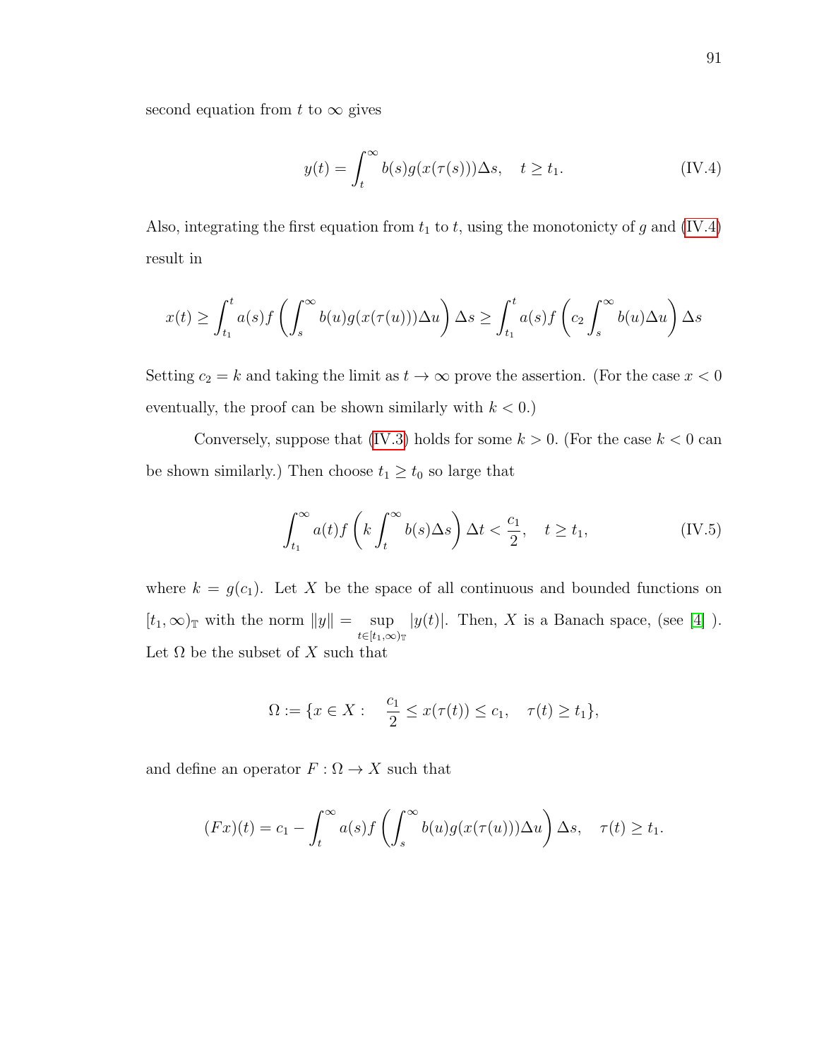second equation from $t$ to $\infty$ gives

$$y(t) = \int_t^\infty b(s)g(x(\tau(s)))\Delta s, \quad t \geq t_1. \tag{IV.4}$$

Also, integrating the first equation from $t_1$ to $t$, using the monotonicty of $g$ and (IV.4) result in

$$x(t) \geq \int_{t_1}^t a(s)f\left(\int_s^\infty b(u)g(x(\tau(u)))\Delta u\right)\Delta s \geq \int_{t_1}^t a(s)f\left(c_2\int_s^\infty b(u)\Delta u\right)\Delta s$$

Setting $c_2 = k$ and taking the limit as $t \to \infty$ prove the assertion. (For the case $x < 0$ eventually, the proof can be shown similarly with $k < 0$.)

Conversely, suppose that (IV.3) holds for some $k > 0$. (For the case $k < 0$ can be shown similarly.) Then choose $t_1 \geq t_0$ so large that

$$\int_{t_1}^\infty a(t)f\left(k\int_t^\infty b(s)\Delta s\right)\Delta t < \frac{c_1}{2}, \quad t \geq t_1, \tag{IV.5}$$

where $k = g(c_1)$. Let $X$ be the space of all continuous and bounded functions on $[t_1, \infty)_{\mathbb{T}}$ with the norm $\|y\| = \sup_{t\in[t_1,\infty)_{\mathbb{T}}} |y(t)|$. Then, $X$ is a Banach space, (see [4] ). Let $\Omega$ be the subset of $X$ such that

$$\Omega := \{x \in X : \quad \frac{c_1}{2} \leq x(\tau(t)) \leq c_1, \quad \tau(t) \geq t_1\},$$

and define an operator $F : \Omega \to X$ such that

$$(Fx)(t) = c_1 - \int_t^\infty a(s)f\left(\int_s^\infty b(u)g(x(\tau(u)))\Delta u\right)\Delta s, \quad \tau(t) \geq t_1.$$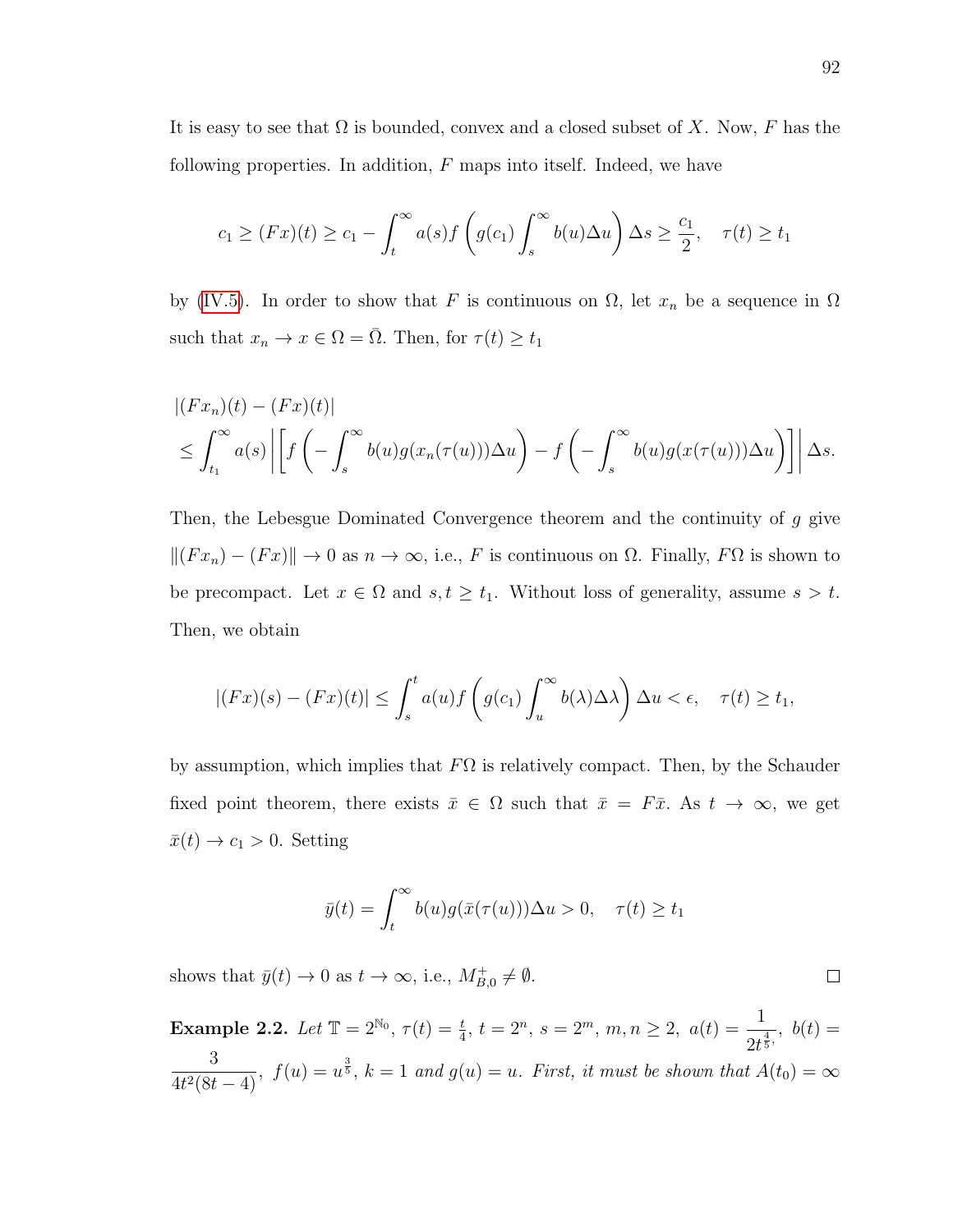It is easy to see that $\Omega$ is bounded, convex and a closed subset of $X$. Now, $F$ has the following properties. In addition, $F$ maps into itself. Indeed, we have

$$c_1 \geq (Fx)(t) \geq c_1 - \int_t^\infty a(s) f\left(g(c_1)\int_s^\infty b(u)\Delta u\right)\Delta s \geq \frac{c_1}{2}, \quad \tau(t) \geq t_1$$

by (IV.5). In order to show that $F$ is continuous on $\Omega$, let $x_n$ be a sequence in $\Omega$ such that $x_n \to x \in \Omega = \bar{\Omega}$. Then, for $\tau(t) \geq t_1$

$$\begin{aligned}
&|(Fx_n)(t) - (Fx)(t)| \\
&\leq \int_{t_1}^\infty a(s)\left|\left[f\left(-\int_s^\infty b(u)g(x_n(\tau(u)))\Delta u\right) - f\left(-\int_s^\infty b(u)g(x(\tau(u)))\Delta u\right)\right]\right|\Delta s.
\end{aligned}$$

Then, the Lebesgue Dominated Convergence theorem and the continuity of $g$ give $\|(Fx_n) - (Fx)\| \to 0$ as $n \to \infty$, i.e., $F$ is continuous on $\Omega$. Finally, $F\Omega$ is shown to be precompact. Let $x \in \Omega$ and $s, t \geq t_1$. Without loss of generality, assume $s > t$. Then, we obtain

$$|(Fx)(s) - (Fx)(t)| \leq \int_s^t a(u) f\left(g(c_1)\int_u^\infty b(\lambda)\Delta\lambda\right)\Delta u < \epsilon, \quad \tau(t) \geq t_1,$$

by assumption, which implies that $F\Omega$ is relatively compact. Then, by the Schauder fixed point theorem, there exists $\bar{x} \in \Omega$ such that $\bar{x} = F\bar{x}$. As $t \to \infty$, we get $\bar{x}(t) \to c_1 > 0$. Setting

$$\bar{y}(t) = \int_t^\infty b(u)g(\bar{x}(\tau(u)))\Delta u > 0, \quad \tau(t) \geq t_1$$

shows that $\bar{y}(t) \to 0$ as $t \to \infty$, i.e., $M_{B,0}^+ \neq \emptyset$. ☐

**Example 2.2.** *Let $\mathbb{T} = 2^{\mathbb{N}_0}$, $\tau(t) = \frac{t}{4}$, $t = 2^n$, $s = 2^m$, $m, n \geq 2$, $a(t) = \dfrac{1}{2t^{\frac{4}{5}}}$, $b(t) = \dfrac{3}{4t^2(8t-4)}$, $f(u) = u^{\frac{3}{5}}$, $k = 1$ and $g(u) = u$. First, it must be shown that $A(t_0) = \infty$*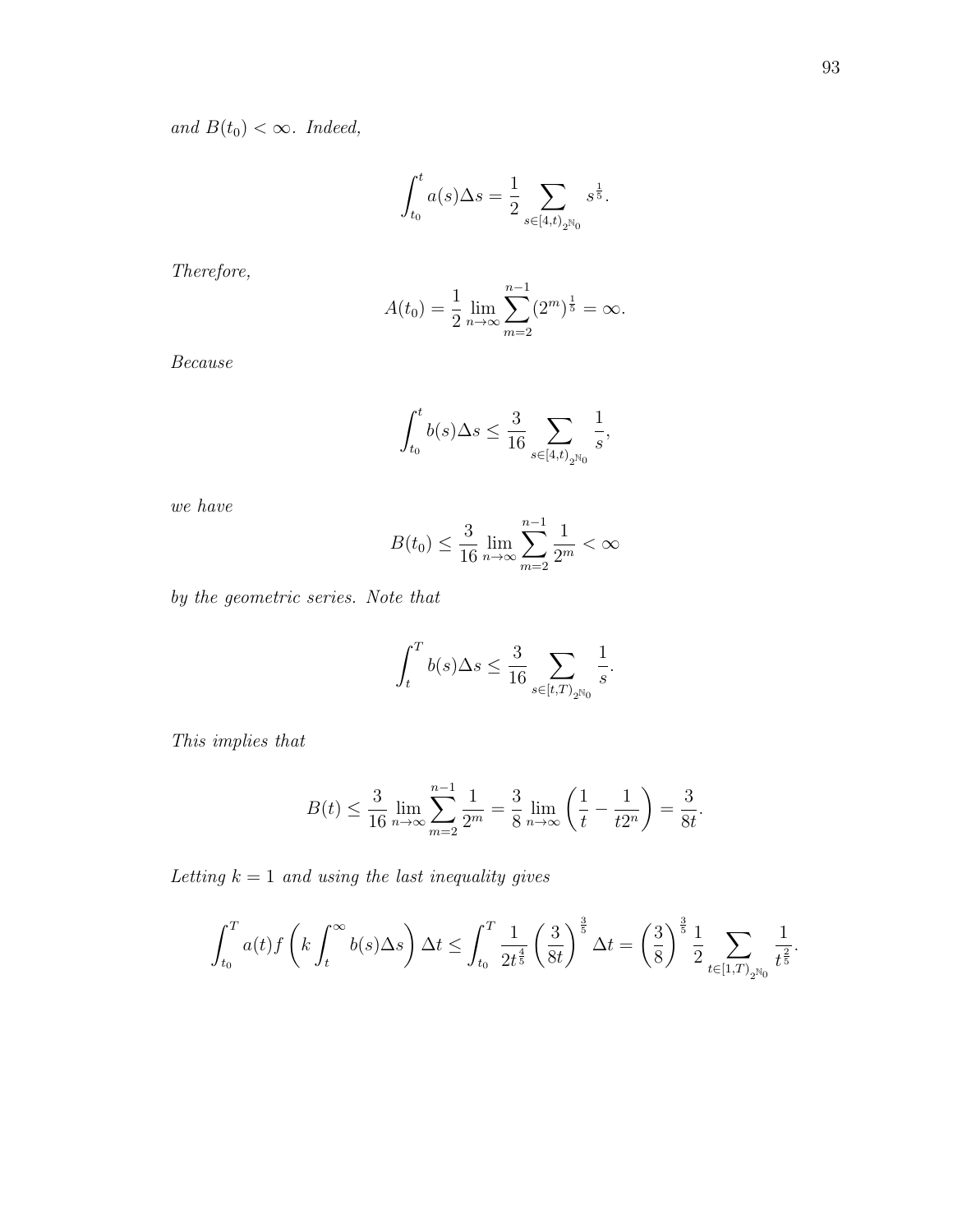*and* $B(t_0) < \infty$. *Indeed,*

$$\int_{t_0}^{t} a(s)\Delta s = \frac{1}{2} \sum_{s\in[4,t)_{2^{\mathbb{N}_0}}} s^{\frac{1}{5}}.$$

*Therefore,*

$$A(t_0) = \frac{1}{2} \lim_{n\to\infty} \sum_{m=2}^{n-1} (2^m)^{\frac{1}{5}} = \infty.$$

*Because*

$$\int_{t_0}^{t} b(s)\Delta s \leq \frac{3}{16} \sum_{s\in[4,t)_{2^{\mathbb{N}_0}}} \frac{1}{s},$$

*we have*

$$B(t_0) \leq \frac{3}{16} \lim_{n\to\infty} \sum_{m=2}^{n-1} \frac{1}{2^m} < \infty$$

*by the geometric series. Note that*

$$\int_{t}^{T} b(s)\Delta s \leq \frac{3}{16} \sum_{s\in[t,T)_{2^{\mathbb{N}_0}}} \frac{1}{s}.$$

*This implies that*

$$B(t) \leq \frac{3}{16} \lim_{n\to\infty} \sum_{m=2}^{n-1} \frac{1}{2^m} = \frac{3}{8} \lim_{n\to\infty} \left( \frac{1}{t} - \frac{1}{t2^n} \right) = \frac{3}{8t}.$$

*Letting* $k = 1$ *and using the last inequality gives*

$$\int_{t_0}^{T} a(t) f\left( k \int_{t}^{\infty} b(s)\Delta s \right) \Delta t \leq \int_{t_0}^{T} \frac{1}{2t^{\frac{4}{5}}} \left( \frac{3}{8t} \right)^{\frac{3}{5}} \Delta t = \left( \frac{3}{8} \right)^{\frac{3}{5}} \frac{1}{2} \sum_{t\in[1,T)_{2^{\mathbb{N}_0}}} \frac{1}{t^{\frac{2}{5}}}.$$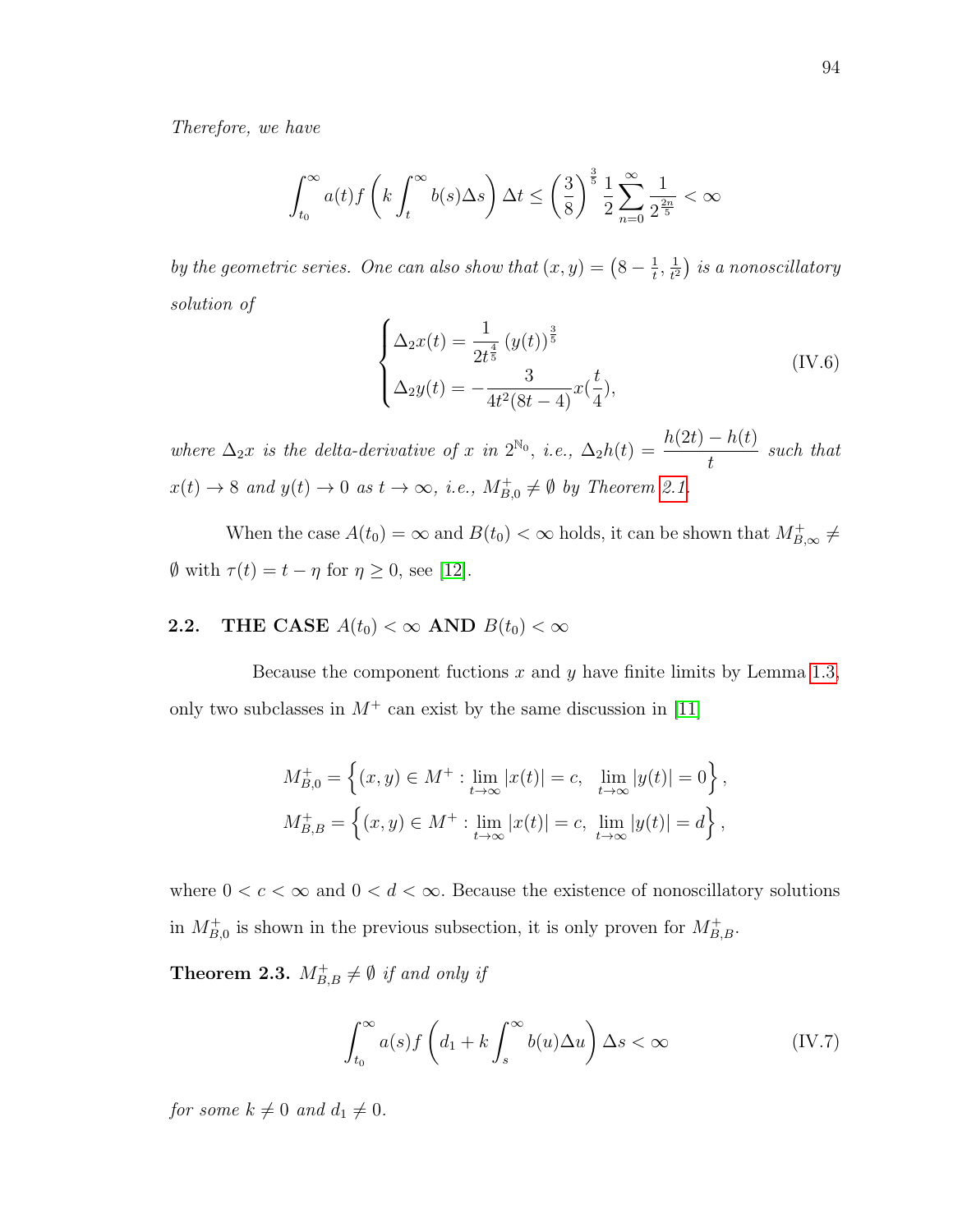*Therefore, we have*

$$\int_{t_0}^{\infty} a(t) f\left(k \int_t^{\infty} b(s)\Delta s\right)\Delta t \leq \left(\frac{3}{8}\right)^{\frac{3}{5}} \frac{1}{2}\sum_{n=0}^{\infty}\frac{1}{2^{\frac{2n}{5}}} < \infty$$

*by the geometric series. One can also show that* $(x, y) = \left(8 - \frac{1}{t}, \frac{1}{t^2}\right)$ *is a nonoscillatory solution of*

$$\begin{cases} \Delta_2 x(t) = \dfrac{1}{2t^{\frac{4}{5}}}\,(y(t))^{\frac{3}{5}} \\ \Delta_2 y(t) = -\dfrac{3}{4t^2(8t-4)} x(\dfrac{t}{4}), \end{cases} \tag{IV.6}$$

*where* $\Delta_2 x$ *is the delta-derivative of* $x$ *in* $2^{\mathbb{N}_0}$*, i.e.,* $\Delta_2 h(t) = \dfrac{h(2t) - h(t)}{t}$ *such that* $x(t) \to 8$ *and* $y(t) \to 0$ *as* $t \to \infty$*, i.e.,* $M^+_{B,0} \neq \emptyset$ *by Theorem 2.1.*

When the case $A(t_0) = \infty$ and $B(t_0) < \infty$ holds, it can be shown that $M^+_{B,\infty} \neq \emptyset$ with $\tau(t) = t - \eta$ for $\eta \geq 0$, see [12].

## 2.2. THE CASE $A(t_0) < \infty$ AND $B(t_0) < \infty$

Because the component fuctions $x$ and $y$ have finite limits by Lemma 1.3, only two subclasses in $M^+$ can exist by the same discussion in [11]

$$M^+_{B,0} = \left\{(x, y) \in M^+ : \lim_{t\to\infty} |x(t)| = c, \;\; \lim_{t\to\infty} |y(t)| = 0\right\},$$
$$M^+_{B,B} = \left\{(x, y) \in M^+ : \lim_{t\to\infty} |x(t)| = c, \; \lim_{t\to\infty} |y(t)| = d\right\},$$

where $0 < c < \infty$ and $0 < d < \infty$. Because the existence of nonoscillatory solutions in $M^+_{B,0}$ is shown in the previous subsection, it is only proven for $M^+_{B,B}$.

**Theorem 2.3.** $M^+_{B,B} \neq \emptyset$ *if and only if*

$$\int_{t_0}^{\infty} a(s) f\left(d_1 + k\int_s^{\infty} b(u)\Delta u\right)\Delta s < \infty \tag{IV.7}$$

*for some* $k \neq 0$ *and* $d_1 \neq 0$*.*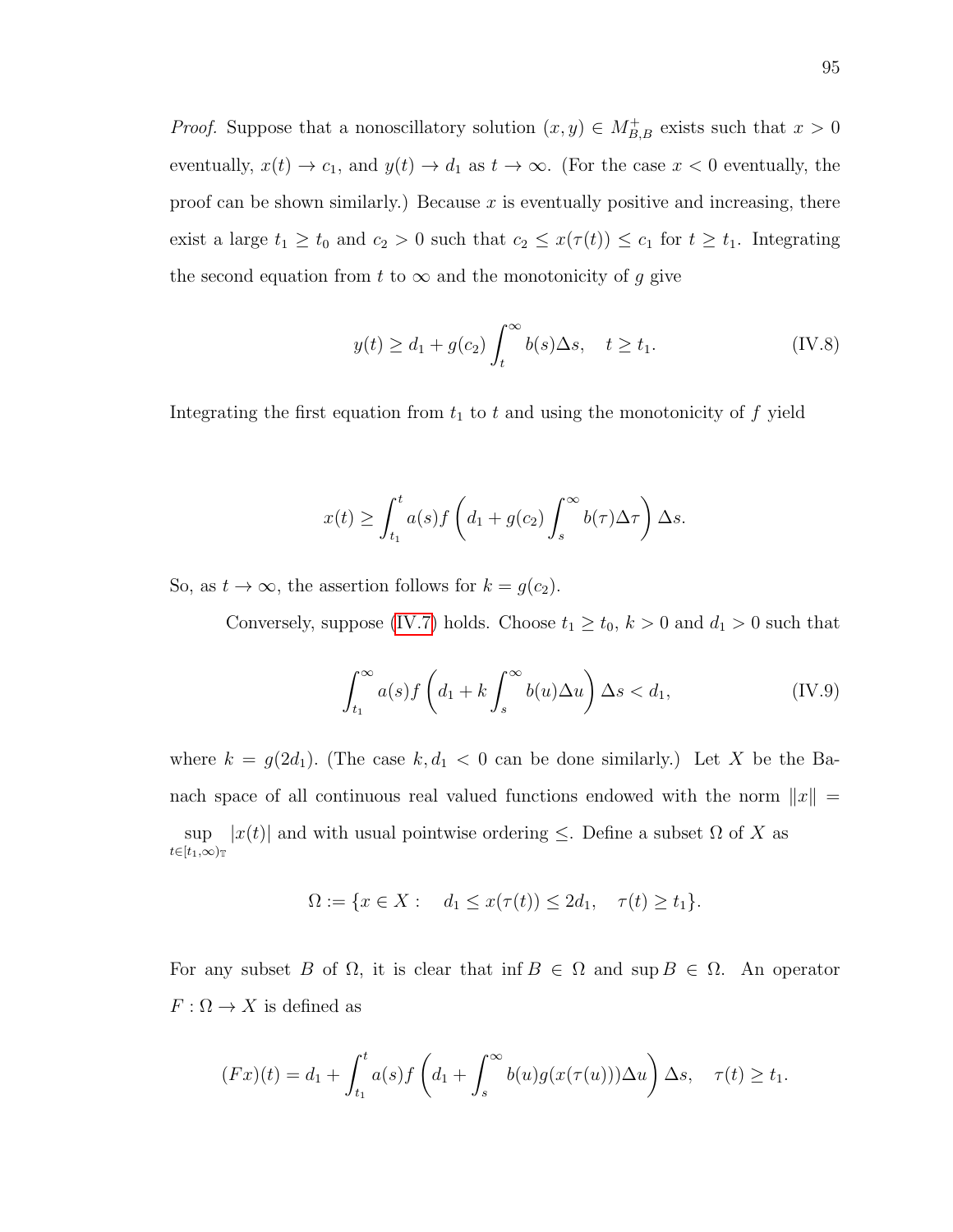*Proof.* Suppose that a nonoscillatory solution $(x, y) \in M^{+}_{B,B}$ exists such that $x > 0$ eventually, $x(t) \to c_1$, and $y(t) \to d_1$ as $t \to \infty$. (For the case $x < 0$ eventually, the proof can be shown similarly.) Because $x$ is eventually positive and increasing, there exist a large $t_1 \geq t_0$ and $c_2 > 0$ such that $c_2 \leq x(\tau(t)) \leq c_1$ for $t \geq t_1$. Integrating the second equation from $t$ to $\infty$ and the monotonicity of $g$ give

$$y(t) \geq d_1 + g(c_2) \int_t^{\infty} b(s)\Delta s, \quad t \geq t_1. \tag{IV.8}$$

Integrating the first equation from $t_1$ to $t$ and using the monotonicity of $f$ yield

$$x(t) \geq \int_{t_1}^{t} a(s) f\left(d_1 + g(c_2) \int_s^{\infty} b(\tau)\Delta\tau\right) \Delta s.$$

So, as $t \to \infty$, the assertion follows for $k = g(c_2)$.

Conversely, suppose (IV.7) holds. Choose $t_1 \geq t_0$, $k > 0$ and $d_1 > 0$ such that

$$\int_{t_1}^{\infty} a(s) f\left(d_1 + k \int_s^{\infty} b(u)\Delta u\right) \Delta s < d_1, \tag{IV.9}$$

where $k = g(2d_1)$. (The case $k, d_1 < 0$ can be done similarly.) Let $X$ be the Banach space of all continuous real valued functions endowed with the norm $\|x\| = \sup_{t \in [t_1,\infty)_{\mathbb{T}}} |x(t)|$ and with usual pointwise ordering $\leq$. Define a subset $\Omega$ of $X$ as

$$\Omega := \{x \in X : \quad d_1 \leq x(\tau(t)) \leq 2d_1, \quad \tau(t) \geq t_1\}.$$

For any subset $B$ of $\Omega$, it is clear that $\inf B \in \Omega$ and $\sup B \in \Omega$. An operator $F : \Omega \to X$ is defined as

$$(Fx)(t) = d_1 + \int_{t_1}^{t} a(s) f\left(d_1 + \int_s^{\infty} b(u) g(x(\tau(u)))\Delta u\right) \Delta s, \quad \tau(t) \geq t_1.$$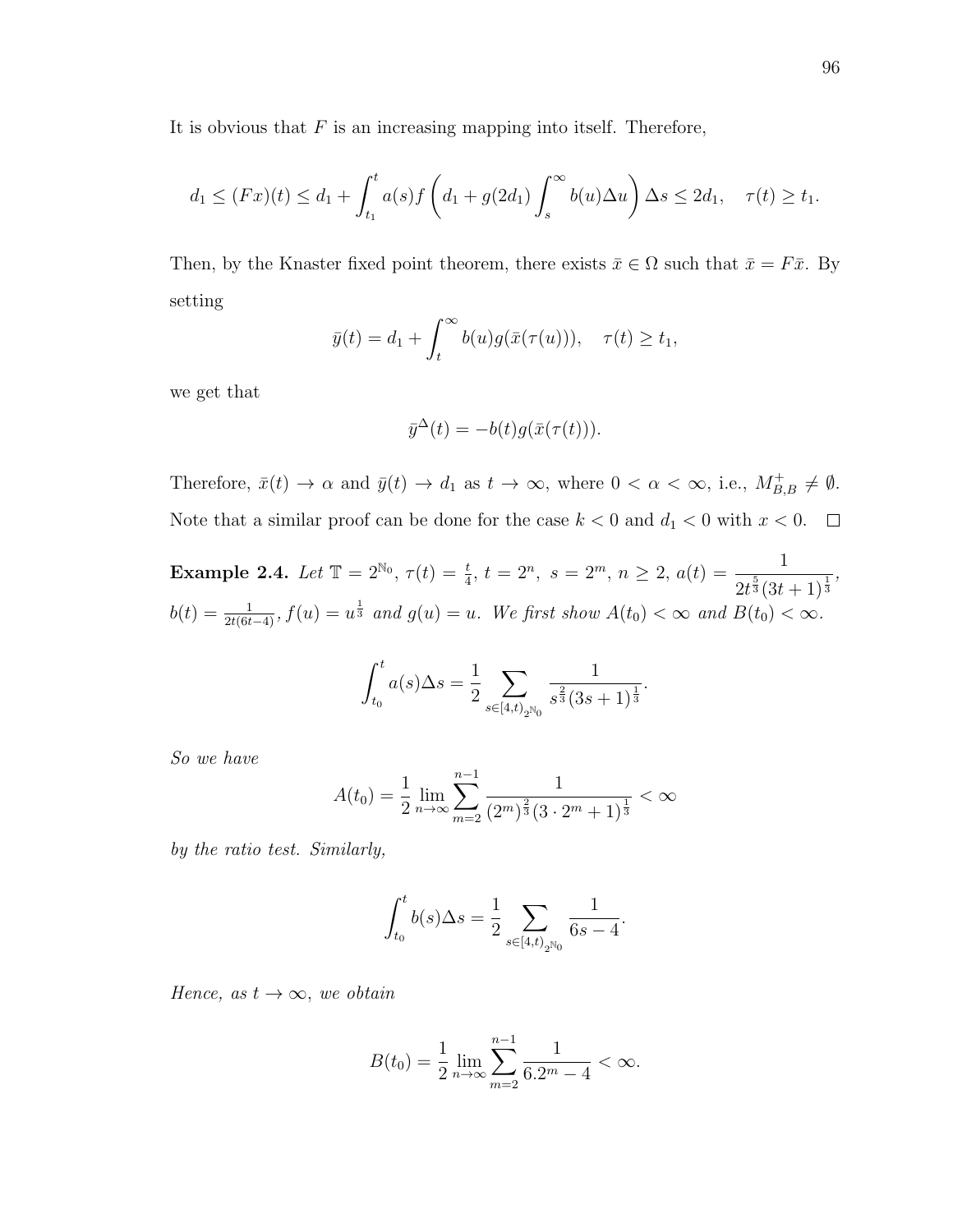It is obvious that $F$ is an increasing mapping into itself. Therefore,

$$d_1 \le (Fx)(t) \le d_1 + \int_{t_1}^{t} a(s) f\left(d_1 + g(2d_1)\int_s^\infty b(u)\Delta u\right)\Delta s \le 2d_1, \quad \tau(t) \ge t_1.$$

Then, by the Knaster fixed point theorem, there exists $\bar{x} \in \Omega$ such that $\bar{x} = F\bar{x}$. By setting

$$\bar{y}(t) = d_1 + \int_t^\infty b(u) g(\bar{x}(\tau(u))), \quad \tau(t) \ge t_1,$$

we get that

$$\bar{y}^\Delta(t) = -b(t) g(\bar{x}(\tau(t))).$$

Therefore, $\bar{x}(t) \to \alpha$ and $\bar{y}(t) \to d_1$ as $t \to \infty$, where $0 < \alpha < \infty$, i.e., $M_{B,B}^+ \neq \emptyset$. Note that a similar proof can be done for the case $k < 0$ and $d_1 < 0$ with $x < 0$. □

**Example 2.4.** *Let $\mathbb{T} = 2^{\mathbb{N}_0}$, $\tau(t) = \frac{t}{4}$, $t = 2^n$, $s = 2^m$, $n \ge 2$, $a(t) = \dfrac{1}{2t^{\frac{5}{3}}(3t+1)^{\frac{1}{3}}}$, $b(t) = \frac{1}{2t(6t-4)}$, $f(u) = u^{\frac{1}{3}}$ and $g(u) = u$. We first show $A(t_0) < \infty$ and $B(t_0) < \infty$.*

$$\int_{t_0}^{t} a(s)\Delta s = \frac{1}{2} \sum_{s \in [4,t)_{2^{\mathbb{N}_0}}} \frac{1}{s^{\frac{2}{3}}(3s+1)^{\frac{1}{3}}}.$$

*So we have*

$$A(t_0) = \frac{1}{2} \lim_{n \to \infty} \sum_{m=2}^{n-1} \frac{1}{(2^m)^{\frac{2}{3}}(3 \cdot 2^m + 1)^{\frac{1}{3}}} < \infty$$

*by the ratio test. Similarly,*

$$\int_{t_0}^{t} b(s)\Delta s = \frac{1}{2} \sum_{s \in [4,t)_{2^{\mathbb{N}_0}}} \frac{1}{6s-4}.$$

*Hence, as $t \to \infty$, we obtain*

$$B(t_0) = \frac{1}{2} \lim_{n \to \infty} \sum_{m=2}^{n-1} \frac{1}{6.2^m - 4} < \infty.$$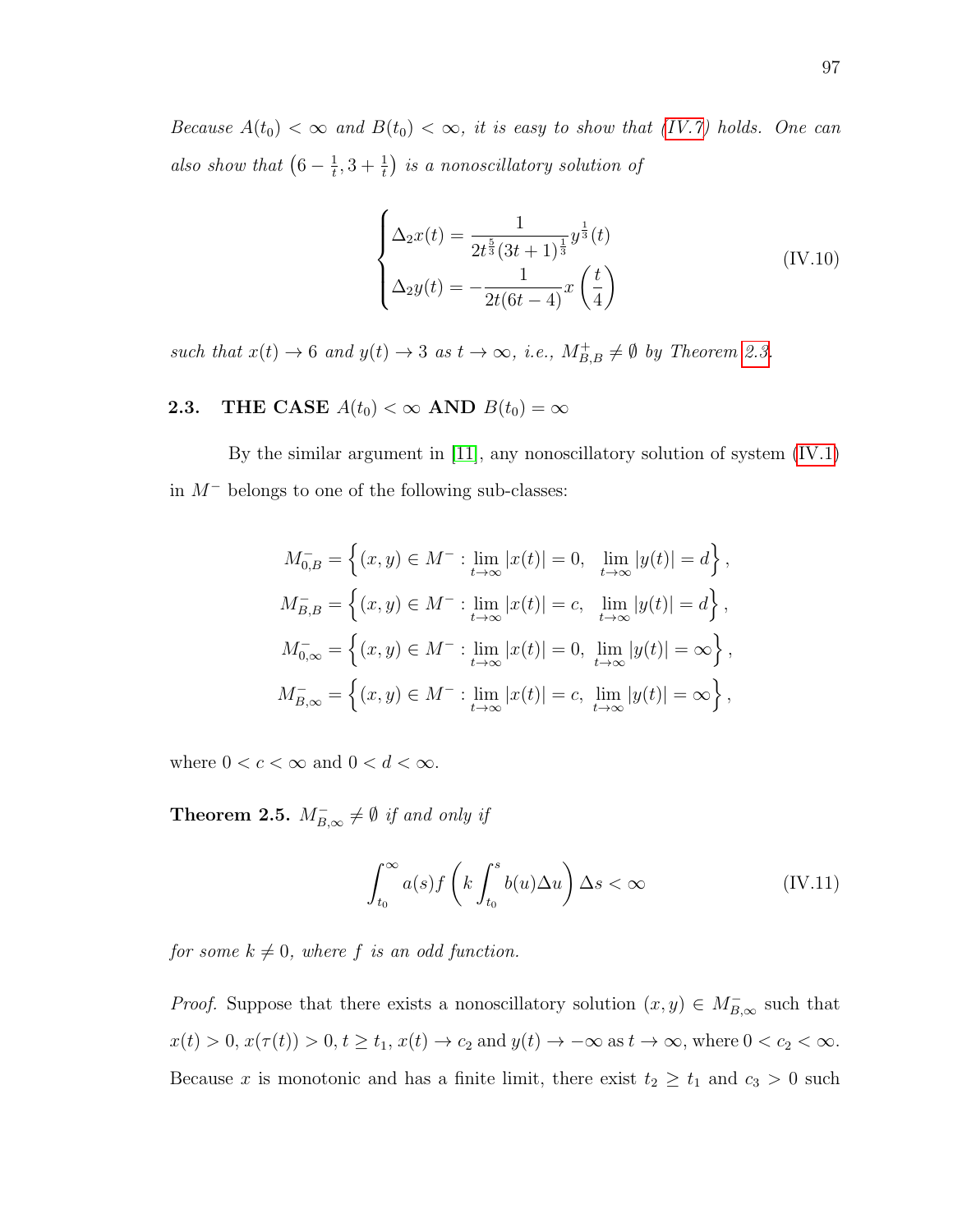*Because $A(t_0) < \infty$ and $B(t_0) < \infty$, it is easy to show that (IV.7) holds. One can also show that $\left(6 - \frac{1}{t}, 3 + \frac{1}{t}\right)$ is a nonoscillatory solution of*

$$
\begin{cases}
\Delta_2 x(t) = \dfrac{1}{2t^{\frac{5}{3}}(3t+1)^{\frac{1}{3}}} y^{\frac{1}{3}}(t) \\
\Delta_2 y(t) = -\dfrac{1}{2t(6t-4)} x\left(\dfrac{t}{4}\right)
\end{cases}
\tag{IV.10}
$$

*such that $x(t) \to 6$ and $y(t) \to 3$ as $t \to \infty$, i.e., $M^+_{B,B} \neq \emptyset$ by Theorem 2.3.*

## 2.3. THE CASE $A(t_0) < \infty$ AND $B(t_0) = \infty$

By the similar argument in [11], any nonoscillatory solution of system (IV.1) in $M^-$ belongs to one of the following sub-classes:

$$
\begin{aligned}
M^-_{0,B} &= \left\{ (x,y) \in M^- : \lim_{t\to\infty} |x(t)| = 0, \ \ \lim_{t\to\infty} |y(t)| = d \right\}, \\
M^-_{B,B} &= \left\{ (x,y) \in M^- : \lim_{t\to\infty} |x(t)| = c, \ \ \lim_{t\to\infty} |y(t)| = d \right\}, \\
M^-_{0,\infty} &= \left\{ (x,y) \in M^- : \lim_{t\to\infty} |x(t)| = 0, \ \lim_{t\to\infty} |y(t)| = \infty \right\}, \\
M^-_{B,\infty} &= \left\{ (x,y) \in M^- : \lim_{t\to\infty} |x(t)| = c, \ \lim_{t\to\infty} |y(t)| = \infty \right\},
\end{aligned}
$$

where $0 < c < \infty$ and $0 < d < \infty$.

**Theorem 2.5.** *$M^-_{B,\infty} \neq \emptyset$ if and only if*

$$
\int_{t_0}^{\infty} a(s) f\left(k \int_{t_0}^{s} b(u)\Delta u\right) \Delta s < \infty
\tag{IV.11}
$$

*for some $k \neq 0$, where $f$ is an odd function.*

*Proof.* Suppose that there exists a nonoscillatory solution $(x, y) \in M^-_{B,\infty}$ such that $x(t) > 0$, $x(\tau(t)) > 0$, $t \geq t_1$, $x(t) \to c_2$ and $y(t) \to -\infty$ as $t \to \infty$, where $0 < c_2 < \infty$. Because $x$ is monotonic and has a finite limit, there exist $t_2 \geq t_1$ and $c_3 > 0$ such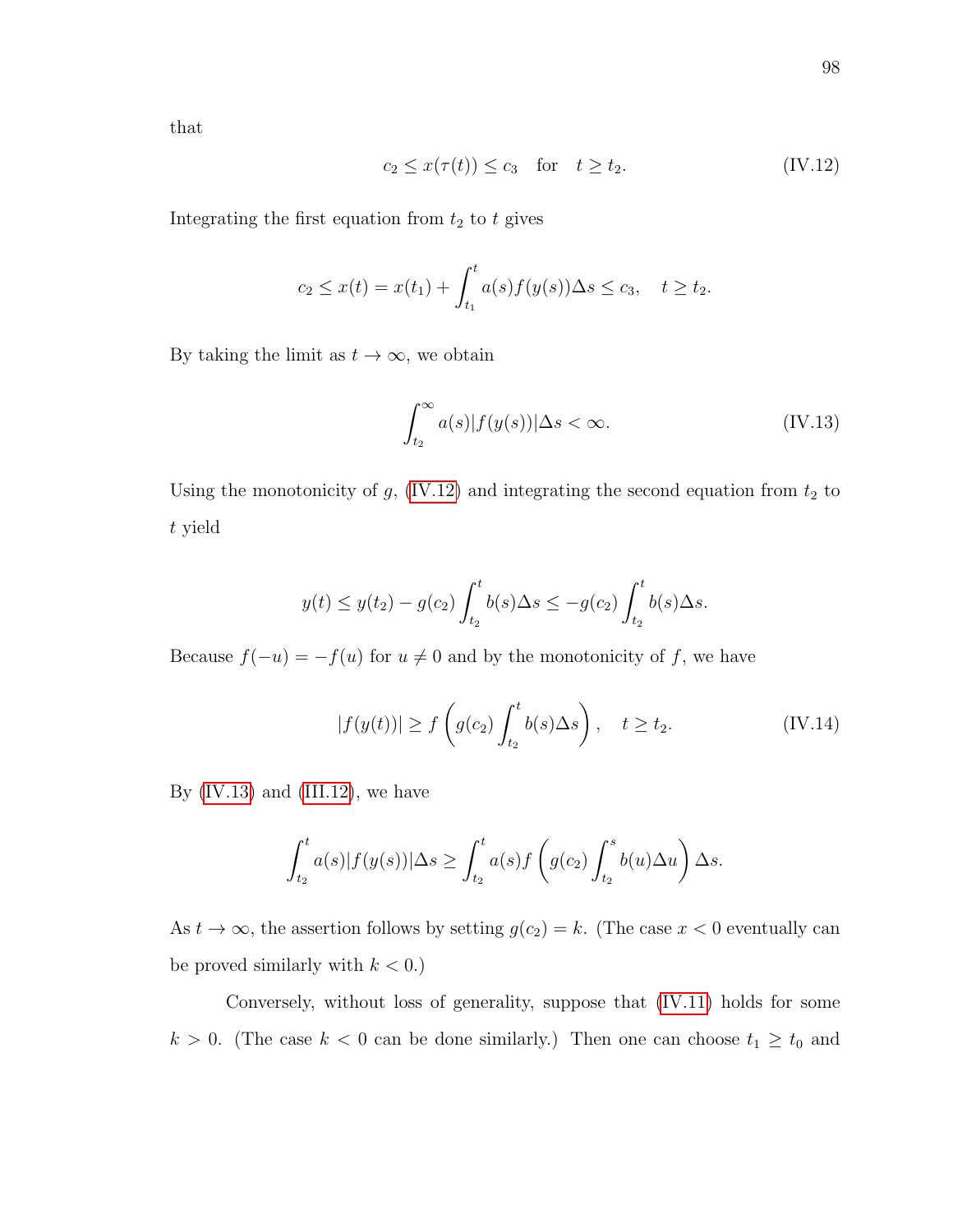that

$$c_2 \le x(\tau(t)) \le c_3 \quad \text{for} \quad t \ge t_2. \tag{IV.12}$$

Integrating the first equation from $t_2$ to $t$ gives

$$c_2 \le x(t) = x(t_1) + \int_{t_1}^{t} a(s) f(y(s)) \Delta s \le c_3, \quad t \ge t_2.$$

By taking the limit as $t \to \infty$, we obtain

$$\int_{t_2}^{\infty} a(s) |f(y(s))| \Delta s < \infty. \tag{IV.13}$$

Using the monotonicity of $g$, (IV.12) and integrating the second equation from $t_2$ to $t$ yield

$$y(t) \le y(t_2) - g(c_2) \int_{t_2}^{t} b(s) \Delta s \le -g(c_2) \int_{t_2}^{t} b(s) \Delta s.$$

Because $f(-u) = -f(u)$ for $u \ne 0$ and by the monotonicity of $f$, we have

$$|f(y(t))| \ge f\left( g(c_2) \int_{t_2}^{t} b(s) \Delta s \right), \quad t \ge t_2. \tag{IV.14}$$

By (IV.13) and (III.12), we have

$$\int_{t_2}^{t} a(s) |f(y(s))| \Delta s \ge \int_{t_2}^{t} a(s) f\left( g(c_2) \int_{t_2}^{s} b(u) \Delta u \right) \Delta s.$$

As $t \to \infty$, the assertion follows by setting $g(c_2) = k$. (The case $x < 0$ eventually can be proved similarly with $k < 0$.)

Conversely, without loss of generality, suppose that (IV.11) holds for some $k > 0$. (The case $k < 0$ can be done similarly.) Then one can choose $t_1 \ge t_0$ and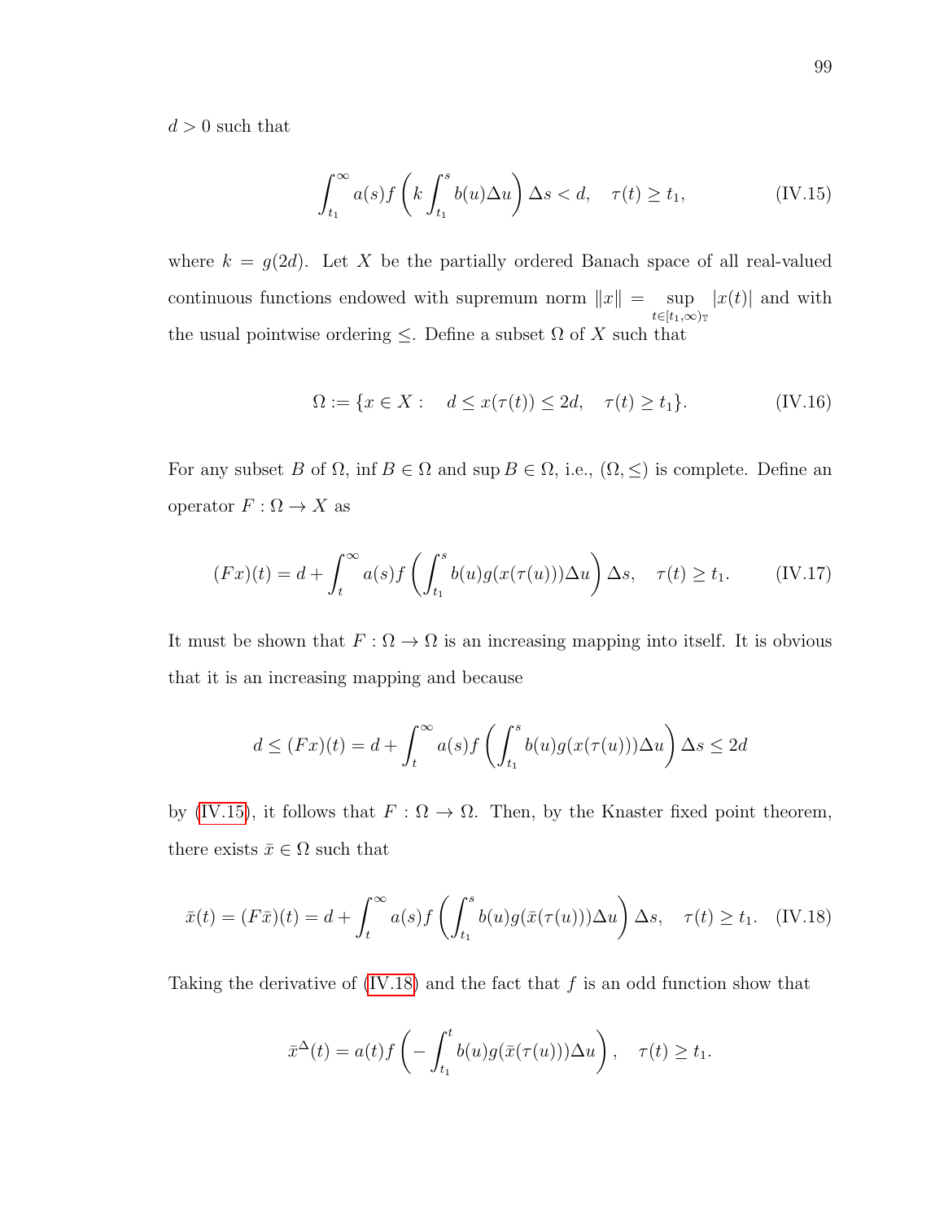$d > 0$ such that

$$\int_{t_1}^{\infty} a(s) f\left(k \int_{t_1}^{s} b(u)\Delta u\right) \Delta s < d, \quad \tau(t) \geq t_1, \tag{IV.15}$$

where $k = g(2d)$. Let $X$ be the partially ordered Banach space of all real-valued continuous functions endowed with supremum norm $\|x\| = \sup_{t\in[t_1,\infty)_{\mathbb{T}}} |x(t)|$ and with the usual pointwise ordering $\leq$. Define a subset $\Omega$ of $X$ such that

$$\Omega := \{x \in X : \quad d \leq x(\tau(t)) \leq 2d, \quad \tau(t) \geq t_1\}. \tag{IV.16}$$

For any subset $B$ of $\Omega$, $\inf B \in \Omega$ and $\sup B \in \Omega$, i.e., $(\Omega, \leq)$ is complete. Define an operator $F : \Omega \to X$ as

$$(Fx)(t) = d + \int_{t}^{\infty} a(s) f\left(\int_{t_1}^{s} b(u) g(x(\tau(u)))\Delta u\right) \Delta s, \quad \tau(t) \geq t_1. \tag{IV.17}$$

It must be shown that $F : \Omega \to \Omega$ is an increasing mapping into itself. It is obvious that it is an increasing mapping and because

$$d \leq (Fx)(t) = d + \int_{t}^{\infty} a(s) f\left(\int_{t_1}^{s} b(u) g(x(\tau(u)))\Delta u\right) \Delta s \leq 2d$$

by (IV.15), it follows that $F : \Omega \to \Omega$. Then, by the Knaster fixed point theorem, there exists $\bar{x} \in \Omega$ such that

$$\bar{x}(t) = (F\bar{x})(t) = d + \int_{t}^{\infty} a(s) f\left(\int_{t_1}^{s} b(u) g(\bar{x}(\tau(u)))\Delta u\right) \Delta s, \quad \tau(t) \geq t_1. \tag{IV.18}$$

Taking the derivative of (IV.18) and the fact that $f$ is an odd function show that

$$\bar{x}^{\Delta}(t) = a(t) f\left(-\int_{t_1}^{t} b(u) g(\bar{x}(\tau(u)))\Delta u\right), \quad \tau(t) \geq t_1.$$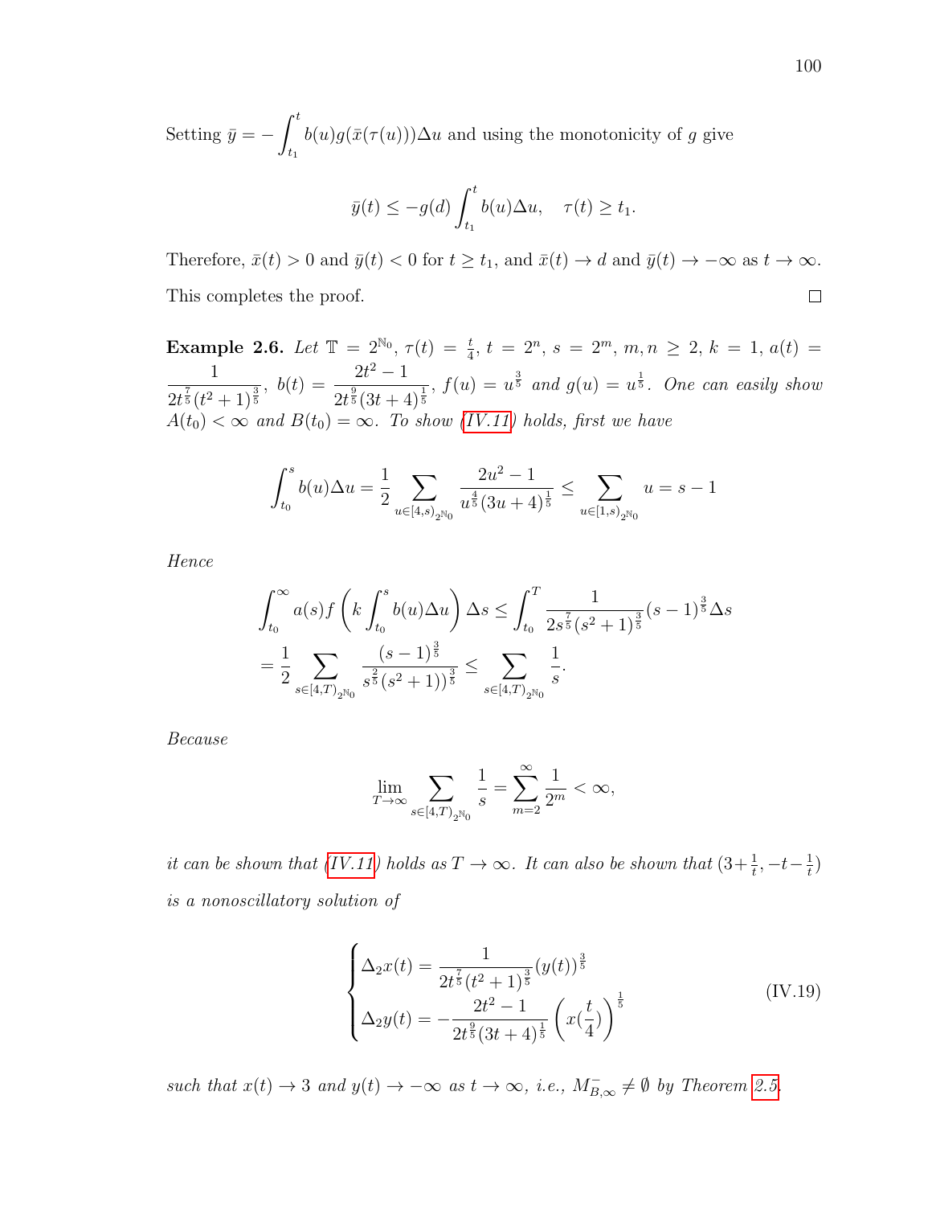Setting $\bar{y} = -\int_{t_1}^{t} b(u)g(\bar{x}(\tau(u)))\Delta u$ and using the monotonicity of $g$ give

$$\bar{y}(t) \leq -g(d)\int_{t_1}^{t} b(u)\Delta u, \quad \tau(t) \geq t_1.$$

Therefore, $\bar{x}(t) > 0$ and $\bar{y}(t) < 0$ for $t \geq t_1$, and $\bar{x}(t) \to d$ and $\bar{y}(t) \to -\infty$ as $t \to \infty$. This completes the proof. $\square$

**Example 2.6.** *Let $\mathbb{T} = 2^{\mathbb{N}_0}$, $\tau(t) = \frac{t}{4}$, $t = 2^n$, $s = 2^m$, $m, n \geq 2$, $k = 1$, $a(t) = \dfrac{1}{2t^{\frac{7}{5}}(t^2+1)^{\frac{3}{5}}}$, $b(t) = \dfrac{2t^2-1}{2t^{\frac{9}{5}}(3t+4)^{\frac{1}{5}}}$, $f(u) = u^{\frac{3}{5}}$ and $g(u) = u^{\frac{1}{5}}$. One can easily show $A(t_0) < \infty$ and $B(t_0) = \infty$. To show (IV.11) holds, first we have*

$$\int_{t_0}^{s} b(u)\Delta u = \frac{1}{2}\sum_{u\in[4,s)_{2^{\mathbb{N}_0}}} \frac{2u^2-1}{u^{\frac{4}{5}}(3u+4)^{\frac{1}{5}}} \leq \sum_{u\in[1,s)_{2^{\mathbb{N}_0}}} u = s-1$$

*Hence*

$$\begin{aligned}
\int_{t_0}^{\infty} a(s)f\left(k\int_{t_0}^{s} b(u)\Delta u\right)\Delta s &\leq \int_{t_0}^{T} \frac{1}{2s^{\frac{7}{5}}(s^2+1)^{\frac{3}{5}}}(s-1)^{\frac{3}{5}}\Delta s \\
= \frac{1}{2}\sum_{s\in[4,T)_{2^{\mathbb{N}_0}}} \frac{(s-1)^{\frac{3}{5}}}{s^{\frac{2}{5}}(s^2+1))^{\frac{3}{5}}} &\leq \sum_{s\in[4,T)_{2^{\mathbb{N}_0}}} \frac{1}{s}.
\end{aligned}$$

*Because*

$$\lim_{T\to\infty} \sum_{s\in[4,T)_{2^{\mathbb{N}_0}}} \frac{1}{s} = \sum_{m=2}^{\infty} \frac{1}{2^m} < \infty,$$

*it can be shown that (IV.11) holds as $T \to \infty$. It can also be shown that $(3+\frac{1}{t}, -t-\frac{1}{t})$ is a nonoscillatory solution of*

$$\begin{cases}
\Delta_2 x(t) = \dfrac{1}{2t^{\frac{7}{5}}(t^2+1)^{\frac{3}{5}}}(y(t))^{\frac{3}{5}} \\[2ex]
\Delta_2 y(t) = -\dfrac{2t^2-1}{2t^{\frac{9}{5}}(3t+4)^{\frac{1}{5}}}\left(x(\dfrac{t}{4})\right)^{\frac{1}{5}}
\end{cases} \tag{IV.19}$$

*such that $x(t) \to 3$ and $y(t) \to -\infty$ as $t \to \infty$, i.e., $M^{-}_{B,\infty} \neq \emptyset$ by Theorem 2.5.*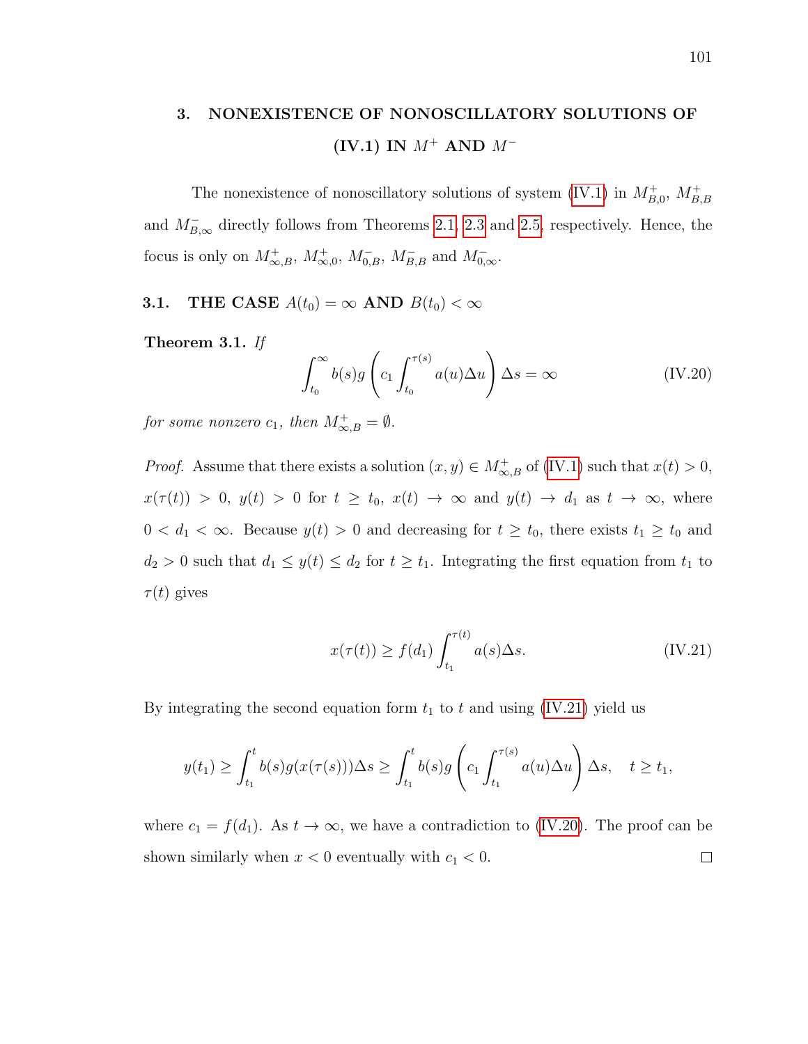## 3. NONEXISTENCE OF NONOSCILLATORY SOLUTIONS OF (IV.1) IN $M^+$ AND $M^-$

The nonexistence of nonoscillatory solutions of system (IV.1) in $M^+_{B,0}$, $M^+_{B,B}$ and $M^-_{B,\infty}$ directly follows from Theorems 2.1, 2.3 and 2.5, respectively. Hence, the focus is only on $M^+_{\infty,B}$, $M^+_{\infty,0}$, $M^-_{0,B}$, $M^-_{B,B}$ and $M^-_{0,\infty}$.

### 3.1. THE CASE $A(t_0) = \infty$ AND $B(t_0) < \infty$

**Theorem 3.1.** *If*

$$\int_{t_0}^{\infty} b(s) g\left(c_1 \int_{t_0}^{\tau(s)} a(u)\Delta u\right) \Delta s = \infty \tag{IV.20}$$

*for some nonzero $c_1$, then $M^+_{\infty,B} = \emptyset$.*

*Proof.* Assume that there exists a solution $(x, y) \in M^+_{\infty,B}$ of (IV.1) such that $x(t) > 0$, $x(\tau(t)) > 0$, $y(t) > 0$ for $t \geq t_0$, $x(t) \to \infty$ and $y(t) \to d_1$ as $t \to \infty$, where $0 < d_1 < \infty$. Because $y(t) > 0$ and decreasing for $t \geq t_0$, there exists $t_1 \geq t_0$ and $d_2 > 0$ such that $d_1 \leq y(t) \leq d_2$ for $t \geq t_1$. Integrating the first equation from $t_1$ to $\tau(t)$ gives

$$x(\tau(t)) \geq f(d_1) \int_{t_1}^{\tau(t)} a(s)\Delta s. \tag{IV.21}$$

By integrating the second equation form $t_1$ to $t$ and using (IV.21) yield us

$$y(t_1) \geq \int_{t_1}^{t} b(s) g(x(\tau(s)))\Delta s \geq \int_{t_1}^{t} b(s) g\left(c_1 \int_{t_1}^{\tau(s)} a(u)\Delta u\right) \Delta s, \quad t \geq t_1,$$

where $c_1 = f(d_1)$. As $t \to \infty$, we have a contradiction to (IV.20). The proof can be shown similarly when $x < 0$ eventually with $c_1 < 0$. $\square$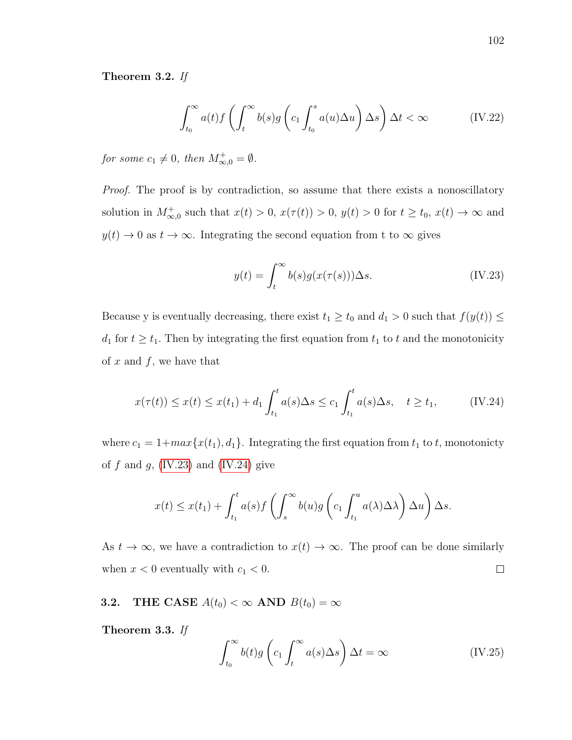**Theorem 3.2.** *If*

$$\int_{t_0}^{\infty} a(t) f\left(\int_t^{\infty} b(s) g\left(c_1 \int_{t_0}^{s} a(u)\Delta u\right)\Delta s\right)\Delta t < \infty \tag{IV.22}$$

*for some* $c_1 \neq 0$*, then* $M^{+}_{\infty,0} = \emptyset$.

*Proof.* The proof is by contradiction, so assume that there exists a nonoscillatory solution in $M^{+}_{\infty,0}$ such that $x(t) > 0$, $x(\tau(t)) > 0$, $y(t) > 0$ for $t \geq t_0$, $x(t) \to \infty$ and $y(t) \to 0$ as $t \to \infty$. Integrating the second equation from t to $\infty$ gives

$$y(t) = \int_t^{\infty} b(s) g(x(\tau(s)))\Delta s. \tag{IV.23}$$

Because y is eventually decreasing, there exist $t_1 \geq t_0$ and $d_1 > 0$ such that $f(y(t)) \leq d_1$ for $t \geq t_1$. Then by integrating the first equation from $t_1$ to $t$ and the monotonicity of $x$ and $f$, we have that

$$x(\tau(t)) \leq x(t) \leq x(t_1) + d_1 \int_{t_1}^{t} a(s)\Delta s \leq c_1 \int_{t_1}^{t} a(s)\Delta s, \quad t \geq t_1, \tag{IV.24}$$

where $c_1 = 1 + max\{x(t_1), d_1\}$. Integrating the first equation from $t_1$ to $t$, monotonicty of $f$ and $g$, (IV.23) and (IV.24) give

$$x(t) \leq x(t_1) + \int_{t_1}^{t} a(s) f\left(\int_s^{\infty} b(u) g\left(c_1 \int_{t_1}^{u} a(\lambda)\Delta\lambda\right)\Delta u\right)\Delta s.$$

As $t \to \infty$, we have a contradiction to $x(t) \to \infty$. The proof can be done similarly when $x < 0$ eventually with $c_1 < 0$. $\square$

## 3.2. THE CASE $A(t_0) < \infty$ AND $B(t_0) = \infty$

**Theorem 3.3.** *If*

$$\int_{t_0}^{\infty} b(t) g\left(c_1 \int_t^{\infty} a(s)\Delta s\right)\Delta t = \infty \tag{IV.25}$$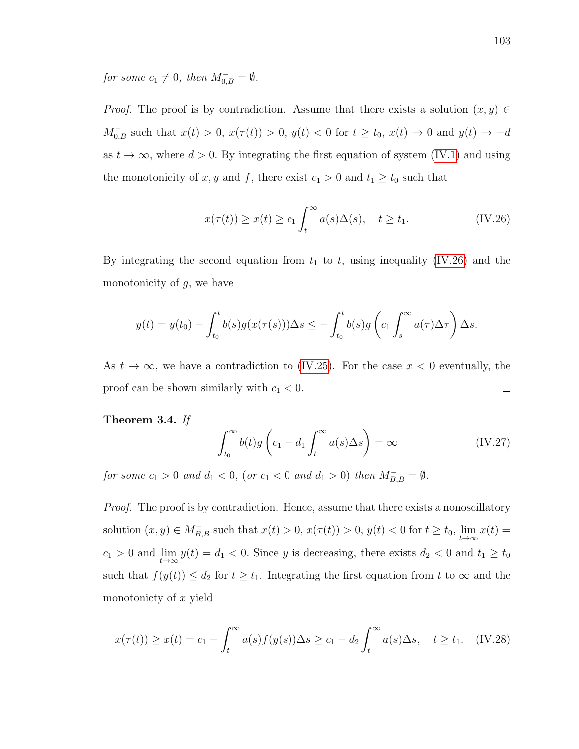*for some* $c_1 \neq 0$*, then* $M^-_{0,B} = \emptyset$.

*Proof.* The proof is by contradiction. Assume that there exists a solution $(x, y) \in M^-_{0,B}$ such that $x(t) > 0$, $x(\tau(t)) > 0$, $y(t) < 0$ for $t \geq t_0$, $x(t) \to 0$ and $y(t) \to -d$ as $t \to \infty$, where $d > 0$. By integrating the first equation of system (IV.1) and using the monotonicity of $x, y$ and $f$, there exist $c_1 > 0$ and $t_1 \geq t_0$ such that

$$x(\tau(t)) \geq x(t) \geq c_1 \int_t^\infty a(s)\Delta(s), \quad t \geq t_1. \tag{IV.26}$$

By integrating the second equation from $t_1$ to $t$, using inequality (IV.26) and the monotonicity of $g$, we have

$$y(t) = y(t_0) - \int_{t_0}^t b(s) g(x(\tau(s)))\Delta s \leq -\int_{t_0}^t b(s) g\left(c_1 \int_s^\infty a(\tau)\Delta\tau\right)\Delta s.$$

As $t \to \infty$, we have a contradiction to (IV.25). For the case $x < 0$ eventually, the proof can be shown similarly with $c_1 < 0$. $\square$

**Theorem 3.4.** *If*

$$\int_{t_0}^\infty b(t) g\left(c_1 - d_1 \int_t^\infty a(s)\Delta s\right) = \infty \tag{IV.27}$$

*for some* $c_1 > 0$ *and* $d_1 < 0$*, (or* $c_1 < 0$ *and* $d_1 > 0$*) then* $M^-_{B,B} = \emptyset$.

*Proof.* The proof is by contradiction. Hence, assume that there exists a nonoscillatory solution $(x, y) \in M^-_{B,B}$ such that $x(t) > 0$, $x(\tau(t)) > 0$, $y(t) < 0$ for $t \geq t_0$, $\lim_{t\to\infty} x(t) = c_1 > 0$ and $\lim_{t\to\infty} y(t) = d_1 < 0$. Since $y$ is decreasing, there exists $d_2 < 0$ and $t_1 \geq t_0$ such that $f(y(t)) \leq d_2$ for $t \geq t_1$. Integrating the first equation from $t$ to $\infty$ and the monotonicty of $x$ yield

$$x(\tau(t)) \geq x(t) = c_1 - \int_t^\infty a(s) f(y(s))\Delta s \geq c_1 - d_2 \int_t^\infty a(s)\Delta s, \quad t \geq t_1. \tag{IV.28}$$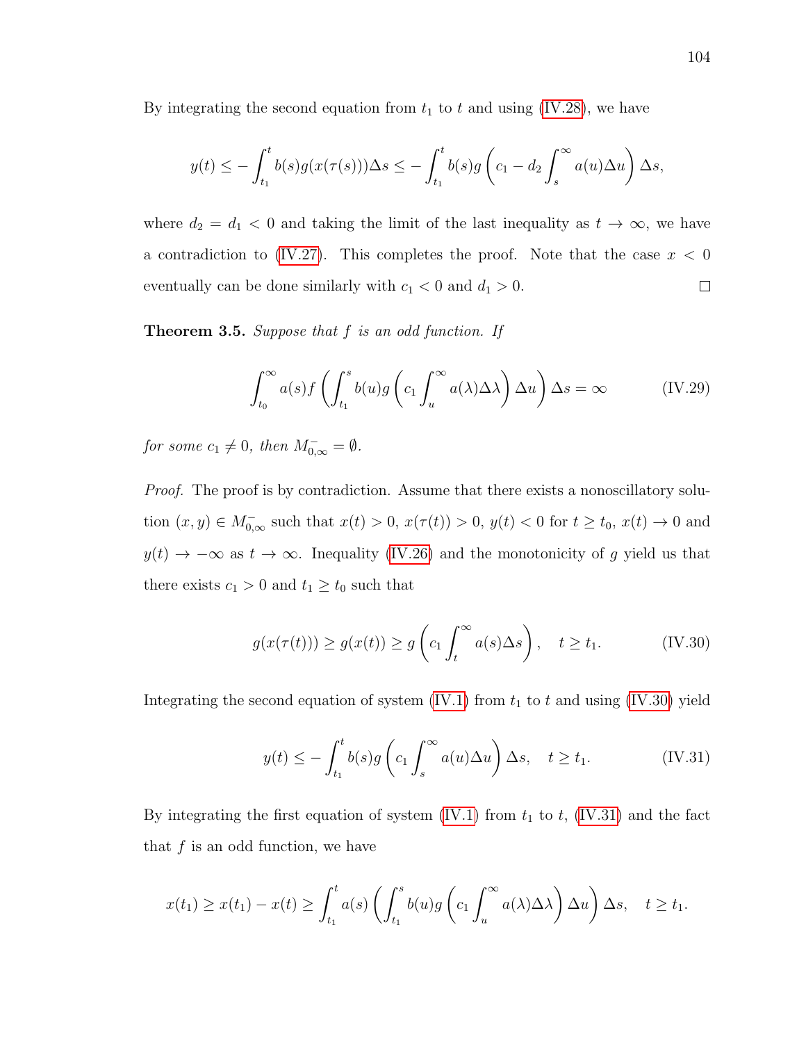By integrating the second equation from $t_1$ to $t$ and using (IV.28), we have

$$y(t) \leq -\int_{t_1}^{t} b(s)g(x(\tau(s)))\Delta s \leq -\int_{t_1}^{t} b(s)g\left(c_1 - d_2\int_{s}^{\infty} a(u)\Delta u\right)\Delta s,$$

where $d_2 = d_1 < 0$ and taking the limit of the last inequality as $t \to \infty$, we have a contradiction to (IV.27). This completes the proof. Note that the case $x < 0$ eventually can be done similarly with $c_1 < 0$ and $d_1 > 0$. $\square$

**Theorem 3.5.** *Suppose that $f$ is an odd function. If*

$$\int_{t_0}^{\infty} a(s)f\left(\int_{t_1}^{s} b(u)g\left(c_1\int_{u}^{\infty} a(\lambda)\Delta\lambda\right)\Delta u\right)\Delta s = \infty \tag{IV.29}$$

*for some $c_1 \neq 0$, then $M_{0,\infty}^{-} = \emptyset$.*

*Proof.* The proof is by contradiction. Assume that there exists a nonoscillatory solution $(x, y) \in M_{0,\infty}^{-}$ such that $x(t) > 0$, $x(\tau(t)) > 0$, $y(t) < 0$ for $t \geq t_0$, $x(t) \to 0$ and $y(t) \to -\infty$ as $t \to \infty$. Inequality (IV.26) and the monotonicity of $g$ yield us that there exists $c_1 > 0$ and $t_1 \geq t_0$ such that

$$g(x(\tau(t))) \geq g(x(t)) \geq g\left(c_1\int_{t}^{\infty} a(s)\Delta s\right), \quad t \geq t_1. \tag{IV.30}$$

Integrating the second equation of system (IV.1) from $t_1$ to $t$ and using (IV.30) yield

$$y(t) \leq -\int_{t_1}^{t} b(s)g\left(c_1\int_{s}^{\infty} a(u)\Delta u\right)\Delta s, \quad t \geq t_1. \tag{IV.31}$$

By integrating the first equation of system (IV.1) from $t_1$ to $t$, (IV.31) and the fact that $f$ is an odd function, we have

$$x(t_1) \geq x(t_1) - x(t) \geq \int_{t_1}^{t} a(s)\left(\int_{t_1}^{s} b(u)g\left(c_1\int_{u}^{\infty} a(\lambda)\Delta\lambda\right)\Delta u\right)\Delta s, \quad t \geq t_1.$$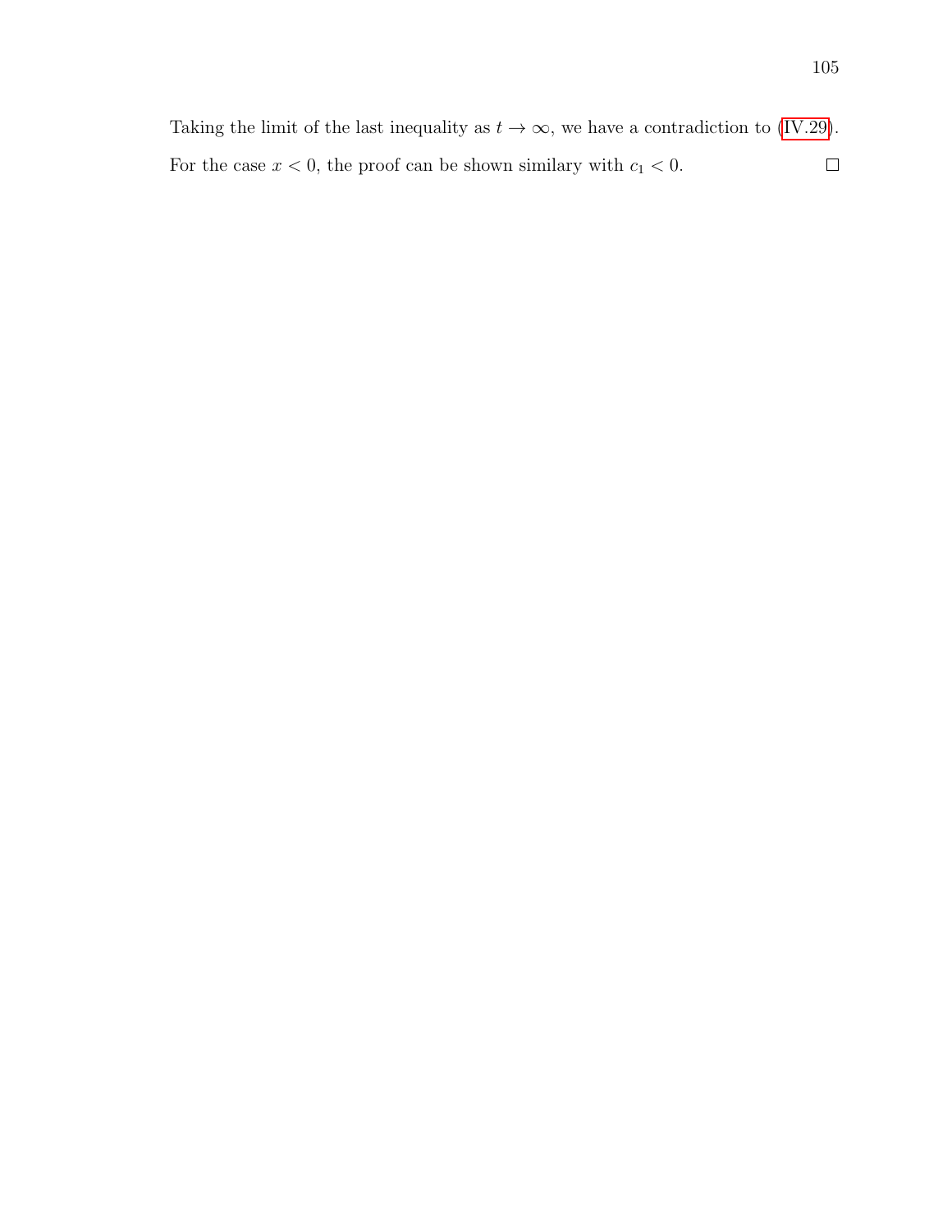Taking the limit of the last inequality as $t \to \infty$, we have a contradiction to (IV.29). For the case $x < 0$, the proof can be shown similary with $c_1 < 0$. $\square$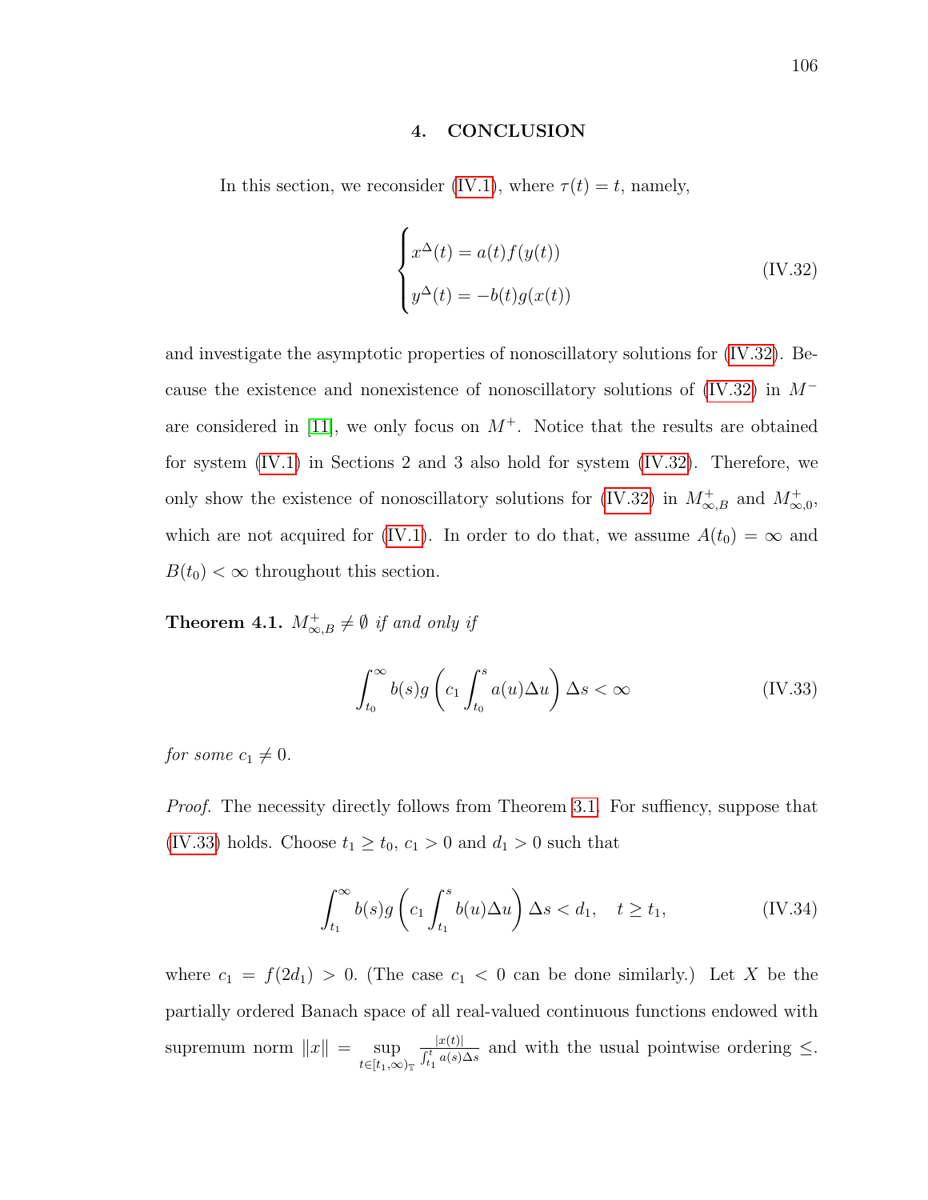## 4. CONCLUSION

In this section, we reconsider (IV.1), where $\tau(t) = t$, namely,

$$\begin{cases} x^{\Delta}(t) = a(t)f(y(t)) \\ y^{\Delta}(t) = -b(t)g(x(t)) \end{cases} \tag{IV.32}$$

and investigate the asymptotic properties of nonoscillatory solutions for (IV.32). Because the existence and nonexistence of nonoscillatory solutions of (IV.32) in $M^-$ are considered in [11], we only focus on $M^+$. Notice that the results are obtained for system (IV.1) in Sections 2 and 3 also hold for system (IV.32). Therefore, we only show the existence of nonoscillatory solutions for (IV.32) in $M^+_{\infty,B}$ and $M^+_{\infty,0}$, which are not acquired for (IV.1). In order to do that, we assume $A(t_0) = \infty$ and $B(t_0) < \infty$ throughout this section.

**Theorem 4.1.** *$M^+_{\infty,B} \neq \emptyset$ if and only if*

$$\int_{t_0}^{\infty} b(s) g\left(c_1 \int_{t_0}^{s} a(u)\Delta u\right) \Delta s < \infty \tag{IV.33}$$

*for some $c_1 \neq 0$.*

*Proof.* The necessity directly follows from Theorem 3.1. For suffiency, suppose that (IV.33) holds. Choose $t_1 \geq t_0$, $c_1 > 0$ and $d_1 > 0$ such that

$$\int_{t_1}^{\infty} b(s) g\left(c_1 \int_{t_1}^{s} b(u)\Delta u\right) \Delta s < d_1, \quad t \geq t_1, \tag{IV.34}$$

where $c_1 = f(2d_1) > 0$. (The case $c_1 < 0$ can be done similarly.) Let $X$ be the partially ordered Banach space of all real-valued continuous functions endowed with supremum norm $\|x\| = \sup\limits_{t \in [t_1,\infty)_{\mathbb{T}}} \frac{|x(t)|}{\int_{t_1}^{t} a(s)\Delta s}$ and with the usual pointwise ordering $\leq$.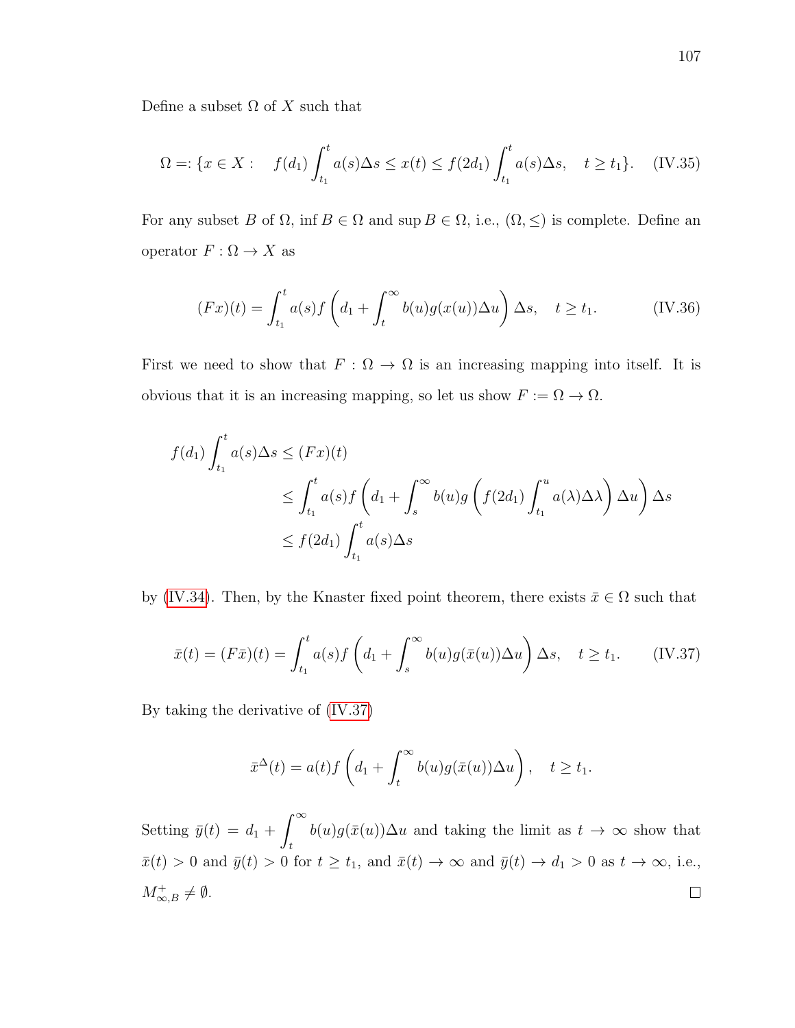Define a subset $\Omega$ of $X$ such that

$$\Omega =: \{x \in X : \quad f(d_1) \int_{t_1}^{t} a(s)\Delta s \le x(t) \le f(2d_1) \int_{t_1}^{t} a(s)\Delta s, \quad t \ge t_1\}. \qquad \text{(IV.35)}$$

For any subset $B$ of $\Omega$, $\inf B \in \Omega$ and $\sup B \in \Omega$, i.e., $(\Omega, \le)$ is complete. Define an operator $F : \Omega \to X$ as

$$(Fx)(t) = \int_{t_1}^{t} a(s) f\left(d_1 + \int_{t}^{\infty} b(u) g(x(u))\Delta u\right)\Delta s, \quad t \ge t_1. \qquad \text{(IV.36)}$$

First we need to show that $F : \Omega \to \Omega$ is an increasing mapping into itself. It is obvious that it is an increasing mapping, so let us show $F := \Omega \to \Omega$.

$$\begin{aligned}
f(d_1) \int_{t_1}^{t} a(s)\Delta s &\le (Fx)(t) \\
&\le \int_{t_1}^{t} a(s) f\left(d_1 + \int_{s}^{\infty} b(u) g\left(f(2d_1) \int_{t_1}^{u} a(\lambda)\Delta\lambda\right)\Delta u\right)\Delta s \\
&\le f(2d_1) \int_{t_1}^{t} a(s)\Delta s
\end{aligned}$$

by (IV.34). Then, by the Knaster fixed point theorem, there exists $\bar{x} \in \Omega$ such that

$$\bar{x}(t) = (F\bar{x})(t) = \int_{t_1}^{t} a(s) f\left(d_1 + \int_{s}^{\infty} b(u) g(\bar{x}(u))\Delta u\right)\Delta s, \quad t \ge t_1. \qquad \text{(IV.37)}$$

By taking the derivative of (IV.37)

$$\bar{x}^{\Delta}(t) = a(t) f\left(d_1 + \int_{t}^{\infty} b(u) g(\bar{x}(u))\Delta u\right), \quad t \ge t_1.$$

Setting $\bar{y}(t) = d_1 + \displaystyle\int_{t}^{\infty} b(u) g(\bar{x}(u))\Delta u$ and taking the limit as $t \to \infty$ show that $\bar{x}(t) > 0$ and $\bar{y}(t) > 0$ for $t \ge t_1$, and $\bar{x}(t) \to \infty$ and $\bar{y}(t) \to d_1 > 0$ as $t \to \infty$, i.e., $M^{+}_{\infty,B} \neq \emptyset$. $\square$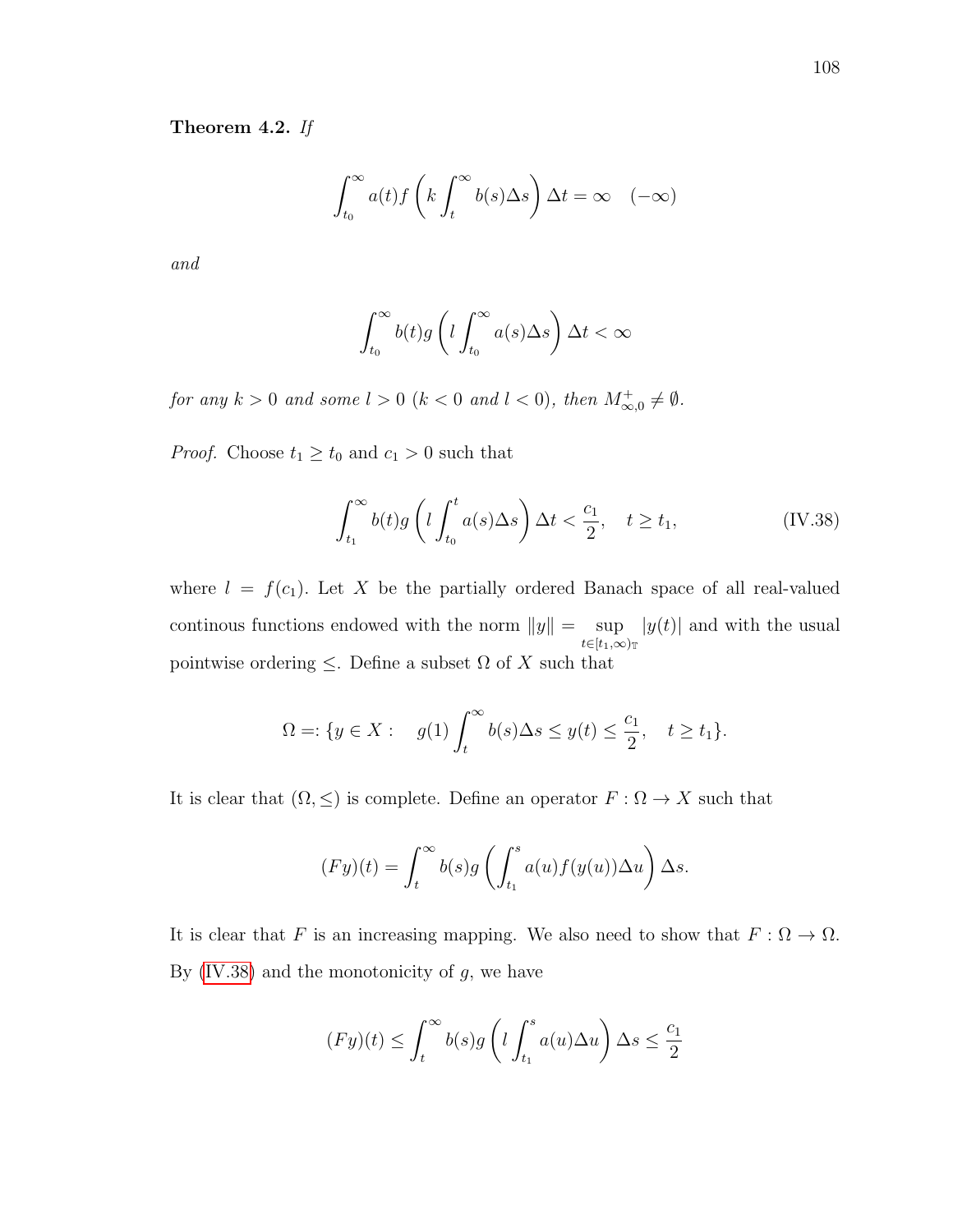**Theorem 4.2.** *If*

$$\int_{t_0}^{\infty} a(t) f\left(k \int_t^{\infty} b(s)\Delta s\right)\Delta t = \infty \quad (-\infty)$$

*and*

$$\int_{t_0}^{\infty} b(t) g\left(l \int_{t_0}^{\infty} a(s)\Delta s\right)\Delta t < \infty$$

*for any $k > 0$ and some $l > 0$ ($k < 0$ and $l < 0$), then $M_{\infty,0}^{+} \neq \emptyset$.*

*Proof.* Choose $t_1 \geq t_0$ and $c_1 > 0$ such that

$$\int_{t_1}^{\infty} b(t) g\left(l \int_{t_0}^{t} a(s)\Delta s\right)\Delta t < \frac{c_1}{2}, \quad t \geq t_1, \tag{IV.38}$$

where $l = f(c_1)$. Let $X$ be the partially ordered Banach space of all real-valued continous functions endowed with the norm $\|y\| = \sup_{t\in[t_1,\infty)_{\mathbb{T}}} |y(t)|$ and with the usual pointwise ordering $\leq$. Define a subset $\Omega$ of $X$ such that

$$\Omega =: \{y \in X : \quad g(1)\int_t^{\infty} b(s)\Delta s \leq y(t) \leq \frac{c_1}{2}, \quad t \geq t_1\}.$$

It is clear that $(\Omega, \leq)$ is complete. Define an operator $F : \Omega \to X$ such that

$$(Fy)(t) = \int_t^{\infty} b(s) g\left(\int_{t_1}^{s} a(u) f(y(u))\Delta u\right)\Delta s.$$

It is clear that $F$ is an increasing mapping. We also need to show that $F : \Omega \to \Omega$. By (IV.38) and the monotonicity of $g$, we have

$$(Fy)(t) \leq \int_t^{\infty} b(s) g\left(l \int_{t_1}^{s} a(u)\Delta u\right)\Delta s \leq \frac{c_1}{2}$$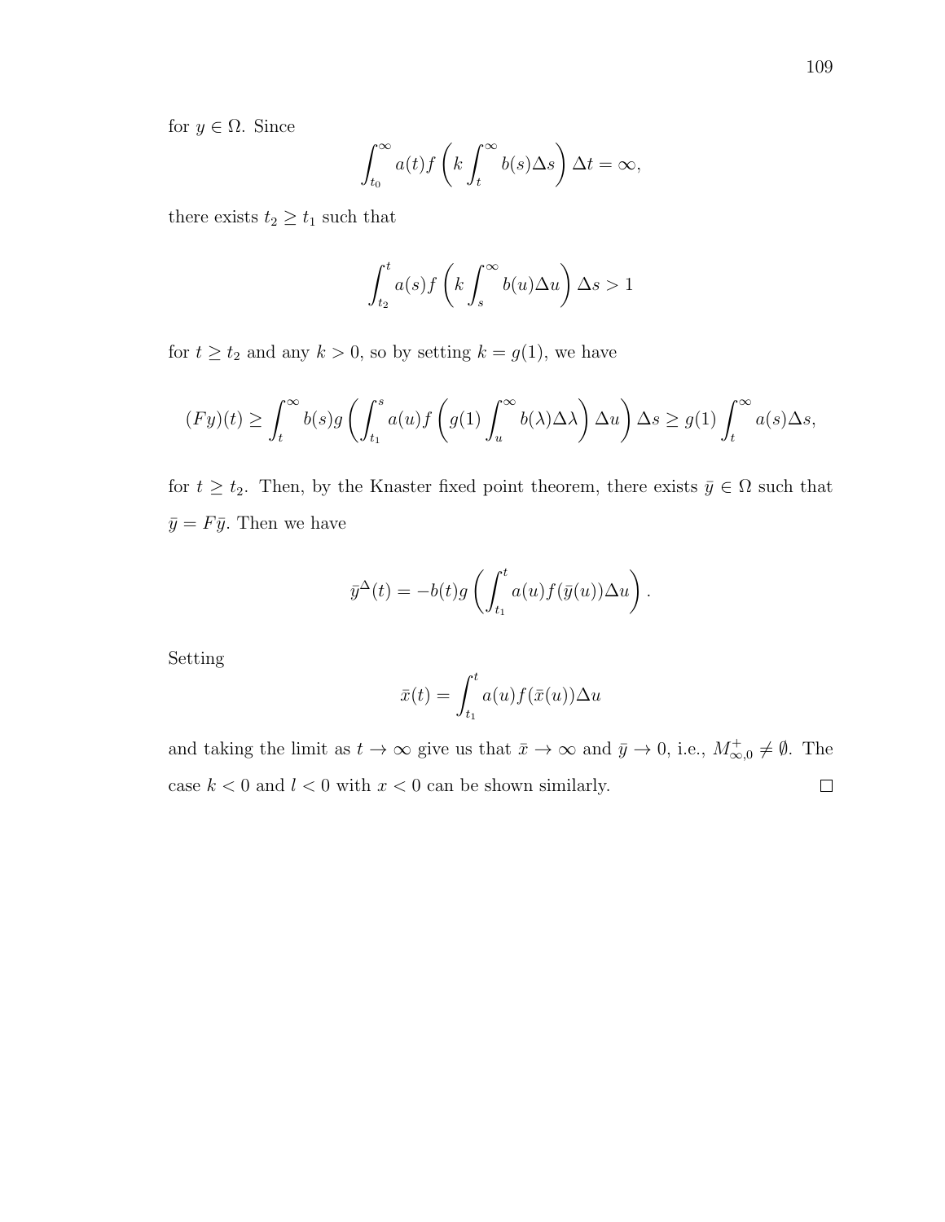for $y \in \Omega$. Since

$$\int_{t_0}^{\infty} a(t) f\left(k \int_t^{\infty} b(s)\Delta s\right) \Delta t = \infty,$$

there exists $t_2 \geq t_1$ such that

$$\int_{t_2}^{t} a(s) f\left(k \int_s^{\infty} b(u)\Delta u\right) \Delta s > 1$$

for $t \geq t_2$ and any $k > 0$, so by setting $k = g(1)$, we have

$$(Fy)(t) \geq \int_t^{\infty} b(s) g\left(\int_{t_1}^{s} a(u) f\left(g(1) \int_u^{\infty} b(\lambda)\Delta\lambda\right) \Delta u\right) \Delta s \geq g(1) \int_t^{\infty} a(s)\Delta s,$$

for $t \geq t_2$. Then, by the Knaster fixed point theorem, there exists $\bar{y} \in \Omega$ such that $\bar{y} = F\bar{y}$. Then we have

$$\bar{y}^{\Delta}(t) = -b(t) g\left(\int_{t_1}^{t} a(u) f(\bar{y}(u))\Delta u\right).$$

Setting

$$\bar{x}(t) = \int_{t_1}^{t} a(u) f(\bar{x}(u))\Delta u$$

and taking the limit as $t \to \infty$ give us that $\bar{x} \to \infty$ and $\bar{y} \to 0$, i.e., $M_{\infty,0}^{+} \neq \emptyset$. The case $k < 0$ and $l < 0$ with $x < 0$ can be shown similarly. □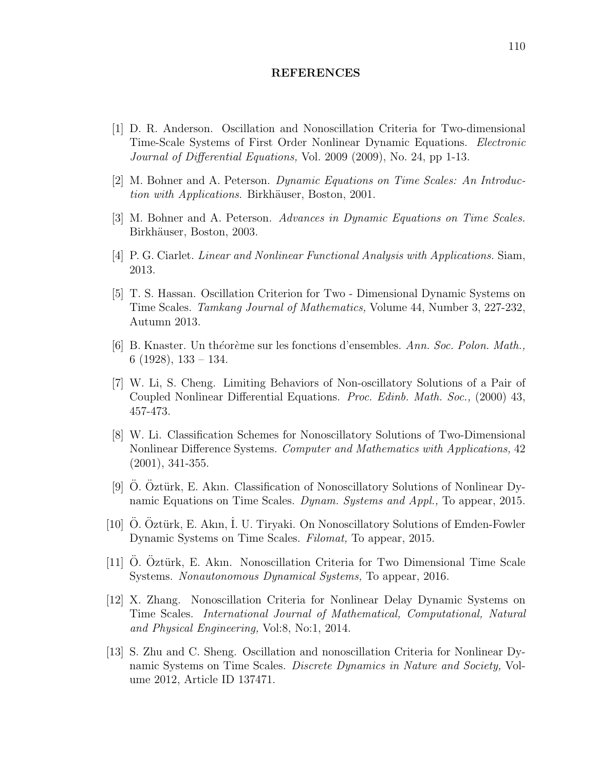## REFERENCES

[1] D. R. Anderson. Oscillation and Nonoscillation Criteria for Two-dimensional Time-Scale Systems of First Order Nonlinear Dynamic Equations. *Electronic Journal of Differential Equations,* Vol. 2009 (2009), No. 24, pp 1-13.

[2] M. Bohner and A. Peterson. *Dynamic Equations on Time Scales: An Introduction with Applications*. Birkhäuser, Boston, 2001.

[3] M. Bohner and A. Peterson. *Advances in Dynamic Equations on Time Scales.* Birkhäuser, Boston, 2003.

[4] P. G. Ciarlet. *Linear and Nonlinear Functional Analysis with Applications.* Siam, 2013.

[5] T. S. Hassan. Oscillation Criterion for Two - Dimensional Dynamic Systems on Time Scales. *Tamkang Journal of Mathematics,* Volume 44, Number 3, 227-232, Autumn 2013.

[6] B. Knaster. Un théorème sur les fonctions d'ensembles. *Ann. Soc. Polon. Math.,* 6 (1928), 133 – 134.

[7] W. Li, S. Cheng. Limiting Behaviors of Non-oscillatory Solutions of a Pair of Coupled Nonlinear Differential Equations. *Proc. Edinb. Math. Soc.,* (2000) 43, 457-473.

[8] W. Li. Classification Schemes for Nonoscillatory Solutions of Two-Dimensional Nonlinear Difference Systems. *Computer and Mathematics with Applications,* 42 (2001), 341-355.

[9] Ö. Öztürk, E. Akın. Classification of Nonoscillatory Solutions of Nonlinear Dynamic Equations on Time Scales. *Dynam. Systems and Appl.,* To appear, 2015.

[10] Ö. Öztürk, E. Akın, İ. U. Tiryaki. On Nonoscillatory Solutions of Emden-Fowler Dynamic Systems on Time Scales. *Filomat,* To appear, 2015.

[11] Ö. Öztürk, E. Akın. Nonoscillation Criteria for Two Dimensional Time Scale Systems. *Nonautonomous Dynamical Systems,* To appear, 2016.

[12] X. Zhang. Nonoscillation Criteria for Nonlinear Delay Dynamic Systems on Time Scales. *International Journal of Mathematical, Computational, Natural and Physical Engineering,* Vol:8, No:1, 2014.

[13] S. Zhu and C. Sheng. Oscillation and nonoscillation Criteria for Nonlinear Dynamic Systems on Time Scales. *Discrete Dynamics in Nature and Society,* Volume 2012, Article ID 137471.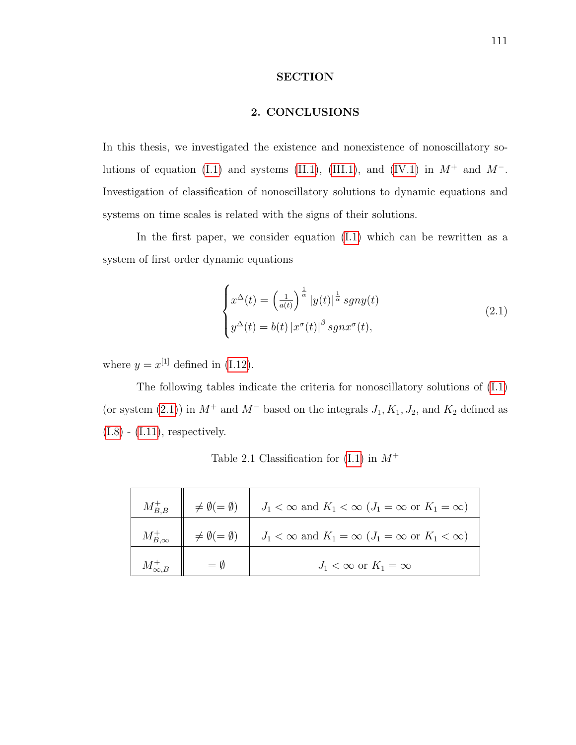## SECTION

## 2. CONCLUSIONS

In this thesis, we investigated the existence and nonexistence of nonoscillatory solutions of equation (I.1) and systems (II.1), (III.1), and (IV.1) in $M^+$ and $M^-$. Investigation of classification of nonoscillatory solutions to dynamic equations and systems on time scales is related with the signs of their solutions.

In the first paper, we consider equation (I.1) which can be rewritten as a system of first order dynamic equations

$$\begin{cases} x^{\Delta}(t) = \left(\frac{1}{a(t)}\right)^{\frac{1}{\alpha}} |y(t)|^{\frac{1}{\alpha}} sgn y(t) \\ y^{\Delta}(t) = b(t) \left|x^{\sigma}(t)\right|^{\beta} sgn x^{\sigma}(t), \end{cases} \tag{2.1}$$

where $y = x^{[1]}$ defined in (I.12).

The following tables indicate the criteria for nonoscillatory solutions of (I.1) (or system (2.1)) in $M^+$ and $M^-$ based on the integrals $J_1, K_1, J_2$, and $K_2$ defined as (I.8) - (I.11), respectively.

Table 2.1 Classification for (I.1) in $M^+$

| | | |
|---|---|---|
| $M^+_{B,B}$ | $\neq \emptyset (= \emptyset)$ | $J_1 < \infty$ and $K_1 < \infty$ ($J_1 = \infty$ or $K_1 = \infty$) |
| $M^+_{B,\infty}$ | $\neq \emptyset (= \emptyset)$ | $J_1 < \infty$ and $K_1 = \infty$ ($J_1 = \infty$ or $K_1 < \infty$) |
| $M^+_{\infty,B}$ | $= \emptyset$ | $J_1 < \infty$ or $K_1 = \infty$ |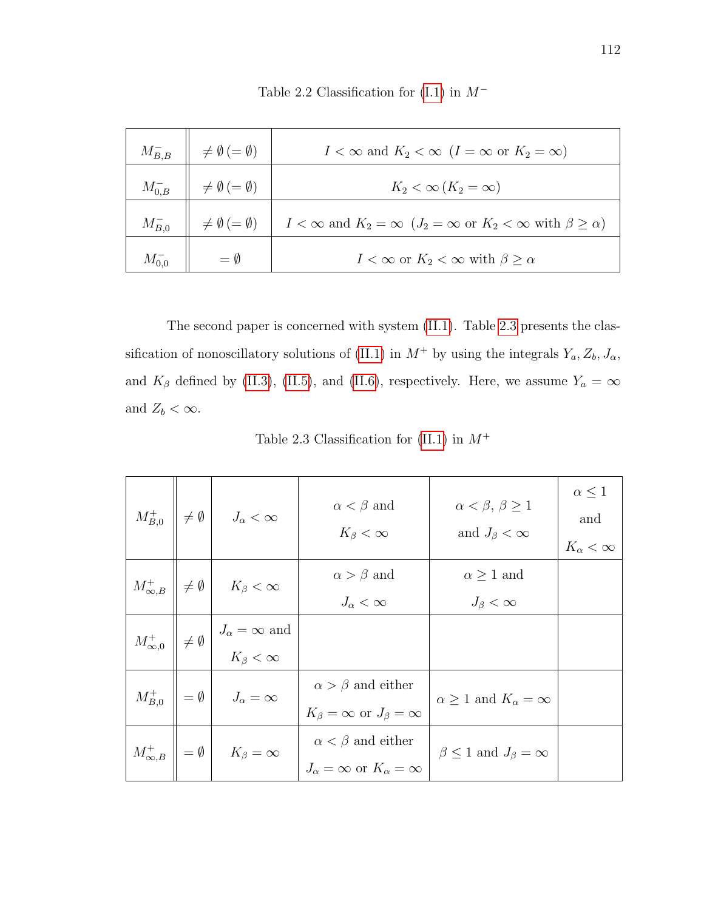Table 2.2 Classification for (I.1) in $M^-$

| | | |
|---|---|---|
| $M^-_{B,B}$ | $\neq \emptyset \, (= \emptyset)$ | $I < \infty$ and $K_2 < \infty$ $\,(I = \infty$ or $K_2 = \infty)$ |
| $M^-_{0,B}$ | $\neq \emptyset \, (= \emptyset)$ | $K_2 < \infty \, (K_2 = \infty)$ |
| $M^-_{B,0}$ | $\neq \emptyset \, (= \emptyset)$ | $I < \infty$ and $K_2 = \infty$ $\,(J_2 = \infty$ or $K_2 < \infty$ with $\beta \geq \alpha)$ |
| $M^-_{0,0}$ | $= \emptyset$ | $I < \infty$ or $K_2 < \infty$ with $\beta \geq \alpha$ |

The second paper is concerned with system (II.1). Table 2.3 presents the classification of nonoscillatory solutions of (II.1) in $M^+$ by using the integrals $Y_a, Z_b, J_\alpha$, and $K_\beta$ defined by (II.3), (II.5), and (II.6), respectively. Here, we assume $Y_a = \infty$ and $Z_b < \infty$.

Table 2.3 Classification for (II.1) in $M^+$

| | | | | | |
|---|---|---|---|---|---|
| $M^+_{B,0}$ | $\neq \emptyset$ | $J_\alpha < \infty$ | $\alpha < \beta$ and $K_\beta < \infty$ | $\alpha < \beta$, $\beta \geq 1$ and $J_\beta < \infty$ | $\alpha \leq 1$ and $K_\alpha < \infty$ |
| $M^+_{\infty,B}$ | $\neq \emptyset$ | $K_\beta < \infty$ | $\alpha > \beta$ and $J_\alpha < \infty$ | $\alpha \geq 1$ and $J_\beta < \infty$ | |
| $M^+_{\infty,0}$ | $\neq \emptyset$ | $J_\alpha = \infty$ and $K_\beta < \infty$ | | | |
| $M^+_{B,0}$ | $= \emptyset$ | $J_\alpha = \infty$ | $\alpha > \beta$ and either $K_\beta = \infty$ or $J_\beta = \infty$ | $\alpha \geq 1$ and $K_\alpha = \infty$ | |
| $M^+_{\infty,B}$ | $= \emptyset$ | $K_\beta = \infty$ | $\alpha < \beta$ and either $J_\alpha = \infty$ or $K_\alpha = \infty$ | $\beta \leq 1$ and $J_\beta = \infty$ | |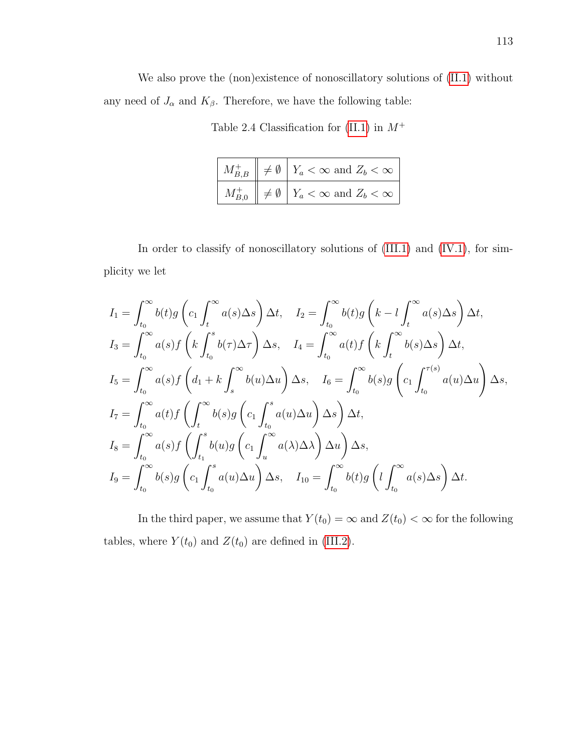We also prove the (non)existence of nonoscillatory solutions of (II.1) without any need of $J_\alpha$ and $K_\beta$. Therefore, we have the following table:

Table 2.4 Classification for (II.1) in $M^+$

| | | |
|---|---|---|
| $M^+_{B,B}$ | $\neq \emptyset$ | $Y_a < \infty$ and $Z_b < \infty$ |
| $M^+_{B,0}$ | $\neq \emptyset$ | $Y_a < \infty$ and $Z_b < \infty$ |

In order to classify of nonoscillatory solutions of (III.1) and (IV.1), for simplicity we let

$$
\begin{aligned}
I_1 &= \int_{t_0}^{\infty} b(t) g\left(c_1 \int_t^{\infty} a(s)\Delta s\right)\Delta t, \quad I_2 = \int_{t_0}^{\infty} b(t) g\left(k - l\int_t^{\infty} a(s)\Delta s\right)\Delta t,\\
I_3 &= \int_{t_0}^{\infty} a(s) f\left(k \int_{t_0}^{s} b(\tau)\Delta \tau\right)\Delta s, \quad I_4 = \int_{t_0}^{\infty} a(t) f\left(k \int_t^{\infty} b(s)\Delta s\right)\Delta t,\\
I_5 &= \int_{t_0}^{\infty} a(s) f\left(d_1 + k\int_s^{\infty} b(u)\Delta u\right)\Delta s, \quad I_6 = \int_{t_0}^{\infty} b(s) g\left(c_1 \int_{t_0}^{\tau(s)} a(u)\Delta u\right)\Delta s,\\
I_7 &= \int_{t_0}^{\infty} a(t) f\left(\int_t^{\infty} b(s) g\left(c_1 \int_{t_0}^{s} a(u)\Delta u\right)\Delta s\right)\Delta t,\\
I_8 &= \int_{t_0}^{\infty} a(s) f\left(\int_{t_1}^{s} b(u) g\left(c_1 \int_u^{\infty} a(\lambda)\Delta\lambda\right)\Delta u\right)\Delta s,\\
I_9 &= \int_{t_0}^{\infty} b(s) g\left(c_1 \int_{t_0}^{s} a(u)\Delta u\right)\Delta s, \quad I_{10} = \int_{t_0}^{\infty} b(t) g\left(l\int_{t_0}^{\infty} a(s)\Delta s\right)\Delta t.
\end{aligned}
$$

In the third paper, we assume that $Y(t_0) = \infty$ and $Z(t_0) < \infty$ for the following tables, where $Y(t_0)$ and $Z(t_0)$ are defined in (III.2).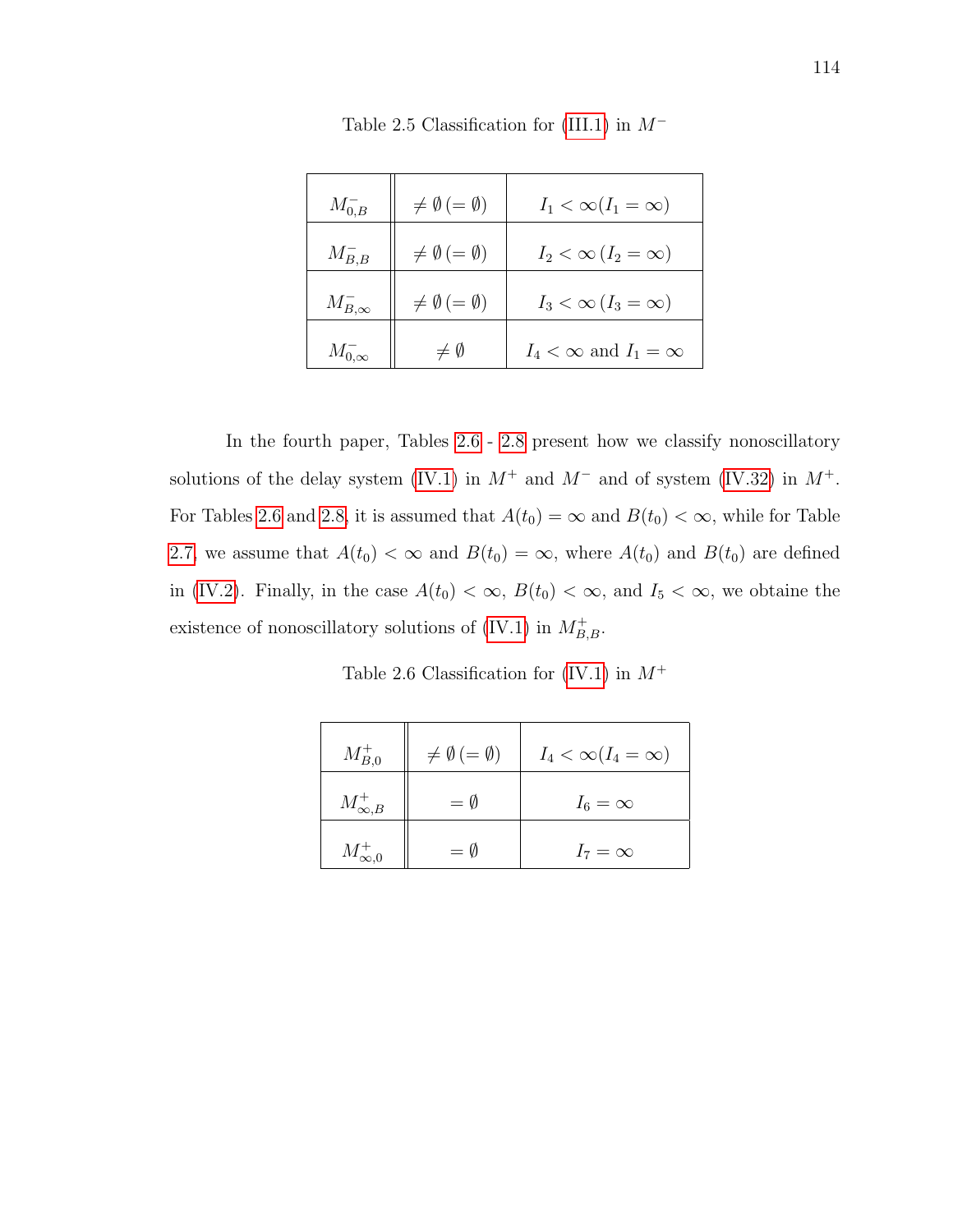Table 2.5 Classification for (III.1) in $M^-$

| | | |
|---|---|---|
| $M^-_{0,B}$ | $\neq \emptyset \, (= \emptyset)$ | $I_1 < \infty (I_1 = \infty)$ |
| $M^-_{B,B}$ | $\neq \emptyset \, (= \emptyset)$ | $I_2 < \infty \, (I_2 = \infty)$ |
| $M^-_{B,\infty}$ | $\neq \emptyset \, (= \emptyset)$ | $I_3 < \infty \, (I_3 = \infty)$ |
| $M^-_{0,\infty}$ | $\neq \emptyset$ | $I_4 < \infty$ and $I_1 = \infty$ |

In the fourth paper, Tables 2.6 - 2.8 present how we classify nonoscillatory solutions of the delay system (IV.1) in $M^+$ and $M^-$ and of system (IV.32) in $M^+$. For Tables 2.6 and 2.8, it is assumed that $A(t_0) = \infty$ and $B(t_0) < \infty$, while for Table 2.7, we assume that $A(t_0) < \infty$ and $B(t_0) = \infty$, where $A(t_0)$ and $B(t_0)$ are defined in (IV.2). Finally, in the case $A(t_0) < \infty$, $B(t_0) < \infty$, and $I_5 < \infty$, we obtaine the existence of nonoscillatory solutions of (IV.1) in $M^+_{B,B}$.

Table 2.6 Classification for (IV.1) in $M^+$

| | | |
|---|---|---|
| $M^+_{B,0}$ | $\neq \emptyset \, (= \emptyset)$ | $I_4 < \infty (I_4 = \infty)$ |
| $M^+_{\infty,B}$ | $= \emptyset$ | $I_6 = \infty$ |
| $M^+_{\infty,0}$ | $= \emptyset$ | $I_7 = \infty$ |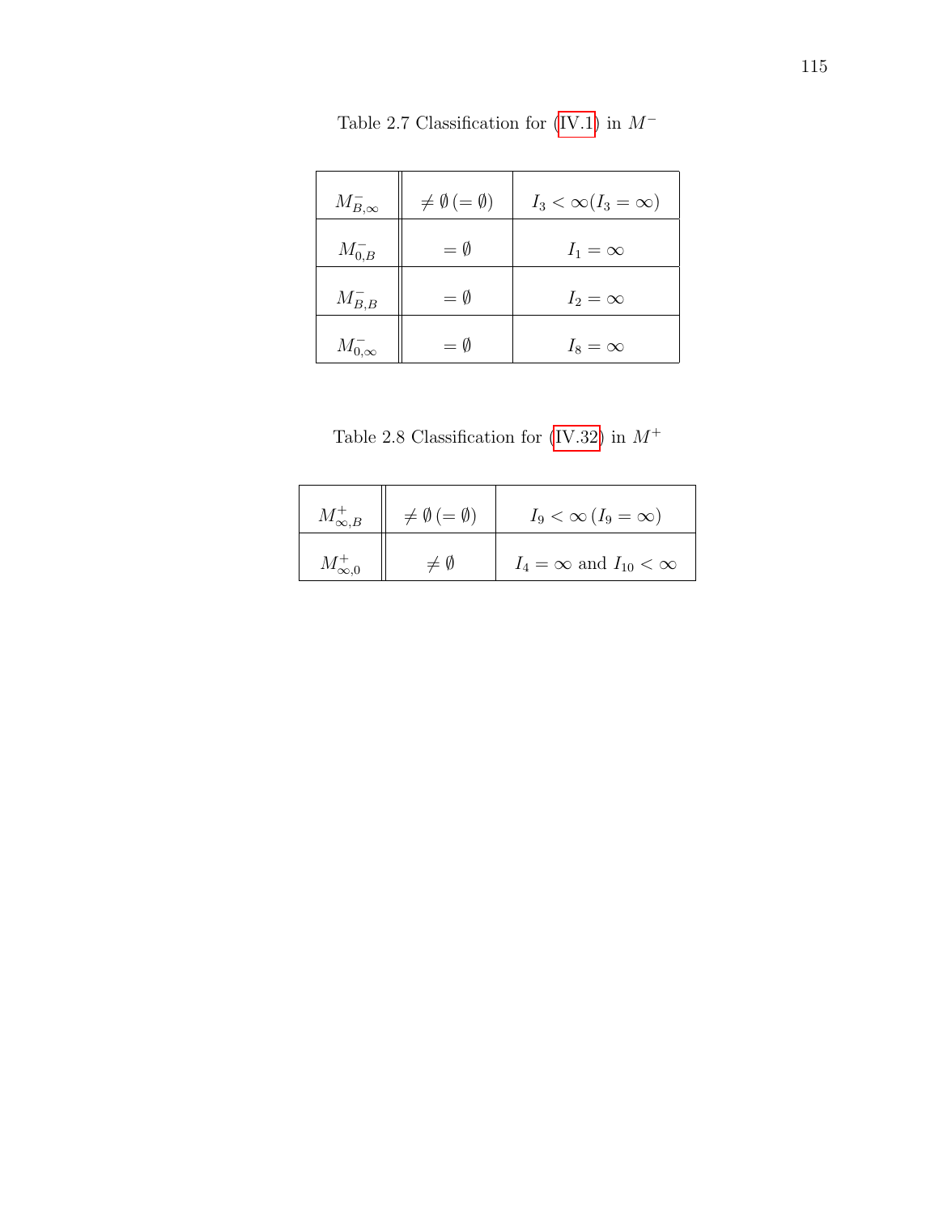Table 2.7 Classification for (IV.1) in $M^-$

| | | |
|---|---|---|
| $M^-_{B,\infty}$ | $\neq \emptyset \, (= \emptyset)$ | $I_3 < \infty (I_3 = \infty)$ |
| $M^-_{0,B}$ | $= \emptyset$ | $I_1 = \infty$ |
| $M^-_{B,B}$ | $= \emptyset$ | $I_2 = \infty$ |
| $M^-_{0,\infty}$ | $= \emptyset$ | $I_8 = \infty$ |

Table 2.8 Classification for (IV.32) in $M^+$

| | | |
|---|---|---|
| $M^+_{\infty,B}$ | $\neq \emptyset \, (= \emptyset)$ | $I_9 < \infty \, (I_9 = \infty)$ |
| $M^+_{\infty,0}$ | $\neq \emptyset$ | $I_4 = \infty$ and $I_{10} < \infty$ |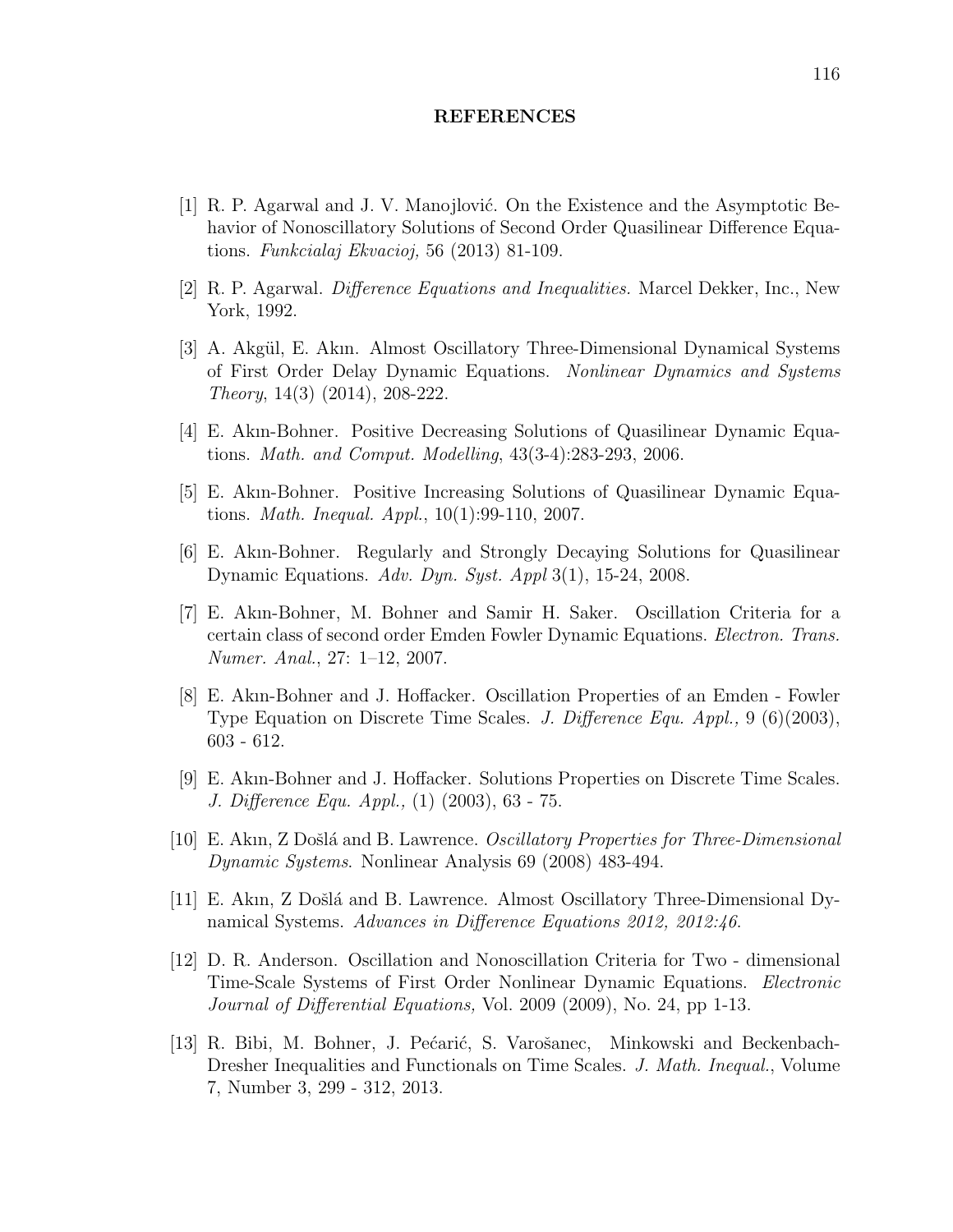## REFERENCES

[1] R. P. Agarwal and J. V. Manojlović. On the Existence and the Asymptotic Behavior of Nonoscillatory Solutions of Second Order Quasilinear Difference Equations. *Funkcialaj Ekvacioj,* 56 (2013) 81-109.

[2] R. P. Agarwal. *Difference Equations and Inequalities.* Marcel Dekker, Inc., New York, 1992.

[3] A. Akgül, E. Akın. Almost Oscillatory Three-Dimensional Dynamical Systems of First Order Delay Dynamic Equations. *Nonlinear Dynamics and Systems Theory*, 14(3) (2014), 208-222.

[4] E. Akın-Bohner. Positive Decreasing Solutions of Quasilinear Dynamic Equations. *Math. and Comput. Modelling*, 43(3-4):283-293, 2006.

[5] E. Akın-Bohner. Positive Increasing Solutions of Quasilinear Dynamic Equations. *Math. Inequal. Appl.*, 10(1):99-110, 2007.

[6] E. Akın-Bohner. Regularly and Strongly Decaying Solutions for Quasilinear Dynamic Equations. *Adv. Dyn. Syst. Appl* 3(1), 15-24, 2008.

[7] E. Akın-Bohner, M. Bohner and Samir H. Saker. Oscillation Criteria for a certain class of second order Emden Fowler Dynamic Equations. *Electron. Trans. Numer. Anal.*, 27: 1–12, 2007.

[8] E. Akın-Bohner and J. Hoffacker. Oscillation Properties of an Emden - Fowler Type Equation on Discrete Time Scales. *J. Difference Equ. Appl.,* 9 (6)(2003), 603 - 612.

[9] E. Akın-Bohner and J. Hoffacker. Solutions Properties on Discrete Time Scales. *J. Difference Equ. Appl.,* (1) (2003), 63 - 75.

[10] E. Akın, Z Došlá and B. Lawrence. *Oscillatory Properties for Three-Dimensional Dynamic Systems*. Nonlinear Analysis 69 (2008) 483-494.

[11] E. Akın, Z Došlá and B. Lawrence. Almost Oscillatory Three-Dimensional Dynamical Systems. *Advances in Difference Equations 2012, 2012:46*.

[12] D. R. Anderson. Oscillation and Nonoscillation Criteria for Two - dimensional Time-Scale Systems of First Order Nonlinear Dynamic Equations. *Electronic Journal of Differential Equations,* Vol. 2009 (2009), No. 24, pp 1-13.

[13] R. Bibi, M. Bohner, J. Pećarić, S. Varošanec, Minkowski and Beckenbach-Dresher Inequalities and Functionals on Time Scales. *J. Math. Inequal.*, Volume 7, Number 3, 299 - 312, 2013.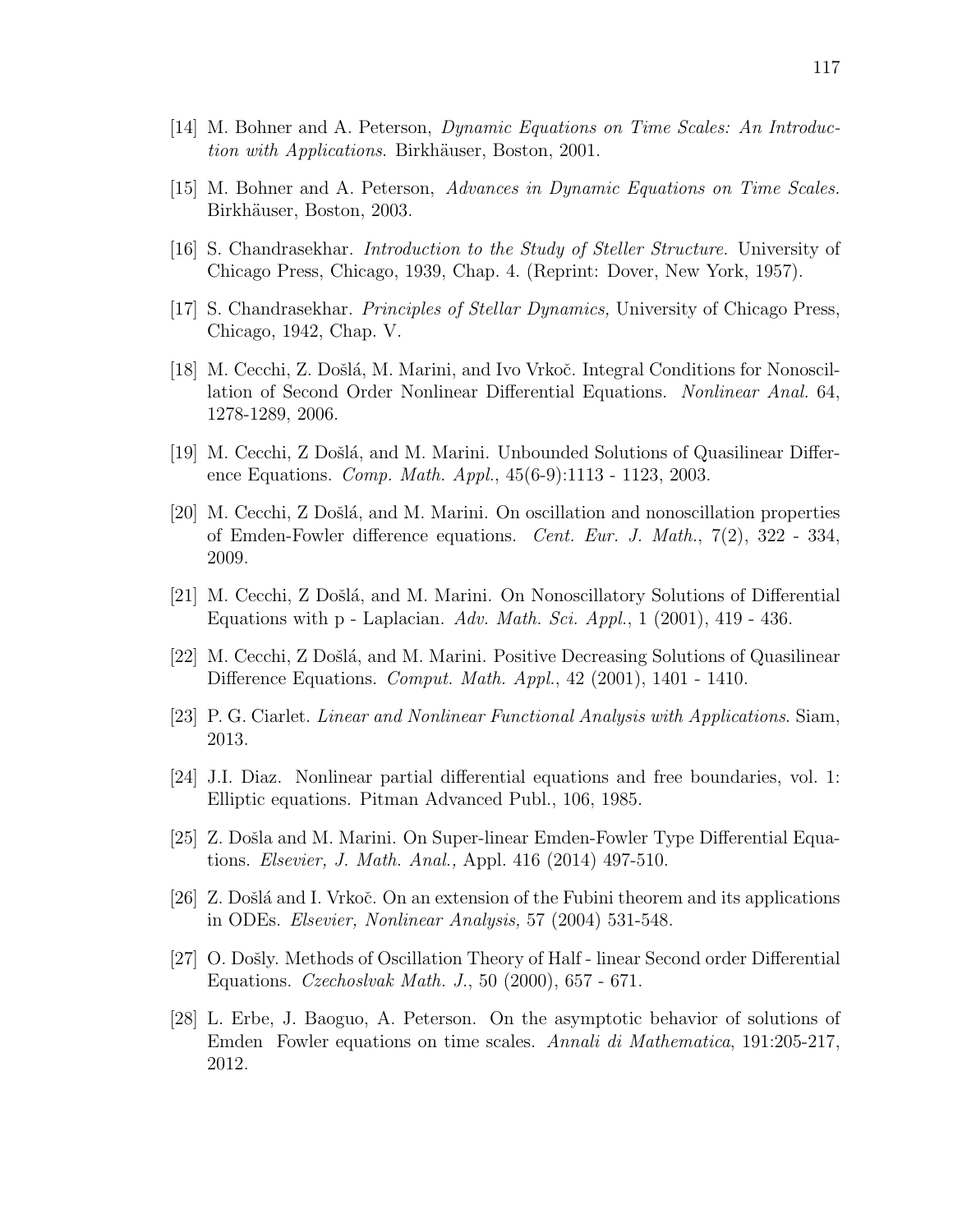[14] M. Bohner and A. Peterson, *Dynamic Equations on Time Scales: An Introduction with Applications*. Birkhäuser, Boston, 2001.

[15] M. Bohner and A. Peterson, *Advances in Dynamic Equations on Time Scales.* Birkhäuser, Boston, 2003.

[16] S. Chandrasekhar. *Introduction to the Study of Steller Structure*. University of Chicago Press, Chicago, 1939, Chap. 4. (Reprint: Dover, New York, 1957).

[17] S. Chandrasekhar. *Principles of Stellar Dynamics,* University of Chicago Press, Chicago, 1942, Chap. V.

[18] M. Cecchi, Z. Došlá, M. Marini, and Ivo Vrkoč. Integral Conditions for Nonoscillation of Second Order Nonlinear Differential Equations. *Nonlinear Anal.* 64, 1278-1289, 2006.

[19] M. Cecchi, Z Došlá, and M. Marini. Unbounded Solutions of Quasilinear Difference Equations. *Comp. Math. Appl.*, 45(6-9):1113 - 1123, 2003.

[20] M. Cecchi, Z Došlá, and M. Marini. On oscillation and nonoscillation properties of Emden-Fowler difference equations. *Cent. Eur. J. Math.*, 7(2), 322 - 334, 2009.

[21] M. Cecchi, Z Došlá, and M. Marini. On Nonoscillatory Solutions of Differential Equations with p - Laplacian. *Adv. Math. Sci. Appl.*, 1 (2001), 419 - 436.

[22] M. Cecchi, Z Došlá, and M. Marini. Positive Decreasing Solutions of Quasilinear Difference Equations. *Comput. Math. Appl.*, 42 (2001), 1401 - 1410.

[23] P. G. Ciarlet. *Linear and Nonlinear Functional Analysis with Applications*. Siam, 2013.

[24] J.I. Diaz. Nonlinear partial differential equations and free boundaries, vol. 1: Elliptic equations. Pitman Advanced Publ., 106, 1985.

[25] Z. Došla and M. Marini. On Super-linear Emden-Fowler Type Differential Equations. *Elsevier, J. Math. Anal.,* Appl. 416 (2014) 497-510.

[26] Z. Došlá and I. Vrkoč. On an extension of the Fubini theorem and its applications in ODEs. *Elsevier, Nonlinear Analysis,* 57 (2004) 531-548.

[27] O. Došly. Methods of Oscillation Theory of Half - linear Second order Differential Equations. *Czechoslvak Math. J.*, 50 (2000), 657 - 671.

[28] L. Erbe, J. Baoguo, A. Peterson. On the asymptotic behavior of solutions of Emden Fowler equations on time scales. *Annali di Mathematica*, 191:205-217, 2012.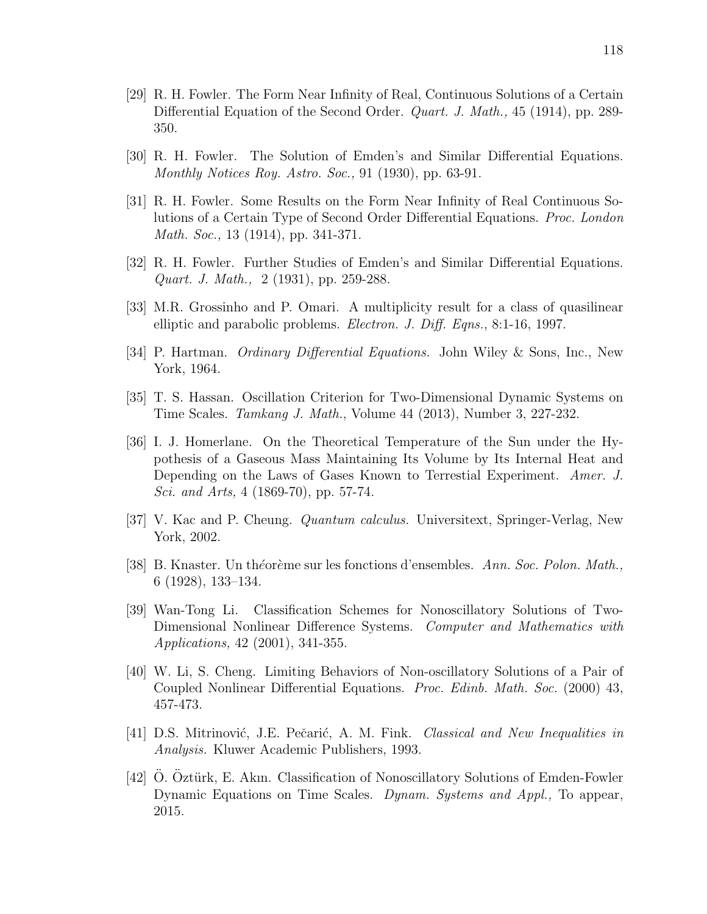[29] R. H. Fowler. The Form Near Infinity of Real, Continuous Solutions of a Certain Differential Equation of the Second Order. *Quart. J. Math.,* 45 (1914), pp. 289-350.

[30] R. H. Fowler. The Solution of Emden's and Similar Differential Equations. *Monthly Notices Roy. Astro. Soc.,* 91 (1930), pp. 63-91.

[31] R. H. Fowler. Some Results on the Form Near Infinity of Real Continuous Solutions of a Certain Type of Second Order Differential Equations. *Proc. London Math. Soc.,* 13 (1914), pp. 341-371.

[32] R. H. Fowler. Further Studies of Emden's and Similar Differential Equations. *Quart. J. Math.,* 2 (1931), pp. 259-288.

[33] M.R. Grossinho and P. Omari. A multiplicity result for a class of quasilinear elliptic and parabolic problems. *Electron. J. Diff. Eqns.*, 8:1-16, 1997.

[34] P. Hartman. *Ordinary Differential Equations.* John Wiley & Sons, Inc., New York, 1964.

[35] T. S. Hassan. Oscillation Criterion for Two-Dimensional Dynamic Systems on Time Scales. *Tamkang J. Math.*, Volume 44 (2013), Number 3, 227-232.

[36] I. J. Homerlane. On the Theoretical Temperature of the Sun under the Hypothesis of a Gaseous Mass Maintaining Its Volume by Its Internal Heat and Depending on the Laws of Gases Known to Terrestial Experiment. *Amer. J. Sci. and Arts,* 4 (1869-70), pp. 57-74.

[37] V. Kac and P. Cheung. *Quantum calculus.* Universitext, Springer-Verlag, New York, 2002.

[38] B. Knaster. Un théorème sur les fonctions d'ensembles. *Ann. Soc. Polon. Math.,* 6 (1928), 133–134.

[39] Wan-Tong Li. Classification Schemes for Nonoscillatory Solutions of Two-Dimensional Nonlinear Difference Systems. *Computer and Mathematics with Applications,* 42 (2001), 341-355.

[40] W. Li, S. Cheng. Limiting Behaviors of Non-oscillatory Solutions of a Pair of Coupled Nonlinear Differential Equations. *Proc. Edinb. Math. Soc.* (2000) 43, 457-473.

[41] D.S. Mitrinović, J.E. Pečarić, A. M. Fink. *Classical and New Inequalities in Analysis.* Kluwer Academic Publishers, 1993.

[42] Ö. Öztürk, E. Akın. Classification of Nonoscillatory Solutions of Emden-Fowler Dynamic Equations on Time Scales. *Dynam. Systems and Appl.,* To appear, 2015.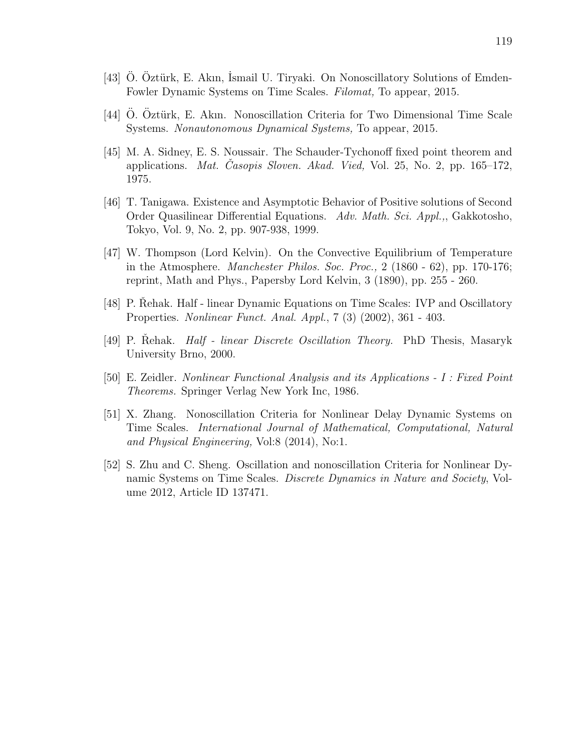[43] Ö. Öztürk, E. Akın, İsmail U. Tiryaki. On Nonoscillatory Solutions of Emden-Fowler Dynamic Systems on Time Scales. *Filomat,* To appear, 2015.

[44] Ö. Öztürk, E. Akın. Nonoscillation Criteria for Two Dimensional Time Scale Systems. *Nonautonomous Dynamical Systems,* To appear, 2015.

[45] M. A. Sidney, E. S. Noussair. The Schauder-Tychonoff fixed point theorem and applications. *Mat. Časopis Sloven. Akad. Vied,* Vol. 25, No. 2, pp. 165–172, 1975.

[46] T. Tanigawa. Existence and Asymptotic Behavior of Positive solutions of Second Order Quasilinear Differential Equations. *Adv. Math. Sci. Appl.,*, Gakkotosho, Tokyo, Vol. 9, No. 2, pp. 907-938, 1999.

[47] W. Thompson (Lord Kelvin). On the Convective Equilibrium of Temperature in the Atmosphere. *Manchester Philos. Soc. Proc.,* 2 (1860 - 62), pp. 170-176; reprint, Math and Phys., Papersby Lord Kelvin, 3 (1890), pp. 255 - 260.

[48] P. Řehak. Half - linear Dynamic Equations on Time Scales: IVP and Oscillatory Properties. *Nonlinear Funct. Anal. Appl.*, 7 (3) (2002), 361 - 403.

[49] P. Řehak. *Half - linear Discrete Oscillation Theory.* PhD Thesis, Masaryk University Brno, 2000.

[50] E. Zeidler. *Nonlinear Functional Analysis and its Applications - I : Fixed Point Theorems.* Springer Verlag New York Inc, 1986.

[51] X. Zhang. Nonoscillation Criteria for Nonlinear Delay Dynamic Systems on Time Scales. *International Journal of Mathematical, Computational, Natural and Physical Engineering,* Vol:8 (2014), No:1.

[52] S. Zhu and C. Sheng. Oscillation and nonoscillation Criteria for Nonlinear Dynamic Systems on Time Scales. *Discrete Dynamics in Nature and Society*, Volume 2012, Article ID 137471.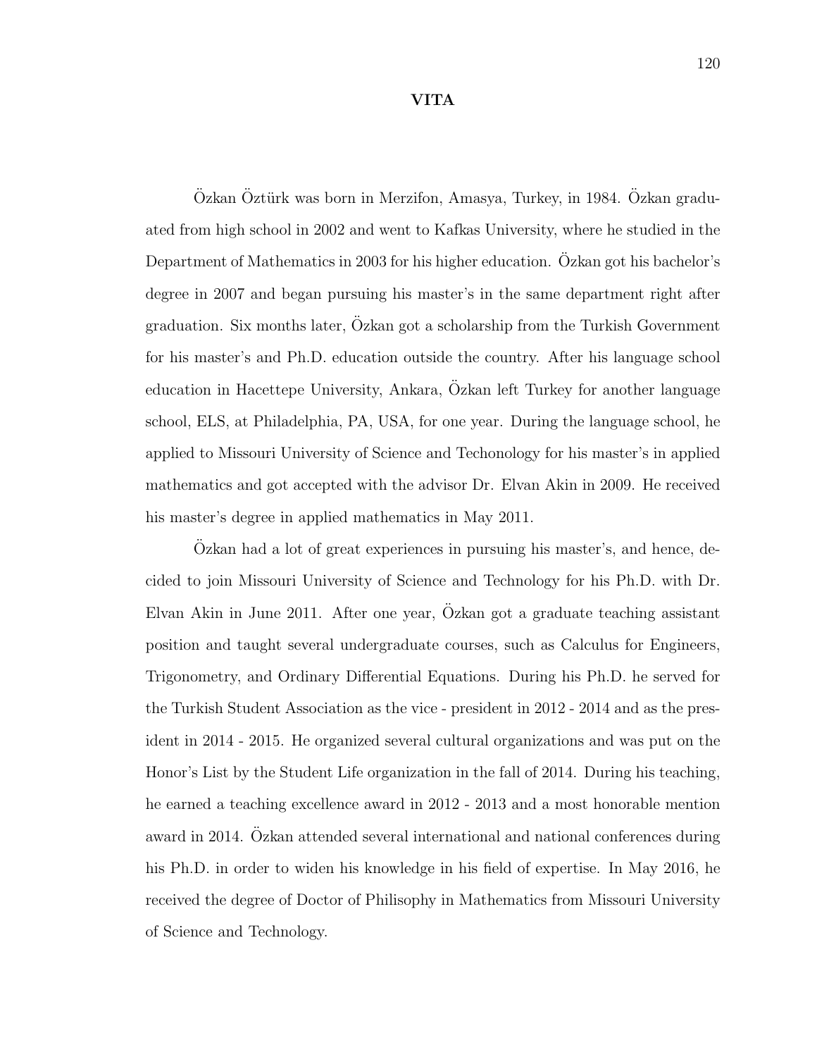# VITA

Özkan Öztürk was born in Merzifon, Amasya, Turkey, in 1984. Özkan graduated from high school in 2002 and went to Kafkas University, where he studied in the Department of Mathematics in 2003 for his higher education. Özkan got his bachelor's degree in 2007 and began pursuing his master's in the same department right after graduation. Six months later, Özkan got a scholarship from the Turkish Government for his master's and Ph.D. education outside the country. After his language school education in Hacettepe University, Ankara, Özkan left Turkey for another language school, ELS, at Philadelphia, PA, USA, for one year. During the language school, he applied to Missouri University of Science and Techonology for his master's in applied mathematics and got accepted with the advisor Dr. Elvan Akin in 2009. He received his master's degree in applied mathematics in May 2011.

Özkan had a lot of great experiences in pursuing his master's, and hence, decided to join Missouri University of Science and Technology for his Ph.D. with Dr. Elvan Akin in June 2011. After one year, Özkan got a graduate teaching assistant position and taught several undergraduate courses, such as Calculus for Engineers, Trigonometry, and Ordinary Differential Equations. During his Ph.D. he served for the Turkish Student Association as the vice - president in 2012 - 2014 and as the president in 2014 - 2015. He organized several cultural organizations and was put on the Honor's List by the Student Life organization in the fall of 2014. During his teaching, he earned a teaching excellence award in 2012 - 2013 and a most honorable mention award in 2014. Özkan attended several international and national conferences during his Ph.D. in order to widen his knowledge in his field of expertise. In May 2016, he received the degree of Doctor of Philisophy in Mathematics from Missouri University of Science and Technology.